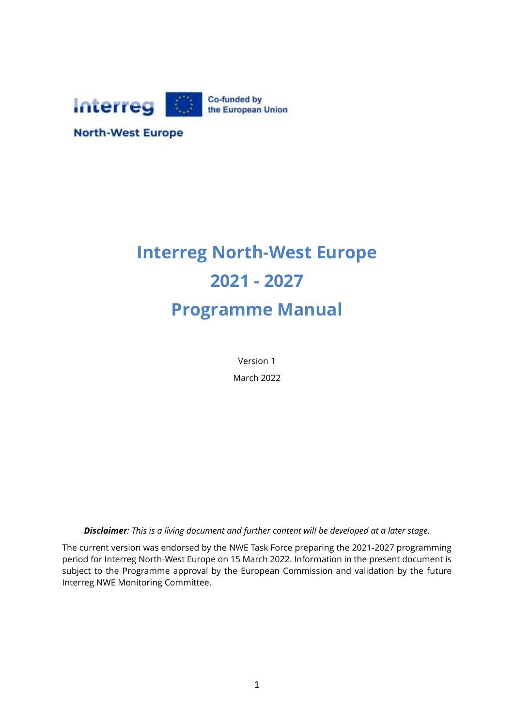Interreg

Co-funded by the European Union

North-West Europe

# Interreg North-West Europe 2021 - 2027 Programme Manual

Version 1

March 2022

***Disclaimer**: This is a living document and further content will be developed at a later stage.*

The current version was endorsed by the NWE Task Force preparing the 2021-2027 programming period for Interreg North-West Europe on 15 March 2022. Information in the present document is subject to the Programme approval by the European Commission and validation by the future Interreg NWE Monitoring Committee.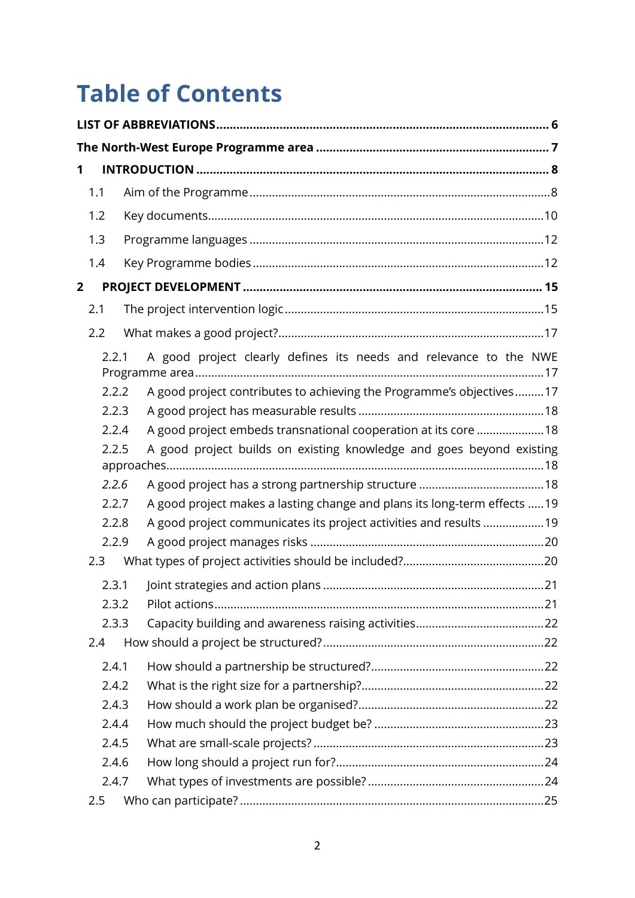# Table of Contents

**LIST OF ABBREVIATIONS** ... **6**

**The North-West Europe Programme area** ... **7**

**1 INTRODUCTION** ... **8**

- 1.1 Aim of the Programme ... 8
- 1.2 Key documents ... 10
- 1.3 Programme languages ... 12
- 1.4 Key Programme bodies ... 12

**2 PROJECT DEVELOPMENT** ... **15**

- 2.1 The project intervention logic ... 15
- 2.2 What makes a good project? ... 17
  - 2.2.1 A good project clearly defines its needs and relevance to the NWE Programme area ... 17
  - 2.2.2 A good project contributes to achieving the Programme's objectives ... 17
  - 2.2.3 A good project has measurable results ... 18
  - 2.2.4 A good project embeds transnational cooperation at its core ... 18
  - 2.2.5 A good project builds on existing knowledge and goes beyond existing approaches ... 18
  - *2.2.6* A good project has a strong partnership structure ... 18
  - 2.2.7 A good project makes a lasting change and plans its long-term effects ... 19
  - 2.2.8 A good project communicates its project activities and results ... 19
  - 2.2.9 A good project manages risks ... 20
- 2.3 What types of project activities should be included? ... 20
  - 2.3.1 Joint strategies and action plans ... 21
  - 2.3.2 Pilot actions ... 21
  - 2.3.3 Capacity building and awareness raising activities ... 22
- 2.4 How should a project be structured? ... 22
  - 2.4.1 How should a partnership be structured? ... 22
  - 2.4.2 What is the right size for a partnership? ... 22
  - 2.4.3 How should a work plan be organised? ... 22
  - 2.4.4 How much should the project budget be? ... 23
  - 2.4.5 What are small-scale projects? ... 23
  - 2.4.6 How long should a project run for? ... 24
  - 2.4.7 What types of investments are possible? ... 24
- 2.5 Who can participate? ... 25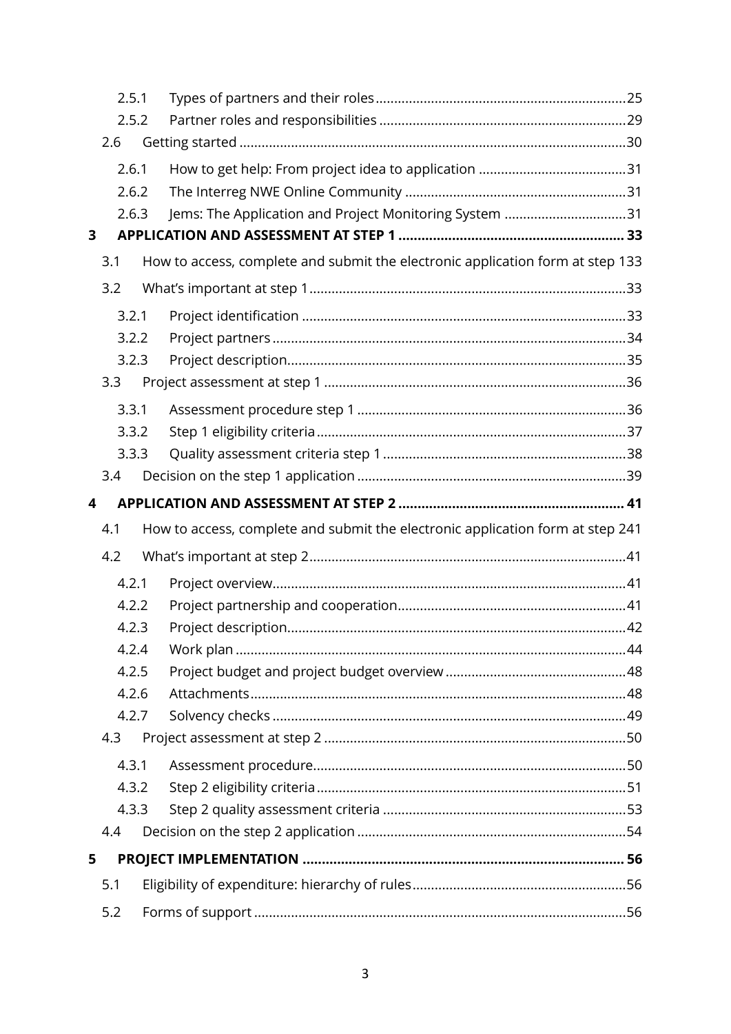- 2.5.1 Types of partners and their roles ..... 25
- 2.5.2 Partner roles and responsibilities ..... 29
- 2.6 Getting started ..... 30
  - 2.6.1 How to get help: From project idea to application ..... 31
  - 2.6.2 The Interreg NWE Online Community ..... 31
  - 2.6.3 Jems: The Application and Project Monitoring System ..... 31

**3 APPLICATION AND ASSESSMENT AT STEP 1 ..... 33**

- 3.1 How to access, complete and submit the electronic application form at step 1 ..... 33
- 3.2 What's important at step 1 ..... 33
  - 3.2.1 Project identification ..... 33
  - 3.2.2 Project partners ..... 34
  - 3.2.3 Project description ..... 35
- 3.3 Project assessment at step 1 ..... 36
  - 3.3.1 Assessment procedure step 1 ..... 36
  - 3.3.2 Step 1 eligibility criteria ..... 37
  - 3.3.3 Quality assessment criteria step 1 ..... 38
- 3.4 Decision on the step 1 application ..... 39

**4 APPLICATION AND ASSESSMENT AT STEP 2 ..... 41**

- 4.1 How to access, complete and submit the electronic application form at step 2 ..... 41
- 4.2 What's important at step 2 ..... 41
  - 4.2.1 Project overview ..... 41
  - 4.2.2 Project partnership and cooperation ..... 41
  - 4.2.3 Project description ..... 42
  - 4.2.4 Work plan ..... 44
  - 4.2.5 Project budget and project budget overview ..... 48
  - 4.2.6 Attachments ..... 48
  - 4.2.7 Solvency checks ..... 49
- 4.3 Project assessment at step 2 ..... 50
  - 4.3.1 Assessment procedure ..... 50
  - 4.3.2 Step 2 eligibility criteria ..... 51
  - 4.3.3 Step 2 quality assessment criteria ..... 53
- 4.4 Decision on the step 2 application ..... 54

**5 PROJECT IMPLEMENTATION ..... 56**

- 5.1 Eligibility of expenditure: hierarchy of rules ..... 56
- 5.2 Forms of support ..... 56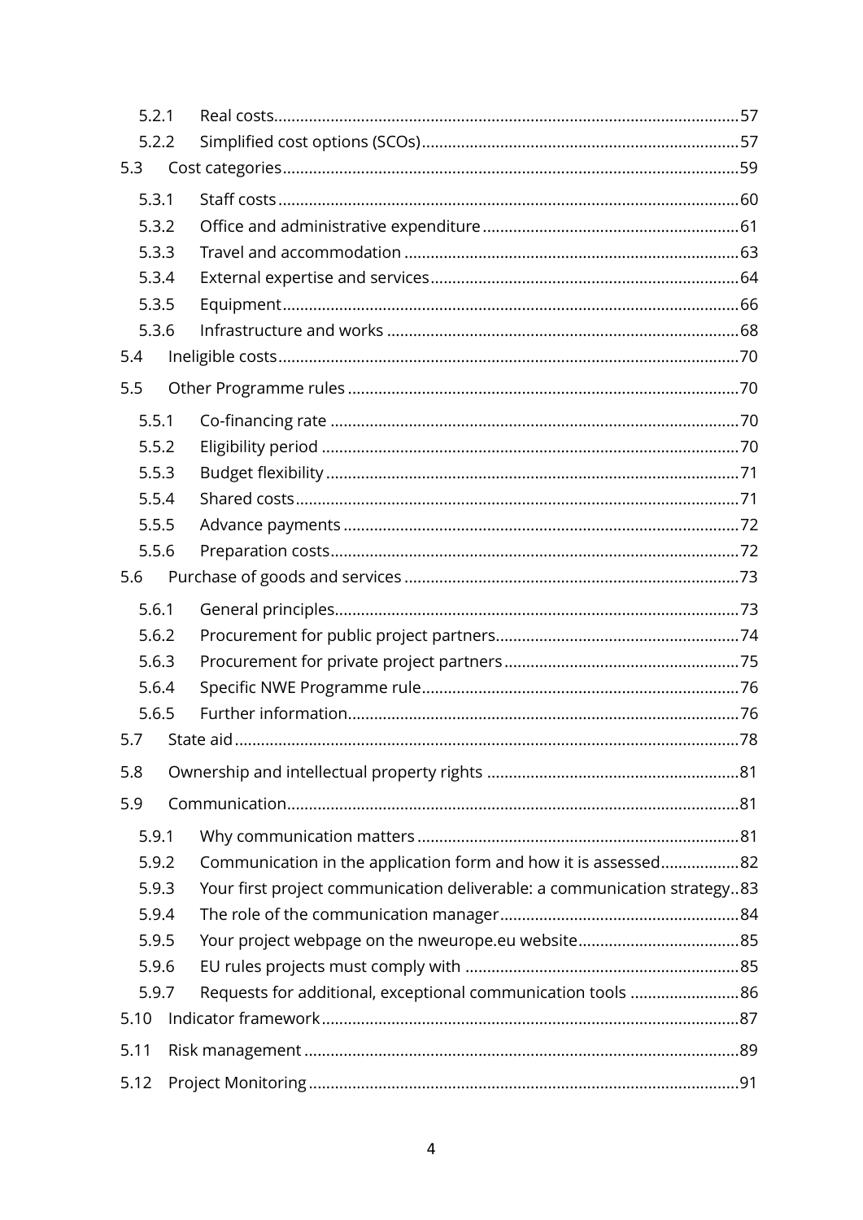5.2.1 Real costs......57
5.2.2 Simplified cost options (SCOs)......57
5.3 Cost categories......59
5.3.1 Staff costs......60
5.3.2 Office and administrative expenditure......61
5.3.3 Travel and accommodation......63
5.3.4 External expertise and services......64
5.3.5 Equipment......66
5.3.6 Infrastructure and works......68
5.4 Ineligible costs......70
5.5 Other Programme rules......70
5.5.1 Co-financing rate......70
5.5.2 Eligibility period......70
5.5.3 Budget flexibility......71
5.5.4 Shared costs......71
5.5.5 Advance payments......72
5.5.6 Preparation costs......72
5.6 Purchase of goods and services......73
5.6.1 General principles......73
5.6.2 Procurement for public project partners......74
5.6.3 Procurement for private project partners......75
5.6.4 Specific NWE Programme rule......76
5.6.5 Further information......76
5.7 State aid......78
5.8 Ownership and intellectual property rights......81
5.9 Communication......81
5.9.1 Why communication matters......81
5.9.2 Communication in the application form and how it is assessed......82
5.9.3 Your first project communication deliverable: a communication strategy..83
5.9.4 The role of the communication manager......84
5.9.5 Your project webpage on the nweurope.eu website......85
5.9.6 EU rules projects must comply with......85
5.9.7 Requests for additional, exceptional communication tools......86
5.10 Indicator framework......87
5.11 Risk management......89
5.12 Project Monitoring......91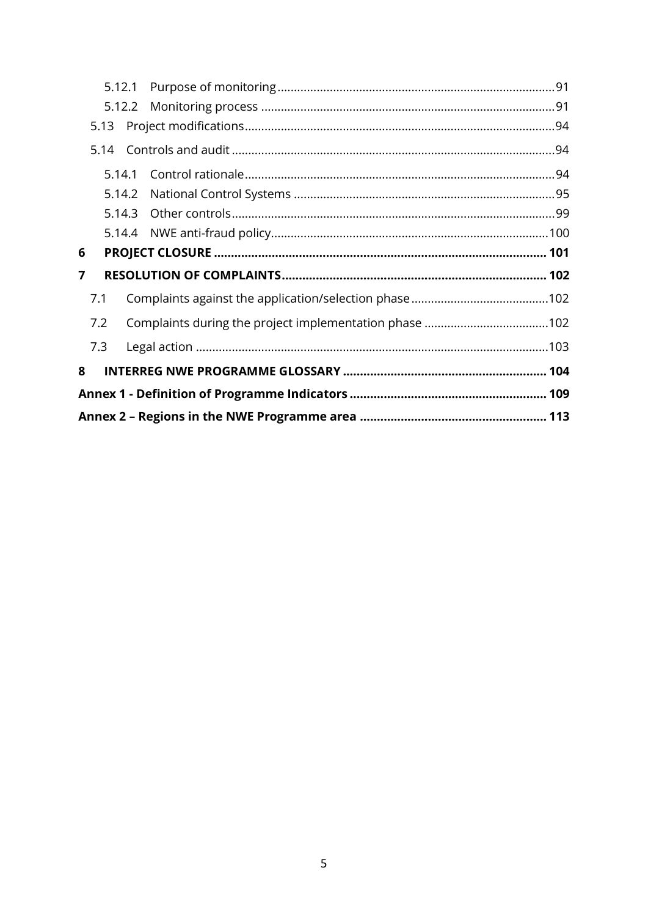5.12.1 Purpose of monitoring .... 91
5.12.2 Monitoring process .... 91
5.13 Project modifications .... 94
5.14 Controls and audit .... 94
5.14.1 Control rationale .... 94
5.14.2 National Control Systems .... 95
5.14.3 Other controls .... 99
5.14.4 NWE anti-fraud policy .... 100

**6 PROJECT CLOSURE .... 101**

**7 RESOLUTION OF COMPLAINTS .... 102**

7.1 Complaints against the application/selection phase .... 102
7.2 Complaints during the project implementation phase .... 102
7.3 Legal action .... 103

**8 INTERREG NWE PROGRAMME GLOSSARY .... 104**

**Annex 1 - Definition of Programme Indicators .... 109**

**Annex 2 – Regions in the NWE Programme area .... 113**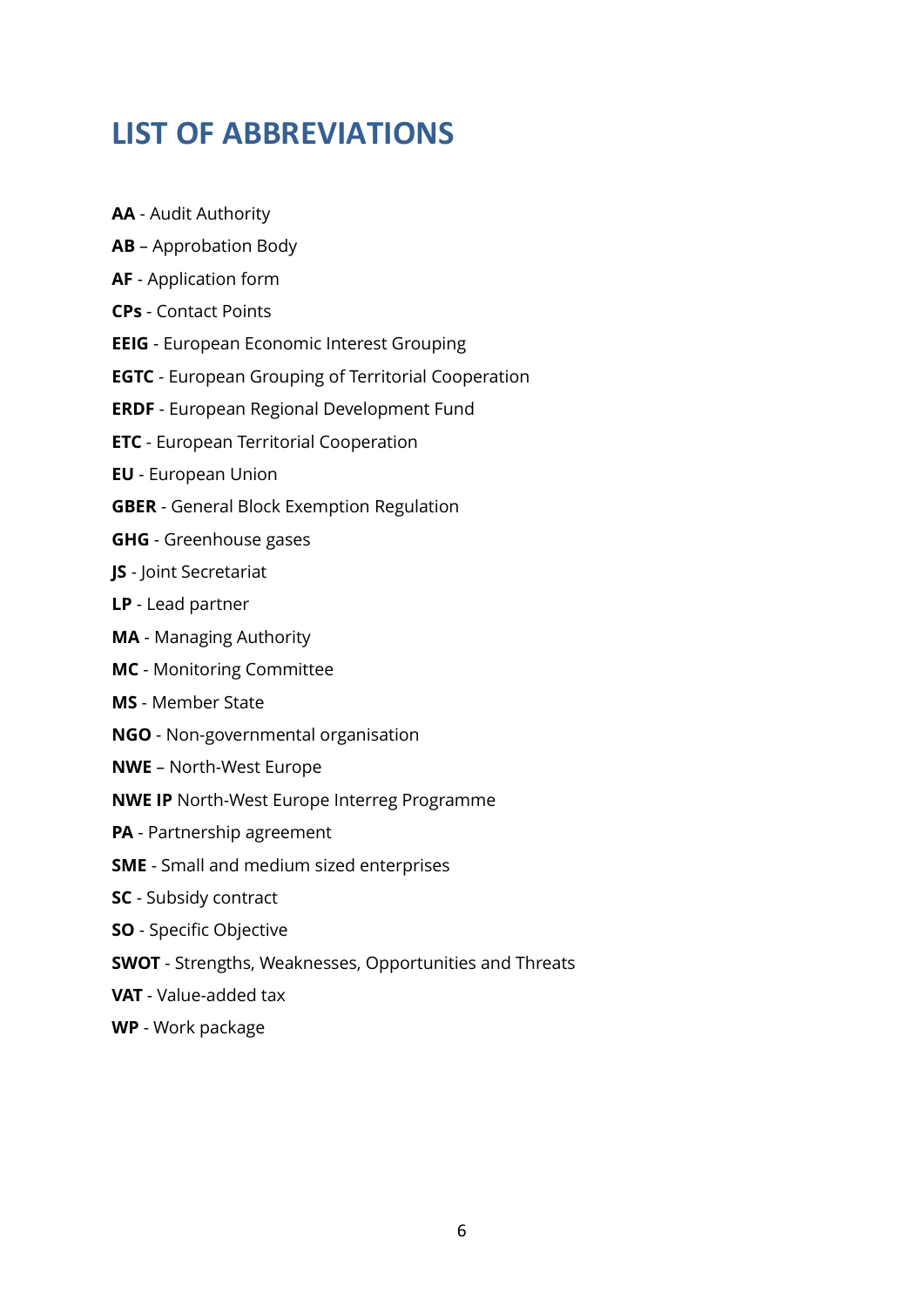# LIST OF ABBREVIATIONS

**AA** - Audit Authority

**AB** – Approbation Body

**AF** - Application form

**CPs** - Contact Points

**EEIG** - European Economic Interest Grouping

**EGTC** - European Grouping of Territorial Cooperation

**ERDF** - European Regional Development Fund

**ETC** - European Territorial Cooperation

**EU** - European Union

**GBER** - General Block Exemption Regulation

**GHG** - Greenhouse gases

**JS** - Joint Secretariat

**LP** - Lead partner

**MA** - Managing Authority

**MC** - Monitoring Committee

**MS** - Member State

**NGO** - Non-governmental organisation

**NWE** – North-West Europe

**NWE IP** North-West Europe Interreg Programme

**PA** - Partnership agreement

**SME** - Small and medium sized enterprises

**SC** - Subsidy contract

**SO** - Specific Objective

**SWOT** - Strengths, Weaknesses, Opportunities and Threats

**VAT** - Value-added tax

**WP** - Work package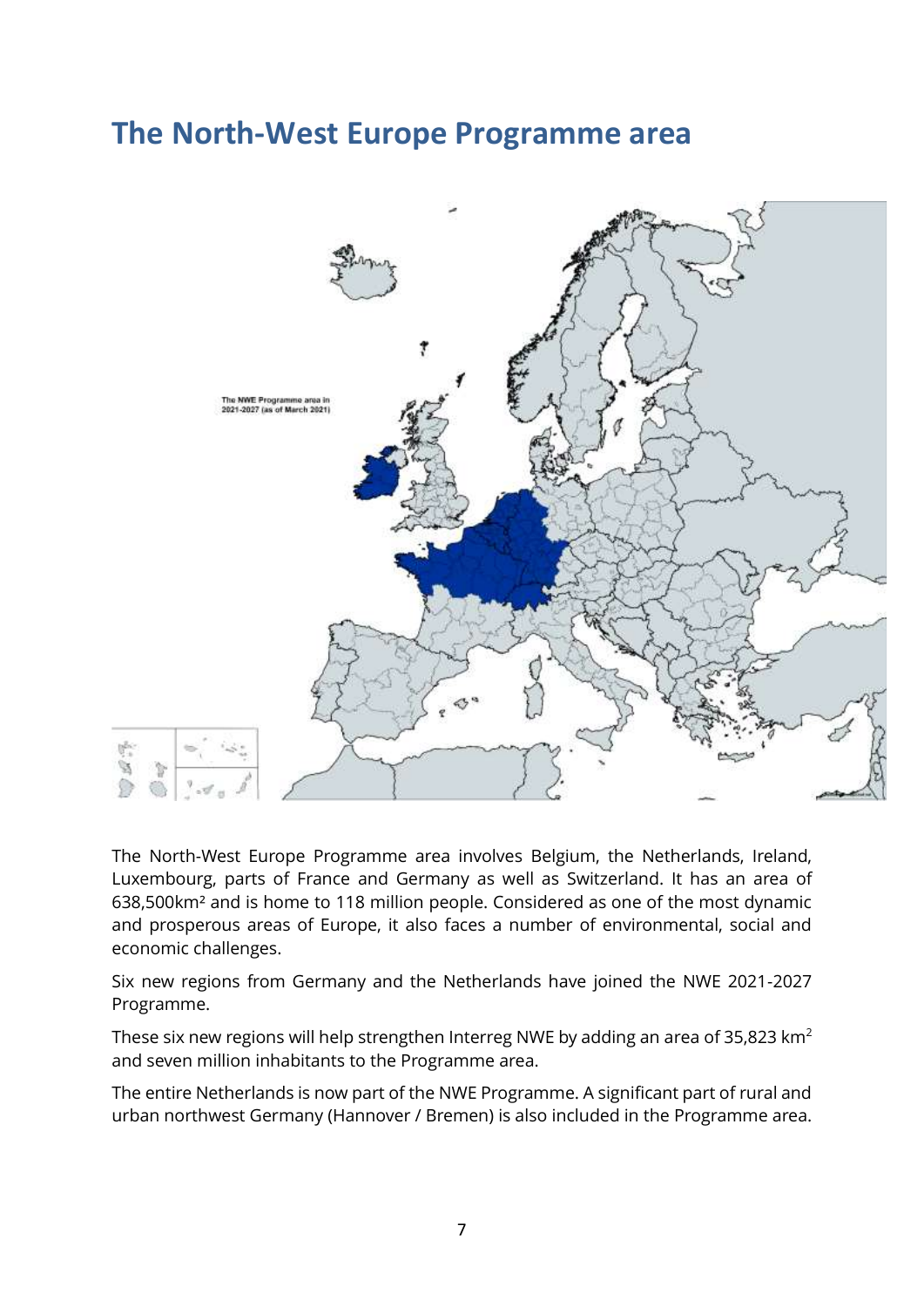# The North-West Europe Programme area

The NWE Programme area in 2021-2027 (as of March 2021)

The North-West Europe Programme area involves Belgium, the Netherlands, Ireland, Luxembourg, parts of France and Germany as well as Switzerland. It has an area of 638,500km² and is home to 118 million people. Considered as one of the most dynamic and prosperous areas of Europe, it also faces a number of environmental, social and economic challenges.

Six new regions from Germany and the Netherlands have joined the NWE 2021-2027 Programme.

These six new regions will help strengthen Interreg NWE by adding an area of 35,823 $km^2$ and seven million inhabitants to the Programme area.

The entire Netherlands is now part of the NWE Programme. A significant part of rural and urban northwest Germany (Hannover / Bremen) is also included in the Programme area.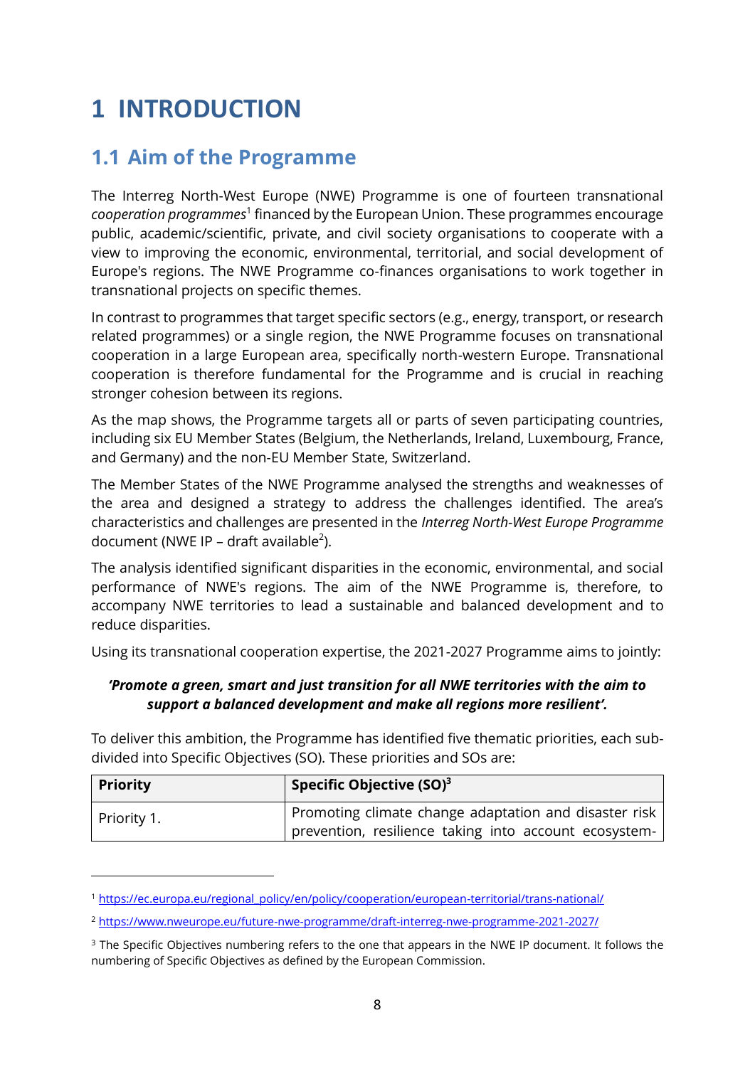# 1 INTRODUCTION

## 1.1 Aim of the Programme

The Interreg North-West Europe (NWE) Programme is one of fourteen transnational *cooperation programmes*[1] financed by the European Union. These programmes encourage public, academic/scientific, private, and civil society organisations to cooperate with a view to improving the economic, environmental, territorial, and social development of Europe's regions. The NWE Programme co-finances organisations to work together in transnational projects on specific themes.

In contrast to programmes that target specific sectors (e.g., energy, transport, or research related programmes) or a single region, the NWE Programme focuses on transnational cooperation in a large European area, specifically north-western Europe. Transnational cooperation is therefore fundamental for the Programme and is crucial in reaching stronger cohesion between its regions.

As the map shows, the Programme targets all or parts of seven participating countries, including six EU Member States (Belgium, the Netherlands, Ireland, Luxembourg, France, and Germany) and the non-EU Member State, Switzerland.

The Member States of the NWE Programme analysed the strengths and weaknesses of the area and designed a strategy to address the challenges identified. The area's characteristics and challenges are presented in the *Interreg North-West Europe Programme* document (NWE IP – draft available[2]).

The analysis identified significant disparities in the economic, environmental, and social performance of NWE's regions. The aim of the NWE Programme is, therefore, to accompany NWE territories to lead a sustainable and balanced development and to reduce disparities.

Using its transnational cooperation expertise, the 2021-2027 Programme aims to jointly:

***'Promote a green, smart and just transition for all NWE territories with the aim to support a balanced development and make all regions more resilient'.***

To deliver this ambition, the Programme has identified five thematic priorities, each sub-divided into Specific Objectives (SO). These priorities and SOs are:

| Priority | Specific Objective (SO)[3] |
|---|---|
| Priority 1. | Promoting climate change adaptation and disaster risk prevention, resilience taking into account ecosystem- |

[1] https://ec.europa.eu/regional_policy/en/policy/cooperation/european-territorial/trans-national/

[2] https://www.nweurope.eu/future-nwe-programme/draft-interreg-nwe-programme-2021-2027/

[3] The Specific Objectives numbering refers to the one that appears in the NWE IP document. It follows the numbering of Specific Objectives as defined by the European Commission.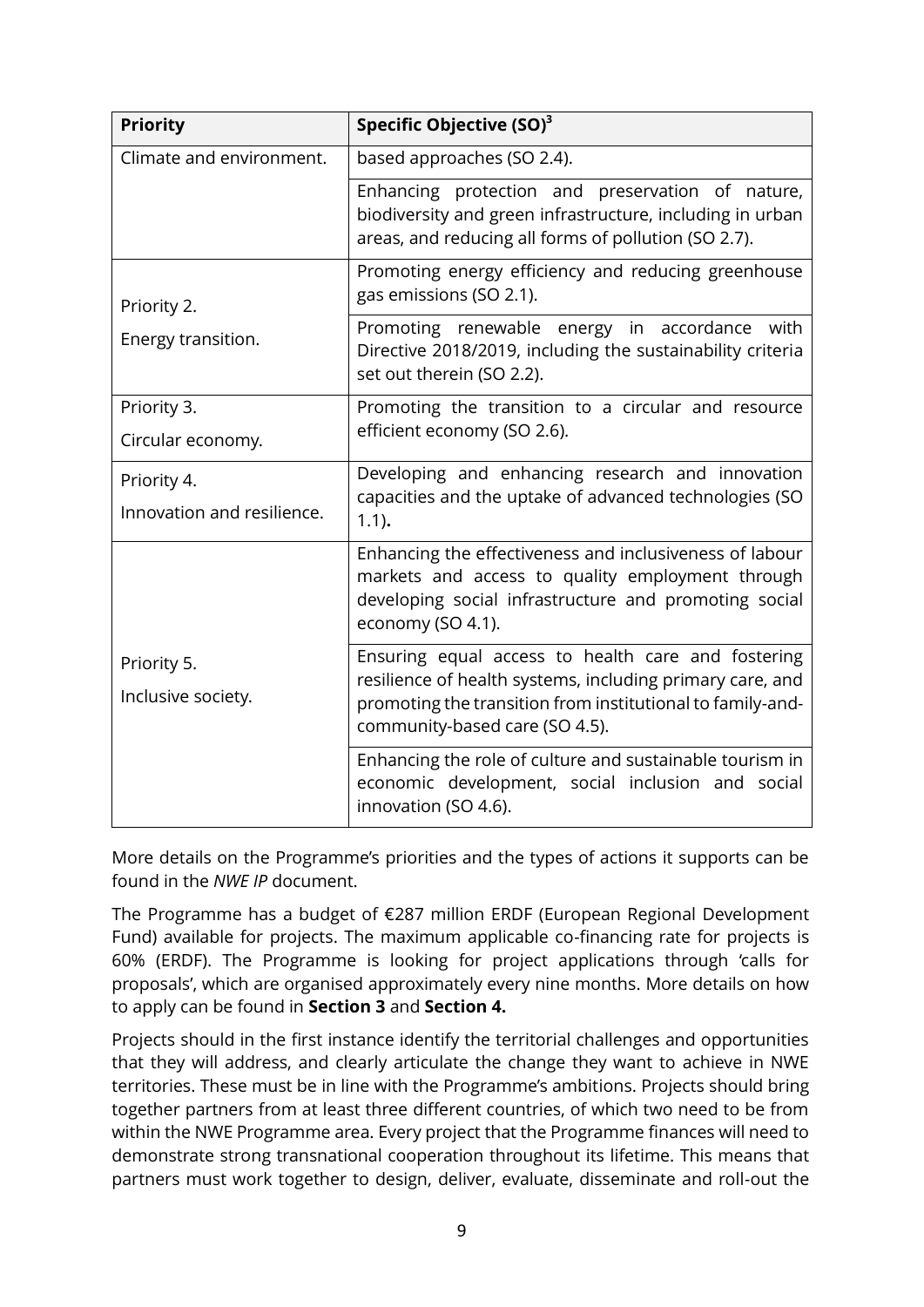| Priority | Specific Objective (SO)[3] |
| --- | --- |
| Climate and environment. | based approaches (SO 2.4). |
| | Enhancing protection and preservation of nature, biodiversity and green infrastructure, including in urban areas, and reducing all forms of pollution (SO 2.7). |
| Priority 2. Energy transition. | Promoting energy efficiency and reducing greenhouse gas emissions (SO 2.1). |
| | Promoting renewable energy in accordance with Directive 2018/2019, including the sustainability criteria set out therein (SO 2.2). |
| Priority 3. Circular economy. | Promoting the transition to a circular and resource efficient economy (SO 2.6). |
| Priority 4. Innovation and resilience. | Developing and enhancing research and innovation capacities and the uptake of advanced technologies (SO 1.1)**.** |
| Priority 5. Inclusive society. | Enhancing the effectiveness and inclusiveness of labour markets and access to quality employment through developing social infrastructure and promoting social economy (SO 4.1). |
| | Ensuring equal access to health care and fostering resilience of health systems, including primary care, and promoting the transition from institutional to family-and-community-based care (SO 4.5). |
| | Enhancing the role of culture and sustainable tourism in economic development, social inclusion and social innovation (SO 4.6). |

More details on the Programme's priorities and the types of actions it supports can be found in the *NWE IP* document.

The Programme has a budget of €287 million ERDF (European Regional Development Fund) available for projects. The maximum applicable co-financing rate for projects is 60% (ERDF). The Programme is looking for project applications through 'calls for proposals', which are organised approximately every nine months. More details on how to apply can be found in **Section 3** and **Section 4.**

Projects should in the first instance identify the territorial challenges and opportunities that they will address, and clearly articulate the change they want to achieve in NWE territories. These must be in line with the Programme's ambitions. Projects should bring together partners from at least three different countries, of which two need to be from within the NWE Programme area. Every project that the Programme finances will need to demonstrate strong transnational cooperation throughout its lifetime. This means that partners must work together to design, deliver, evaluate, disseminate and roll-out the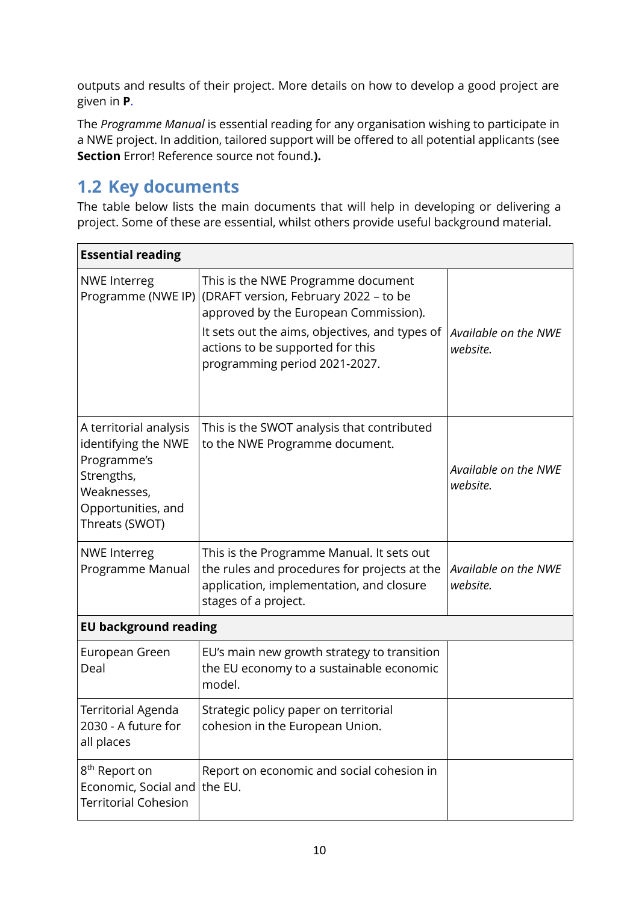outputs and results of their project. More details on how to develop a good project are given in **P**.

The *Programme Manual* is essential reading for any organisation wishing to participate in a NWE project. In addition, tailored support will be offered to all potential applicants (see **Section** Error! Reference source not found.**).**

## 1.2 Key documents

The table below lists the main documents that will help in developing or delivering a project. Some of these are essential, whilst others provide useful background material.

| **Essential reading** | | |
|---|---|---|
| NWE Interreg Programme (NWE IP) | This is the NWE Programme document (DRAFT version, February 2022 – to be approved by the European Commission). It sets out the aims, objectives, and types of actions to be supported for this programming period 2021-2027. | *Available on the NWE website.* |
| A territorial analysis identifying the NWE Programme's Strengths, Weaknesses, Opportunities, and Threats (SWOT) | This is the SWOT analysis that contributed to the NWE Programme document. | *Available on the NWE website.* |
| NWE Interreg Programme Manual | This is the Programme Manual. It sets out the rules and procedures for projects at the application, implementation, and closure stages of a project. | *Available on the NWE website.* |
| **EU background reading** | | |
| European Green Deal | EU's main new growth strategy to transition the EU economy to a sustainable economic model. | |
| Territorial Agenda 2030 - A future for all places | Strategic policy paper on territorial cohesion in the European Union. | |
| 8th Report on Economic, Social and Territorial Cohesion | Report on economic and social cohesion in the EU. | |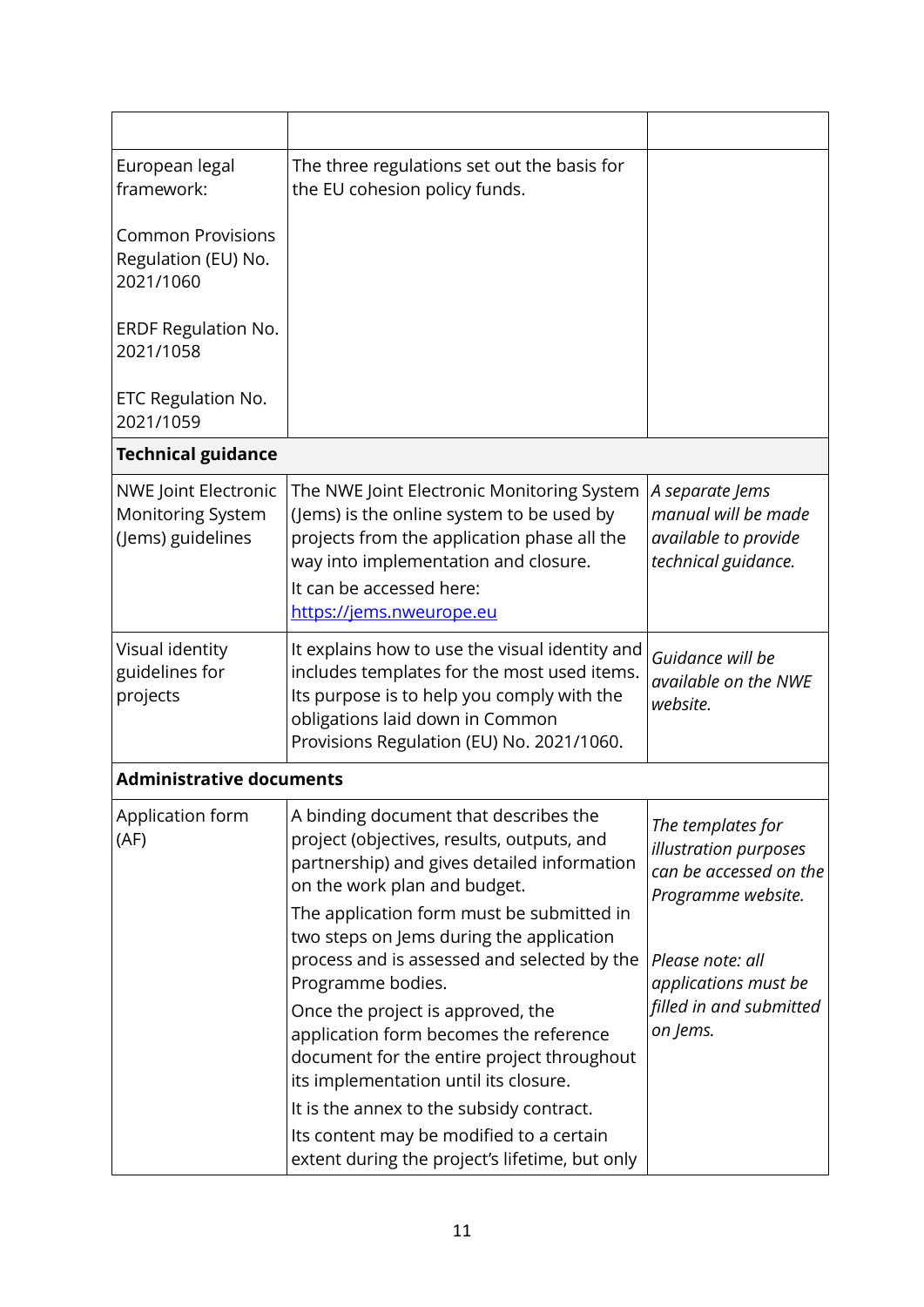| | | |
|---|---|---|
| European legal framework:<br><br>Common Provisions Regulation (EU) No. 2021/1060<br><br>ERDF Regulation No. 2021/1058<br><br>ETC Regulation No. 2021/1059 | The three regulations set out the basis for the EU cohesion policy funds. | |
| **Technical guidance** | | |
| NWE Joint Electronic Monitoring System (Jems) guidelines | The NWE Joint Electronic Monitoring System (Jems) is the online system to be used by projects from the application phase all the way into implementation and closure.<br>It can be accessed here: [https://jems.nweurope.eu](https://jems.nweurope.eu) | *A separate Jems manual will be made available to provide technical guidance.* |
| Visual identity guidelines for projects | It explains how to use the visual identity and includes templates for the most used items. Its purpose is to help you comply with the obligations laid down in Common Provisions Regulation (EU) No. 2021/1060. | *Guidance will be available on the NWE website.* |
| **Administrative documents** | | |
| Application form (AF) | A binding document that describes the project (objectives, results, outputs, and partnership) and gives detailed information on the work plan and budget.<br>The application form must be submitted in two steps on Jems during the application process and is assessed and selected by the Programme bodies.<br>Once the project is approved, the application form becomes the reference document for the entire project throughout its implementation until its closure.<br>It is the annex to the subsidy contract.<br>Its content may be modified to a certain extent during the project's lifetime, but only | *The templates for illustration purposes can be accessed on the Programme website.*<br><br>*Please note: all applications must be filled in and submitted on Jems.* |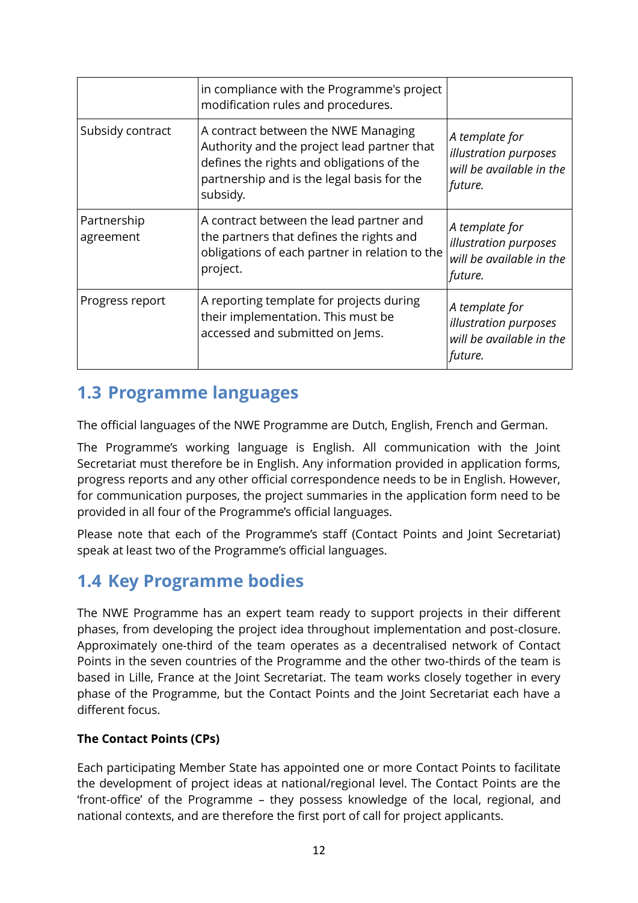| | | |
|---|---|---|
| | in compliance with the Programme's project modification rules and procedures. | |
| Subsidy contract | A contract between the NWE Managing Authority and the project lead partner that defines the rights and obligations of the partnership and is the legal basis for the subsidy. | *A template for illustration purposes will be available in the future.* |
| Partnership agreement | A contract between the lead partner and the partners that defines the rights and obligations of each partner in relation to the project. | *A template for illustration purposes will be available in the future.* |
| Progress report | A reporting template for projects during their implementation. This must be accessed and submitted on Jems. | *A template for illustration purposes will be available in the future.* |

## 1.3 Programme languages

The official languages of the NWE Programme are Dutch, English, French and German.

The Programme's working language is English. All communication with the Joint Secretariat must therefore be in English. Any information provided in application forms, progress reports and any other official correspondence needs to be in English. However, for communication purposes, the project summaries in the application form need to be provided in all four of the Programme's official languages.

Please note that each of the Programme's staff (Contact Points and Joint Secretariat) speak at least two of the Programme's official languages.

## 1.4 Key Programme bodies

The NWE Programme has an expert team ready to support projects in their different phases, from developing the project idea throughout implementation and post-closure. Approximately one-third of the team operates as a decentralised network of Contact Points in the seven countries of the Programme and the other two-thirds of the team is based in Lille, France at the Joint Secretariat. The team works closely together in every phase of the Programme, but the Contact Points and the Joint Secretariat each have a different focus.

**The Contact Points (CPs)**

Each participating Member State has appointed one or more Contact Points to facilitate the development of project ideas at national/regional level. The Contact Points are the 'front-office' of the Programme – they possess knowledge of the local, regional, and national contexts, and are therefore the first port of call for project applicants.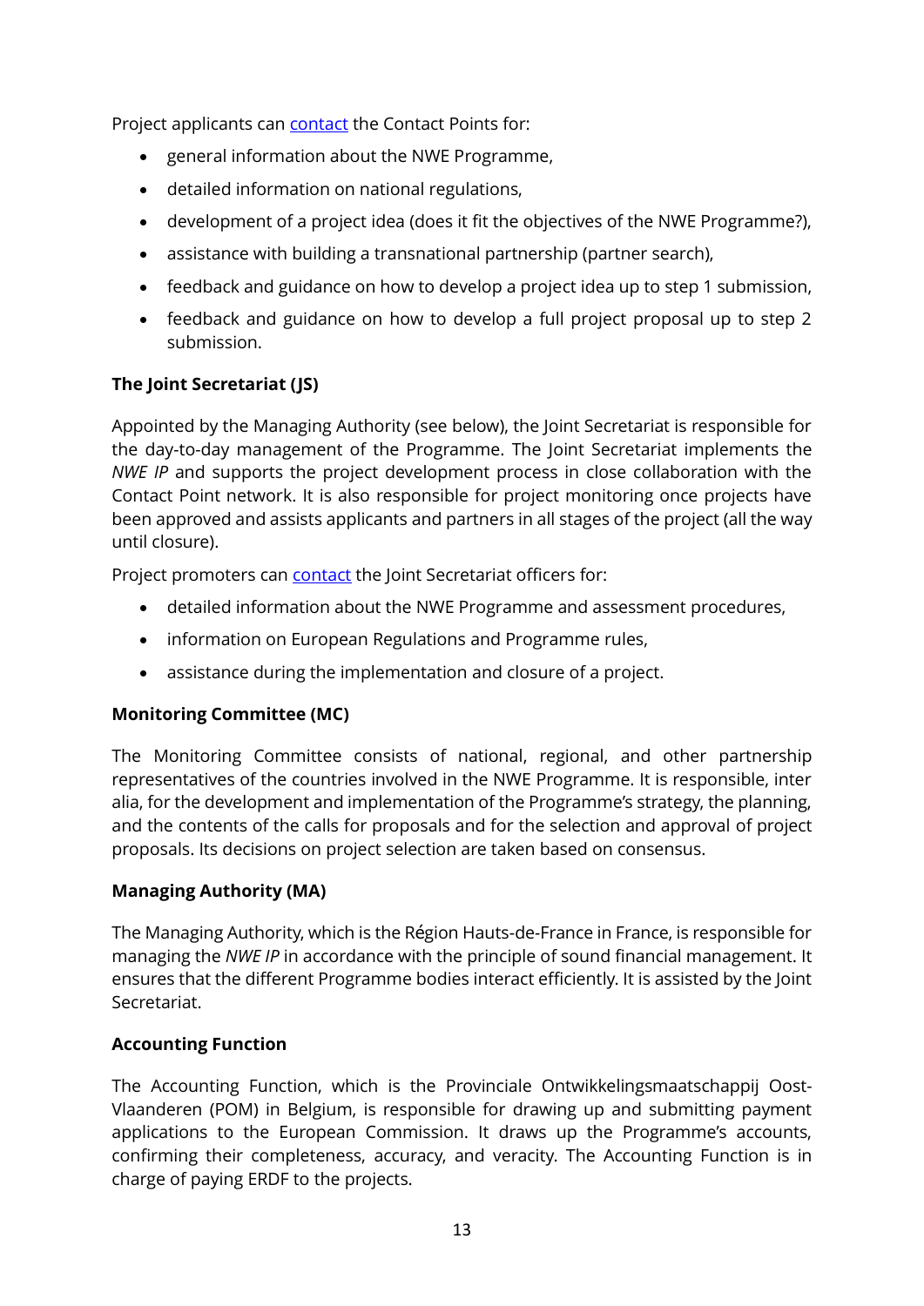Project applicants can [contact](contact) the Contact Points for:

- general information about the NWE Programme,
- detailed information on national regulations,
- development of a project idea (does it fit the objectives of the NWE Programme?),
- assistance with building a transnational partnership (partner search),
- feedback and guidance on how to develop a project idea up to step 1 submission,
- feedback and guidance on how to develop a full project proposal up to step 2 submission.

**The Joint Secretariat (JS)**

Appointed by the Managing Authority (see below), the Joint Secretariat is responsible for the day-to-day management of the Programme. The Joint Secretariat implements the *NWE IP* and supports the project development process in close collaboration with the Contact Point network. It is also responsible for project monitoring once projects have been approved and assists applicants and partners in all stages of the project (all the way until closure).

Project promoters can [contact](contact) the Joint Secretariat officers for:

- detailed information about the NWE Programme and assessment procedures,
- information on European Regulations and Programme rules,
- assistance during the implementation and closure of a project.

**Monitoring Committee (MC)**

The Monitoring Committee consists of national, regional, and other partnership representatives of the countries involved in the NWE Programme. It is responsible, inter alia, for the development and implementation of the Programme's strategy, the planning, and the contents of the calls for proposals and for the selection and approval of project proposals. Its decisions on project selection are taken based on consensus.

**Managing Authority (MA)**

The Managing Authority, which is the Région Hauts-de-France in France, is responsible for managing the *NWE IP* in accordance with the principle of sound financial management. It ensures that the different Programme bodies interact efficiently. It is assisted by the Joint Secretariat.

**Accounting Function**

The Accounting Function, which is the Provinciale Ontwikkelingsmaatschappij Oost-Vlaanderen (POM) in Belgium, is responsible for drawing up and submitting payment applications to the European Commission. It draws up the Programme's accounts, confirming their completeness, accuracy, and veracity. The Accounting Function is in charge of paying ERDF to the projects.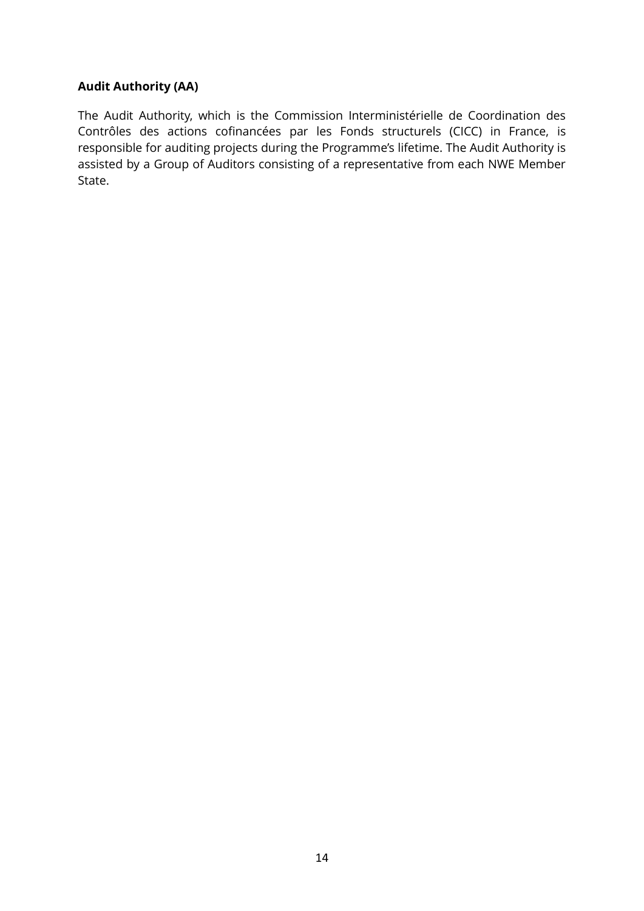**Audit Authority (AA)**

The Audit Authority, which is the Commission Interministérielle de Coordination des Contrôles des actions cofinancées par les Fonds structurels (CICC) in France, is responsible for auditing projects during the Programme's lifetime. The Audit Authority is assisted by a Group of Auditors consisting of a representative from each NWE Member State.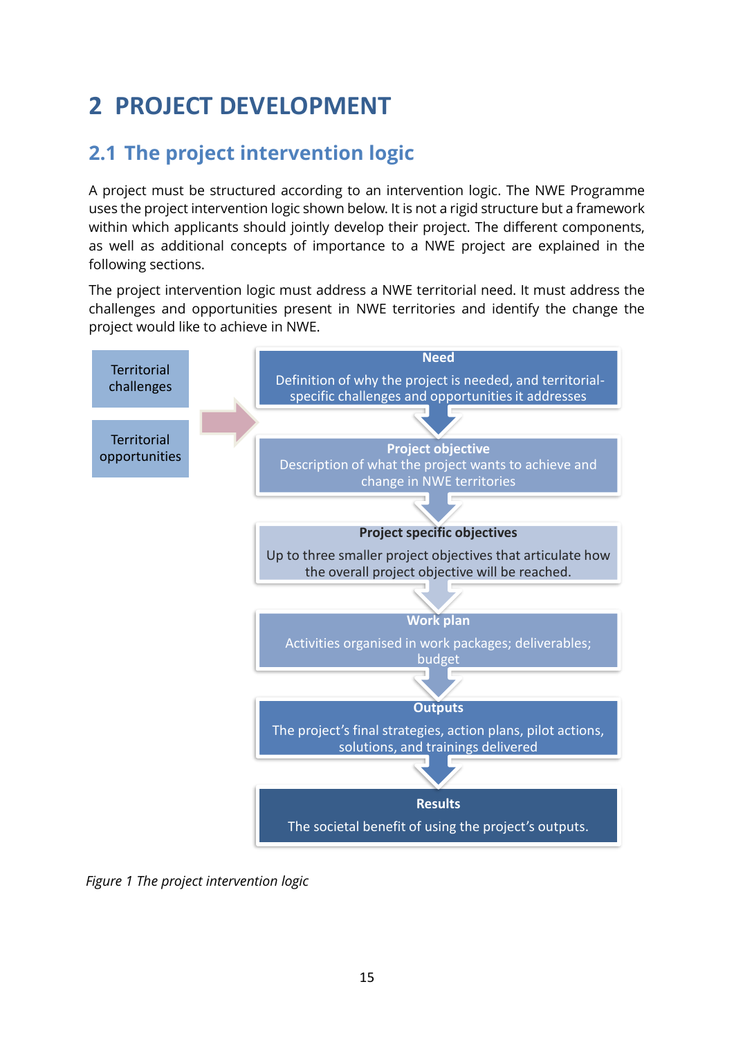# 2 PROJECT DEVELOPMENT

## 2.1 The project intervention logic

A project must be structured according to an intervention logic. The NWE Programme uses the project intervention logic shown below. It is not a rigid structure but a framework within which applicants should jointly develop their project. The different components, as well as additional concepts of importance to a NWE project are explained in the following sections.

The project intervention logic must address a NWE territorial need. It must address the challenges and opportunities present in NWE territories and identify the change the project would like to achieve in NWE.

Territorial challenges

Territorial opportunities

**Need**
Definition of why the project is needed, and territorial-specific challenges and opportunities it addresses

**Project objective**
Description of what the project wants to achieve and change in NWE territories

**Project specific objectives**
Up to three smaller project objectives that articulate how the overall project objective will be reached.

**Work plan**
Activities organised in work packages; deliverables; budget

**Outputs**
The project's final strategies, action plans, pilot actions, solutions, and trainings delivered

**Results**
The societal benefit of using the project's outputs.

*Figure 1 The project intervention logic*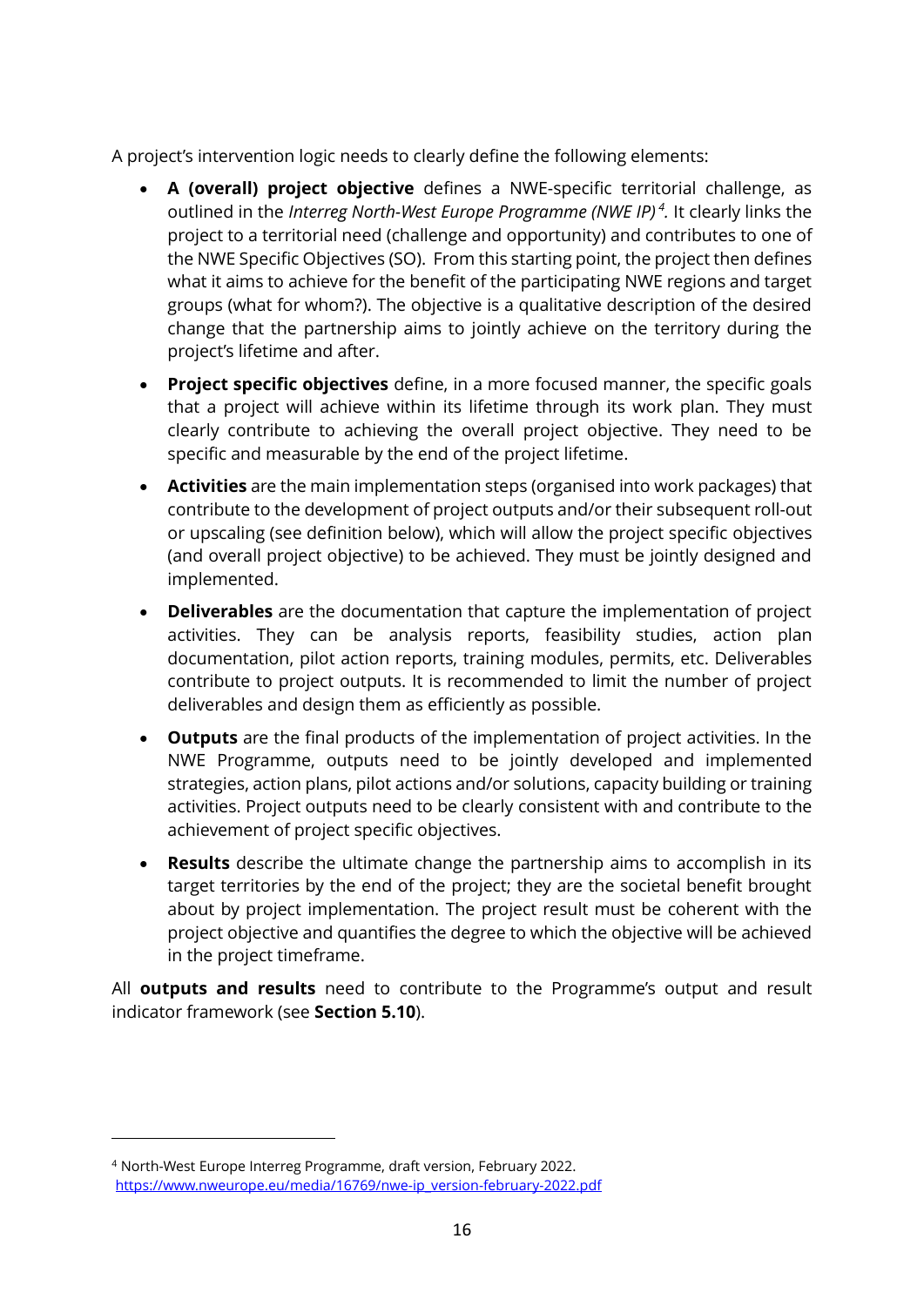A project's intervention logic needs to clearly define the following elements:

- **A (overall) project objective** defines a NWE-specific territorial challenge, as outlined in the *Interreg North-West Europe Programme (NWE IP)*[4]. It clearly links the project to a territorial need (challenge and opportunity) and contributes to one of the NWE Specific Objectives (SO). From this starting point, the project then defines what it aims to achieve for the benefit of the participating NWE regions and target groups (what for whom?). The objective is a qualitative description of the desired change that the partnership aims to jointly achieve on the territory during the project's lifetime and after.
- **Project specific objectives** define, in a more focused manner, the specific goals that a project will achieve within its lifetime through its work plan. They must clearly contribute to achieving the overall project objective. They need to be specific and measurable by the end of the project lifetime.
- **Activities** are the main implementation steps (organised into work packages) that contribute to the development of project outputs and/or their subsequent roll-out or upscaling (see definition below), which will allow the project specific objectives (and overall project objective) to be achieved. They must be jointly designed and implemented.
- **Deliverables** are the documentation that capture the implementation of project activities. They can be analysis reports, feasibility studies, action plan documentation, pilot action reports, training modules, permits, etc. Deliverables contribute to project outputs. It is recommended to limit the number of project deliverables and design them as efficiently as possible.
- **Outputs** are the final products of the implementation of project activities. In the NWE Programme, outputs need to be jointly developed and implemented strategies, action plans, pilot actions and/or solutions, capacity building or training activities. Project outputs need to be clearly consistent with and contribute to the achievement of project specific objectives.
- **Results** describe the ultimate change the partnership aims to accomplish in its target territories by the end of the project; they are the societal benefit brought about by project implementation. The project result must be coherent with the project objective and quantifies the degree to which the objective will be achieved in the project timeframe.

All **outputs and results** need to contribute to the Programme's output and result indicator framework (see **Section 5.10**).

[4] North-West Europe Interreg Programme, draft version, February 2022. https://www.nweurope.eu/media/16769/nwe-ip_version-february-2022.pdf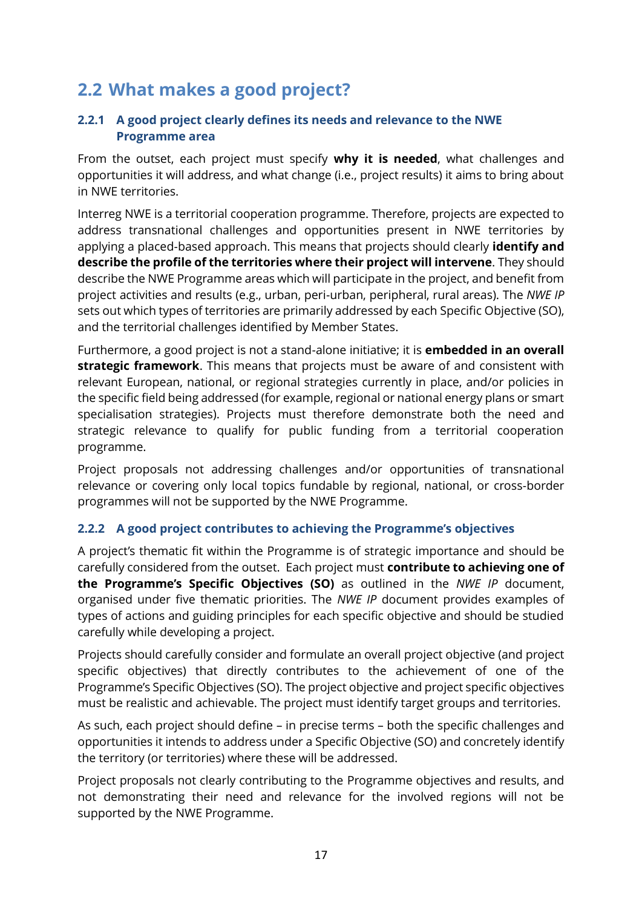## 2.2 What makes a good project?

### 2.2.1 A good project clearly defines its needs and relevance to the NWE Programme area

From the outset, each project must specify **why it is needed**, what challenges and opportunities it will address, and what change (i.e., project results) it aims to bring about in NWE territories.

Interreg NWE is a territorial cooperation programme. Therefore, projects are expected to address transnational challenges and opportunities present in NWE territories by applying a placed-based approach. This means that projects should clearly **identify and describe the profile of the territories where their project will intervene**. They should describe the NWE Programme areas which will participate in the project, and benefit from project activities and results (e.g., urban, peri-urban, peripheral, rural areas). The *NWE IP* sets out which types of territories are primarily addressed by each Specific Objective (SO), and the territorial challenges identified by Member States.

Furthermore, a good project is not a stand-alone initiative; it is **embedded in an overall strategic framework**. This means that projects must be aware of and consistent with relevant European, national, or regional strategies currently in place, and/or policies in the specific field being addressed (for example, regional or national energy plans or smart specialisation strategies). Projects must therefore demonstrate both the need and strategic relevance to qualify for public funding from a territorial cooperation programme.

Project proposals not addressing challenges and/or opportunities of transnational relevance or covering only local topics fundable by regional, national, or cross-border programmes will not be supported by the NWE Programme.

### 2.2.2 A good project contributes to achieving the Programme's objectives

A project's thematic fit within the Programme is of strategic importance and should be carefully considered from the outset. Each project must **contribute to achieving one of the Programme's Specific Objectives (SO)** as outlined in the *NWE IP* document, organised under five thematic priorities. The *NWE IP* document provides examples of types of actions and guiding principles for each specific objective and should be studied carefully while developing a project.

Projects should carefully consider and formulate an overall project objective (and project specific objectives) that directly contributes to the achievement of one of the Programme's Specific Objectives (SO). The project objective and project specific objectives must be realistic and achievable. The project must identify target groups and territories.

As such, each project should define – in precise terms – both the specific challenges and opportunities it intends to address under a Specific Objective (SO) and concretely identify the territory (or territories) where these will be addressed.

Project proposals not clearly contributing to the Programme objectives and results, and not demonstrating their need and relevance for the involved regions will not be supported by the NWE Programme.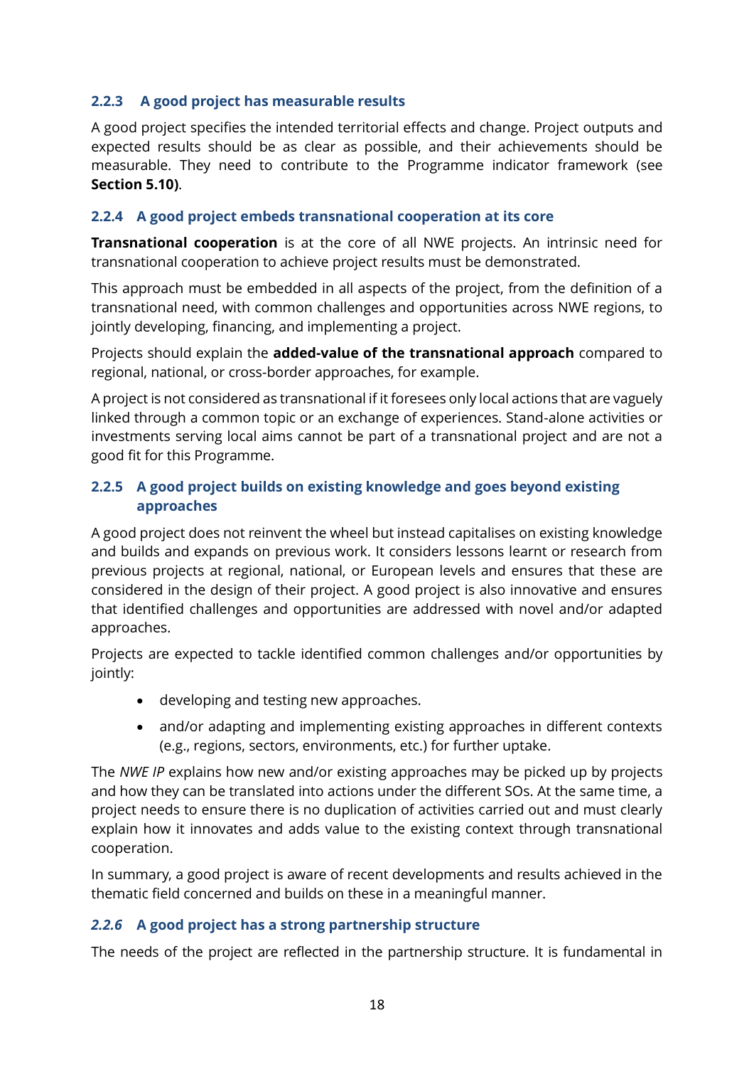### 2.2.3 A good project has measurable results

A good project specifies the intended territorial effects and change. Project outputs and expected results should be as clear as possible, and their achievements should be measurable. They need to contribute to the Programme indicator framework (see **Section 5.10)**.

### 2.2.4 A good project embeds transnational cooperation at its core

**Transnational cooperation** is at the core of all NWE projects. An intrinsic need for transnational cooperation to achieve project results must be demonstrated.

This approach must be embedded in all aspects of the project, from the definition of a transnational need, with common challenges and opportunities across NWE regions, to jointly developing, financing, and implementing a project.

Projects should explain the **added-value of the transnational approach** compared to regional, national, or cross-border approaches, for example.

A project is not considered as transnational if it foresees only local actions that are vaguely linked through a common topic or an exchange of experiences. Stand-alone activities or investments serving local aims cannot be part of a transnational project and are not a good fit for this Programme.

### 2.2.5 A good project builds on existing knowledge and goes beyond existing approaches

A good project does not reinvent the wheel but instead capitalises on existing knowledge and builds and expands on previous work. It considers lessons learnt or research from previous projects at regional, national, or European levels and ensures that these are considered in the design of their project. A good project is also innovative and ensures that identified challenges and opportunities are addressed with novel and/or adapted approaches.

Projects are expected to tackle identified common challenges and/or opportunities by jointly:

- developing and testing new approaches.
- and/or adapting and implementing existing approaches in different contexts (e.g., regions, sectors, environments, etc.) for further uptake.

The *NWE IP* explains how new and/or existing approaches may be picked up by projects and how they can be translated into actions under the different SOs. At the same time, a project needs to ensure there is no duplication of activities carried out and must clearly explain how it innovates and adds value to the existing context through transnational cooperation.

In summary, a good project is aware of recent developments and results achieved in the thematic field concerned and builds on these in a meaningful manner.

### *2.2.6* A good project has a strong partnership structure

The needs of the project are reflected in the partnership structure. It is fundamental in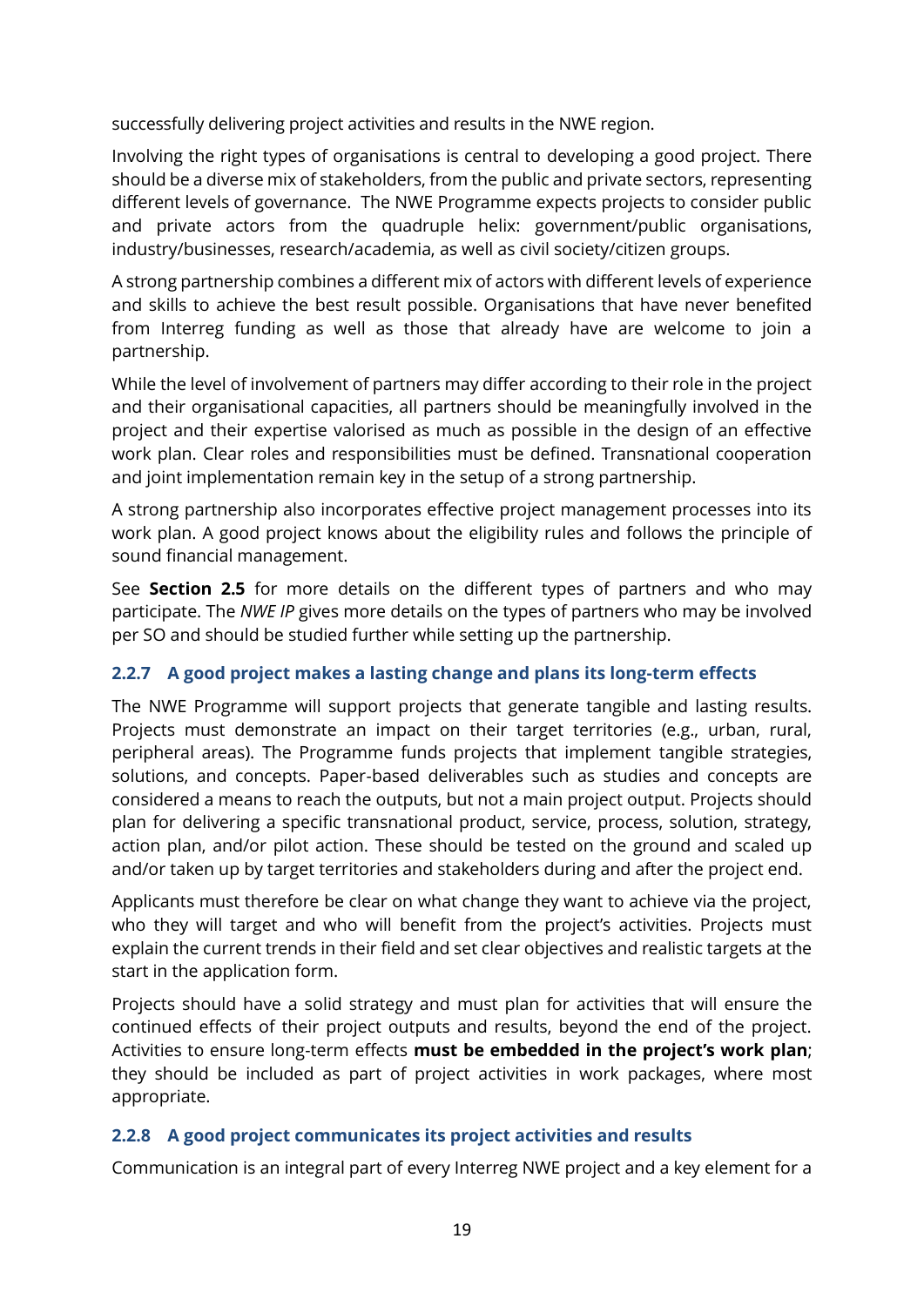successfully delivering project activities and results in the NWE region.

Involving the right types of organisations is central to developing a good project. There should be a diverse mix of stakeholders, from the public and private sectors, representing different levels of governance. The NWE Programme expects projects to consider public and private actors from the quadruple helix: government/public organisations, industry/businesses, research/academia, as well as civil society/citizen groups.

A strong partnership combines a different mix of actors with different levels of experience and skills to achieve the best result possible. Organisations that have never benefited from Interreg funding as well as those that already have are welcome to join a partnership.

While the level of involvement of partners may differ according to their role in the project and their organisational capacities, all partners should be meaningfully involved in the project and their expertise valorised as much as possible in the design of an effective work plan. Clear roles and responsibilities must be defined. Transnational cooperation and joint implementation remain key in the setup of a strong partnership.

A strong partnership also incorporates effective project management processes into its work plan. A good project knows about the eligibility rules and follows the principle of sound financial management.

See **Section 2.5** for more details on the different types of partners and who may participate. The *NWE IP* gives more details on the types of partners who may be involved per SO and should be studied further while setting up the partnership.

### 2.2.7 A good project makes a lasting change and plans its long-term effects

The NWE Programme will support projects that generate tangible and lasting results. Projects must demonstrate an impact on their target territories (e.g., urban, rural, peripheral areas). The Programme funds projects that implement tangible strategies, solutions, and concepts. Paper-based deliverables such as studies and concepts are considered a means to reach the outputs, but not a main project output. Projects should plan for delivering a specific transnational product, service, process, solution, strategy, action plan, and/or pilot action. These should be tested on the ground and scaled up and/or taken up by target territories and stakeholders during and after the project end.

Applicants must therefore be clear on what change they want to achieve via the project, who they will target and who will benefit from the project's activities. Projects must explain the current trends in their field and set clear objectives and realistic targets at the start in the application form.

Projects should have a solid strategy and must plan for activities that will ensure the continued effects of their project outputs and results, beyond the end of the project. Activities to ensure long-term effects **must be embedded in the project's work plan**; they should be included as part of project activities in work packages, where most appropriate.

### 2.2.8 A good project communicates its project activities and results

Communication is an integral part of every Interreg NWE project and a key element for a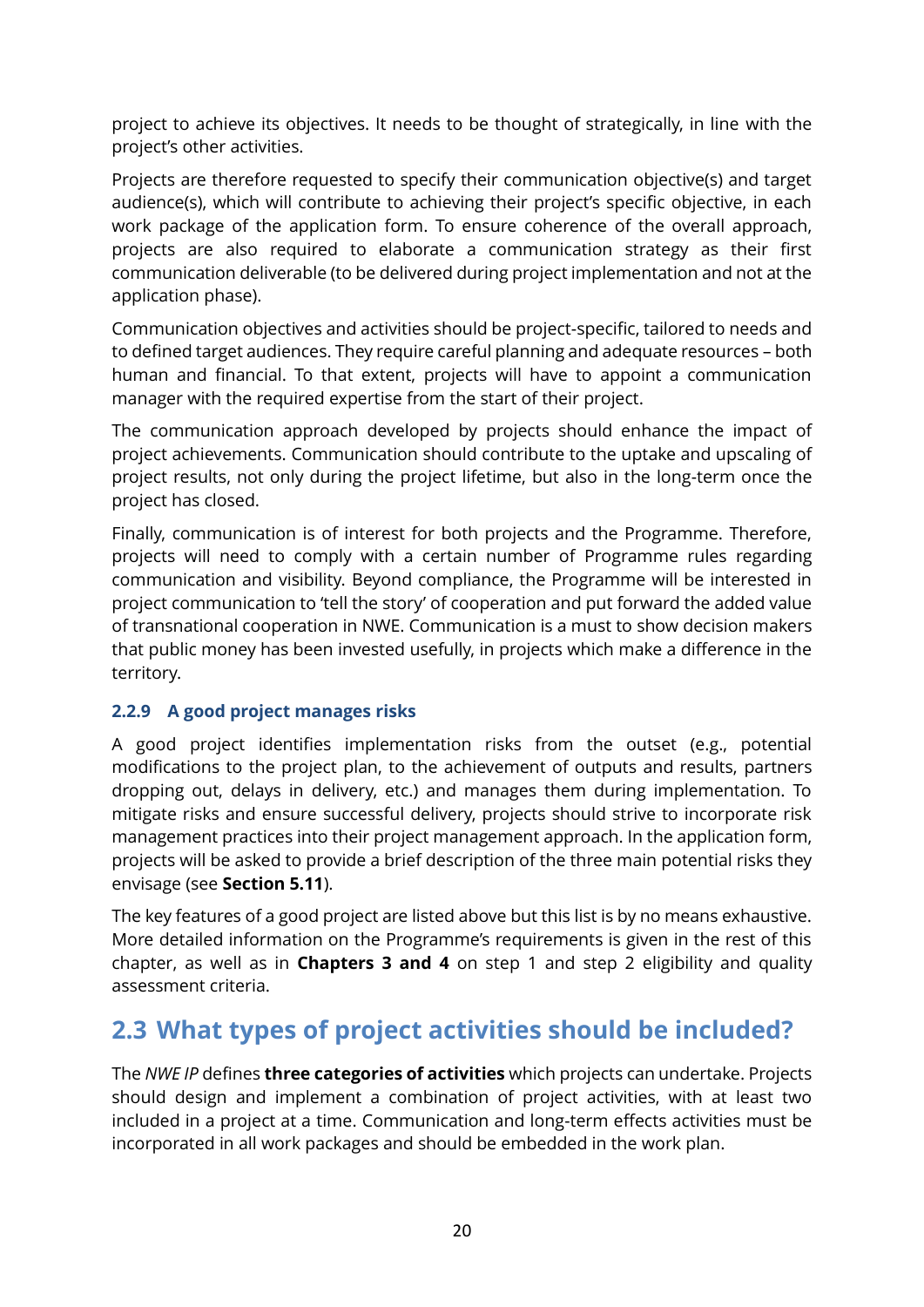project to achieve its objectives. It needs to be thought of strategically, in line with the project's other activities.

Projects are therefore requested to specify their communication objective(s) and target audience(s), which will contribute to achieving their project's specific objective, in each work package of the application form. To ensure coherence of the overall approach, projects are also required to elaborate a communication strategy as their first communication deliverable (to be delivered during project implementation and not at the application phase).

Communication objectives and activities should be project-specific, tailored to needs and to defined target audiences. They require careful planning and adequate resources – both human and financial. To that extent, projects will have to appoint a communication manager with the required expertise from the start of their project.

The communication approach developed by projects should enhance the impact of project achievements. Communication should contribute to the uptake and upscaling of project results, not only during the project lifetime, but also in the long-term once the project has closed.

Finally, communication is of interest for both projects and the Programme. Therefore, projects will need to comply with a certain number of Programme rules regarding communication and visibility. Beyond compliance, the Programme will be interested in project communication to 'tell the story' of cooperation and put forward the added value of transnational cooperation in NWE. Communication is a must to show decision makers that public money has been invested usefully, in projects which make a difference in the territory.

### 2.2.9 A good project manages risks

A good project identifies implementation risks from the outset (e.g., potential modifications to the project plan, to the achievement of outputs and results, partners dropping out, delays in delivery, etc.) and manages them during implementation. To mitigate risks and ensure successful delivery, projects should strive to incorporate risk management practices into their project management approach. In the application form, projects will be asked to provide a brief description of the three main potential risks they envisage (see **Section 5.11**).

The key features of a good project are listed above but this list is by no means exhaustive. More detailed information on the Programme's requirements is given in the rest of this chapter, as well as in **Chapters 3 and 4** on step 1 and step 2 eligibility and quality assessment criteria.

## 2.3 What types of project activities should be included?

The *NWE IP* defines **three categories of activities** which projects can undertake. Projects should design and implement a combination of project activities, with at least two included in a project at a time. Communication and long-term effects activities must be incorporated in all work packages and should be embedded in the work plan.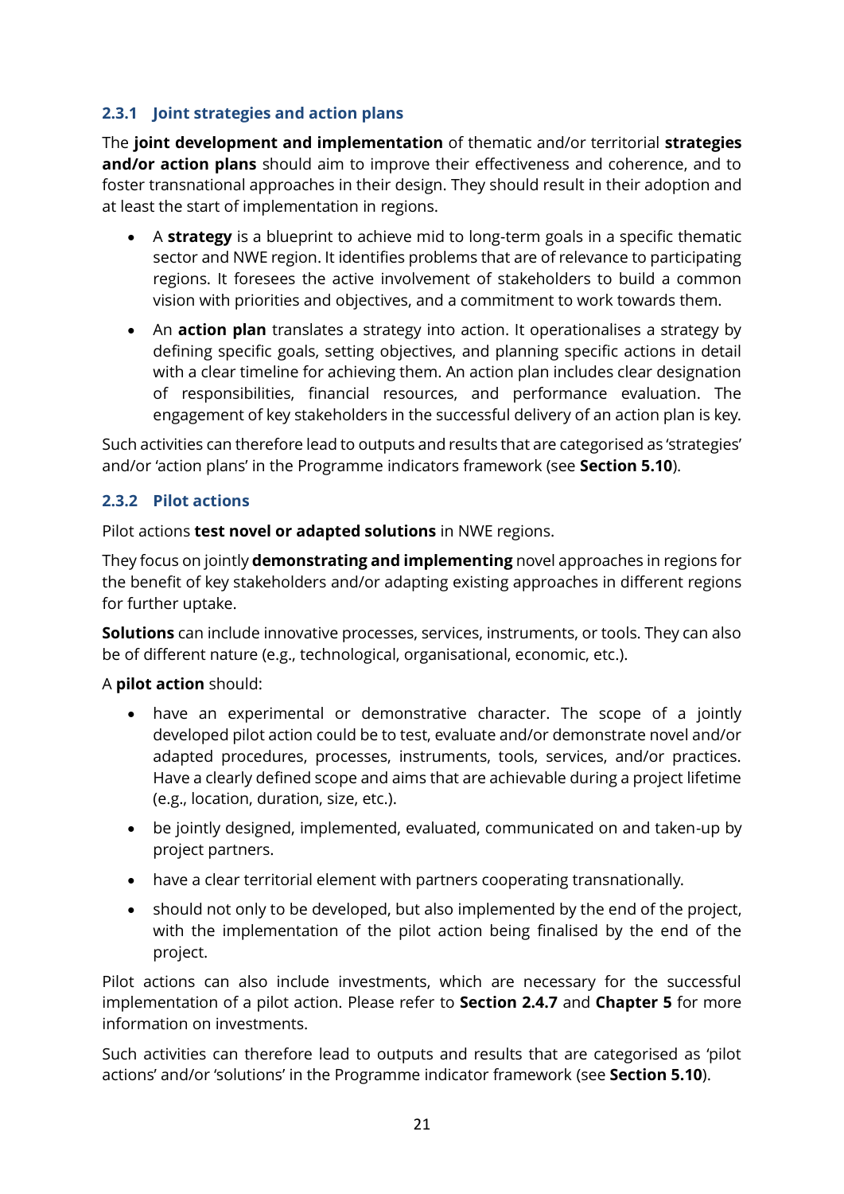### 2.3.1 Joint strategies and action plans

The **joint development and implementation** of thematic and/or territorial **strategies and/or action plans** should aim to improve their effectiveness and coherence, and to foster transnational approaches in their design. They should result in their adoption and at least the start of implementation in regions.

- A **strategy** is a blueprint to achieve mid to long-term goals in a specific thematic sector and NWE region. It identifies problems that are of relevance to participating regions. It foresees the active involvement of stakeholders to build a common vision with priorities and objectives, and a commitment to work towards them.
- An **action plan** translates a strategy into action. It operationalises a strategy by defining specific goals, setting objectives, and planning specific actions in detail with a clear timeline for achieving them. An action plan includes clear designation of responsibilities, financial resources, and performance evaluation. The engagement of key stakeholders in the successful delivery of an action plan is key.

Such activities can therefore lead to outputs and results that are categorised as 'strategies' and/or 'action plans' in the Programme indicators framework (see **Section 5.10**).

### 2.3.2 Pilot actions

Pilot actions **test novel or adapted solutions** in NWE regions.

They focus on jointly **demonstrating and implementing** novel approaches in regions for the benefit of key stakeholders and/or adapting existing approaches in different regions for further uptake.

**Solutions** can include innovative processes, services, instruments, or tools. They can also be of different nature (e.g., technological, organisational, economic, etc.).

A **pilot action** should:

- have an experimental or demonstrative character. The scope of a jointly developed pilot action could be to test, evaluate and/or demonstrate novel and/or adapted procedures, processes, instruments, tools, services, and/or practices. Have a clearly defined scope and aims that are achievable during a project lifetime (e.g., location, duration, size, etc.).
- be jointly designed, implemented, evaluated, communicated on and taken-up by project partners.
- have a clear territorial element with partners cooperating transnationally.
- should not only to be developed, but also implemented by the end of the project, with the implementation of the pilot action being finalised by the end of the project.

Pilot actions can also include investments, which are necessary for the successful implementation of a pilot action. Please refer to **Section 2.4.7** and **Chapter 5** for more information on investments.

Such activities can therefore lead to outputs and results that are categorised as 'pilot actions' and/or 'solutions' in the Programme indicator framework (see **Section 5.10**).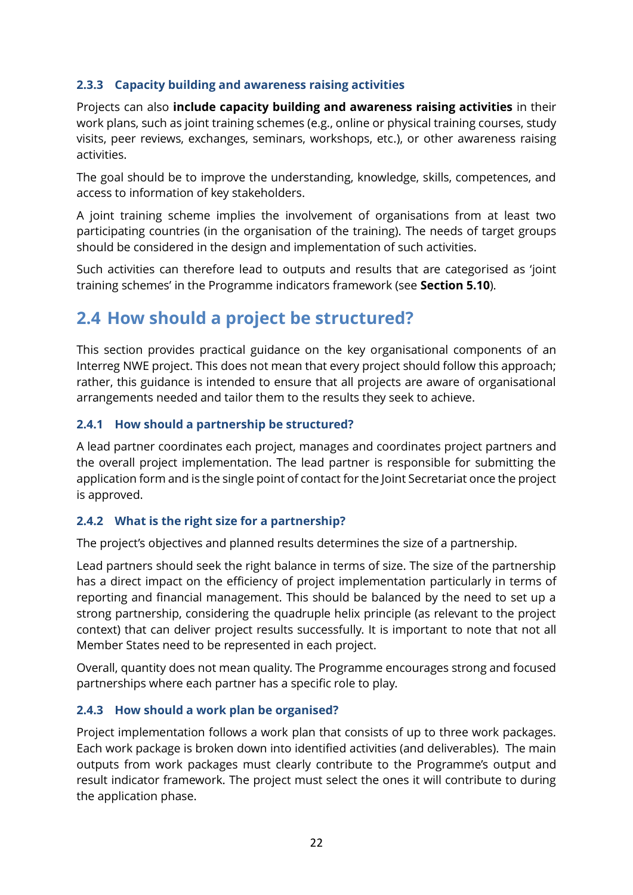### 2.3.3 Capacity building and awareness raising activities

Projects can also **include capacity building and awareness raising activities** in their work plans, such as joint training schemes (e.g., online or physical training courses, study visits, peer reviews, exchanges, seminars, workshops, etc.), or other awareness raising activities.

The goal should be to improve the understanding, knowledge, skills, competences, and access to information of key stakeholders.

A joint training scheme implies the involvement of organisations from at least two participating countries (in the organisation of the training). The needs of target groups should be considered in the design and implementation of such activities.

Such activities can therefore lead to outputs and results that are categorised as 'joint training schemes' in the Programme indicators framework (see **Section 5.10**).

## 2.4 How should a project be structured?

This section provides practical guidance on the key organisational components of an Interreg NWE project. This does not mean that every project should follow this approach; rather, this guidance is intended to ensure that all projects are aware of organisational arrangements needed and tailor them to the results they seek to achieve.

### 2.4.1 How should a partnership be structured?

A lead partner coordinates each project, manages and coordinates project partners and the overall project implementation. The lead partner is responsible for submitting the application form and is the single point of contact for the Joint Secretariat once the project is approved.

### 2.4.2 What is the right size for a partnership?

The project's objectives and planned results determines the size of a partnership.

Lead partners should seek the right balance in terms of size. The size of the partnership has a direct impact on the efficiency of project implementation particularly in terms of reporting and financial management. This should be balanced by the need to set up a strong partnership, considering the quadruple helix principle (as relevant to the project context) that can deliver project results successfully. It is important to note that not all Member States need to be represented in each project.

Overall, quantity does not mean quality. The Programme encourages strong and focused partnerships where each partner has a specific role to play.

### 2.4.3 How should a work plan be organised?

Project implementation follows a work plan that consists of up to three work packages. Each work package is broken down into identified activities (and deliverables). The main outputs from work packages must clearly contribute to the Programme's output and result indicator framework. The project must select the ones it will contribute to during the application phase.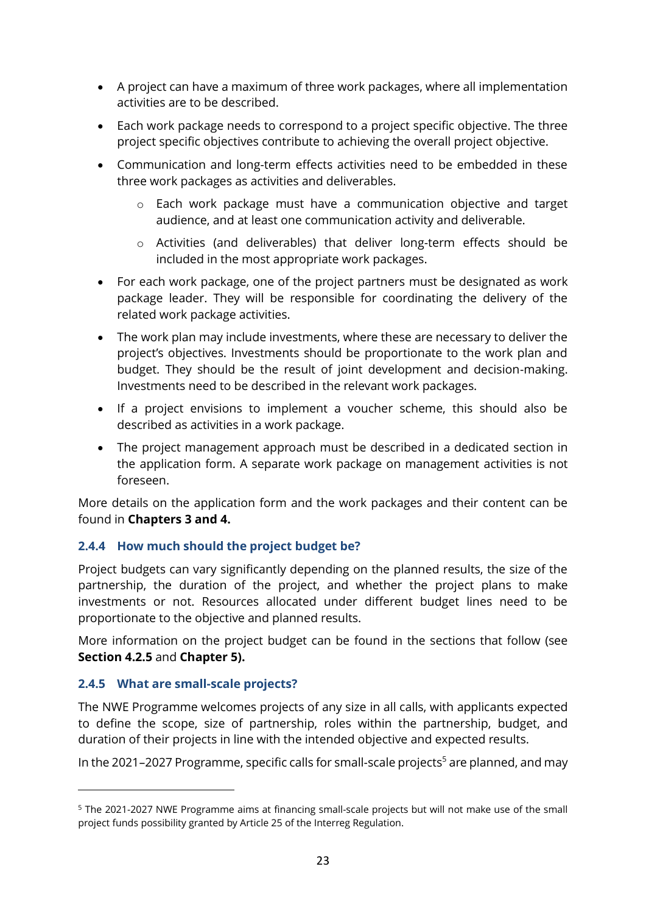- A project can have a maximum of three work packages, where all implementation activities are to be described.
- Each work package needs to correspond to a project specific objective. The three project specific objectives contribute to achieving the overall project objective.
- Communication and long-term effects activities need to be embedded in these three work packages as activities and deliverables.
    - Each work package must have a communication objective and target audience, and at least one communication activity and deliverable.
    - Activities (and deliverables) that deliver long-term effects should be included in the most appropriate work packages.
- For each work package, one of the project partners must be designated as work package leader. They will be responsible for coordinating the delivery of the related work package activities.
- The work plan may include investments, where these are necessary to deliver the project's objectives. Investments should be proportionate to the work plan and budget. They should be the result of joint development and decision-making. Investments need to be described in the relevant work packages.
- If a project envisions to implement a voucher scheme, this should also be described as activities in a work package.
- The project management approach must be described in a dedicated section in the application form. A separate work package on management activities is not foreseen.

More details on the application form and the work packages and their content can be found in **Chapters 3 and 4.**

### 2.4.4 How much should the project budget be?

Project budgets can vary significantly depending on the planned results, the size of the partnership, the duration of the project, and whether the project plans to make investments or not. Resources allocated under different budget lines need to be proportionate to the objective and planned results.

More information on the project budget can be found in the sections that follow (see **Section 4.2.5** and **Chapter 5).**

### 2.4.5 What are small-scale projects?

The NWE Programme welcomes projects of any size in all calls, with applicants expected to define the scope, size of partnership, roles within the partnership, budget, and duration of their projects in line with the intended objective and expected results.

In the 2021–2027 Programme, specific calls for small-scale projects[5] are planned, and may

[5] The 2021-2027 NWE Programme aims at financing small-scale projects but will not make use of the small project funds possibility granted by Article 25 of the Interreg Regulation.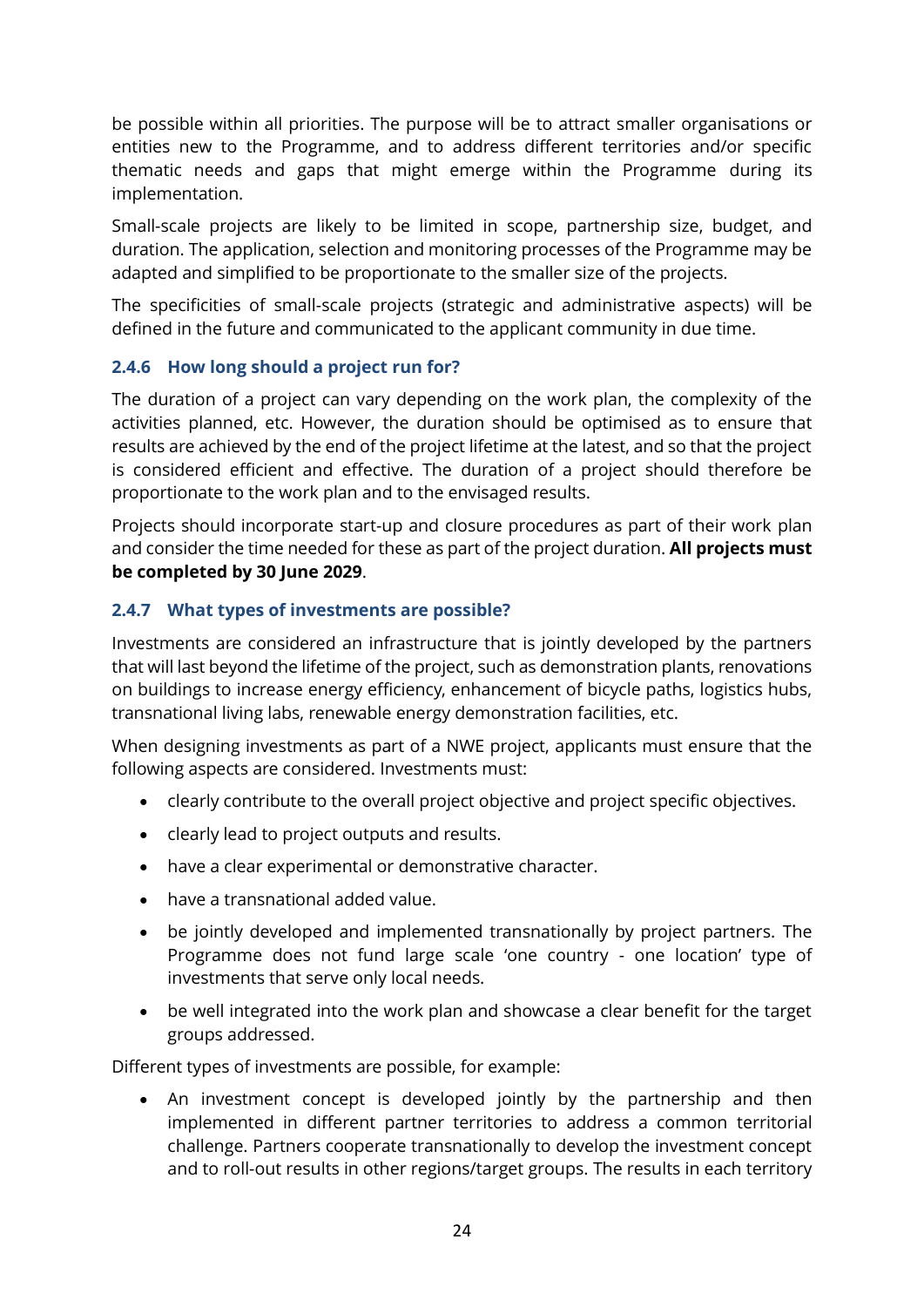be possible within all priorities. The purpose will be to attract smaller organisations or entities new to the Programme, and to address different territories and/or specific thematic needs and gaps that might emerge within the Programme during its implementation.

Small-scale projects are likely to be limited in scope, partnership size, budget, and duration. The application, selection and monitoring processes of the Programme may be adapted and simplified to be proportionate to the smaller size of the projects.

The specificities of small-scale projects (strategic and administrative aspects) will be defined in the future and communicated to the applicant community in due time.

### 2.4.6 How long should a project run for?

The duration of a project can vary depending on the work plan, the complexity of the activities planned, etc. However, the duration should be optimised as to ensure that results are achieved by the end of the project lifetime at the latest, and so that the project is considered efficient and effective. The duration of a project should therefore be proportionate to the work plan and to the envisaged results.

Projects should incorporate start-up and closure procedures as part of their work plan and consider the time needed for these as part of the project duration. **All projects must be completed by 30 June 2029**.

### 2.4.7 What types of investments are possible?

Investments are considered an infrastructure that is jointly developed by the partners that will last beyond the lifetime of the project, such as demonstration plants, renovations on buildings to increase energy efficiency, enhancement of bicycle paths, logistics hubs, transnational living labs, renewable energy demonstration facilities, etc.

When designing investments as part of a NWE project, applicants must ensure that the following aspects are considered. Investments must:

- clearly contribute to the overall project objective and project specific objectives.
- clearly lead to project outputs and results.
- have a clear experimental or demonstrative character.
- have a transnational added value.
- be jointly developed and implemented transnationally by project partners. The Programme does not fund large scale 'one country - one location' type of investments that serve only local needs.
- be well integrated into the work plan and showcase a clear benefit for the target groups addressed.

Different types of investments are possible, for example:

- An investment concept is developed jointly by the partnership and then implemented in different partner territories to address a common territorial challenge. Partners cooperate transnationally to develop the investment concept and to roll-out results in other regions/target groups. The results in each territory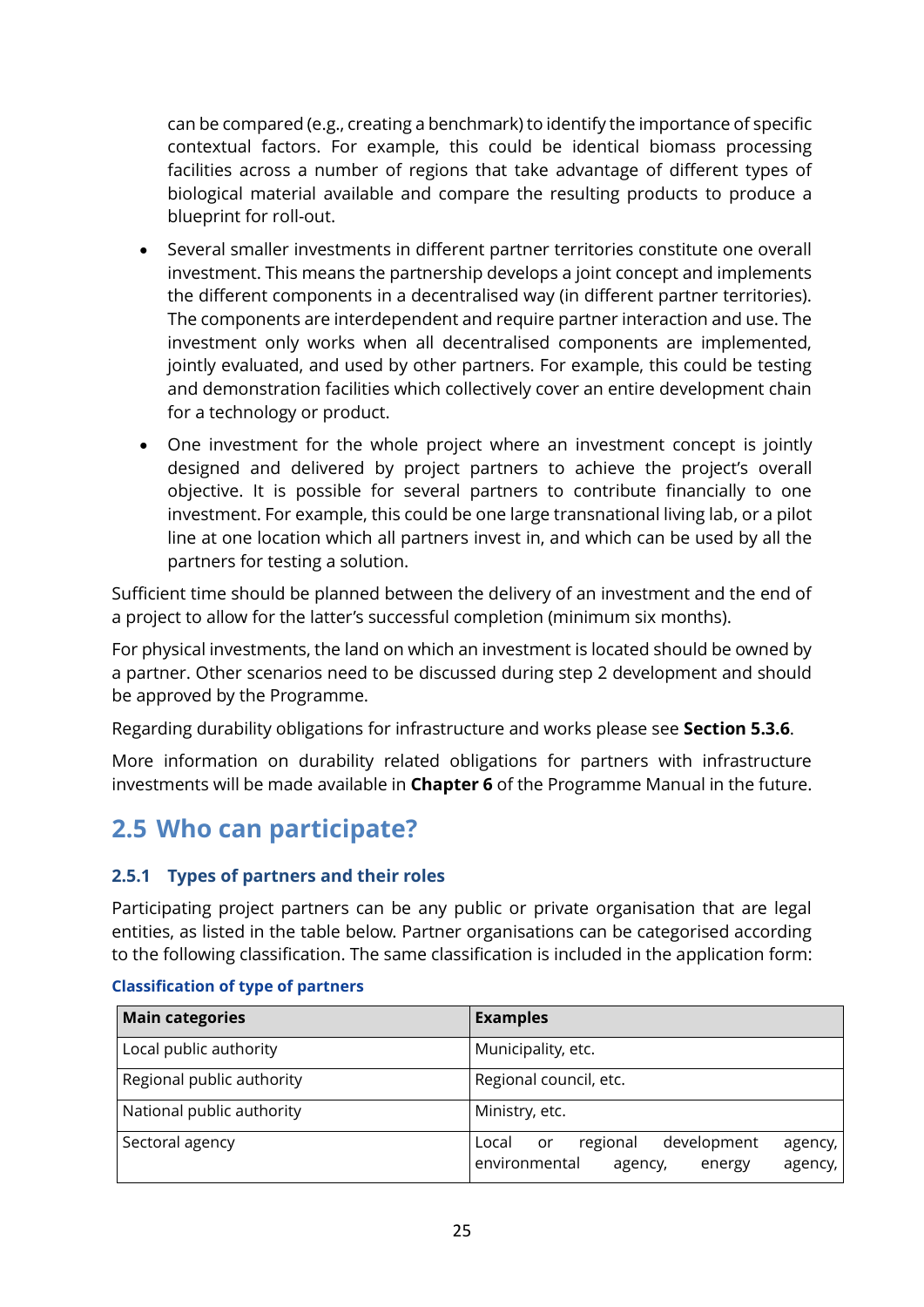can be compared (e.g., creating a benchmark) to identify the importance of specific contextual factors. For example, this could be identical biomass processing facilities across a number of regions that take advantage of different types of biological material available and compare the resulting products to produce a blueprint for roll-out.

- Several smaller investments in different partner territories constitute one overall investment. This means the partnership develops a joint concept and implements the different components in a decentralised way (in different partner territories). The components are interdependent and require partner interaction and use. The investment only works when all decentralised components are implemented, jointly evaluated, and used by other partners. For example, this could be testing and demonstration facilities which collectively cover an entire development chain for a technology or product.
- One investment for the whole project where an investment concept is jointly designed and delivered by project partners to achieve the project's overall objective. It is possible for several partners to contribute financially to one investment. For example, this could be one large transnational living lab, or a pilot line at one location which all partners invest in, and which can be used by all the partners for testing a solution.

Sufficient time should be planned between the delivery of an investment and the end of a project to allow for the latter's successful completion (minimum six months).

For physical investments, the land on which an investment is located should be owned by a partner. Other scenarios need to be discussed during step 2 development and should be approved by the Programme.

Regarding durability obligations for infrastructure and works please see **Section 5.3.6**.

More information on durability related obligations for partners with infrastructure investments will be made available in **Chapter 6** of the Programme Manual in the future.

## 2.5 Who can participate?

### 2.5.1 Types of partners and their roles

Participating project partners can be any public or private organisation that are legal entities, as listed in the table below. Partner organisations can be categorised according to the following classification. The same classification is included in the application form:

**Classification of type of partners**

| Main categories | Examples |
|---|---|
| Local public authority | Municipality, etc. |
| Regional public authority | Regional council, etc. |
| National public authority | Ministry, etc. |
| Sectoral agency | Local or regional development agency, environmental agency, energy agency, |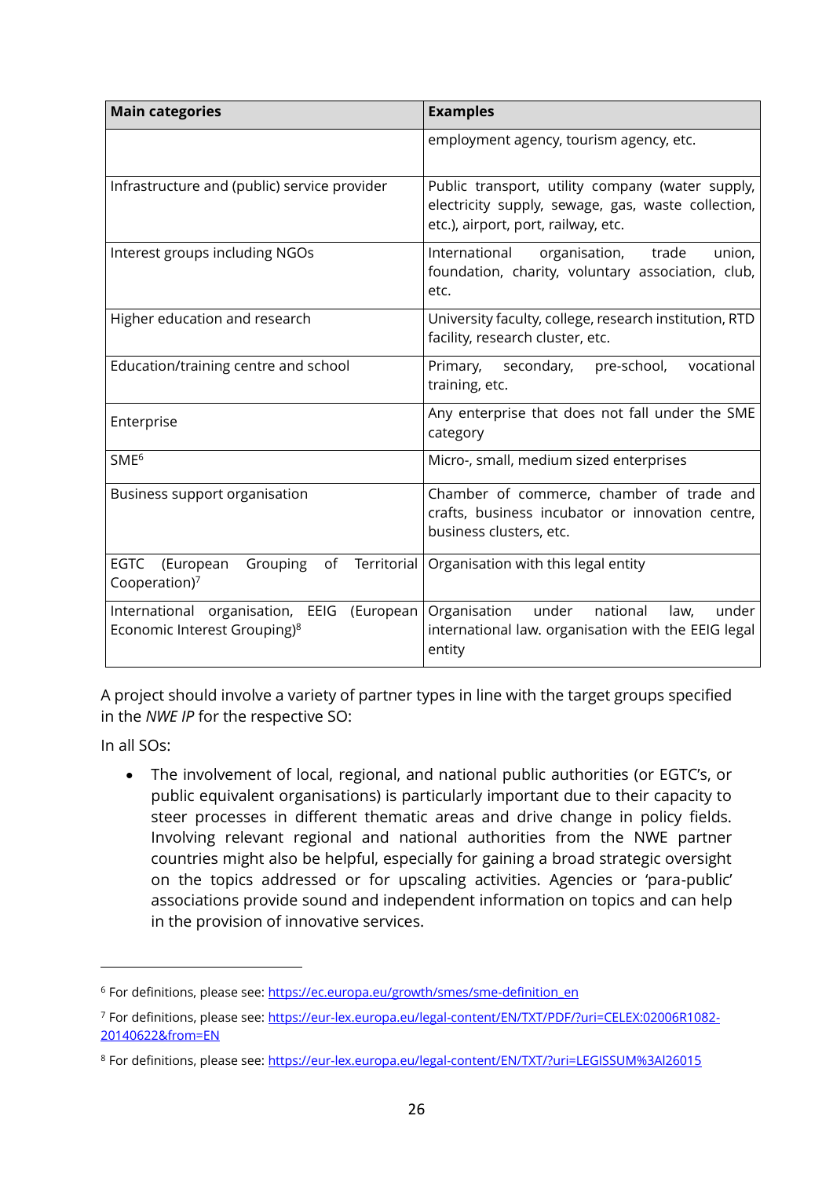| Main categories | Examples |
|---|---|
| | employment agency, tourism agency, etc. |
| Infrastructure and (public) service provider | Public transport, utility company (water supply, electricity supply, sewage, gas, waste collection, etc.), airport, port, railway, etc. |
| Interest groups including NGOs | International organisation, trade union, foundation, charity, voluntary association, club, etc. |
| Higher education and research | University faculty, college, research institution, RTD facility, research cluster, etc. |
| Education/training centre and school | Primary, secondary, pre-school, vocational training, etc. |
| Enterprise | Any enterprise that does not fall under the SME category |
| SME[6] | Micro-, small, medium sized enterprises |
| Business support organisation | Chamber of commerce, chamber of trade and crafts, business incubator or innovation centre, business clusters, etc. |
| EGTC (European Grouping of Territorial Cooperation)[7] | Organisation with this legal entity |
| International organisation, EEIG (European Economic Interest Grouping)[8] | Organisation under national law, under international law. organisation with the EEIG legal entity |

A project should involve a variety of partner types in line with the target groups specified in the *NWE IP* for the respective SO:

In all SOs:

- The involvement of local, regional, and national public authorities (or EGTC's, or public equivalent organisations) is particularly important due to their capacity to steer processes in different thematic areas and drive change in policy fields. Involving relevant regional and national authorities from the NWE partner countries might also be helpful, especially for gaining a broad strategic oversight on the topics addressed or for upscaling activities. Agencies or 'para-public' associations provide sound and independent information on topics and can help in the provision of innovative services.

---

[6] For definitions, please see: https://ec.europa.eu/growth/smes/sme-definition_en

[7] For definitions, please see: https://eur-lex.europa.eu/legal-content/EN/TXT/PDF/?uri=CELEX:02006R1082-20140622&from=EN

[8] For definitions, please see: https://eur-lex.europa.eu/legal-content/EN/TXT/?uri=LEGISSUM%3Al26015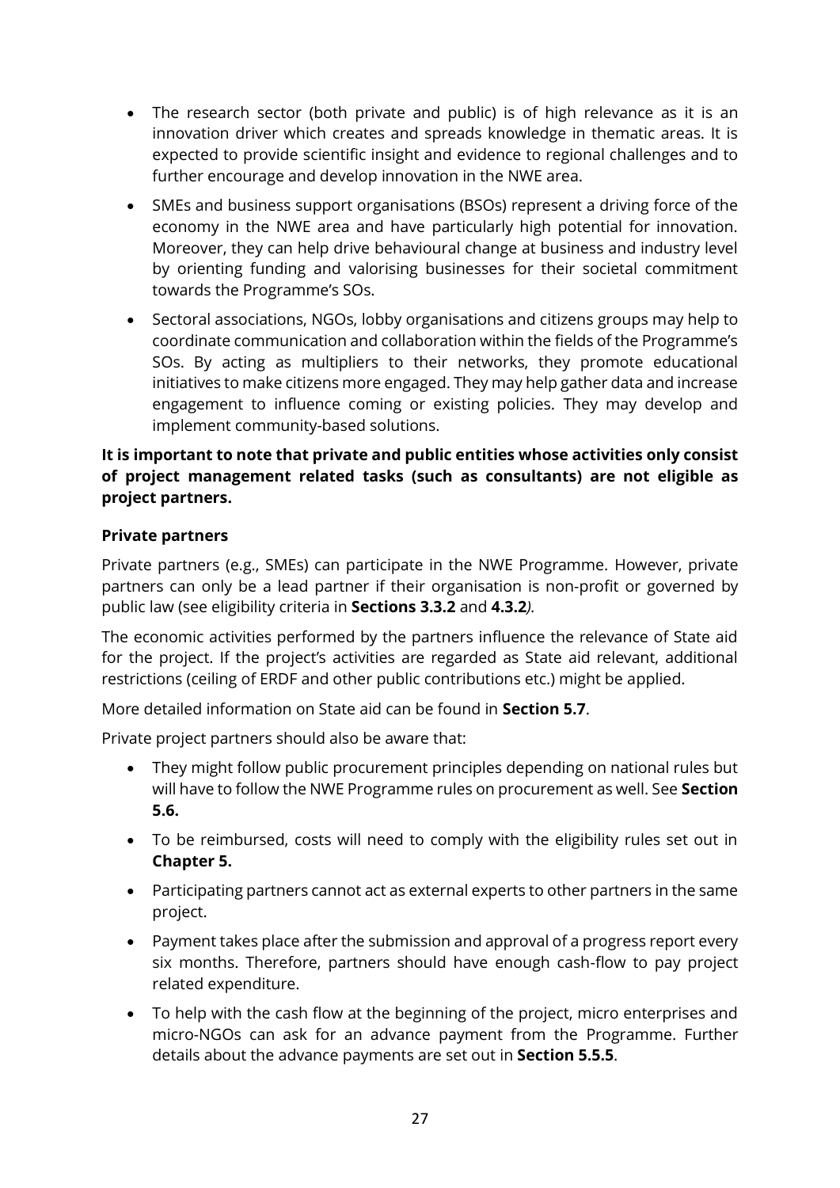- The research sector (both private and public) is of high relevance as it is an innovation driver which creates and spreads knowledge in thematic areas. It is expected to provide scientific insight and evidence to regional challenges and to further encourage and develop innovation in the NWE area.
- SMEs and business support organisations (BSOs) represent a driving force of the economy in the NWE area and have particularly high potential for innovation. Moreover, they can help drive behavioural change at business and industry level by orienting funding and valorising businesses for their societal commitment towards the Programme's SOs.
- Sectoral associations, NGOs, lobby organisations and citizens groups may help to coordinate communication and collaboration within the fields of the Programme's SOs. By acting as multipliers to their networks, they promote educational initiatives to make citizens more engaged. They may help gather data and increase engagement to influence coming or existing policies. They may develop and implement community-based solutions.

**It is important to note that private and public entities whose activities only consist of project management related tasks (such as consultants) are not eligible as project partners.**

**Private partners**

Private partners (e.g., SMEs) can participate in the NWE Programme. However, private partners can only be a lead partner if their organisation is non-profit or governed by public law (see eligibility criteria in **Sections 3.3.2** and **4.3.2***).*

The economic activities performed by the partners influence the relevance of State aid for the project. If the project's activities are regarded as State aid relevant, additional restrictions (ceiling of ERDF and other public contributions etc.) might be applied.

More detailed information on State aid can be found in **Section 5.7**.

Private project partners should also be aware that:

- They might follow public procurement principles depending on national rules but will have to follow the NWE Programme rules on procurement as well. See **Section 5.6.**
- To be reimbursed, costs will need to comply with the eligibility rules set out in **Chapter 5.**
- Participating partners cannot act as external experts to other partners in the same project.
- Payment takes place after the submission and approval of a progress report every six months. Therefore, partners should have enough cash-flow to pay project related expenditure.
- To help with the cash flow at the beginning of the project, micro enterprises and micro-NGOs can ask for an advance payment from the Programme. Further details about the advance payments are set out in **Section 5.5.5**.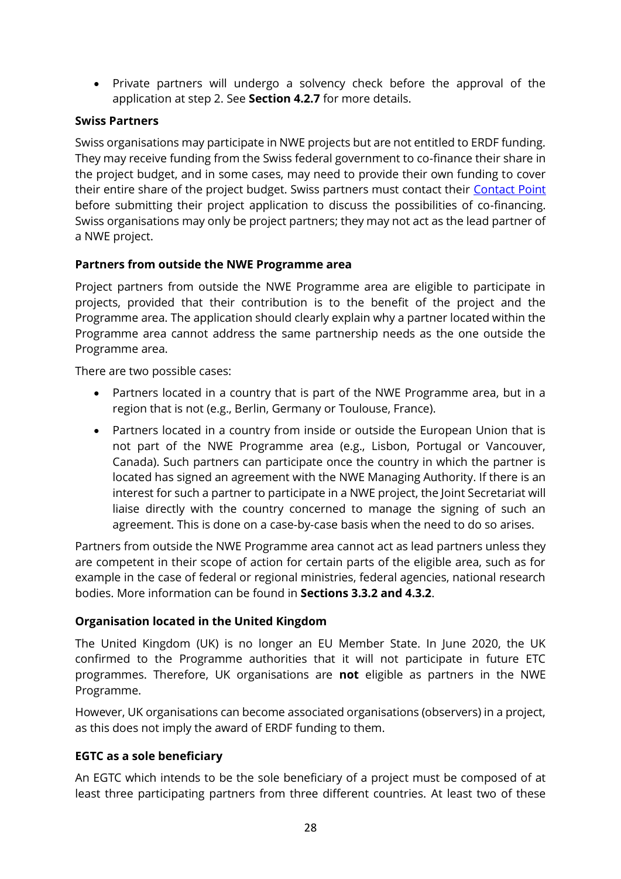- Private partners will undergo a solvency check before the approval of the application at step 2. See **Section 4.2.7** for more details.

**Swiss Partners**

Swiss organisations may participate in NWE projects but are not entitled to ERDF funding. They may receive funding from the Swiss federal government to co-finance their share in the project budget, and in some cases, may need to provide their own funding to cover their entire share of the project budget. Swiss partners must contact their Contact Point before submitting their project application to discuss the possibilities of co-financing. Swiss organisations may only be project partners; they may not act as the lead partner of a NWE project.

**Partners from outside the NWE Programme area**

Project partners from outside the NWE Programme area are eligible to participate in projects, provided that their contribution is to the benefit of the project and the Programme area. The application should clearly explain why a partner located within the Programme area cannot address the same partnership needs as the one outside the Programme area.

There are two possible cases:

- Partners located in a country that is part of the NWE Programme area, but in a region that is not (e.g., Berlin, Germany or Toulouse, France).
- Partners located in a country from inside or outside the European Union that is not part of the NWE Programme area (e.g., Lisbon, Portugal or Vancouver, Canada). Such partners can participate once the country in which the partner is located has signed an agreement with the NWE Managing Authority. If there is an interest for such a partner to participate in a NWE project, the Joint Secretariat will liaise directly with the country concerned to manage the signing of such an agreement. This is done on a case-by-case basis when the need to do so arises.

Partners from outside the NWE Programme area cannot act as lead partners unless they are competent in their scope of action for certain parts of the eligible area, such as for example in the case of federal or regional ministries, federal agencies, national research bodies. More information can be found in **Sections 3.3.2 and 4.3.2**.

**Organisation located in the United Kingdom**

The United Kingdom (UK) is no longer an EU Member State. In June 2020, the UK confirmed to the Programme authorities that it will not participate in future ETC programmes. Therefore, UK organisations are **not** eligible as partners in the NWE Programme.

However, UK organisations can become associated organisations (observers) in a project, as this does not imply the award of ERDF funding to them.

**EGTC as a sole beneficiary**

An EGTC which intends to be the sole beneficiary of a project must be composed of at least three participating partners from three different countries. At least two of these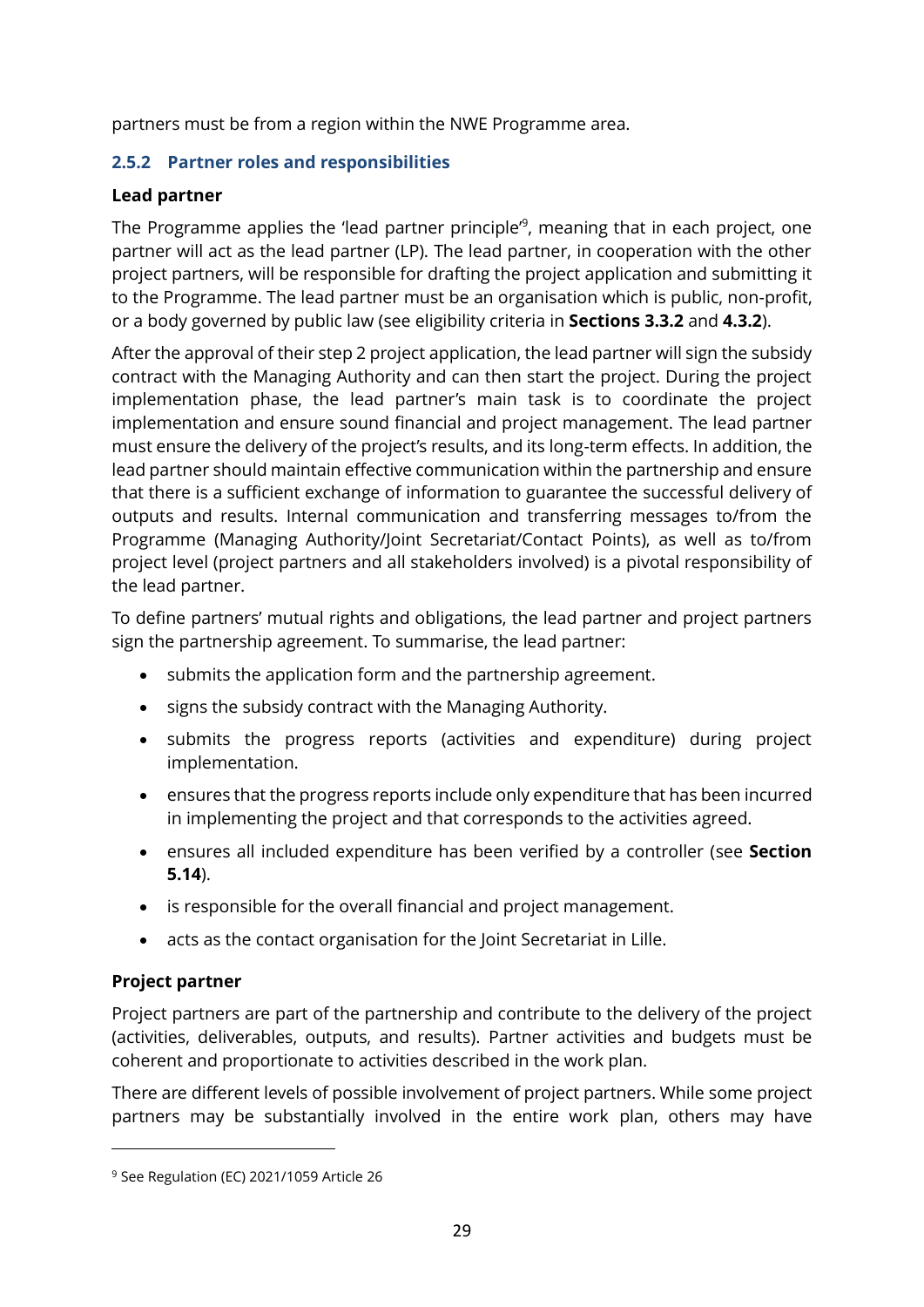partners must be from a region within the NWE Programme area.

### 2.5.2 Partner roles and responsibilities

**Lead partner**

The Programme applies the 'lead partner principle'[9], meaning that in each project, one partner will act as the lead partner (LP). The lead partner, in cooperation with the other project partners, will be responsible for drafting the project application and submitting it to the Programme. The lead partner must be an organisation which is public, non-profit, or a body governed by public law (see eligibility criteria in **Sections 3.3.2** and **4.3.2**).

After the approval of their step 2 project application, the lead partner will sign the subsidy contract with the Managing Authority and can then start the project. During the project implementation phase, the lead partner's main task is to coordinate the project implementation and ensure sound financial and project management. The lead partner must ensure the delivery of the project's results, and its long-term effects. In addition, the lead partner should maintain effective communication within the partnership and ensure that there is a sufficient exchange of information to guarantee the successful delivery of outputs and results. Internal communication and transferring messages to/from the Programme (Managing Authority/Joint Secretariat/Contact Points), as well as to/from project level (project partners and all stakeholders involved) is a pivotal responsibility of the lead partner.

To define partners' mutual rights and obligations, the lead partner and project partners sign the partnership agreement. To summarise, the lead partner:

- submits the application form and the partnership agreement.
- signs the subsidy contract with the Managing Authority.
- submits the progress reports (activities and expenditure) during project implementation.
- ensures that the progress reports include only expenditure that has been incurred in implementing the project and that corresponds to the activities agreed.
- ensures all included expenditure has been verified by a controller (see **Section 5.14**).
- is responsible for the overall financial and project management.
- acts as the contact organisation for the Joint Secretariat in Lille.

**Project partner**

Project partners are part of the partnership and contribute to the delivery of the project (activities, deliverables, outputs, and results). Partner activities and budgets must be coherent and proportionate to activities described in the work plan.

There are different levels of possible involvement of project partners. While some project partners may be substantially involved in the entire work plan, others may have

[9] See Regulation (EC) 2021/1059 Article 26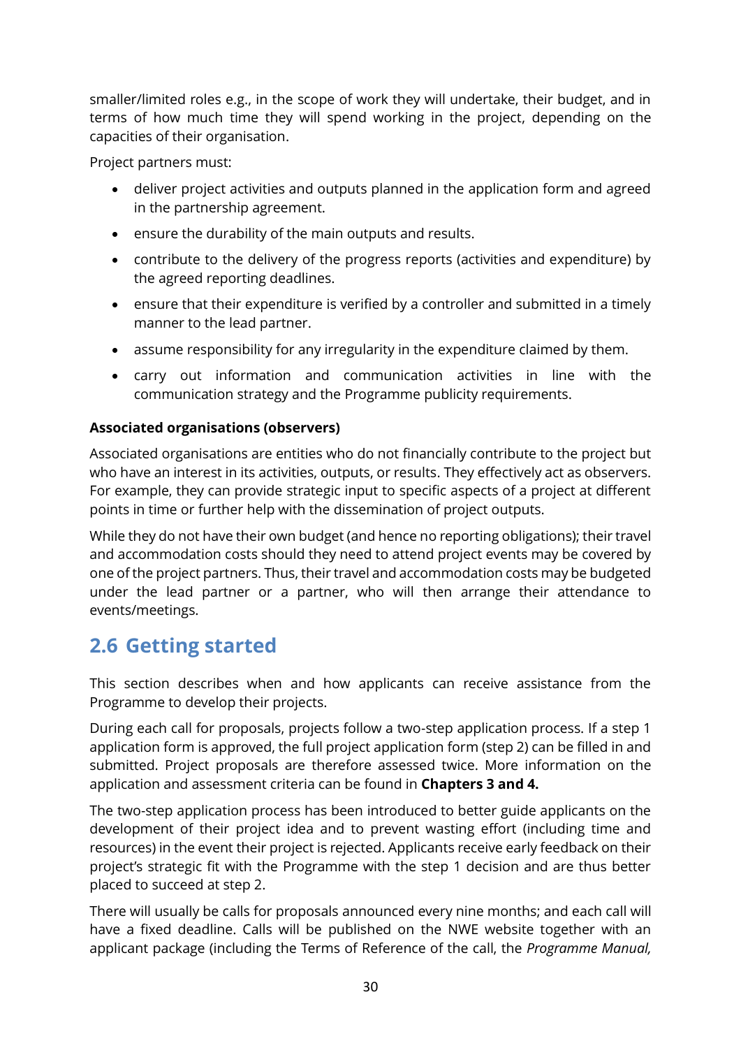smaller/limited roles e.g., in the scope of work they will undertake, their budget, and in terms of how much time they will spend working in the project, depending on the capacities of their organisation.

Project partners must:

- deliver project activities and outputs planned in the application form and agreed in the partnership agreement.
- ensure the durability of the main outputs and results.
- contribute to the delivery of the progress reports (activities and expenditure) by the agreed reporting deadlines.
- ensure that their expenditure is verified by a controller and submitted in a timely manner to the lead partner.
- assume responsibility for any irregularity in the expenditure claimed by them.
- carry out information and communication activities in line with the communication strategy and the Programme publicity requirements.

**Associated organisations (observers)**

Associated organisations are entities who do not financially contribute to the project but who have an interest in its activities, outputs, or results. They effectively act as observers. For example, they can provide strategic input to specific aspects of a project at different points in time or further help with the dissemination of project outputs.

While they do not have their own budget (and hence no reporting obligations); their travel and accommodation costs should they need to attend project events may be covered by one of the project partners. Thus, their travel and accommodation costs may be budgeted under the lead partner or a partner, who will then arrange their attendance to events/meetings.

## 2.6 Getting started

This section describes when and how applicants can receive assistance from the Programme to develop their projects.

During each call for proposals, projects follow a two-step application process. If a step 1 application form is approved, the full project application form (step 2) can be filled in and submitted. Project proposals are therefore assessed twice. More information on the application and assessment criteria can be found in **Chapters 3 and 4.**

The two-step application process has been introduced to better guide applicants on the development of their project idea and to prevent wasting effort (including time and resources) in the event their project is rejected. Applicants receive early feedback on their project's strategic fit with the Programme with the step 1 decision and are thus better placed to succeed at step 2.

There will usually be calls for proposals announced every nine months; and each call will have a fixed deadline. Calls will be published on the NWE website together with an applicant package (including the Terms of Reference of the call, the *Programme Manual,*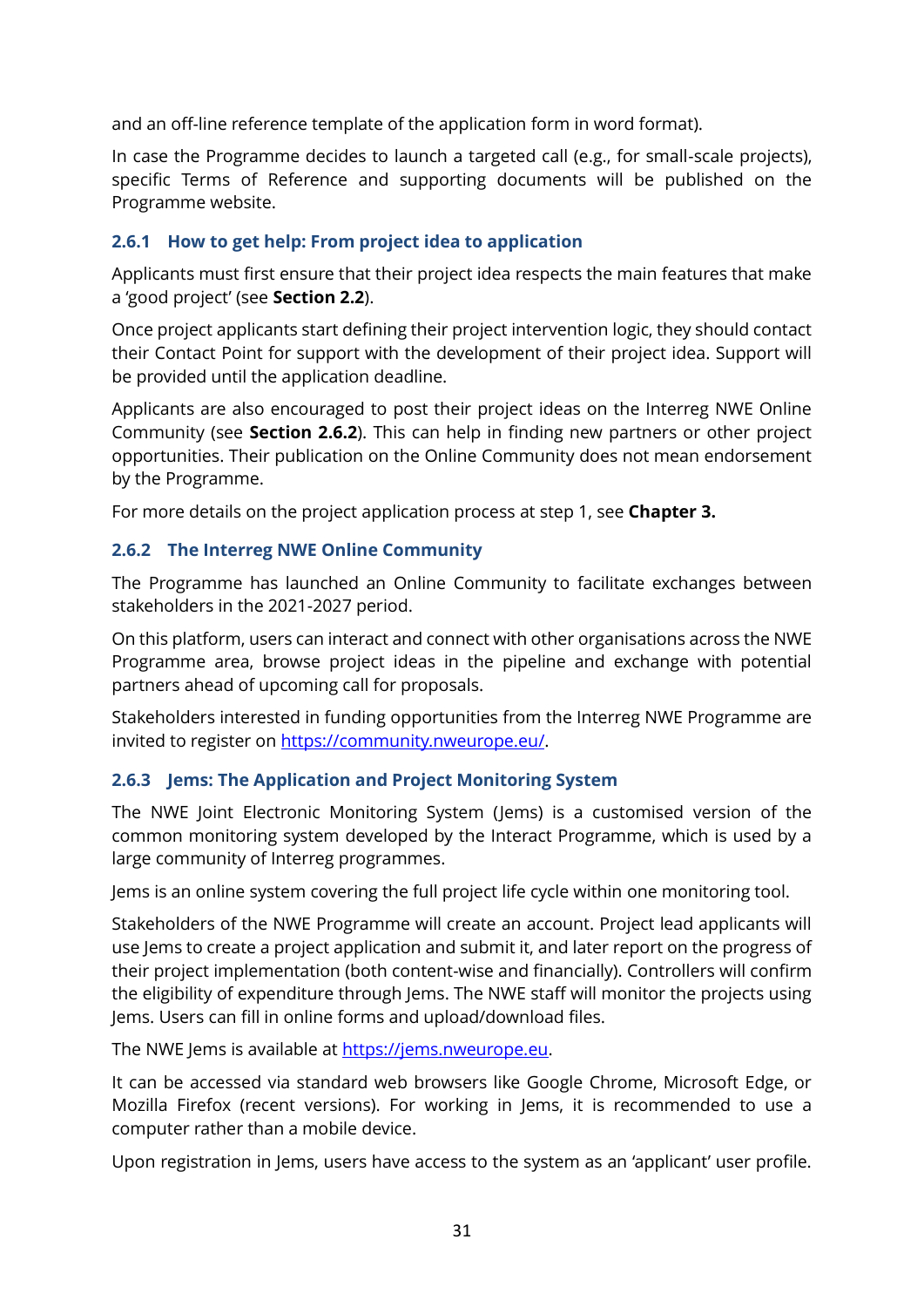and an off-line reference template of the application form in word format).

In case the Programme decides to launch a targeted call (e.g., for small-scale projects), specific Terms of Reference and supporting documents will be published on the Programme website.

### 2.6.1 How to get help: From project idea to application

Applicants must first ensure that their project idea respects the main features that make a 'good project' (see **Section 2.2**).

Once project applicants start defining their project intervention logic, they should contact their Contact Point for support with the development of their project idea. Support will be provided until the application deadline.

Applicants are also encouraged to post their project ideas on the Interreg NWE Online Community (see **Section 2.6.2**). This can help in finding new partners or other project opportunities. Their publication on the Online Community does not mean endorsement by the Programme.

For more details on the project application process at step 1, see **Chapter 3.**

### 2.6.2 The Interreg NWE Online Community

The Programme has launched an Online Community to facilitate exchanges between stakeholders in the 2021-2027 period.

On this platform, users can interact and connect with other organisations across the NWE Programme area, browse project ideas in the pipeline and exchange with potential partners ahead of upcoming call for proposals.

Stakeholders interested in funding opportunities from the Interreg NWE Programme are invited to register on [https://community.nweurope.eu/](https://community.nweurope.eu/).

### 2.6.3 Jems: The Application and Project Monitoring System

The NWE Joint Electronic Monitoring System (Jems) is a customised version of the common monitoring system developed by the Interact Programme, which is used by a large community of Interreg programmes.

Jems is an online system covering the full project life cycle within one monitoring tool.

Stakeholders of the NWE Programme will create an account. Project lead applicants will use Jems to create a project application and submit it, and later report on the progress of their project implementation (both content-wise and financially). Controllers will confirm the eligibility of expenditure through Jems. The NWE staff will monitor the projects using Jems. Users can fill in online forms and upload/download files.

The NWE Jems is available at [https://jems.nweurope.eu](https://jems.nweurope.eu).

It can be accessed via standard web browsers like Google Chrome, Microsoft Edge, or Mozilla Firefox (recent versions). For working in Jems, it is recommended to use a computer rather than a mobile device.

Upon registration in Jems, users have access to the system as an 'applicant' user profile.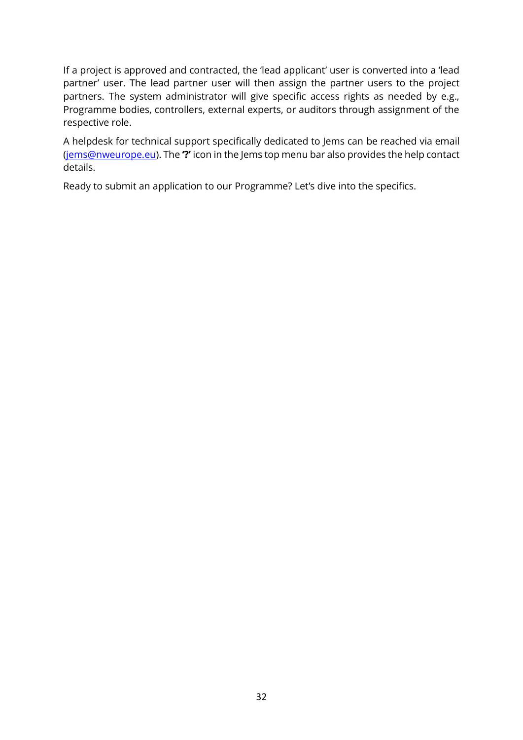If a project is approved and contracted, the 'lead applicant' user is converted into a 'lead partner' user. The lead partner user will then assign the partner users to the project partners. The system administrator will give specific access rights as needed by e.g., Programme bodies, controllers, external experts, or auditors through assignment of the respective role.

A helpdesk for technical support specifically dedicated to Jems can be reached via email ([jems@nweurope.eu](mailto:jems@nweurope.eu)). The **'?'** icon in the Jems top menu bar also provides the help contact details.

Ready to submit an application to our Programme? Let's dive into the specifics.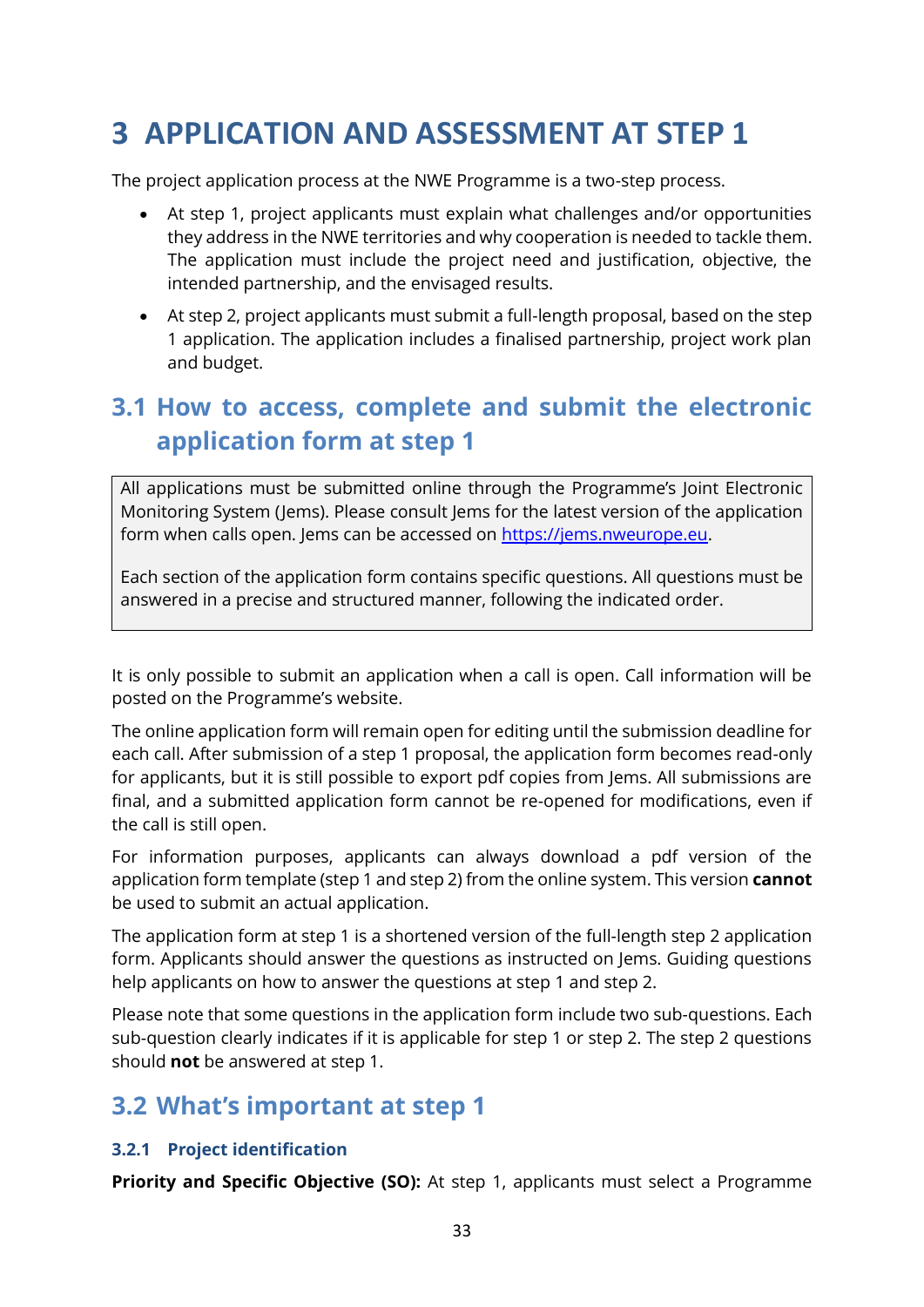# 3 APPLICATION AND ASSESSMENT AT STEP 1

The project application process at the NWE Programme is a two-step process.

- At step 1, project applicants must explain what challenges and/or opportunities they address in the NWE territories and why cooperation is needed to tackle them. The application must include the project need and justification, objective, the intended partnership, and the envisaged results.
- At step 2, project applicants must submit a full-length proposal, based on the step 1 application. The application includes a finalised partnership, project work plan and budget.

## 3.1 How to access, complete and submit the electronic application form at step 1

All applications must be submitted online through the Programme's Joint Electronic Monitoring System (Jems). Please consult Jems for the latest version of the application form when calls open. Jems can be accessed on https://jems.nweurope.eu.

Each section of the application form contains specific questions. All questions must be answered in a precise and structured manner, following the indicated order.

It is only possible to submit an application when a call is open. Call information will be posted on the Programme's website.

The online application form will remain open for editing until the submission deadline for each call. After submission of a step 1 proposal, the application form becomes read-only for applicants, but it is still possible to export pdf copies from Jems. All submissions are final, and a submitted application form cannot be re-opened for modifications, even if the call is still open.

For information purposes, applicants can always download a pdf version of the application form template (step 1 and step 2) from the online system. This version **cannot** be used to submit an actual application.

The application form at step 1 is a shortened version of the full-length step 2 application form. Applicants should answer the questions as instructed on Jems. Guiding questions help applicants on how to answer the questions at step 1 and step 2.

Please note that some questions in the application form include two sub-questions. Each sub-question clearly indicates if it is applicable for step 1 or step 2. The step 2 questions should **not** be answered at step 1.

## 3.2 What's important at step 1

### 3.2.1 Project identification

**Priority and Specific Objective (SO):** At step 1, applicants must select a Programme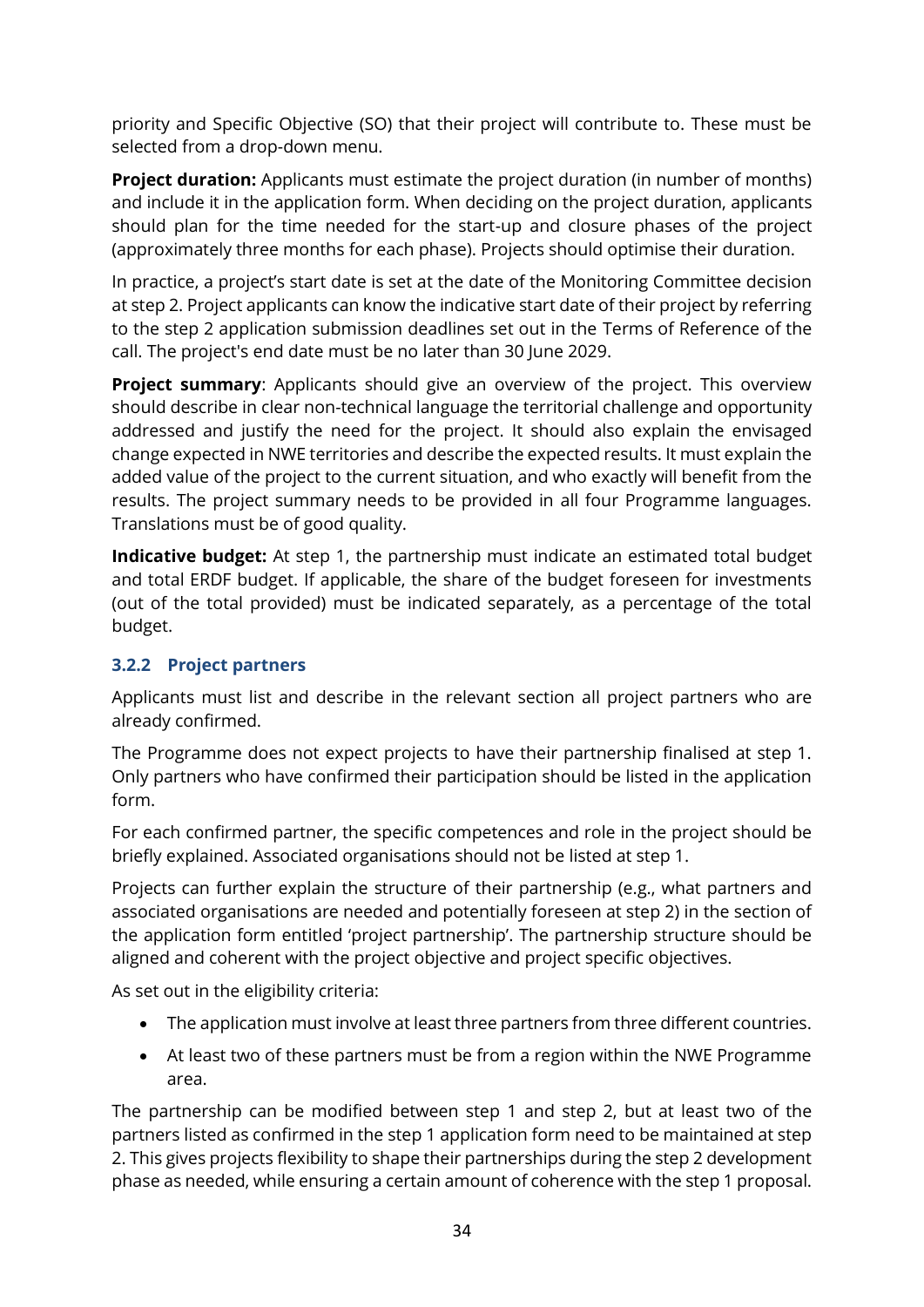priority and Specific Objective (SO) that their project will contribute to. These must be selected from a drop-down menu.

**Project duration:** Applicants must estimate the project duration (in number of months) and include it in the application form. When deciding on the project duration, applicants should plan for the time needed for the start-up and closure phases of the project (approximately three months for each phase). Projects should optimise their duration.

In practice, a project's start date is set at the date of the Monitoring Committee decision at step 2. Project applicants can know the indicative start date of their project by referring to the step 2 application submission deadlines set out in the Terms of Reference of the call. The project's end date must be no later than 30 June 2029.

**Project summary**: Applicants should give an overview of the project. This overview should describe in clear non-technical language the territorial challenge and opportunity addressed and justify the need for the project. It should also explain the envisaged change expected in NWE territories and describe the expected results. It must explain the added value of the project to the current situation, and who exactly will benefit from the results. The project summary needs to be provided in all four Programme languages. Translations must be of good quality.

**Indicative budget:** At step 1, the partnership must indicate an estimated total budget and total ERDF budget. If applicable, the share of the budget foreseen for investments (out of the total provided) must be indicated separately, as a percentage of the total budget.

### 3.2.2 Project partners

Applicants must list and describe in the relevant section all project partners who are already confirmed.

The Programme does not expect projects to have their partnership finalised at step 1. Only partners who have confirmed their participation should be listed in the application form.

For each confirmed partner, the specific competences and role in the project should be briefly explained. Associated organisations should not be listed at step 1.

Projects can further explain the structure of their partnership (e.g., what partners and associated organisations are needed and potentially foreseen at step 2) in the section of the application form entitled 'project partnership'. The partnership structure should be aligned and coherent with the project objective and project specific objectives.

As set out in the eligibility criteria:

- The application must involve at least three partners from three different countries.
- At least two of these partners must be from a region within the NWE Programme area.

The partnership can be modified between step 1 and step 2, but at least two of the partners listed as confirmed in the step 1 application form need to be maintained at step 2. This gives projects flexibility to shape their partnerships during the step 2 development phase as needed, while ensuring a certain amount of coherence with the step 1 proposal.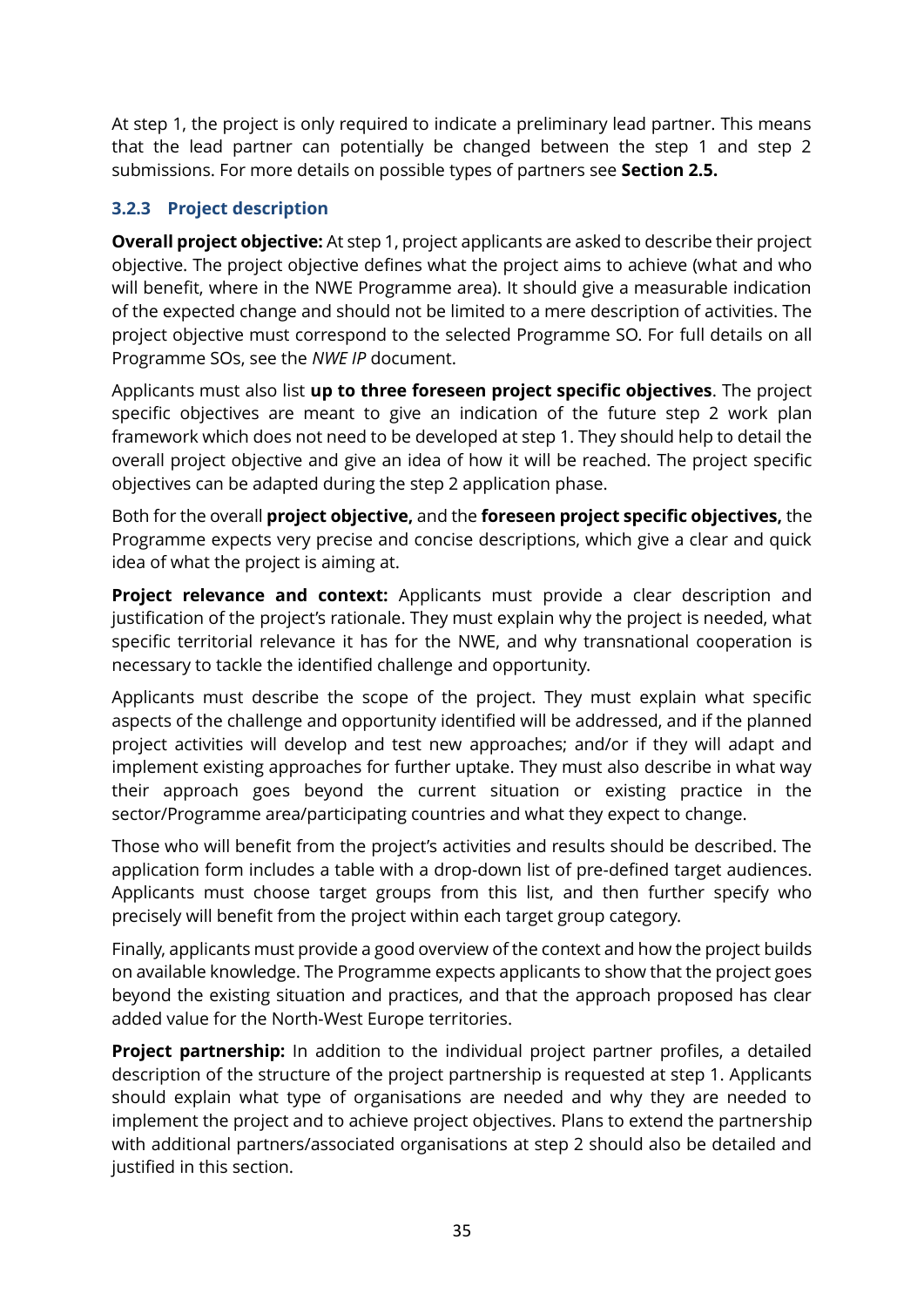At step 1, the project is only required to indicate a preliminary lead partner. This means that the lead partner can potentially be changed between the step 1 and step 2 submissions. For more details on possible types of partners see **Section 2.5.**

### 3.2.3 Project description

**Overall project objective:** At step 1, project applicants are asked to describe their project objective. The project objective defines what the project aims to achieve (what and who will benefit, where in the NWE Programme area). It should give a measurable indication of the expected change and should not be limited to a mere description of activities. The project objective must correspond to the selected Programme SO. For full details on all Programme SOs, see the *NWE IP* document.

Applicants must also list **up to three foreseen project specific objectives**. The project specific objectives are meant to give an indication of the future step 2 work plan framework which does not need to be developed at step 1. They should help to detail the overall project objective and give an idea of how it will be reached. The project specific objectives can be adapted during the step 2 application phase.

Both for the overall **project objective,** and the **foreseen project specific objectives,** the Programme expects very precise and concise descriptions, which give a clear and quick idea of what the project is aiming at.

**Project relevance and context:** Applicants must provide a clear description and justification of the project's rationale. They must explain why the project is needed, what specific territorial relevance it has for the NWE, and why transnational cooperation is necessary to tackle the identified challenge and opportunity.

Applicants must describe the scope of the project. They must explain what specific aspects of the challenge and opportunity identified will be addressed, and if the planned project activities will develop and test new approaches; and/or if they will adapt and implement existing approaches for further uptake. They must also describe in what way their approach goes beyond the current situation or existing practice in the sector/Programme area/participating countries and what they expect to change.

Those who will benefit from the project's activities and results should be described. The application form includes a table with a drop-down list of pre-defined target audiences. Applicants must choose target groups from this list, and then further specify who precisely will benefit from the project within each target group category.

Finally, applicants must provide a good overview of the context and how the project builds on available knowledge. The Programme expects applicants to show that the project goes beyond the existing situation and practices, and that the approach proposed has clear added value for the North-West Europe territories.

**Project partnership:** In addition to the individual project partner profiles, a detailed description of the structure of the project partnership is requested at step 1. Applicants should explain what type of organisations are needed and why they are needed to implement the project and to achieve project objectives. Plans to extend the partnership with additional partners/associated organisations at step 2 should also be detailed and justified in this section.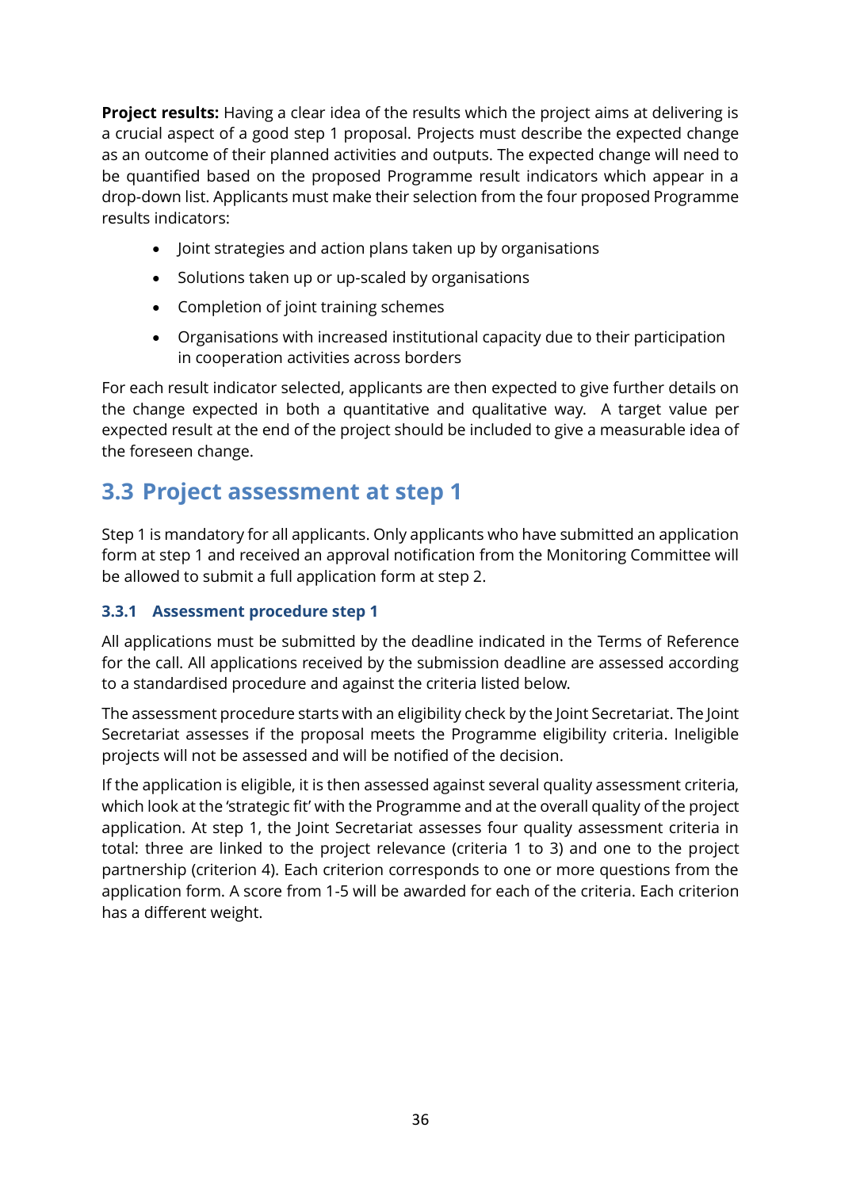**Project results:** Having a clear idea of the results which the project aims at delivering is a crucial aspect of a good step 1 proposal. Projects must describe the expected change as an outcome of their planned activities and outputs. The expected change will need to be quantified based on the proposed Programme result indicators which appear in a drop-down list. Applicants must make their selection from the four proposed Programme results indicators:

- Joint strategies and action plans taken up by organisations
- Solutions taken up or up-scaled by organisations
- Completion of joint training schemes
- Organisations with increased institutional capacity due to their participation in cooperation activities across borders

For each result indicator selected, applicants are then expected to give further details on the change expected in both a quantitative and qualitative way. A target value per expected result at the end of the project should be included to give a measurable idea of the foreseen change.

## 3.3 Project assessment at step 1

Step 1 is mandatory for all applicants. Only applicants who have submitted an application form at step 1 and received an approval notification from the Monitoring Committee will be allowed to submit a full application form at step 2.

### 3.3.1 Assessment procedure step 1

All applications must be submitted by the deadline indicated in the Terms of Reference for the call. All applications received by the submission deadline are assessed according to a standardised procedure and against the criteria listed below.

The assessment procedure starts with an eligibility check by the Joint Secretariat. The Joint Secretariat assesses if the proposal meets the Programme eligibility criteria. Ineligible projects will not be assessed and will be notified of the decision.

If the application is eligible, it is then assessed against several quality assessment criteria, which look at the 'strategic fit' with the Programme and at the overall quality of the project application. At step 1, the Joint Secretariat assesses four quality assessment criteria in total: three are linked to the project relevance (criteria 1 to 3) and one to the project partnership (criterion 4). Each criterion corresponds to one or more questions from the application form. A score from 1-5 will be awarded for each of the criteria. Each criterion has a different weight.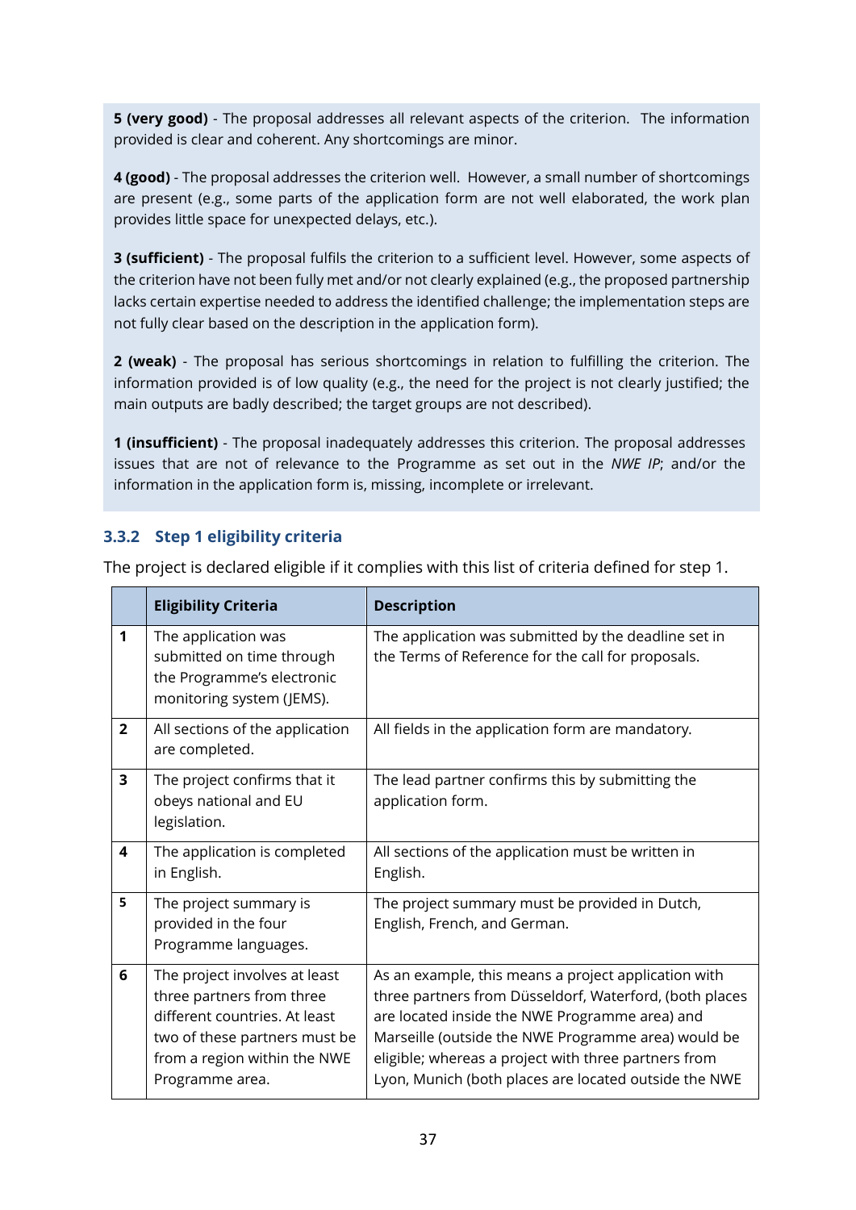**5 (very good)** - The proposal addresses all relevant aspects of the criterion. The information provided is clear and coherent. Any shortcomings are minor.

**4 (good)** - The proposal addresses the criterion well. However, a small number of shortcomings are present (e.g., some parts of the application form are not well elaborated, the work plan provides little space for unexpected delays, etc.).

**3 (sufficient)** - The proposal fulfils the criterion to a sufficient level. However, some aspects of the criterion have not been fully met and/or not clearly explained (e.g., the proposed partnership lacks certain expertise needed to address the identified challenge; the implementation steps are not fully clear based on the description in the application form).

**2 (weak)** - The proposal has serious shortcomings in relation to fulfilling the criterion. The information provided is of low quality (e.g., the need for the project is not clearly justified; the main outputs are badly described; the target groups are not described).

**1 (insufficient)** - The proposal inadequately addresses this criterion. The proposal addresses issues that are not of relevance to the Programme as set out in the *NWE IP*; and/or the information in the application form is, missing, incomplete or irrelevant.

### 3.3.2 Step 1 eligibility criteria

The project is declared eligible if it complies with this list of criteria defined for step 1.

| | **Eligibility Criteria** | **Description** |
|---|---|---|
| **1** | The application was submitted on time through the Programme's electronic monitoring system (JEMS). | The application was submitted by the deadline set in the Terms of Reference for the call for proposals. |
| **2** | All sections of the application are completed. | All fields in the application form are mandatory. |
| **3** | The project confirms that it obeys national and EU legislation. | The lead partner confirms this by submitting the application form. |
| **4** | The application is completed in English. | All sections of the application must be written in English. |
| **5** | The project summary is provided in the four Programme languages. | The project summary must be provided in Dutch, English, French, and German. |
| **6** | The project involves at least three partners from three different countries. At least two of these partners must be from a region within the NWE Programme area. | As an example, this means a project application with three partners from Düsseldorf, Waterford, (both places are located inside the NWE Programme area) and Marseille (outside the NWE Programme area) would be eligible; whereas a project with three partners from Lyon, Munich (both places are located outside the NWE |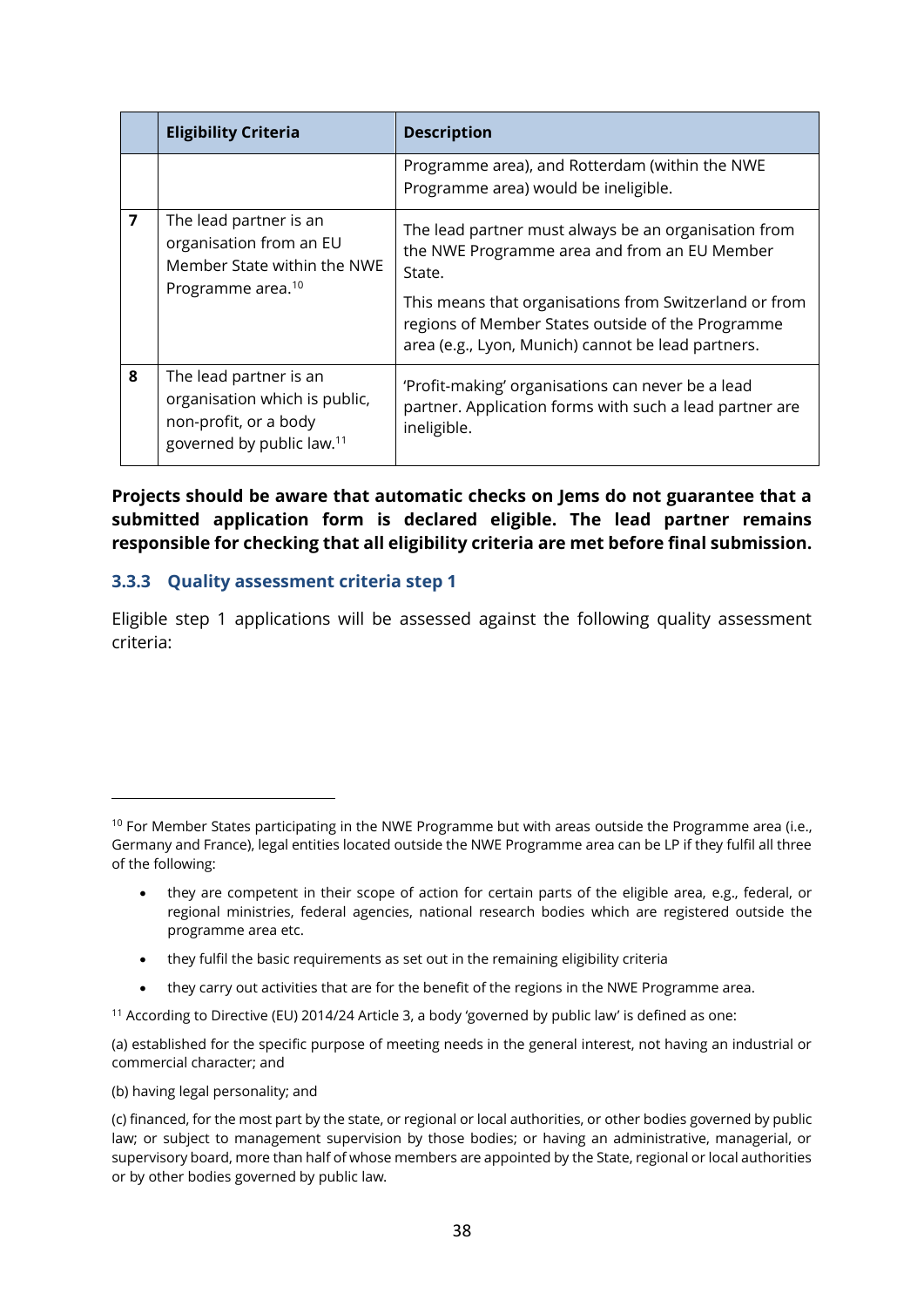| | Eligibility Criteria | Description |
|---|---|---|
| | | Programme area), and Rotterdam (within the NWE Programme area) would be ineligible. |
| 7 | The lead partner is an organisation from an EU Member State within the NWE Programme area.[10] | The lead partner must always be an organisation from the NWE Programme area and from an EU Member State.<br><br>This means that organisations from Switzerland or from regions of Member States outside of the Programme area (e.g., Lyon, Munich) cannot be lead partners. |
| 8 | The lead partner is an organisation which is public, non-profit, or a body governed by public law.[11] | 'Profit-making' organisations can never be a lead partner. Application forms with such a lead partner are ineligible. |

**Projects should be aware that automatic checks on Jems do not guarantee that a submitted application form is declared eligible. The lead partner remains responsible for checking that all eligibility criteria are met before final submission.**

### 3.3.3 Quality assessment criteria step 1

Eligible step 1 applications will be assessed against the following quality assessment criteria:

---

[10] For Member States participating in the NWE Programme but with areas outside the Programme area (i.e., Germany and France), legal entities located outside the NWE Programme area can be LP if they fulfil all three of the following:

- they are competent in their scope of action for certain parts of the eligible area, e.g., federal, or regional ministries, federal agencies, national research bodies which are registered outside the programme area etc.
- they fulfil the basic requirements as set out in the remaining eligibility criteria
- they carry out activities that are for the benefit of the regions in the NWE Programme area.

[11] According to Directive (EU) 2014/24 Article 3, a body 'governed by public law' is defined as one:

(a) established for the specific purpose of meeting needs in the general interest, not having an industrial or commercial character; and

(b) having legal personality; and

(c) financed, for the most part by the state, or regional or local authorities, or other bodies governed by public law; or subject to management supervision by those bodies; or having an administrative, managerial, or supervisory board, more than half of whose members are appointed by the State, regional or local authorities or by other bodies governed by public law.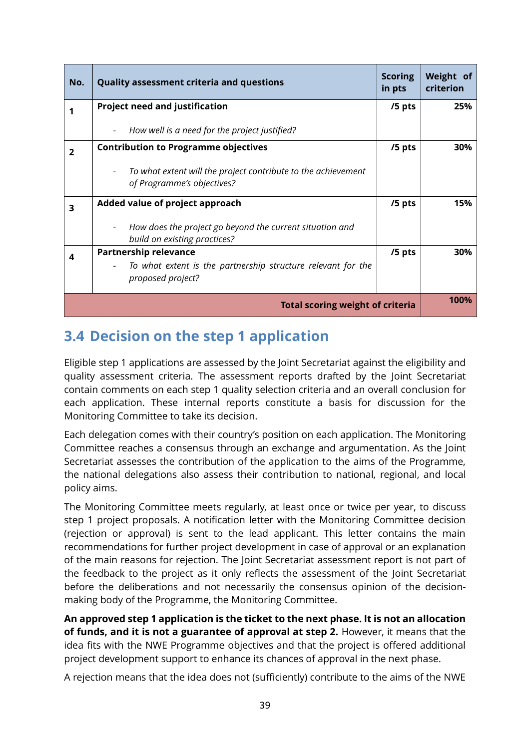| No. | Quality assessment criteria and questions | Scoring in pts | Weight of criterion |
|---|---|---|---|
| 1 | **Project need and justification**<br>- *How well is a need for the project justified?* | /5 pts | 25% |
| 2 | **Contribution to Programme objectives**<br>- *To what extent will the project contribute to the achievement of Programme's objectives?* | /5 pts | 30% |
| 3 | **Added value of project approach**<br>- *How does the project go beyond the current situation and build on existing practices?* | /5 pts | 15% |
| 4 | **Partnership relevance**<br>- *To what extent is the partnership structure relevant for the proposed project?* | /5 pts | 30% |
| | | **Total scoring weight of criteria** | **100%** |

## 3.4 Decision on the step 1 application

Eligible step 1 applications are assessed by the Joint Secretariat against the eligibility and quality assessment criteria. The assessment reports drafted by the Joint Secretariat contain comments on each step 1 quality selection criteria and an overall conclusion for each application. These internal reports constitute a basis for discussion for the Monitoring Committee to take its decision.

Each delegation comes with their country's position on each application. The Monitoring Committee reaches a consensus through an exchange and argumentation. As the Joint Secretariat assesses the contribution of the application to the aims of the Programme, the national delegations also assess their contribution to national, regional, and local policy aims.

The Monitoring Committee meets regularly, at least once or twice per year, to discuss step 1 project proposals. A notification letter with the Monitoring Committee decision (rejection or approval) is sent to the lead applicant. This letter contains the main recommendations for further project development in case of approval or an explanation of the main reasons for rejection. The Joint Secretariat assessment report is not part of the feedback to the project as it only reflects the assessment of the Joint Secretariat before the deliberations and not necessarily the consensus opinion of the decision-making body of the Programme, the Monitoring Committee.

**An approved step 1 application is the ticket to the next phase. It is not an allocation of funds, and it is not a guarantee of approval at step 2.** However, it means that the idea fits with the NWE Programme objectives and that the project is offered additional project development support to enhance its chances of approval in the next phase.

A rejection means that the idea does not (sufficiently) contribute to the aims of the NWE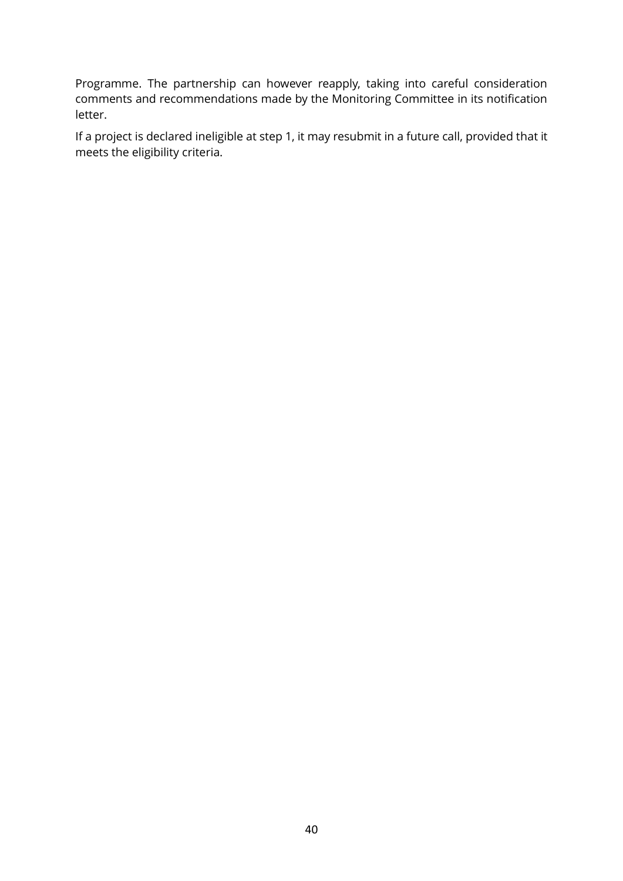Programme. The partnership can however reapply, taking into careful consideration comments and recommendations made by the Monitoring Committee in its notification letter.

If a project is declared ineligible at step 1, it may resubmit in a future call, provided that it meets the eligibility criteria.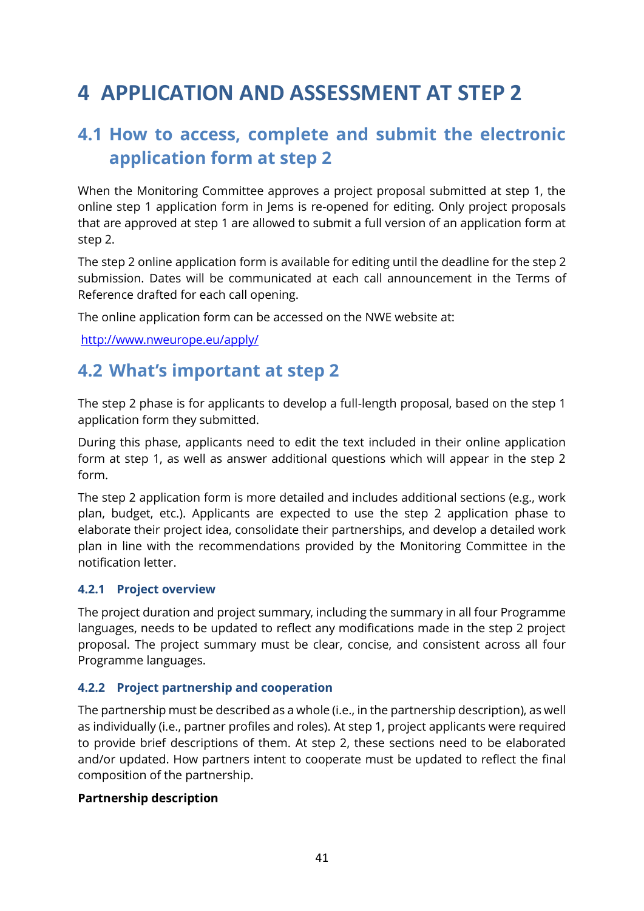# 4 APPLICATION AND ASSESSMENT AT STEP 2

## 4.1 How to access, complete and submit the electronic application form at step 2

When the Monitoring Committee approves a project proposal submitted at step 1, the online step 1 application form in Jems is re-opened for editing. Only project proposals that are approved at step 1 are allowed to submit a full version of an application form at step 2.

The step 2 online application form is available for editing until the deadline for the step 2 submission. Dates will be communicated at each call announcement in the Terms of Reference drafted for each call opening.

The online application form can be accessed on the NWE website at:

http://www.nweurope.eu/apply/

## 4.2 What's important at step 2

The step 2 phase is for applicants to develop a full-length proposal, based on the step 1 application form they submitted.

During this phase, applicants need to edit the text included in their online application form at step 1, as well as answer additional questions which will appear in the step 2 form.

The step 2 application form is more detailed and includes additional sections (e.g., work plan, budget, etc.). Applicants are expected to use the step 2 application phase to elaborate their project idea, consolidate their partnerships, and develop a detailed work plan in line with the recommendations provided by the Monitoring Committee in the notification letter.

### 4.2.1 Project overview

The project duration and project summary, including the summary in all four Programme languages, needs to be updated to reflect any modifications made in the step 2 project proposal. The project summary must be clear, concise, and consistent across all four Programme languages.

### 4.2.2 Project partnership and cooperation

The partnership must be described as a whole (i.e., in the partnership description), as well as individually (i.e., partner profiles and roles). At step 1, project applicants were required to provide brief descriptions of them. At step 2, these sections need to be elaborated and/or updated. How partners intent to cooperate must be updated to reflect the final composition of the partnership.

**Partnership description**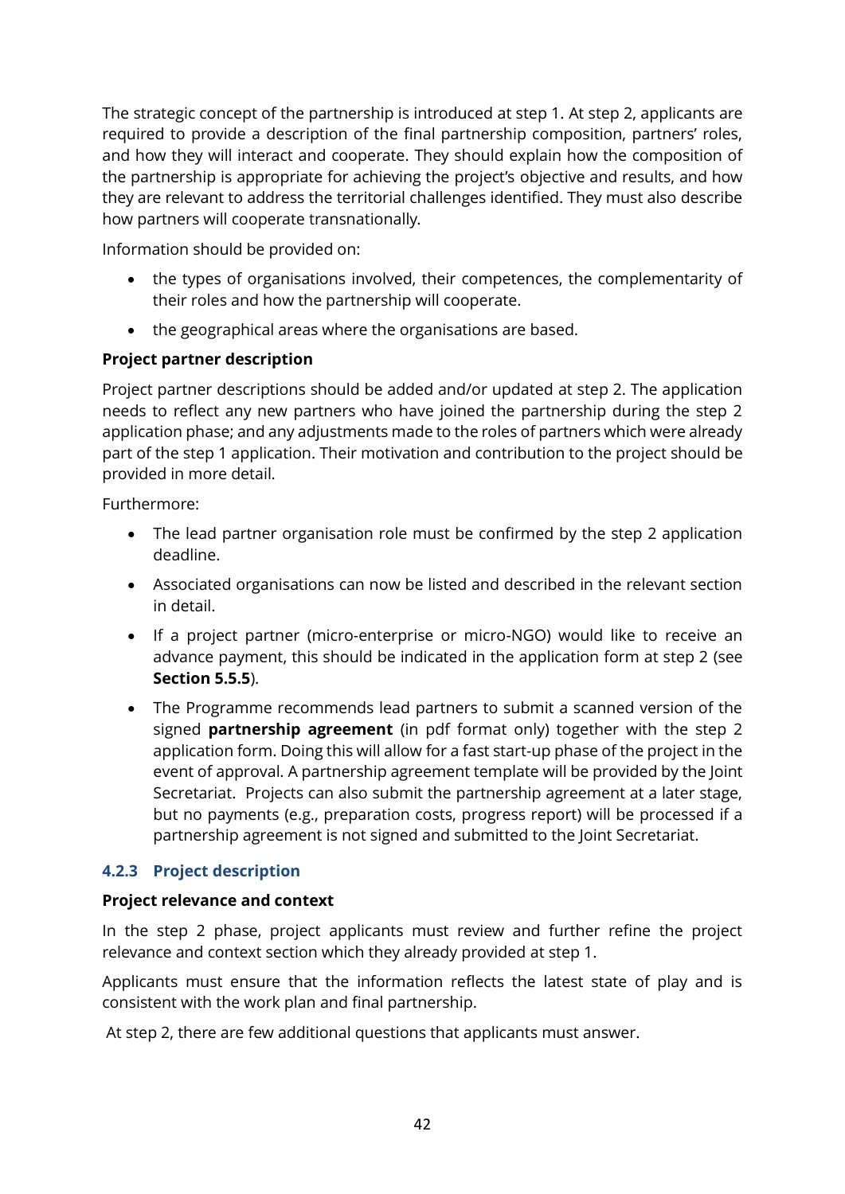The strategic concept of the partnership is introduced at step 1. At step 2, applicants are required to provide a description of the final partnership composition, partners' roles, and how they will interact and cooperate. They should explain how the composition of the partnership is appropriate for achieving the project's objective and results, and how they are relevant to address the territorial challenges identified. They must also describe how partners will cooperate transnationally.

Information should be provided on:

- the types of organisations involved, their competences, the complementarity of their roles and how the partnership will cooperate.
- the geographical areas where the organisations are based.

**Project partner description**

Project partner descriptions should be added and/or updated at step 2. The application needs to reflect any new partners who have joined the partnership during the step 2 application phase; and any adjustments made to the roles of partners which were already part of the step 1 application. Their motivation and contribution to the project should be provided in more detail.

Furthermore:

- The lead partner organisation role must be confirmed by the step 2 application deadline.
- Associated organisations can now be listed and described in the relevant section in detail.
- If a project partner (micro-enterprise or micro-NGO) would like to receive an advance payment, this should be indicated in the application form at step 2 (see **Section 5.5.5**).
- The Programme recommends lead partners to submit a scanned version of the signed **partnership agreement** (in pdf format only) together with the step 2 application form. Doing this will allow for a fast start-up phase of the project in the event of approval. A partnership agreement template will be provided by the Joint Secretariat. Projects can also submit the partnership agreement at a later stage, but no payments (e.g., preparation costs, progress report) will be processed if a partnership agreement is not signed and submitted to the Joint Secretariat.

### 4.2.3 Project description

**Project relevance and context**

In the step 2 phase, project applicants must review and further refine the project relevance and context section which they already provided at step 1.

Applicants must ensure that the information reflects the latest state of play and is consistent with the work plan and final partnership.

At step 2, there are few additional questions that applicants must answer.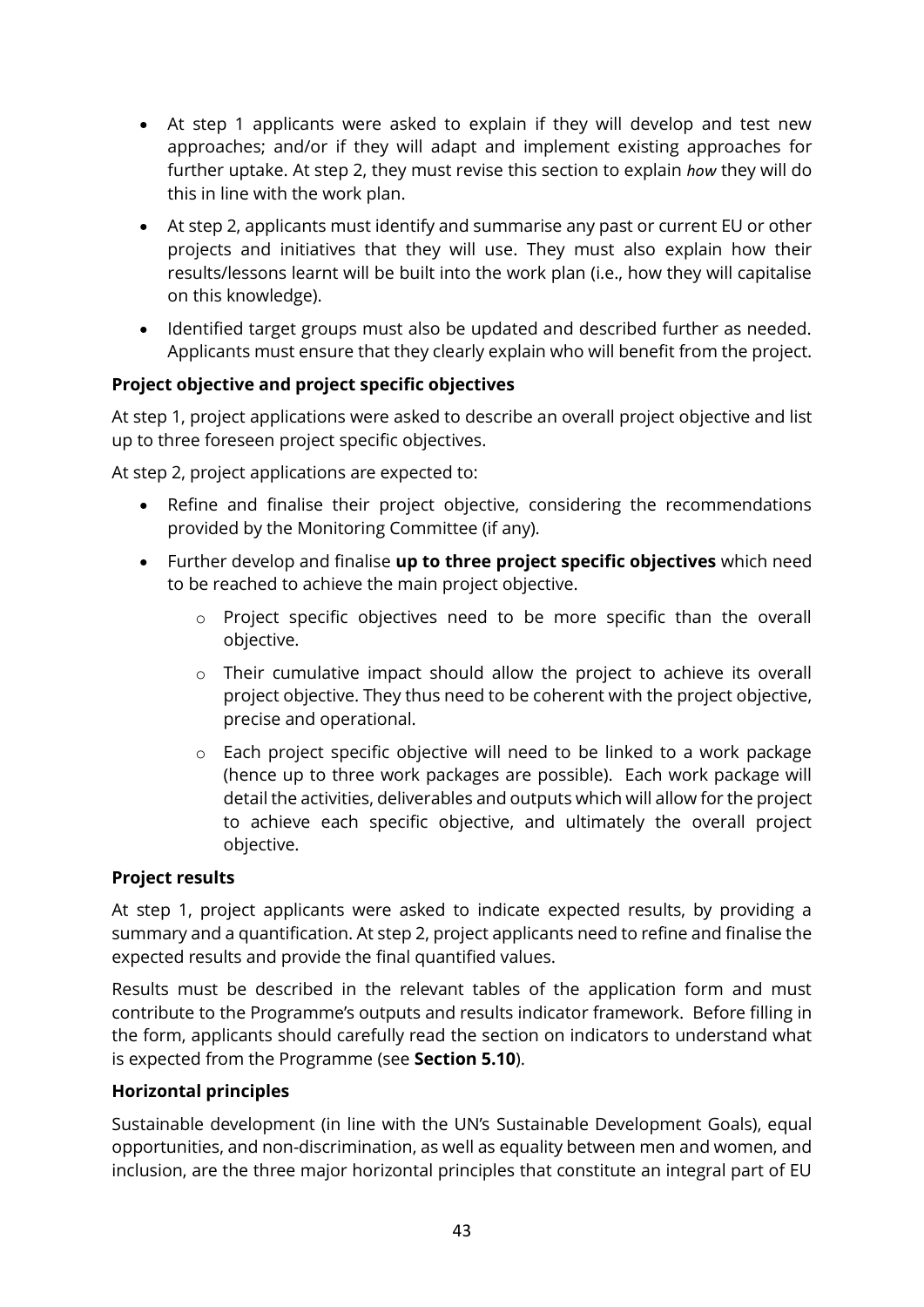- At step 1 applicants were asked to explain if they will develop and test new approaches; and/or if they will adapt and implement existing approaches for further uptake. At step 2, they must revise this section to explain *how* they will do this in line with the work plan.
- At step 2, applicants must identify and summarise any past or current EU or other projects and initiatives that they will use. They must also explain how their results/lessons learnt will be built into the work plan (i.e., how they will capitalise on this knowledge).
- Identified target groups must also be updated and described further as needed. Applicants must ensure that they clearly explain who will benefit from the project.

**Project objective and project specific objectives**

At step 1, project applications were asked to describe an overall project objective and list up to three foreseen project specific objectives.

At step 2, project applications are expected to:

- Refine and finalise their project objective, considering the recommendations provided by the Monitoring Committee (if any).
- Further develop and finalise **up to three project specific objectives** which need to be reached to achieve the main project objective.
    - Project specific objectives need to be more specific than the overall objective.
    - Their cumulative impact should allow the project to achieve its overall project objective. They thus need to be coherent with the project objective, precise and operational.
    - Each project specific objective will need to be linked to a work package (hence up to three work packages are possible). Each work package will detail the activities, deliverables and outputs which will allow for the project to achieve each specific objective, and ultimately the overall project objective.

**Project results**

At step 1, project applicants were asked to indicate expected results, by providing a summary and a quantification. At step 2, project applicants need to refine and finalise the expected results and provide the final quantified values.

Results must be described in the relevant tables of the application form and must contribute to the Programme's outputs and results indicator framework. Before filling in the form, applicants should carefully read the section on indicators to understand what is expected from the Programme (see **Section 5.10**).

**Horizontal principles**

Sustainable development (in line with the UN's Sustainable Development Goals), equal opportunities, and non-discrimination, as well as equality between men and women, and inclusion, are the three major horizontal principles that constitute an integral part of EU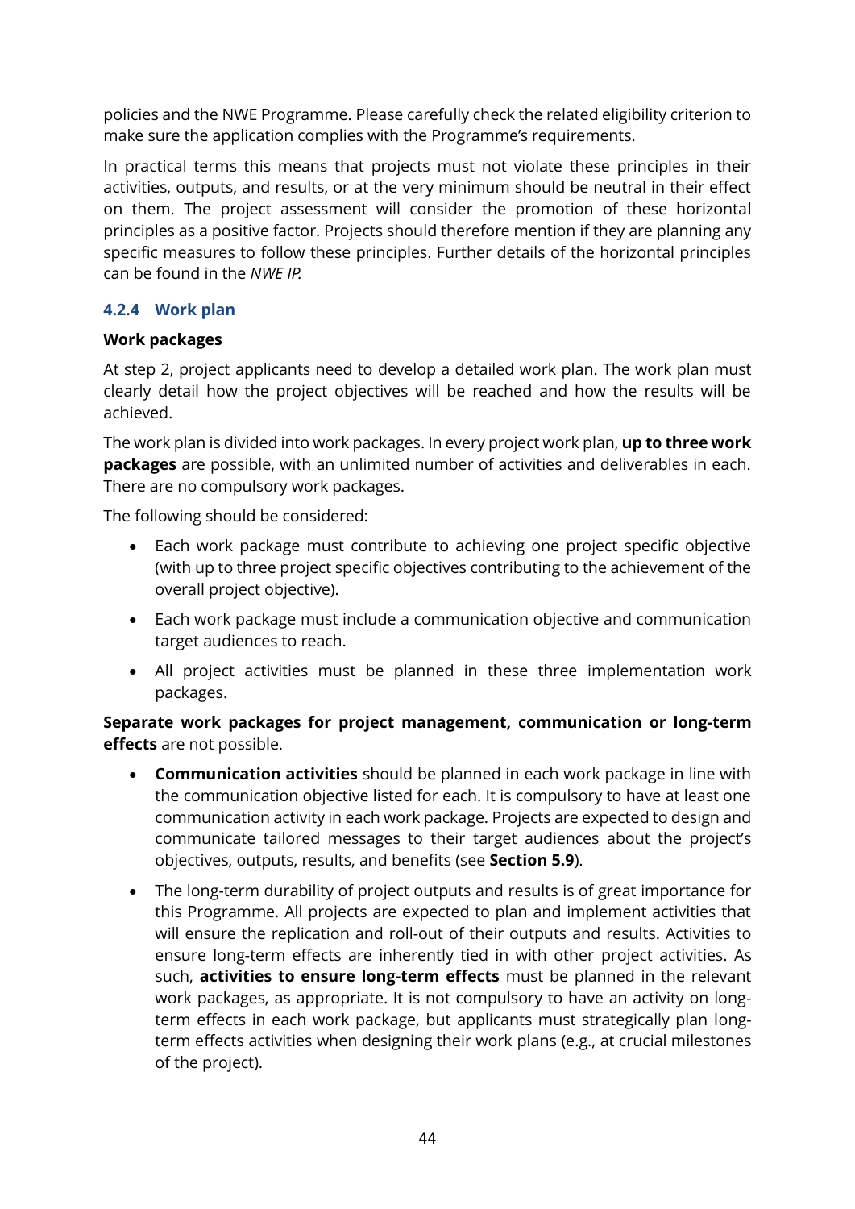policies and the NWE Programme. Please carefully check the related eligibility criterion to make sure the application complies with the Programme's requirements.

In practical terms this means that projects must not violate these principles in their activities, outputs, and results, or at the very minimum should be neutral in their effect on them. The project assessment will consider the promotion of these horizontal principles as a positive factor. Projects should therefore mention if they are planning any specific measures to follow these principles. Further details of the horizontal principles can be found in the *NWE IP.*

### 4.2.4 Work plan

**Work packages**

At step 2, project applicants need to develop a detailed work plan. The work plan must clearly detail how the project objectives will be reached and how the results will be achieved.

The work plan is divided into work packages. In every project work plan, **up to three work packages** are possible, with an unlimited number of activities and deliverables in each. There are no compulsory work packages.

The following should be considered:

- Each work package must contribute to achieving one project specific objective (with up to three project specific objectives contributing to the achievement of the overall project objective).
- Each work package must include a communication objective and communication target audiences to reach.
- All project activities must be planned in these three implementation work packages.

**Separate work packages for project management, communication or long-term effects** are not possible.

- **Communication activities** should be planned in each work package in line with the communication objective listed for each. It is compulsory to have at least one communication activity in each work package. Projects are expected to design and communicate tailored messages to their target audiences about the project's objectives, outputs, results, and benefits (see **Section 5.9**).
- The long-term durability of project outputs and results is of great importance for this Programme. All projects are expected to plan and implement activities that will ensure the replication and roll-out of their outputs and results. Activities to ensure long-term effects are inherently tied in with other project activities. As such, **activities to ensure long-term effects** must be planned in the relevant work packages, as appropriate. It is not compulsory to have an activity on long-term effects in each work package, but applicants must strategically plan long-term effects activities when designing their work plans (e.g., at crucial milestones of the project).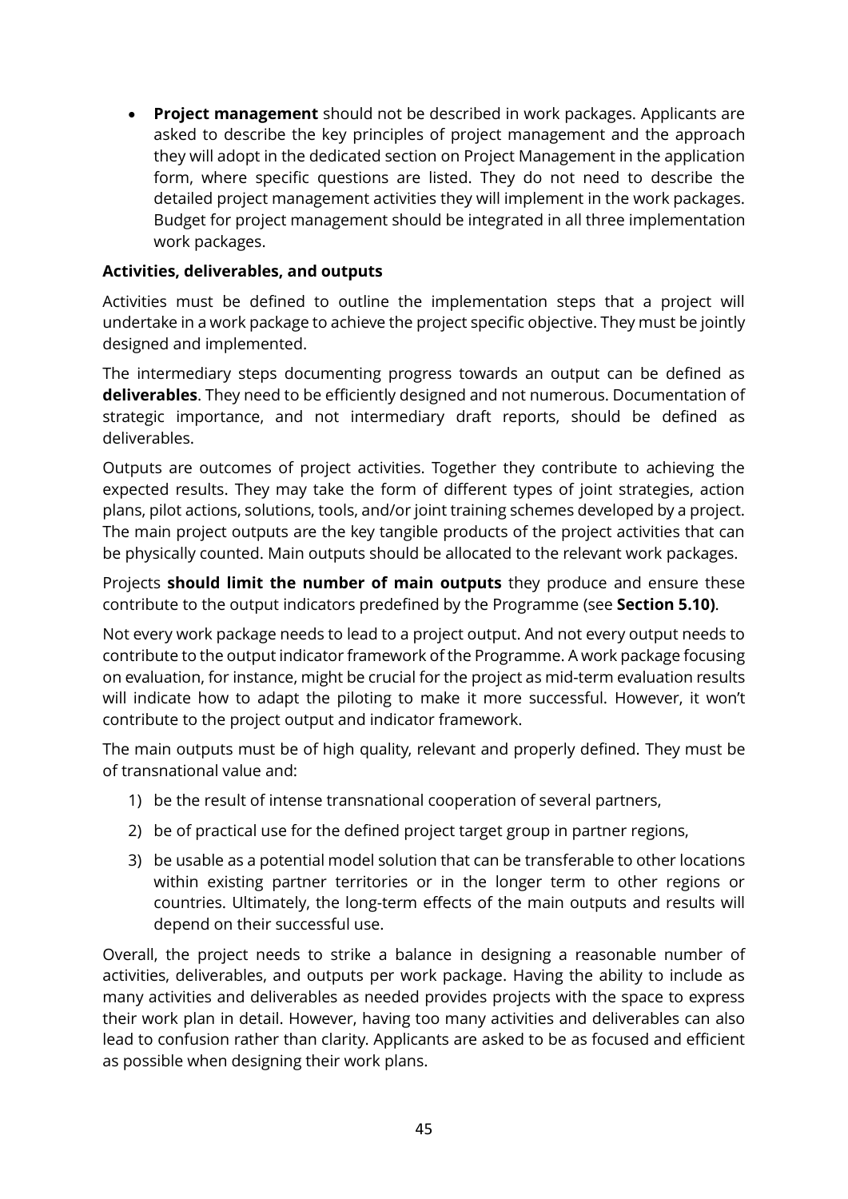- **Project management** should not be described in work packages. Applicants are asked to describe the key principles of project management and the approach they will adopt in the dedicated section on Project Management in the application form, where specific questions are listed. They do not need to describe the detailed project management activities they will implement in the work packages. Budget for project management should be integrated in all three implementation work packages.

**Activities, deliverables, and outputs**

Activities must be defined to outline the implementation steps that a project will undertake in a work package to achieve the project specific objective. They must be jointly designed and implemented.

The intermediary steps documenting progress towards an output can be defined as **deliverables**. They need to be efficiently designed and not numerous. Documentation of strategic importance, and not intermediary draft reports, should be defined as deliverables.

Outputs are outcomes of project activities. Together they contribute to achieving the expected results. They may take the form of different types of joint strategies, action plans, pilot actions, solutions, tools, and/or joint training schemes developed by a project. The main project outputs are the key tangible products of the project activities that can be physically counted. Main outputs should be allocated to the relevant work packages.

Projects **should limit the number of main outputs** they produce and ensure these contribute to the output indicators predefined by the Programme (see **Section 5.10)**.

Not every work package needs to lead to a project output. And not every output needs to contribute to the output indicator framework of the Programme. A work package focusing on evaluation, for instance, might be crucial for the project as mid-term evaluation results will indicate how to adapt the piloting to make it more successful. However, it won't contribute to the project output and indicator framework.

The main outputs must be of high quality, relevant and properly defined. They must be of transnational value and:

1) be the result of intense transnational cooperation of several partners,
2) be of practical use for the defined project target group in partner regions,
3) be usable as a potential model solution that can be transferable to other locations within existing partner territories or in the longer term to other regions or countries. Ultimately, the long-term effects of the main outputs and results will depend on their successful use.

Overall, the project needs to strike a balance in designing a reasonable number of activities, deliverables, and outputs per work package. Having the ability to include as many activities and deliverables as needed provides projects with the space to express their work plan in detail. However, having too many activities and deliverables can also lead to confusion rather than clarity. Applicants are asked to be as focused and efficient as possible when designing their work plans.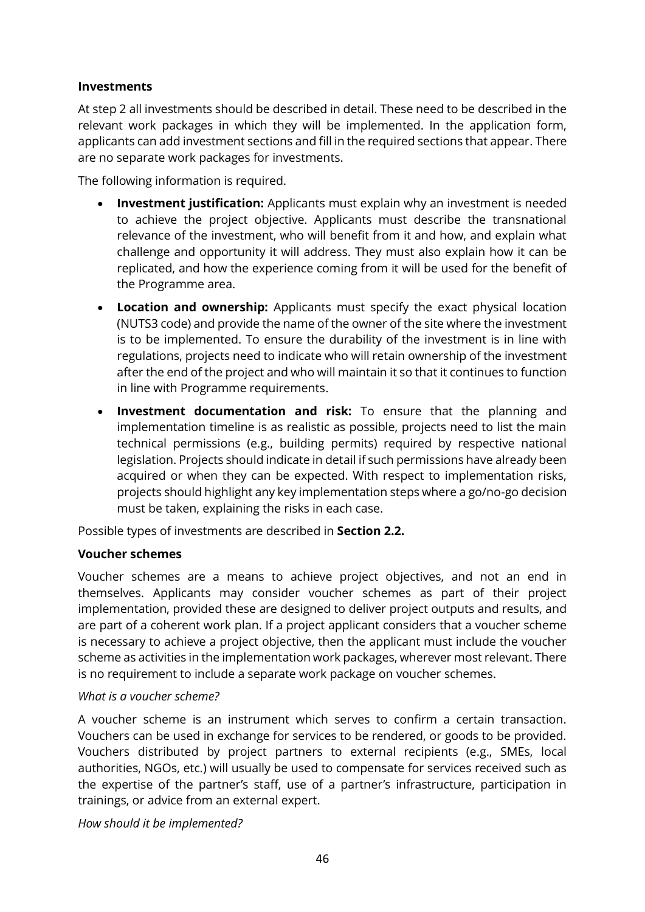**Investments**

At step 2 all investments should be described in detail. These need to be described in the relevant work packages in which they will be implemented. In the application form, applicants can add investment sections and fill in the required sections that appear. There are no separate work packages for investments.

The following information is required.

- **Investment justification:** Applicants must explain why an investment is needed to achieve the project objective. Applicants must describe the transnational relevance of the investment, who will benefit from it and how, and explain what challenge and opportunity it will address. They must also explain how it can be replicated, and how the experience coming from it will be used for the benefit of the Programme area.
- **Location and ownership:** Applicants must specify the exact physical location (NUTS3 code) and provide the name of the owner of the site where the investment is to be implemented. To ensure the durability of the investment is in line with regulations, projects need to indicate who will retain ownership of the investment after the end of the project and who will maintain it so that it continues to function in line with Programme requirements.
- **Investment documentation and risk:** To ensure that the planning and implementation timeline is as realistic as possible, projects need to list the main technical permissions (e.g., building permits) required by respective national legislation. Projects should indicate in detail if such permissions have already been acquired or when they can be expected. With respect to implementation risks, projects should highlight any key implementation steps where a go/no-go decision must be taken, explaining the risks in each case.

Possible types of investments are described in **Section 2.2.**

**Voucher schemes**

Voucher schemes are a means to achieve project objectives, and not an end in themselves. Applicants may consider voucher schemes as part of their project implementation, provided these are designed to deliver project outputs and results, and are part of a coherent work plan. If a project applicant considers that a voucher scheme is necessary to achieve a project objective, then the applicant must include the voucher scheme as activities in the implementation work packages, wherever most relevant. There is no requirement to include a separate work package on voucher schemes.

*What is a voucher scheme?*

A voucher scheme is an instrument which serves to confirm a certain transaction. Vouchers can be used in exchange for services to be rendered, or goods to be provided. Vouchers distributed by project partners to external recipients (e.g., SMEs, local authorities, NGOs, etc.) will usually be used to compensate for services received such as the expertise of the partner's staff, use of a partner's infrastructure, participation in trainings, or advice from an external expert.

*How should it be implemented?*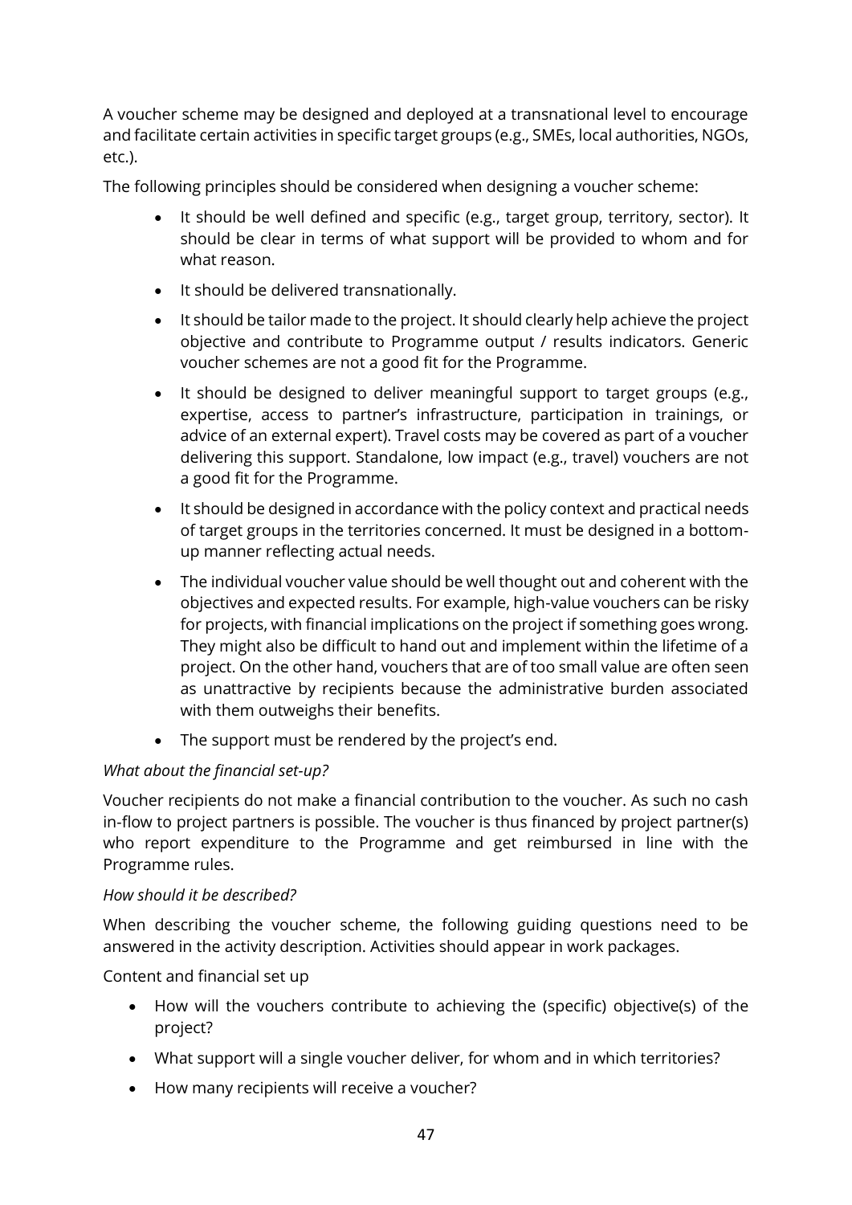A voucher scheme may be designed and deployed at a transnational level to encourage and facilitate certain activities in specific target groups (e.g., SMEs, local authorities, NGOs, etc.).

The following principles should be considered when designing a voucher scheme:

- It should be well defined and specific (e.g., target group, territory, sector). It should be clear in terms of what support will be provided to whom and for what reason.
- It should be delivered transnationally.
- It should be tailor made to the project. It should clearly help achieve the project objective and contribute to Programme output / results indicators. Generic voucher schemes are not a good fit for the Programme.
- It should be designed to deliver meaningful support to target groups (e.g., expertise, access to partner's infrastructure, participation in trainings, or advice of an external expert). Travel costs may be covered as part of a voucher delivering this support. Standalone, low impact (e.g., travel) vouchers are not a good fit for the Programme.
- It should be designed in accordance with the policy context and practical needs of target groups in the territories concerned. It must be designed in a bottom-up manner reflecting actual needs.
- The individual voucher value should be well thought out and coherent with the objectives and expected results. For example, high-value vouchers can be risky for projects, with financial implications on the project if something goes wrong. They might also be difficult to hand out and implement within the lifetime of a project. On the other hand, vouchers that are of too small value are often seen as unattractive by recipients because the administrative burden associated with them outweighs their benefits.
- The support must be rendered by the project's end.

*What about the financial set-up?*

Voucher recipients do not make a financial contribution to the voucher. As such no cash in-flow to project partners is possible. The voucher is thus financed by project partner(s) who report expenditure to the Programme and get reimbursed in line with the Programme rules.

*How should it be described?*

When describing the voucher scheme, the following guiding questions need to be answered in the activity description. Activities should appear in work packages.

Content and financial set up

- How will the vouchers contribute to achieving the (specific) objective(s) of the project?
- What support will a single voucher deliver, for whom and in which territories?
- How many recipients will receive a voucher?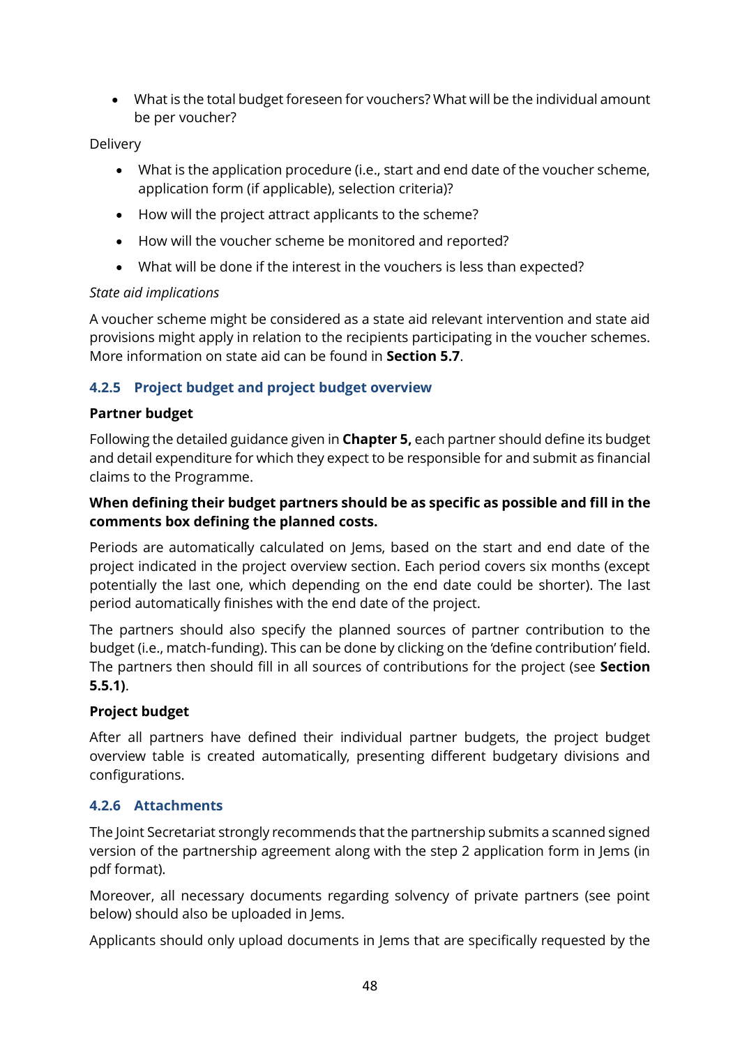- What is the total budget foreseen for vouchers? What will be the individual amount be per voucher?

Delivery

- What is the application procedure (i.e., start and end date of the voucher scheme, application form (if applicable), selection criteria)?
- How will the project attract applicants to the scheme?
- How will the voucher scheme be monitored and reported?
- What will be done if the interest in the vouchers is less than expected?

*State aid implications*

A voucher scheme might be considered as a state aid relevant intervention and state aid provisions might apply in relation to the recipients participating in the voucher schemes. More information on state aid can be found in **Section 5.7**.

### 4.2.5 Project budget and project budget overview

**Partner budget**

Following the detailed guidance given in **Chapter 5,** each partner should define its budget and detail expenditure for which they expect to be responsible for and submit as financial claims to the Programme.

**When defining their budget partners should be as specific as possible and fill in the comments box defining the planned costs.**

Periods are automatically calculated on Jems, based on the start and end date of the project indicated in the project overview section. Each period covers six months (except potentially the last one, which depending on the end date could be shorter). The last period automatically finishes with the end date of the project.

The partners should also specify the planned sources of partner contribution to the budget (i.e., match-funding). This can be done by clicking on the 'define contribution' field. The partners then should fill in all sources of contributions for the project (see **Section 5.5.1)**.

**Project budget**

After all partners have defined their individual partner budgets, the project budget overview table is created automatically, presenting different budgetary divisions and configurations.

### 4.2.6 Attachments

The Joint Secretariat strongly recommends that the partnership submits a scanned signed version of the partnership agreement along with the step 2 application form in Jems (in pdf format).

Moreover, all necessary documents regarding solvency of private partners (see point below) should also be uploaded in Jems.

Applicants should only upload documents in Jems that are specifically requested by the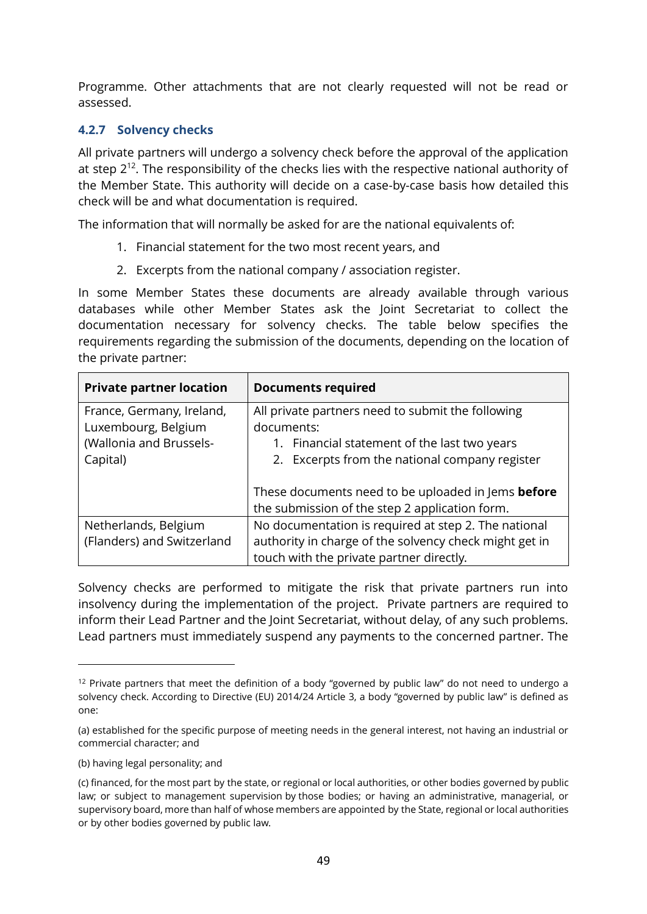Programme. Other attachments that are not clearly requested will not be read or assessed.

### 4.2.7 Solvency checks

All private partners will undergo a solvency check before the approval of the application at step 2[12]. The responsibility of the checks lies with the respective national authority of the Member State. This authority will decide on a case-by-case basis how detailed this check will be and what documentation is required.

The information that will normally be asked for are the national equivalents of:

1. Financial statement for the two most recent years, and
2. Excerpts from the national company / association register.

In some Member States these documents are already available through various databases while other Member States ask the Joint Secretariat to collect the documentation necessary for solvency checks. The table below specifies the requirements regarding the submission of the documents, depending on the location of the private partner:

| Private partner location | Documents required |
| --- | --- |
| France, Germany, Ireland, Luxembourg, Belgium (Wallonia and Brussels-Capital) | All private partners need to submit the following documents:<br>1. Financial statement of the last two years<br>2. Excerpts from the national company register<br><br>These documents need to be uploaded in Jems **before** the submission of the step 2 application form. |
| Netherlands, Belgium (Flanders) and Switzerland | No documentation is required at step 2. The national authority in charge of the solvency check might get in touch with the private partner directly. |

Solvency checks are performed to mitigate the risk that private partners run into insolvency during the implementation of the project. Private partners are required to inform their Lead Partner and the Joint Secretariat, without delay, of any such problems. Lead partners must immediately suspend any payments to the concerned partner. The

---

[12] Private partners that meet the definition of a body "governed by public law" do not need to undergo a solvency check. According to Directive (EU) 2014/24 Article 3, a body "governed by public law" is defined as one:

(a) established for the specific purpose of meeting needs in the general interest, not having an industrial or commercial character; and

(b) having legal personality; and

(c) financed, for the most part by the state, or regional or local authorities, or other bodies governed by public law; or subject to management supervision by those bodies; or having an administrative, managerial, or supervisory board, more than half of whose members are appointed by the State, regional or local authorities or by other bodies governed by public law.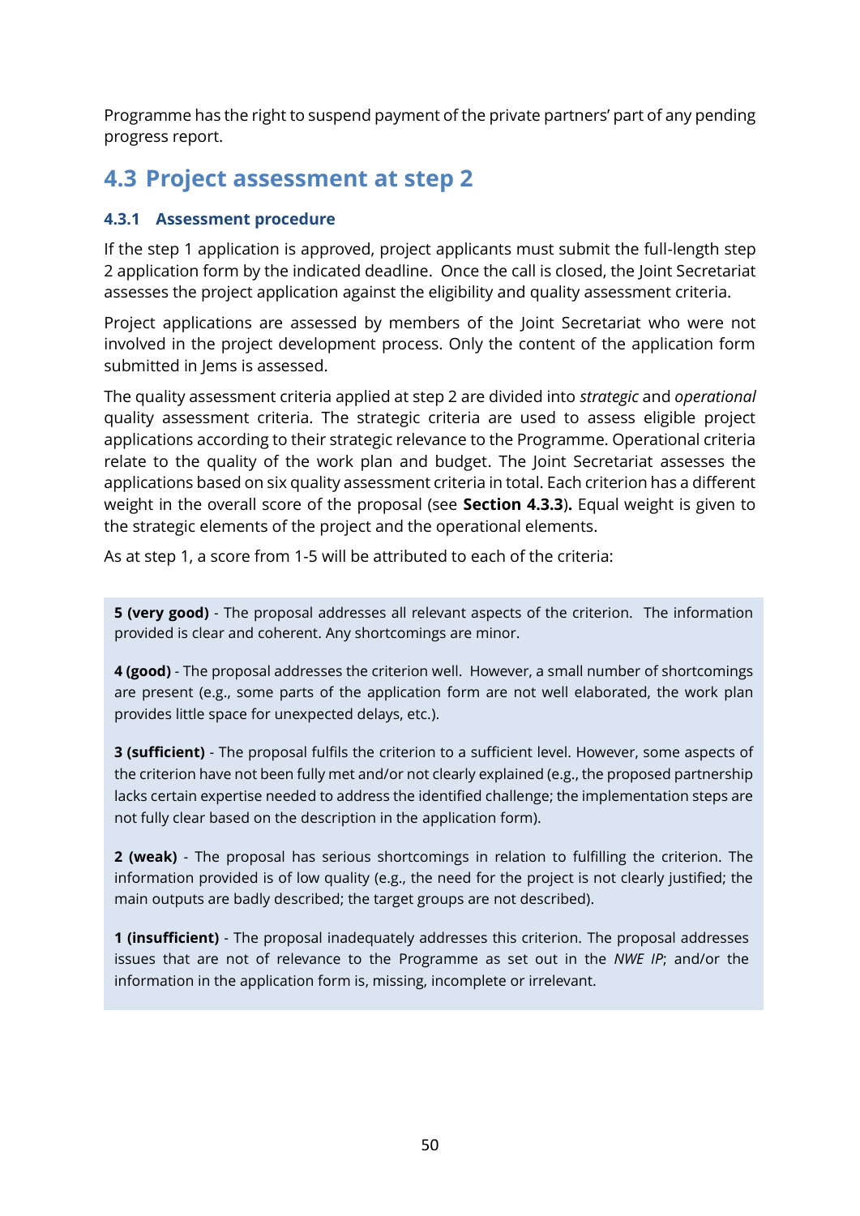Programme has the right to suspend payment of the private partners' part of any pending progress report.

## 4.3 Project assessment at step 2

### 4.3.1 Assessment procedure

If the step 1 application is approved, project applicants must submit the full-length step 2 application form by the indicated deadline. Once the call is closed, the Joint Secretariat assesses the project application against the eligibility and quality assessment criteria.

Project applications are assessed by members of the Joint Secretariat who were not involved in the project development process. Only the content of the application form submitted in Jems is assessed.

The quality assessment criteria applied at step 2 are divided into *strategic* and *operational* quality assessment criteria. The strategic criteria are used to assess eligible project applications according to their strategic relevance to the Programme. Operational criteria relate to the quality of the work plan and budget. The Joint Secretariat assesses the applications based on six quality assessment criteria in total. Each criterion has a different weight in the overall score of the proposal (see **Section 4.3.3**). Equal weight is given to the strategic elements of the project and the operational elements.

As at step 1, a score from 1-5 will be attributed to each of the criteria:

**5 (very good)** - The proposal addresses all relevant aspects of the criterion. The information provided is clear and coherent. Any shortcomings are minor.

**4 (good)** - The proposal addresses the criterion well. However, a small number of shortcomings are present (e.g., some parts of the application form are not well elaborated, the work plan provides little space for unexpected delays, etc.).

**3 (sufficient)** - The proposal fulfils the criterion to a sufficient level. However, some aspects of the criterion have not been fully met and/or not clearly explained (e.g., the proposed partnership lacks certain expertise needed to address the identified challenge; the implementation steps are not fully clear based on the description in the application form).

**2 (weak)** - The proposal has serious shortcomings in relation to fulfilling the criterion. The information provided is of low quality (e.g., the need for the project is not clearly justified; the main outputs are badly described; the target groups are not described).

**1 (insufficient)** - The proposal inadequately addresses this criterion. The proposal addresses issues that are not of relevance to the Programme as set out in the *NWE IP*; and/or the information in the application form is, missing, incomplete or irrelevant.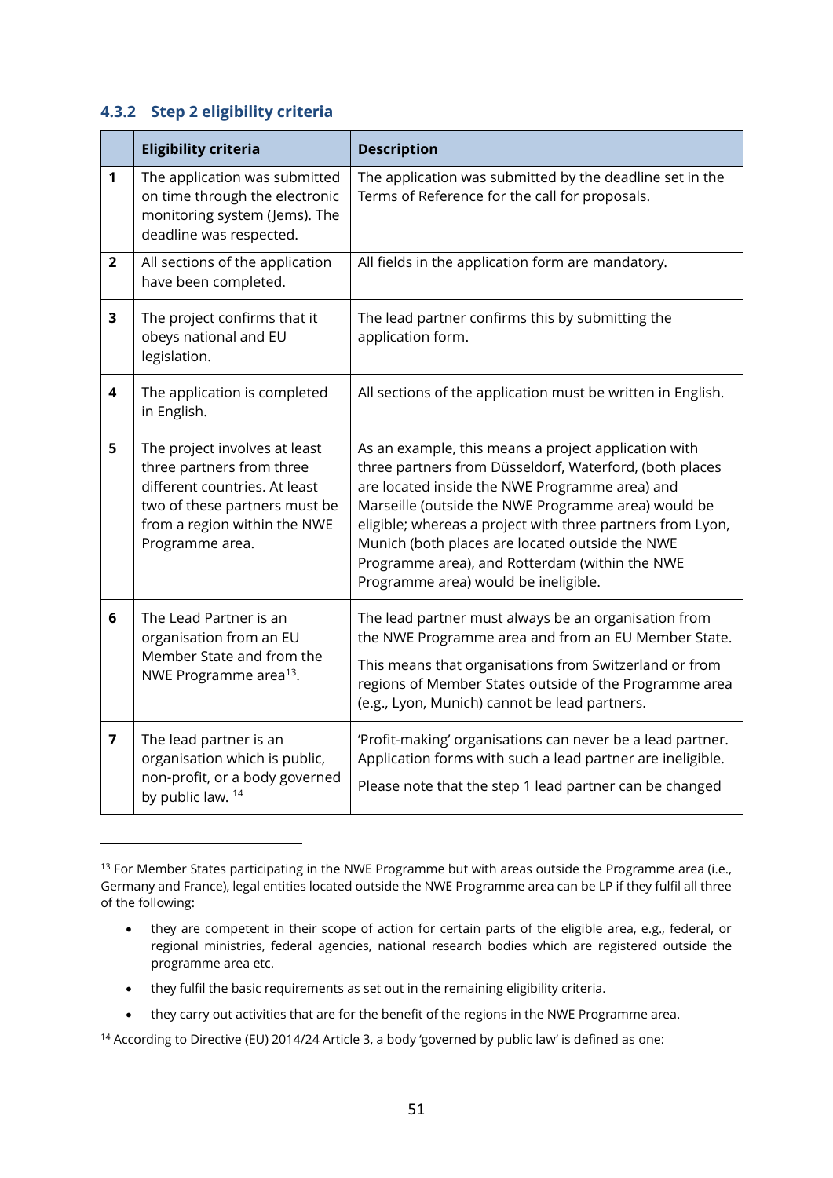### 4.3.2 Step 2 eligibility criteria

| | Eligibility criteria | Description |
|---|---|---|
| 1 | The application was submitted on time through the electronic monitoring system (Jems). The deadline was respected. | The application was submitted by the deadline set in the Terms of Reference for the call for proposals. |
| 2 | All sections of the application have been completed. | All fields in the application form are mandatory. |
| 3 | The project confirms that it obeys national and EU legislation. | The lead partner confirms this by submitting the application form. |
| 4 | The application is completed in English. | All sections of the application must be written in English. |
| 5 | The project involves at least three partners from three different countries. At least two of these partners must be from a region within the NWE Programme area. | As an example, this means a project application with three partners from Düsseldorf, Waterford, (both places are located inside the NWE Programme area) and Marseille (outside the NWE Programme area) would be eligible; whereas a project with three partners from Lyon, Munich (both places are located outside the NWE Programme area), and Rotterdam (within the NWE Programme area) would be ineligible. |
| 6 | The Lead Partner is an organisation from an EU Member State and from the NWE Programme area[13]. | The lead partner must always be an organisation from the NWE Programme area and from an EU Member State. This means that organisations from Switzerland or from regions of Member States outside of the Programme area (e.g., Lyon, Munich) cannot be lead partners. |
| 7 | The lead partner is an organisation which is public, non-profit, or a body governed by public law. [14] | 'Profit-making' organisations can never be a lead partner. Application forms with such a lead partner are ineligible. Please note that the step 1 lead partner can be changed |

[13] For Member States participating in the NWE Programme but with areas outside the Programme area (i.e., Germany and France), legal entities located outside the NWE Programme area can be LP if they fulfil all three of the following:

- they are competent in their scope of action for certain parts of the eligible area, e.g., federal, or regional ministries, federal agencies, national research bodies which are registered outside the programme area etc.
- they fulfil the basic requirements as set out in the remaining eligibility criteria.
- they carry out activities that are for the benefit of the regions in the NWE Programme area.

[14] According to Directive (EU) 2014/24 Article 3, a body 'governed by public law' is defined as one: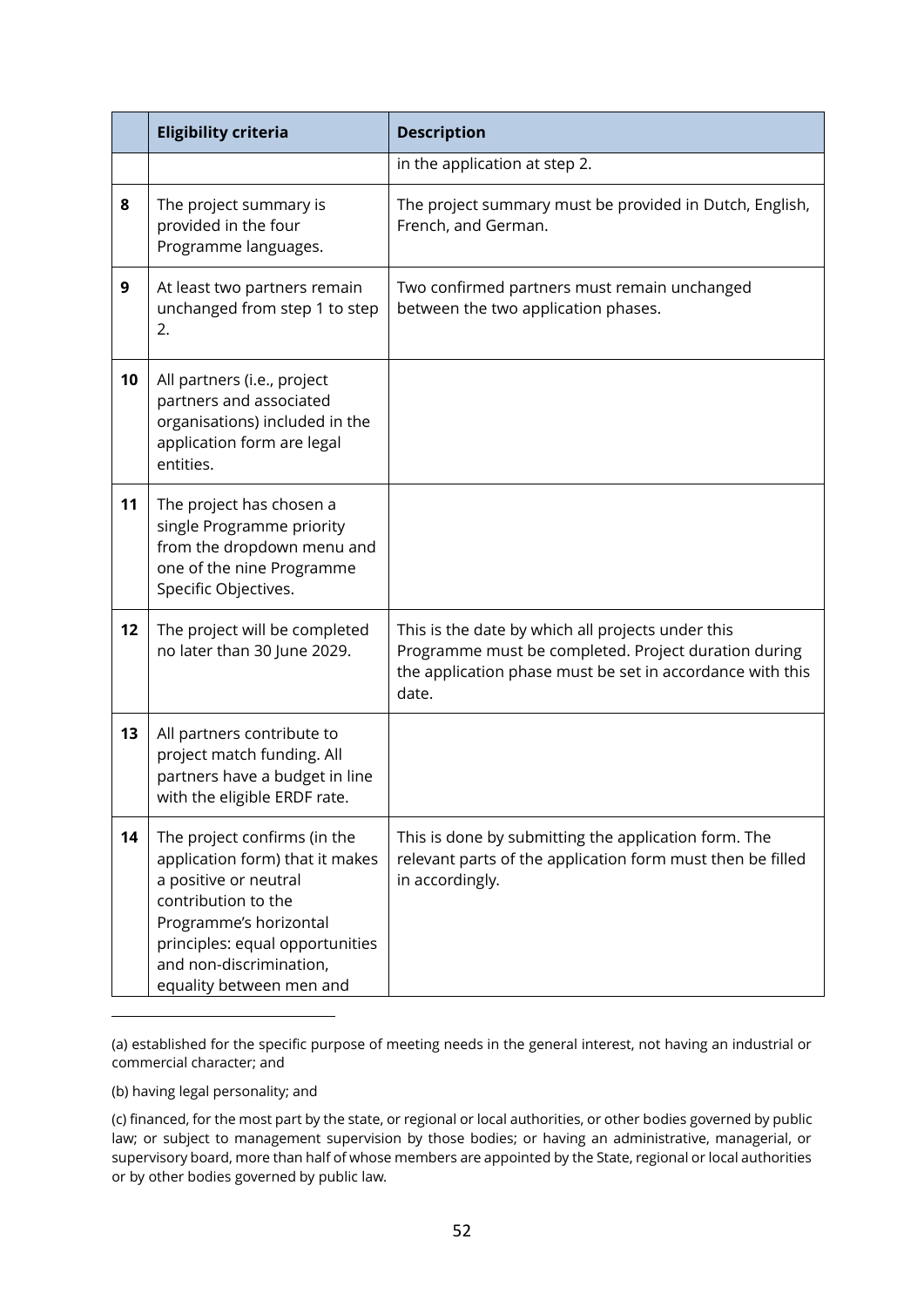|  | Eligibility criteria | Description |
|---|---|---|
|  |  | in the application at step 2. |
| 8 | The project summary is provided in the four Programme languages. | The project summary must be provided in Dutch, English, French, and German. |
| 9 | At least two partners remain unchanged from step 1 to step 2. | Two confirmed partners must remain unchanged between the two application phases. |
| 10 | All partners (i.e., project partners and associated organisations) included in the application form are legal entities. |  |
| 11 | The project has chosen a single Programme priority from the dropdown menu and one of the nine Programme Specific Objectives. |  |
| 12 | The project will be completed no later than 30 June 2029. | This is the date by which all projects under this Programme must be completed. Project duration during the application phase must be set in accordance with this date. |
| 13 | All partners contribute to project match funding. All partners have a budget in line with the eligible ERDF rate. |  |
| 14 | The project confirms (in the application form) that it makes a positive or neutral contribution to the Programme's horizontal principles: equal opportunities and non-discrimination, equality between men and | This is done by submitting the application form. The relevant parts of the application form must then be filled in accordingly. |

(a) established for the specific purpose of meeting needs in the general interest, not having an industrial or commercial character; and

(b) having legal personality; and

(c) financed, for the most part by the state, or regional or local authorities, or other bodies governed by public law; or subject to management supervision by those bodies; or having an administrative, managerial, or supervisory board, more than half of whose members are appointed by the State, regional or local authorities or by other bodies governed by public law.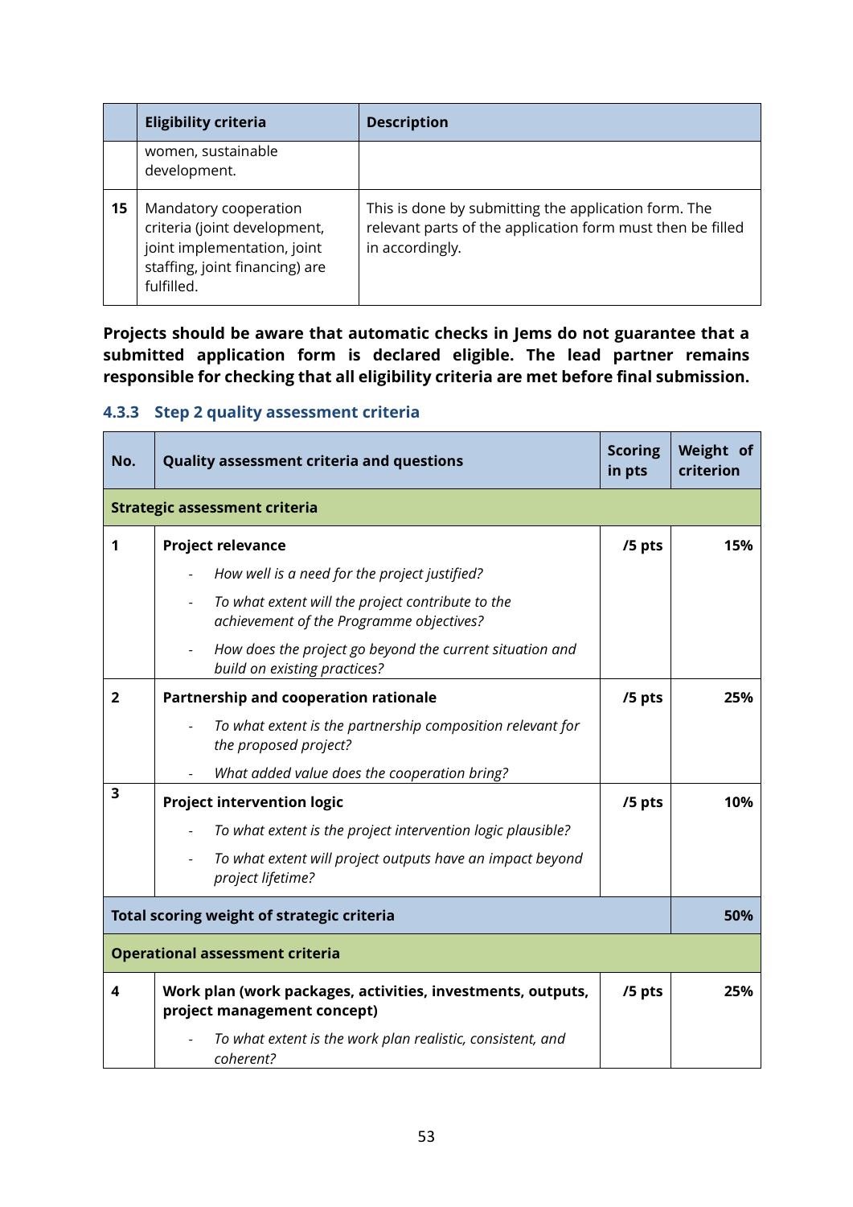|  | Eligibility criteria | Description |
|---|---|---|
|  | women, sustainable development. |  |
| 15 | Mandatory cooperation criteria (joint development, joint implementation, joint staffing, joint financing) are fulfilled. | This is done by submitting the application form. The relevant parts of the application form must then be filled in accordingly. |

**Projects should be aware that automatic checks in Jems do not guarantee that a submitted application form is declared eligible. The lead partner remains responsible for checking that all eligibility criteria are met before final submission.**

### 4.3.3 Step 2 quality assessment criteria

| No. | Quality assessment criteria and questions | Scoring in pts | Weight of criterion |
|---|---|---|---|
| **Strategic assessment criteria** | | | |
| 1 | **Project relevance**<br>- *How well is a need for the project justified?*<br>- *To what extent will the project contribute to the achievement of the Programme objectives?*<br>- *How does the project go beyond the current situation and build on existing practices?* | **/5 pts** | **15%** |
| 2 | **Partnership and cooperation rationale**<br>- *To what extent is the partnership composition relevant for the proposed project?*<br>- *What added value does the cooperation bring?* | **/5 pts** | **25%** |
| 3 | **Project intervention logic**<br>- *To what extent is the project intervention logic plausible?*<br>- *To what extent will project outputs have an impact beyond project lifetime?* | **/5 pts** | **10%** |
| **Total scoring weight of strategic criteria** | | | **50%** |
| **Operational assessment criteria** | | | |
| 4 | **Work plan (work packages, activities, investments, outputs, project management concept)**<br>- *To what extent is the work plan realistic, consistent, and coherent?* | **/5 pts** | **25%** |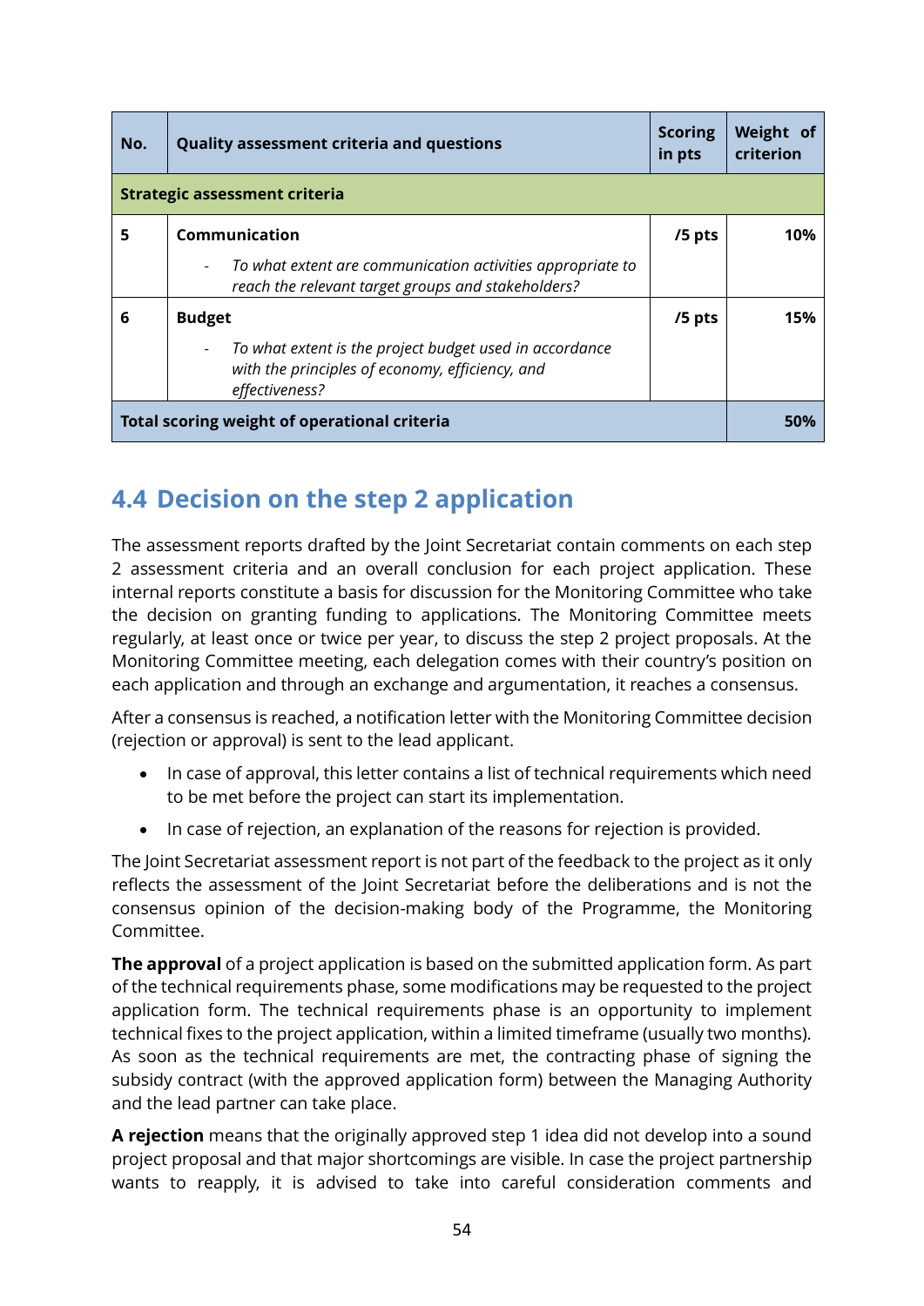| No. | Quality assessment criteria and questions | Scoring in pts | Weight of criterion |
| --- | --- | --- | --- |
| **Strategic assessment criteria** | | | |
| **5** | **Communication**<br>- *To what extent are communication activities appropriate to reach the relevant target groups and stakeholders?* | **/5 pts** | **10%** |
| **6** | **Budget**<br>- *To what extent is the project budget used in accordance with the principles of economy, efficiency, and effectiveness?* | **/5 pts** | **15%** |
| **Total scoring weight of operational criteria** | | | **50%** |

## 4.4 Decision on the step 2 application

The assessment reports drafted by the Joint Secretariat contain comments on each step 2 assessment criteria and an overall conclusion for each project application. These internal reports constitute a basis for discussion for the Monitoring Committee who take the decision on granting funding to applications. The Monitoring Committee meets regularly, at least once or twice per year, to discuss the step 2 project proposals. At the Monitoring Committee meeting, each delegation comes with their country's position on each application and through an exchange and argumentation, it reaches a consensus.

After a consensus is reached, a notification letter with the Monitoring Committee decision (rejection or approval) is sent to the lead applicant.

- In case of approval, this letter contains a list of technical requirements which need to be met before the project can start its implementation.
- In case of rejection, an explanation of the reasons for rejection is provided.

The Joint Secretariat assessment report is not part of the feedback to the project as it only reflects the assessment of the Joint Secretariat before the deliberations and is not the consensus opinion of the decision-making body of the Programme, the Monitoring Committee.

**The approval** of a project application is based on the submitted application form. As part of the technical requirements phase, some modifications may be requested to the project application form. The technical requirements phase is an opportunity to implement technical fixes to the project application, within a limited timeframe (usually two months). As soon as the technical requirements are met, the contracting phase of signing the subsidy contract (with the approved application form) between the Managing Authority and the lead partner can take place.

**A rejection** means that the originally approved step 1 idea did not develop into a sound project proposal and that major shortcomings are visible. In case the project partnership wants to reapply, it is advised to take into careful consideration comments and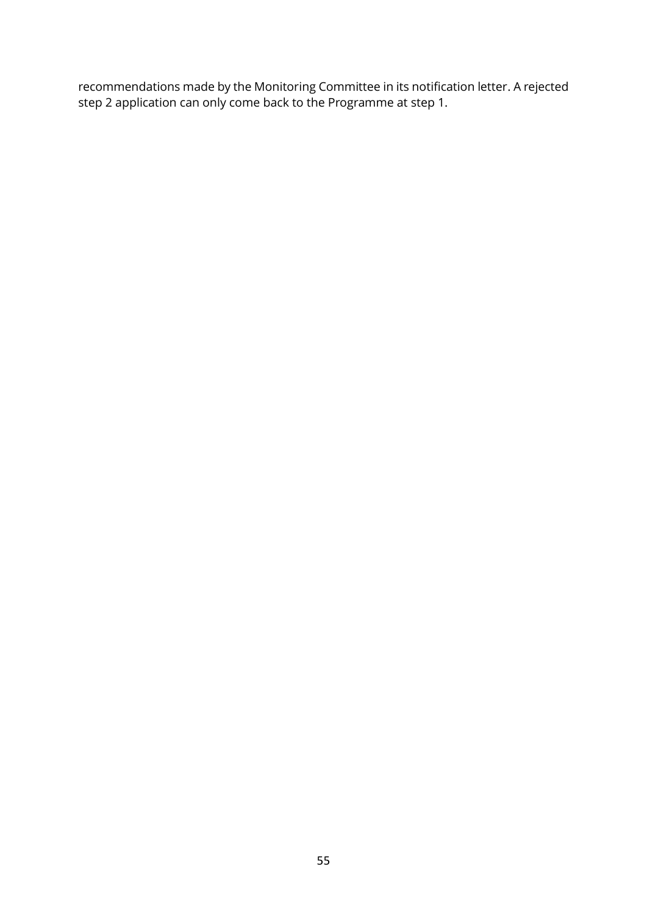recommendations made by the Monitoring Committee in its notification letter. A rejected step 2 application can only come back to the Programme at step 1.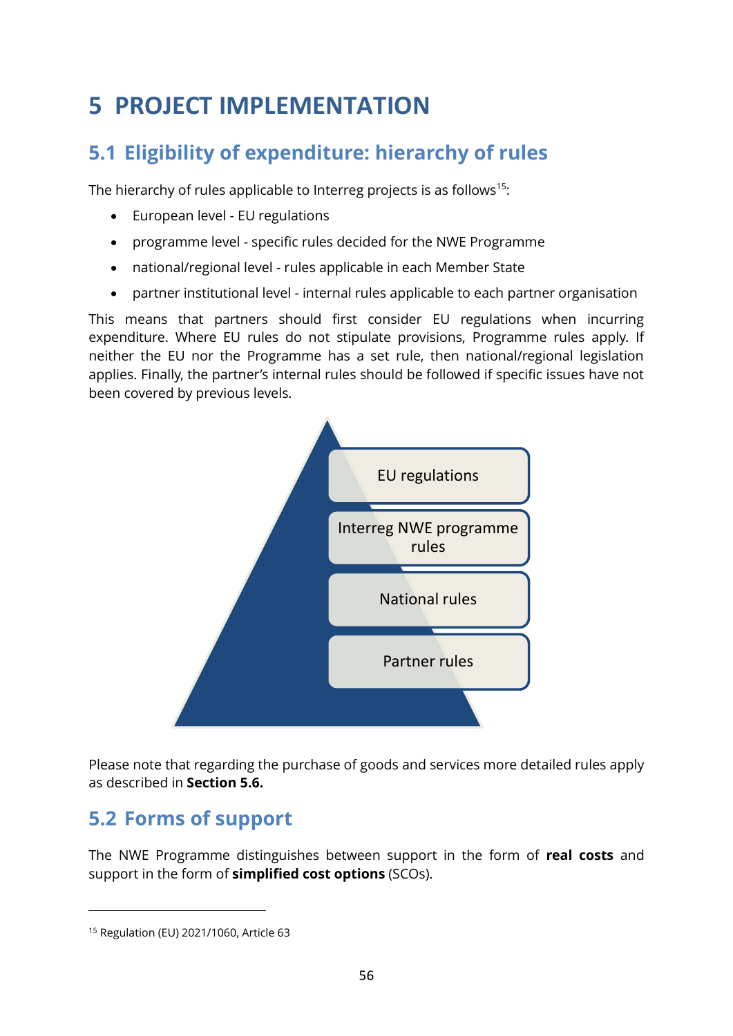# 5 PROJECT IMPLEMENTATION

## 5.1 Eligibility of expenditure: hierarchy of rules

The hierarchy of rules applicable to Interreg projects is as follows[15]:

- European level - EU regulations
- programme level - specific rules decided for the NWE Programme
- national/regional level - rules applicable in each Member State
- partner institutional level - internal rules applicable to each partner organisation

This means that partners should first consider EU regulations when incurring expenditure. Where EU rules do not stipulate provisions, Programme rules apply. If neither the EU nor the Programme has a set rule, then national/regional legislation applies. Finally, the partner's internal rules should be followed if specific issues have not been covered by previous levels.

EU regulations

Interreg NWE programme rules

National rules

Partner rules

Please note that regarding the purchase of goods and services more detailed rules apply as described in **Section 5.6.**

## 5.2 Forms of support

The NWE Programme distinguishes between support in the form of **real costs** and support in the form of **simplified cost options** (SCOs).

[15] Regulation (EU) 2021/1060, Article 63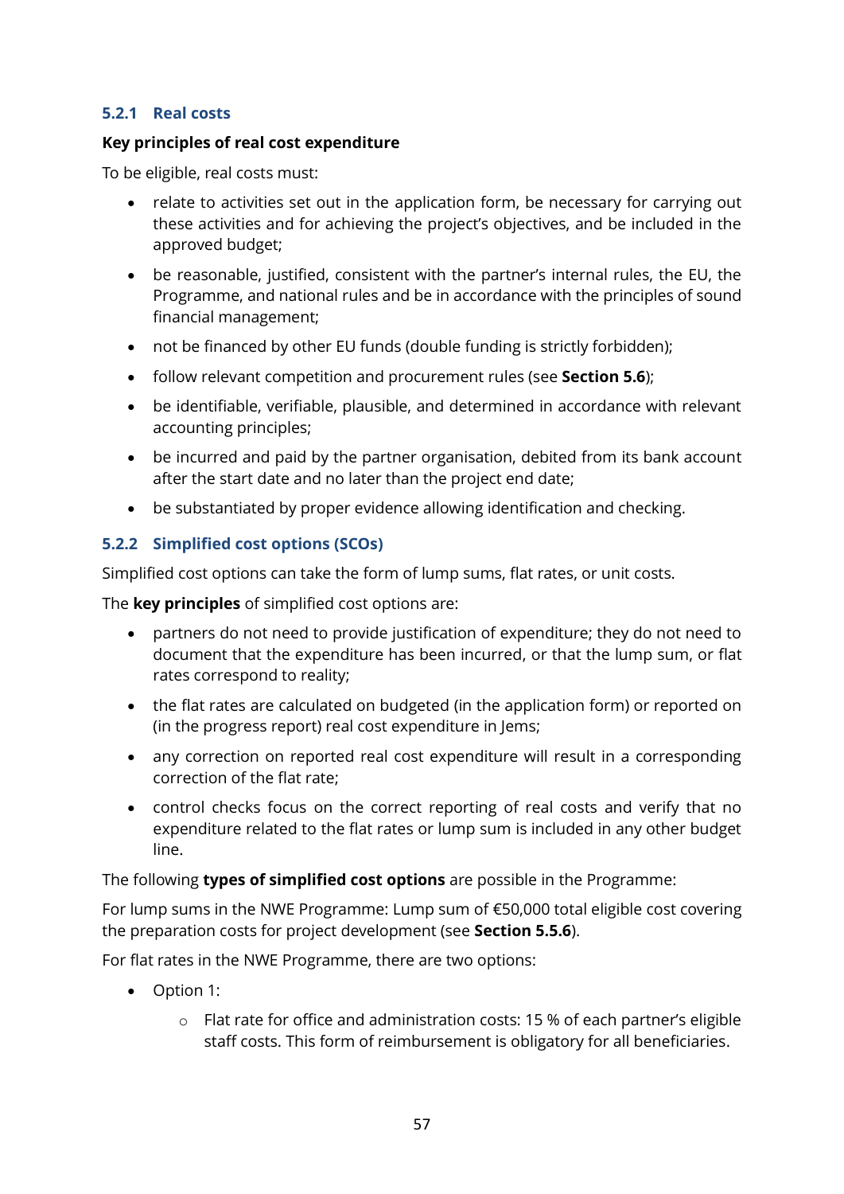### 5.2.1 Real costs

**Key principles of real cost expenditure**

To be eligible, real costs must:

- relate to activities set out in the application form, be necessary for carrying out these activities and for achieving the project's objectives, and be included in the approved budget;
- be reasonable, justified, consistent with the partner's internal rules, the EU, the Programme, and national rules and be in accordance with the principles of sound financial management;
- not be financed by other EU funds (double funding is strictly forbidden);
- follow relevant competition and procurement rules (see **Section 5.6**);
- be identifiable, verifiable, plausible, and determined in accordance with relevant accounting principles;
- be incurred and paid by the partner organisation, debited from its bank account after the start date and no later than the project end date;
- be substantiated by proper evidence allowing identification and checking.

### 5.2.2 Simplified cost options (SCOs)

Simplified cost options can take the form of lump sums, flat rates, or unit costs.

The **key principles** of simplified cost options are:

- partners do not need to provide justification of expenditure; they do not need to document that the expenditure has been incurred, or that the lump sum, or flat rates correspond to reality;
- the flat rates are calculated on budgeted (in the application form) or reported on (in the progress report) real cost expenditure in Jems;
- any correction on reported real cost expenditure will result in a corresponding correction of the flat rate;
- control checks focus on the correct reporting of real costs and verify that no expenditure related to the flat rates or lump sum is included in any other budget line.

The following **types of simplified cost options** are possible in the Programme:

For lump sums in the NWE Programme: Lump sum of €50,000 total eligible cost covering the preparation costs for project development (see **Section 5.5.6**).

For flat rates in the NWE Programme, there are two options:

- Option 1:
  - Flat rate for office and administration costs: 15 % of each partner's eligible staff costs. This form of reimbursement is obligatory for all beneficiaries.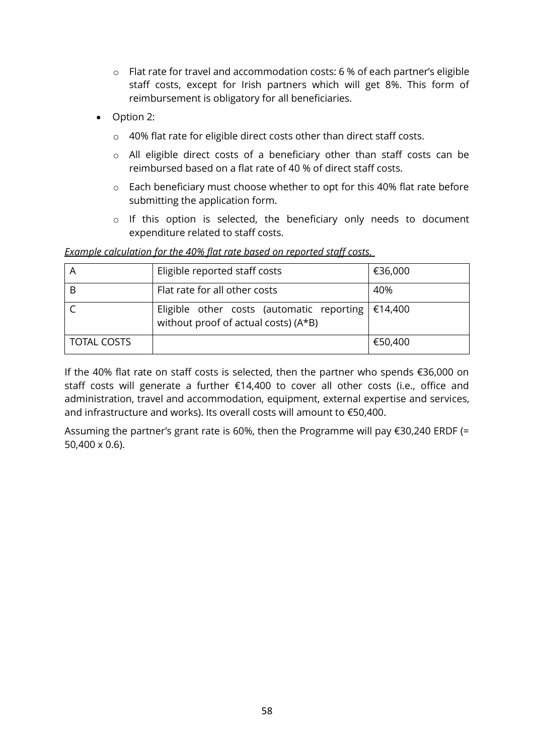- Flat rate for travel and accommodation costs: 6 % of each partner's eligible staff costs, except for Irish partners which will get 8%. This form of reimbursement is obligatory for all beneficiaries.
- Option 2:
    - 40% flat rate for eligible direct costs other than direct staff costs.
    - All eligible direct costs of a beneficiary other than staff costs can be reimbursed based on a flat rate of 40 % of direct staff costs.
    - Each beneficiary must choose whether to opt for this 40% flat rate before submitting the application form.
    - If this option is selected, the beneficiary only needs to document expenditure related to staff costs.

*__Example calculation for the 40% flat rate based on reported staff costs.__*

| A | Eligible reported staff costs | €36,000 |
|---|---|---|
| B | Flat rate for all other costs | 40% |
| C | Eligible other costs (automatic reporting without proof of actual costs) (A*B) | €14,400 |
| TOTAL COSTS | | €50,400 |

If the 40% flat rate on staff costs is selected, then the partner who spends €36,000 on staff costs will generate a further €14,400 to cover all other costs (i.e., office and administration, travel and accommodation, equipment, external expertise and services, and infrastructure and works). Its overall costs will amount to €50,400.

Assuming the partner's grant rate is 60%, then the Programme will pay €30,240 ERDF (= 50,400 x 0.6).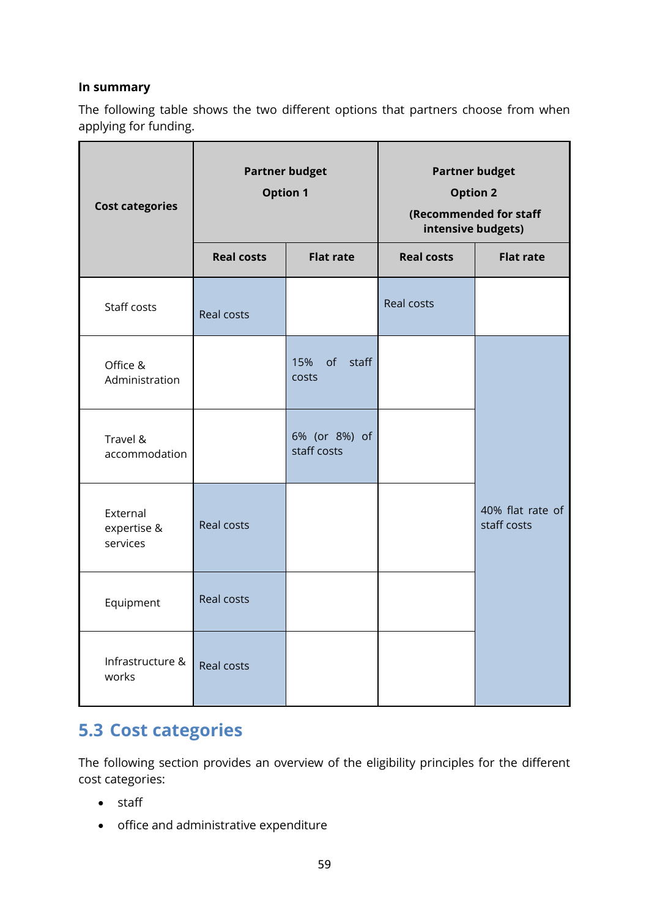**In summary**

The following table shows the two different options that partners choose from when applying for funding.

| Cost categories | Partner budget Option 1 | | Partner budget Option 2 (Recommended for staff intensive budgets) | |
|---|---|---|---|---|
| | Real costs | Flat rate | Real costs | Flat rate |
| Staff costs | Real costs | | Real costs | |
| Office & Administration | | 15% of staff costs | | 40% flat rate of staff costs |
| Travel & accommodation | | 6% (or 8%) of staff costs | | |
| External expertise & services | Real costs | | | |
| Equipment | Real costs | | | |
| Infrastructure & works | Real costs | | | |

## 5.3 Cost categories

The following section provides an overview of the eligibility principles for the different cost categories:

- staff
- office and administrative expenditure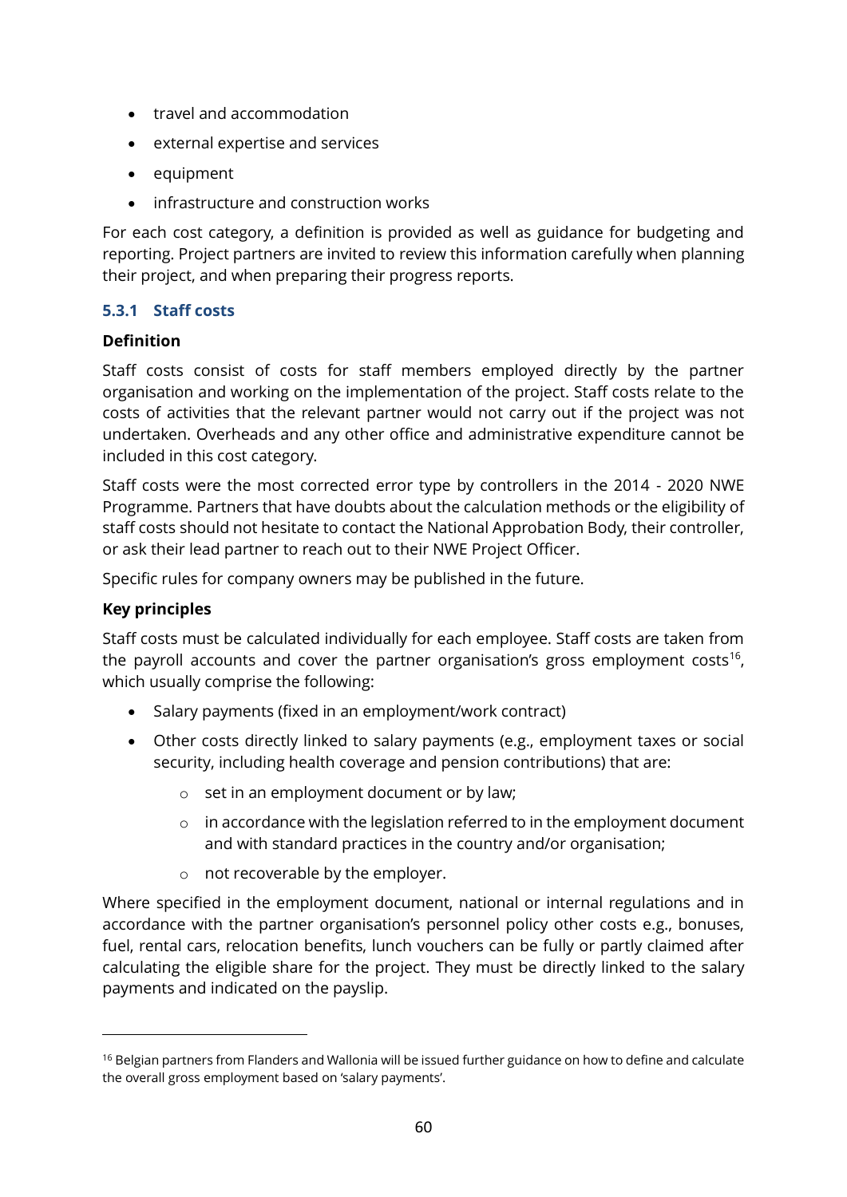- travel and accommodation
- external expertise and services
- equipment
- infrastructure and construction works

For each cost category, a definition is provided as well as guidance for budgeting and reporting. Project partners are invited to review this information carefully when planning their project, and when preparing their progress reports.

### 5.3.1 Staff costs

**Definition**

Staff costs consist of costs for staff members employed directly by the partner organisation and working on the implementation of the project. Staff costs relate to the costs of activities that the relevant partner would not carry out if the project was not undertaken. Overheads and any other office and administrative expenditure cannot be included in this cost category.

Staff costs were the most corrected error type by controllers in the 2014 - 2020 NWE Programme. Partners that have doubts about the calculation methods or the eligibility of staff costs should not hesitate to contact the National Approbation Body, their controller, or ask their lead partner to reach out to their NWE Project Officer.

Specific rules for company owners may be published in the future.

**Key principles**

Staff costs must be calculated individually for each employee. Staff costs are taken from the payroll accounts and cover the partner organisation's gross employment costs[16], which usually comprise the following:

- Salary payments (fixed in an employment/work contract)
- Other costs directly linked to salary payments (e.g., employment taxes or social security, including health coverage and pension contributions) that are:
  - set in an employment document or by law;
  - in accordance with the legislation referred to in the employment document and with standard practices in the country and/or organisation;
  - not recoverable by the employer.

Where specified in the employment document, national or internal regulations and in accordance with the partner organisation's personnel policy other costs e.g., bonuses, fuel, rental cars, relocation benefits, lunch vouchers can be fully or partly claimed after calculating the eligible share for the project. They must be directly linked to the salary payments and indicated on the payslip.

[16] Belgian partners from Flanders and Wallonia will be issued further guidance on how to define and calculate the overall gross employment based on 'salary payments'.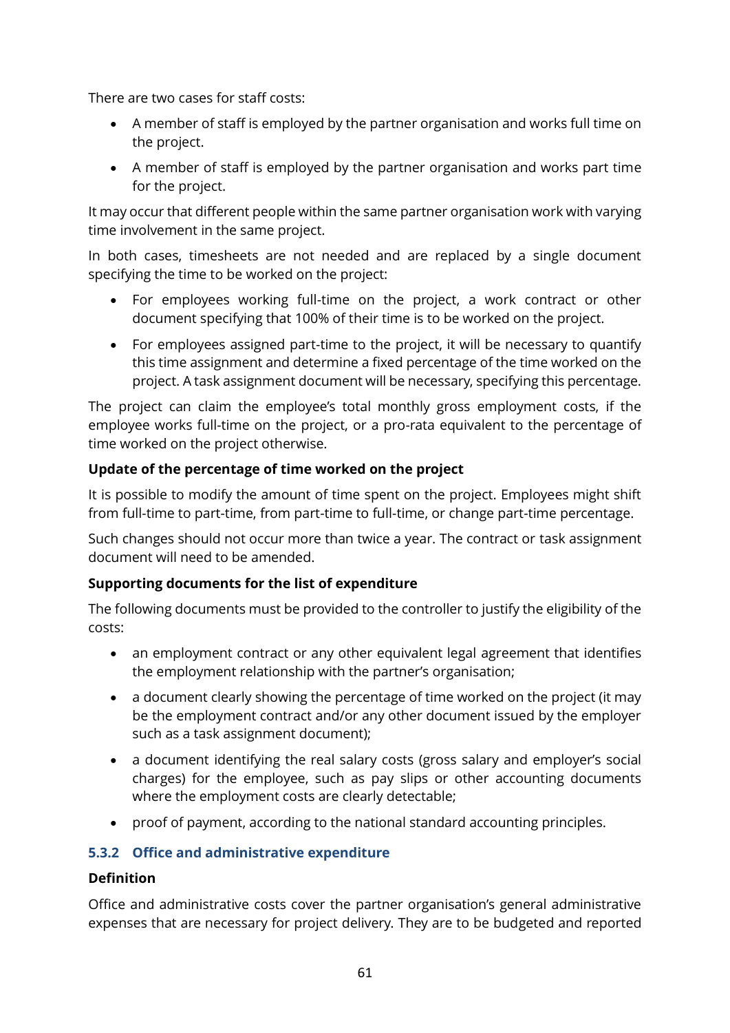There are two cases for staff costs:

- A member of staff is employed by the partner organisation and works full time on the project.
- A member of staff is employed by the partner organisation and works part time for the project.

It may occur that different people within the same partner organisation work with varying time involvement in the same project.

In both cases, timesheets are not needed and are replaced by a single document specifying the time to be worked on the project:

- For employees working full-time on the project, a work contract or other document specifying that 100% of their time is to be worked on the project.
- For employees assigned part-time to the project, it will be necessary to quantify this time assignment and determine a fixed percentage of the time worked on the project. A task assignment document will be necessary, specifying this percentage.

The project can claim the employee's total monthly gross employment costs, if the employee works full-time on the project, or a pro-rata equivalent to the percentage of time worked on the project otherwise.

**Update of the percentage of time worked on the project**

It is possible to modify the amount of time spent on the project. Employees might shift from full-time to part-time, from part-time to full-time, or change part-time percentage.

Such changes should not occur more than twice a year. The contract or task assignment document will need to be amended.

**Supporting documents for the list of expenditure**

The following documents must be provided to the controller to justify the eligibility of the costs:

- an employment contract or any other equivalent legal agreement that identifies the employment relationship with the partner's organisation;
- a document clearly showing the percentage of time worked on the project (it may be the employment contract and/or any other document issued by the employer such as a task assignment document);
- a document identifying the real salary costs (gross salary and employer's social charges) for the employee, such as pay slips or other accounting documents where the employment costs are clearly detectable;
- proof of payment, according to the national standard accounting principles.

### 5.3.2 Office and administrative expenditure

**Definition**

Office and administrative costs cover the partner organisation's general administrative expenses that are necessary for project delivery. They are to be budgeted and reported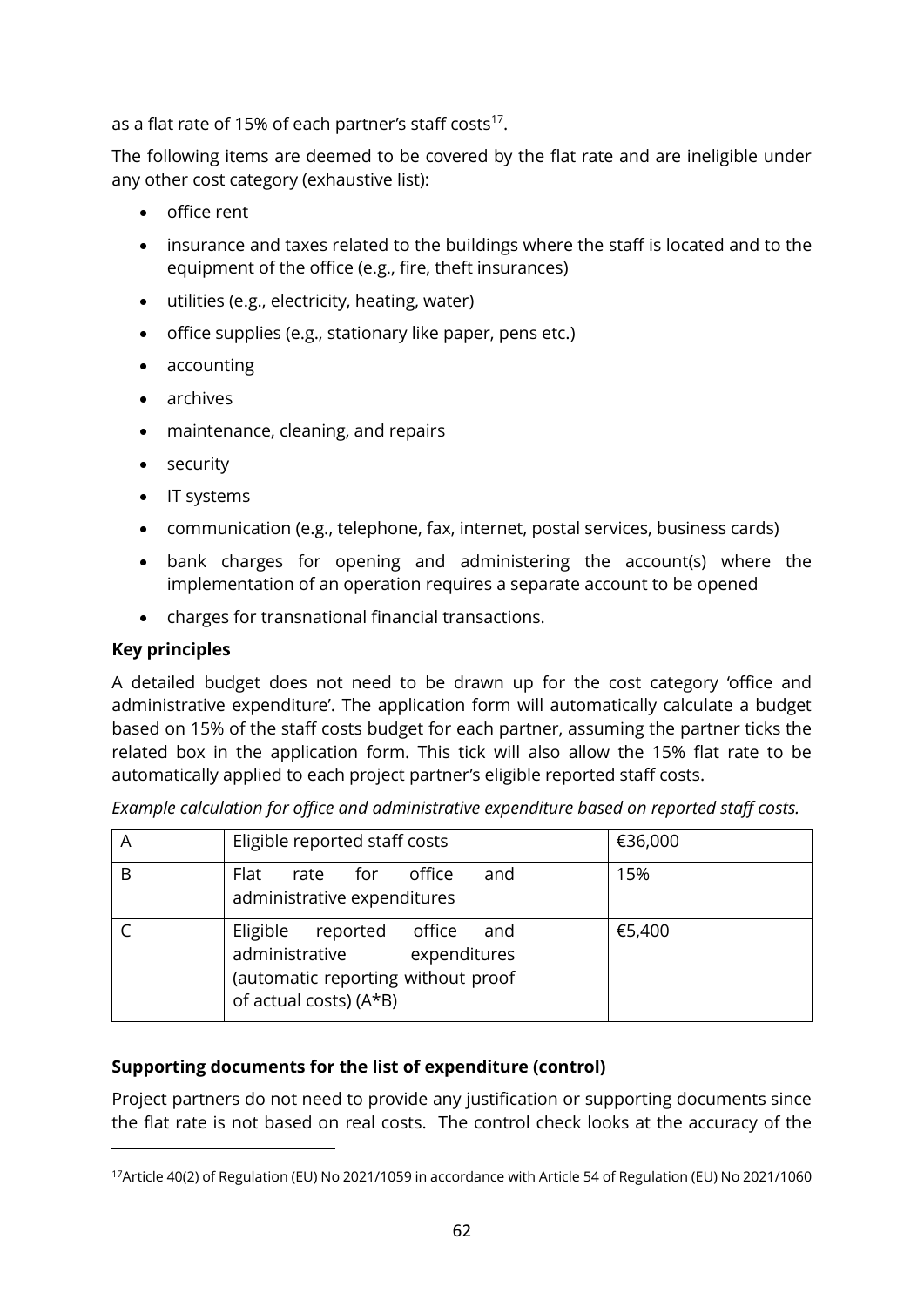as a flat rate of 15% of each partner's staff costs[17].

The following items are deemed to be covered by the flat rate and are ineligible under any other cost category (exhaustive list):

- office rent
- insurance and taxes related to the buildings where the staff is located and to the equipment of the office (e.g., fire, theft insurances)
- utilities (e.g., electricity, heating, water)
- office supplies (e.g., stationary like paper, pens etc.)
- accounting
- archives
- maintenance, cleaning, and repairs
- security
- IT systems
- communication (e.g., telephone, fax, internet, postal services, business cards)
- bank charges for opening and administering the account(s) where the implementation of an operation requires a separate account to be opened
- charges for transnational financial transactions.

**Key principles**

A detailed budget does not need to be drawn up for the cost category 'office and administrative expenditure'. The application form will automatically calculate a budget based on 15% of the staff costs budget for each partner, assuming the partner ticks the related box in the application form. This tick will also allow the 15% flat rate to be automatically applied to each project partner's eligible reported staff costs.

*Example calculation for office and administrative expenditure based on reported staff costs.*

| A | Eligible reported staff costs | €36,000 |
|---|---|---|
| B | Flat rate for office and administrative expenditures | 15% |
| C | Eligible reported office and administrative expenditures (automatic reporting without proof of actual costs) (A*B) | €5,400 |

**Supporting documents for the list of expenditure (control)**

Project partners do not need to provide any justification or supporting documents since the flat rate is not based on real costs. The control check looks at the accuracy of the

[17] Article 40(2) of Regulation (EU) No 2021/1059 in accordance with Article 54 of Regulation (EU) No 2021/1060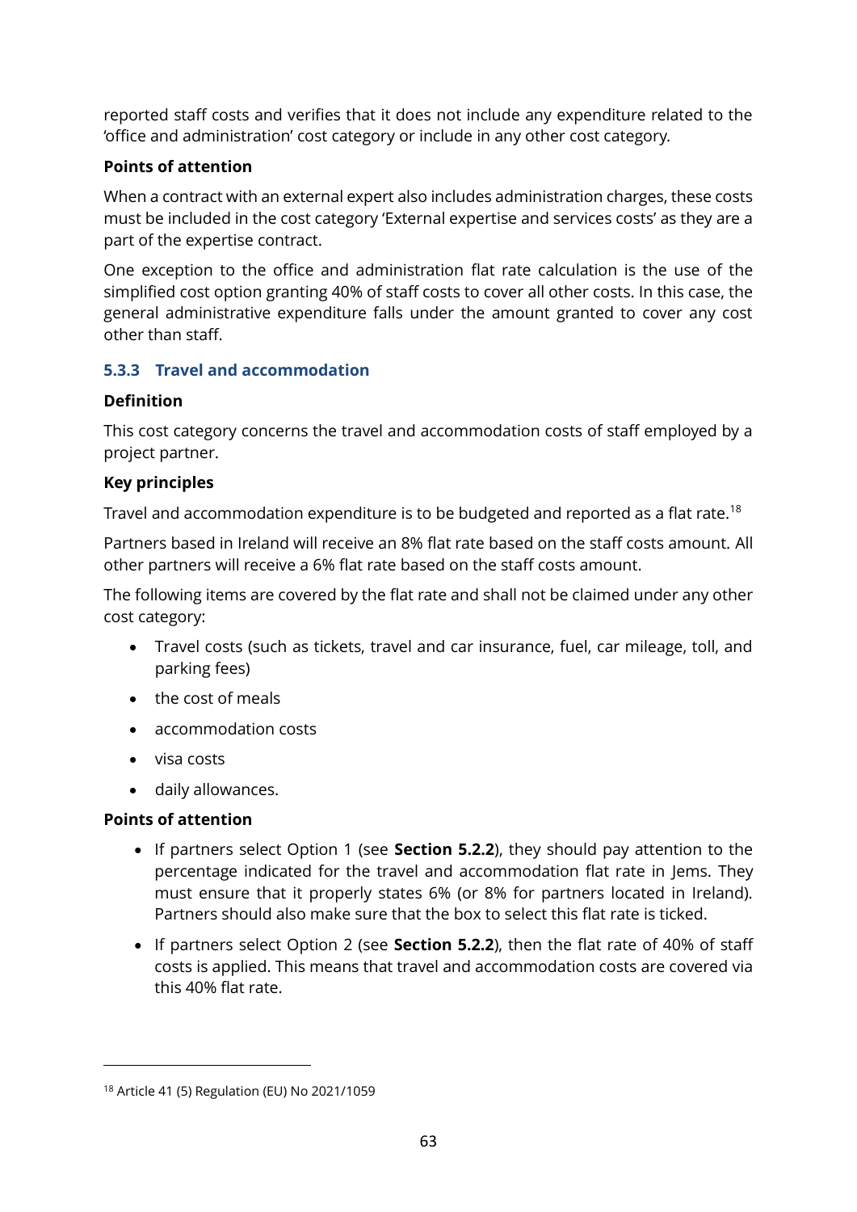reported staff costs and verifies that it does not include any expenditure related to the 'office and administration' cost category or include in any other cost category.

**Points of attention**

When a contract with an external expert also includes administration charges, these costs must be included in the cost category 'External expertise and services costs' as they are a part of the expertise contract.

One exception to the office and administration flat rate calculation is the use of the simplified cost option granting 40% of staff costs to cover all other costs. In this case, the general administrative expenditure falls under the amount granted to cover any cost other than staff.

### 5.3.3 Travel and accommodation

**Definition**

This cost category concerns the travel and accommodation costs of staff employed by a project partner.

**Key principles**

Travel and accommodation expenditure is to be budgeted and reported as a flat rate.[18]

Partners based in Ireland will receive an 8% flat rate based on the staff costs amount. All other partners will receive a 6% flat rate based on the staff costs amount.

The following items are covered by the flat rate and shall not be claimed under any other cost category:

- Travel costs (such as tickets, travel and car insurance, fuel, car mileage, toll, and parking fees)
- the cost of meals
- accommodation costs
- visa costs
- daily allowances.

**Points of attention**

- If partners select Option 1 (see **Section 5.2.2**), they should pay attention to the percentage indicated for the travel and accommodation flat rate in Jems. They must ensure that it properly states 6% (or 8% for partners located in Ireland). Partners should also make sure that the box to select this flat rate is ticked.
- If partners select Option 2 (see **Section 5.2.2**), then the flat rate of 40% of staff costs is applied. This means that travel and accommodation costs are covered via this 40% flat rate.

[18] Article 41 (5) Regulation (EU) No 2021/1059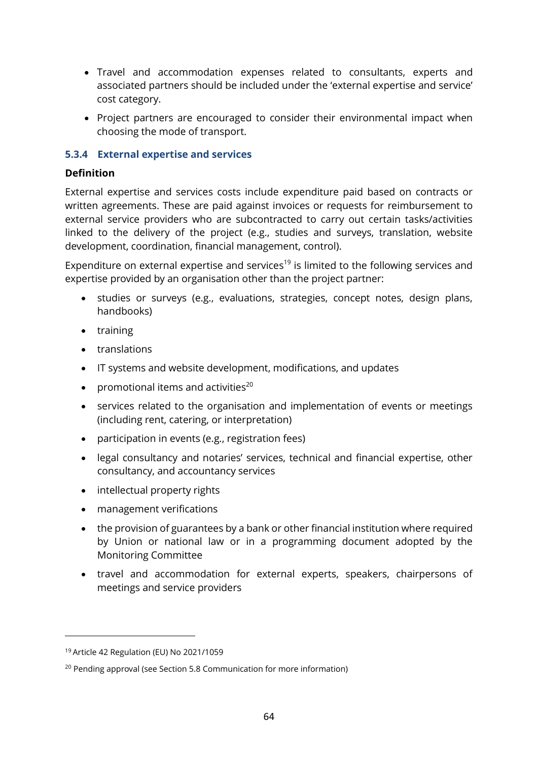- Travel and accommodation expenses related to consultants, experts and associated partners should be included under the 'external expertise and service' cost category.
- Project partners are encouraged to consider their environmental impact when choosing the mode of transport.

### 5.3.4 External expertise and services

**Definition**

External expertise and services costs include expenditure paid based on contracts or written agreements. These are paid against invoices or requests for reimbursement to external service providers who are subcontracted to carry out certain tasks/activities linked to the delivery of the project (e.g., studies and surveys, translation, website development, coordination, financial management, control).

Expenditure on external expertise and services[19] is limited to the following services and expertise provided by an organisation other than the project partner:

- studies or surveys (e.g., evaluations, strategies, concept notes, design plans, handbooks)
- training
- translations
- IT systems and website development, modifications, and updates
- promotional items and activities[20]
- services related to the organisation and implementation of events or meetings (including rent, catering, or interpretation)
- participation in events (e.g., registration fees)
- legal consultancy and notaries' services, technical and financial expertise, other consultancy, and accountancy services
- intellectual property rights
- management verifications
- the provision of guarantees by a bank or other financial institution where required by Union or national law or in a programming document adopted by the Monitoring Committee
- travel and accommodation for external experts, speakers, chairpersons of meetings and service providers

---

[19] Article 42 Regulation (EU) No 2021/1059

[20] Pending approval (see Section 5.8 Communication for more information)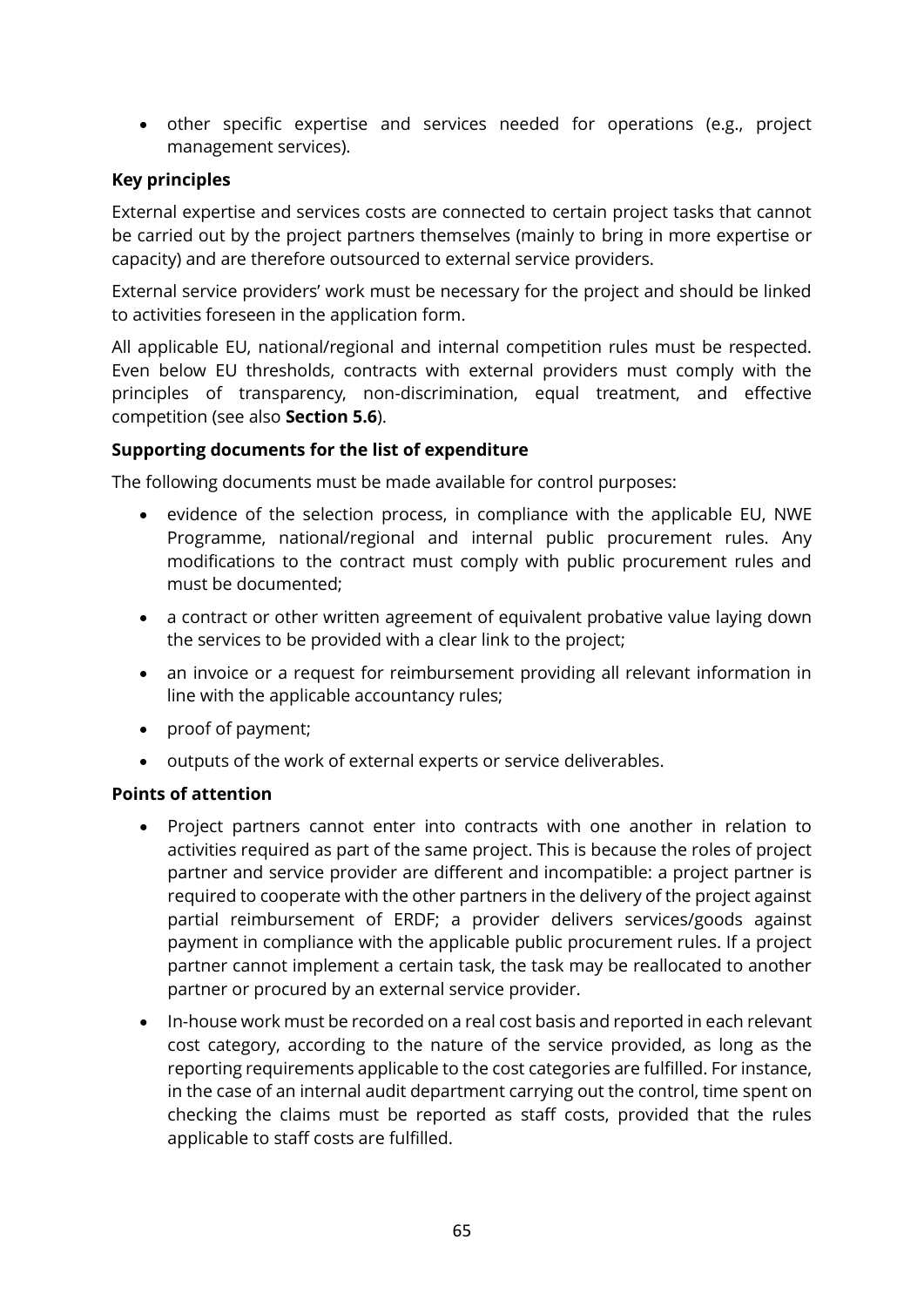- other specific expertise and services needed for operations (e.g., project management services).

**Key principles**

External expertise and services costs are connected to certain project tasks that cannot be carried out by the project partners themselves (mainly to bring in more expertise or capacity) and are therefore outsourced to external service providers.

External service providers' work must be necessary for the project and should be linked to activities foreseen in the application form.

All applicable EU, national/regional and internal competition rules must be respected. Even below EU thresholds, contracts with external providers must comply with the principles of transparency, non-discrimination, equal treatment, and effective competition (see also **Section 5.6**).

**Supporting documents for the list of expenditure**

The following documents must be made available for control purposes:

- evidence of the selection process, in compliance with the applicable EU, NWE Programme, national/regional and internal public procurement rules. Any modifications to the contract must comply with public procurement rules and must be documented;
- a contract or other written agreement of equivalent probative value laying down the services to be provided with a clear link to the project;
- an invoice or a request for reimbursement providing all relevant information in line with the applicable accountancy rules;
- proof of payment;
- outputs of the work of external experts or service deliverables.

**Points of attention**

- Project partners cannot enter into contracts with one another in relation to activities required as part of the same project. This is because the roles of project partner and service provider are different and incompatible: a project partner is required to cooperate with the other partners in the delivery of the project against partial reimbursement of ERDF; a provider delivers services/goods against payment in compliance with the applicable public procurement rules. If a project partner cannot implement a certain task, the task may be reallocated to another partner or procured by an external service provider.
- In-house work must be recorded on a real cost basis and reported in each relevant cost category, according to the nature of the service provided, as long as the reporting requirements applicable to the cost categories are fulfilled. For instance, in the case of an internal audit department carrying out the control, time spent on checking the claims must be reported as staff costs, provided that the rules applicable to staff costs are fulfilled.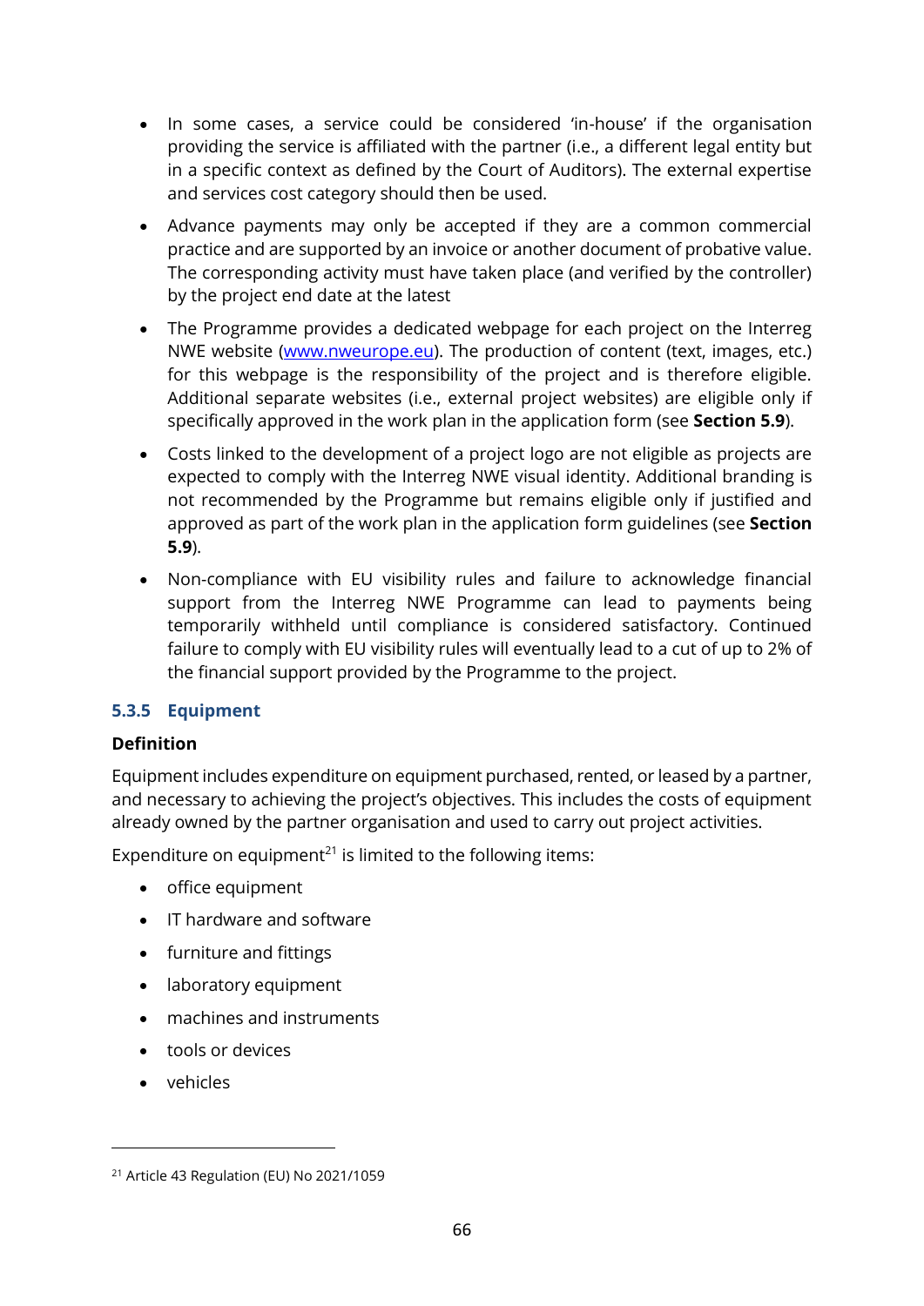- In some cases, a service could be considered 'in-house' if the organisation providing the service is affiliated with the partner (i.e., a different legal entity but in a specific context as defined by the Court of Auditors). The external expertise and services cost category should then be used.
- Advance payments may only be accepted if they are a common commercial practice and are supported by an invoice or another document of probative value. The corresponding activity must have taken place (and verified by the controller) by the project end date at the latest
- The Programme provides a dedicated webpage for each project on the Interreg NWE website ([www.nweurope.eu](www.nweurope.eu)). The production of content (text, images, etc.) for this webpage is the responsibility of the project and is therefore eligible. Additional separate websites (i.e., external project websites) are eligible only if specifically approved in the work plan in the application form (see **Section 5.9**).
- Costs linked to the development of a project logo are not eligible as projects are expected to comply with the Interreg NWE visual identity. Additional branding is not recommended by the Programme but remains eligible only if justified and approved as part of the work plan in the application form guidelines (see **Section 5.9**).
- Non-compliance with EU visibility rules and failure to acknowledge financial support from the Interreg NWE Programme can lead to payments being temporarily withheld until compliance is considered satisfactory. Continued failure to comply with EU visibility rules will eventually lead to a cut of up to 2% of the financial support provided by the Programme to the project.

### 5.3.5 Equipment

**Definition**

Equipment includes expenditure on equipment purchased, rented, or leased by a partner, and necessary to achieving the project's objectives. This includes the costs of equipment already owned by the partner organisation and used to carry out project activities.

Expenditure on equipment[21] is limited to the following items:

- office equipment
- IT hardware and software
- furniture and fittings
- laboratory equipment
- machines and instruments
- tools or devices
- vehicles

[21] Article 43 Regulation (EU) No 2021/1059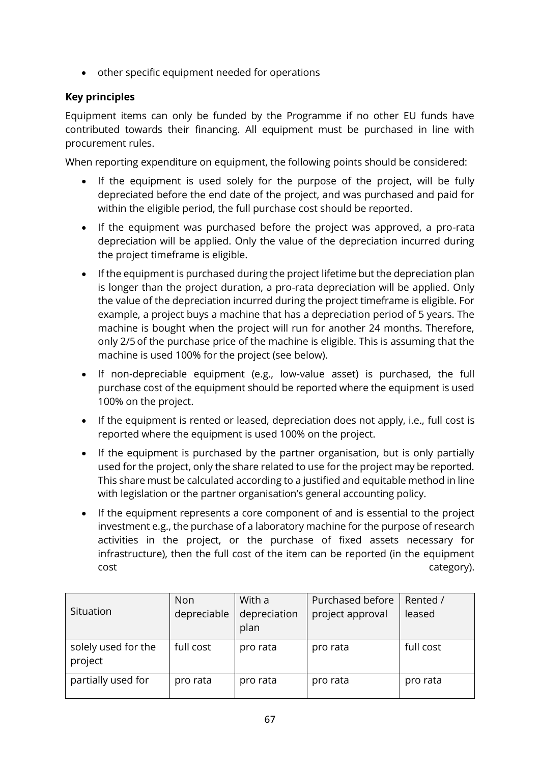- other specific equipment needed for operations

**Key principles**

Equipment items can only be funded by the Programme if no other EU funds have contributed towards their financing. All equipment must be purchased in line with procurement rules.

When reporting expenditure on equipment, the following points should be considered:

- If the equipment is used solely for the purpose of the project, will be fully depreciated before the end date of the project, and was purchased and paid for within the eligible period, the full purchase cost should be reported.
- If the equipment was purchased before the project was approved, a pro-rata depreciation will be applied. Only the value of the depreciation incurred during the project timeframe is eligible.
- If the equipment is purchased during the project lifetime but the depreciation plan is longer than the project duration, a pro-rata depreciation will be applied. Only the value of the depreciation incurred during the project timeframe is eligible. For example, a project buys a machine that has a depreciation period of 5 years. The machine is bought when the project will run for another 24 months. Therefore, only 2/5 of the purchase price of the machine is eligible. This is assuming that the machine is used 100% for the project (see below).
- If non-depreciable equipment (e.g., low-value asset) is purchased, the full purchase cost of the equipment should be reported where the equipment is used 100% on the project.
- If the equipment is rented or leased, depreciation does not apply, i.e., full cost is reported where the equipment is used 100% on the project.
- If the equipment is purchased by the partner organisation, but is only partially used for the project, only the share related to use for the project may be reported. This share must be calculated according to a justified and equitable method in line with legislation or the partner organisation's general accounting policy.
- If the equipment represents a core component of and is essential to the project investment e.g., the purchase of a laboratory machine for the purpose of research activities in the project, or the purchase of fixed assets necessary for infrastructure), then the full cost of the item can be reported (in the equipment cost category).

| Situation | Non depreciable | With a depreciation plan | Purchased before project approval | Rented / leased |
|---|---|---|---|---|
| solely used for the project | full cost | pro rata | pro rata | full cost |
| partially used for | pro rata | pro rata | pro rata | pro rata |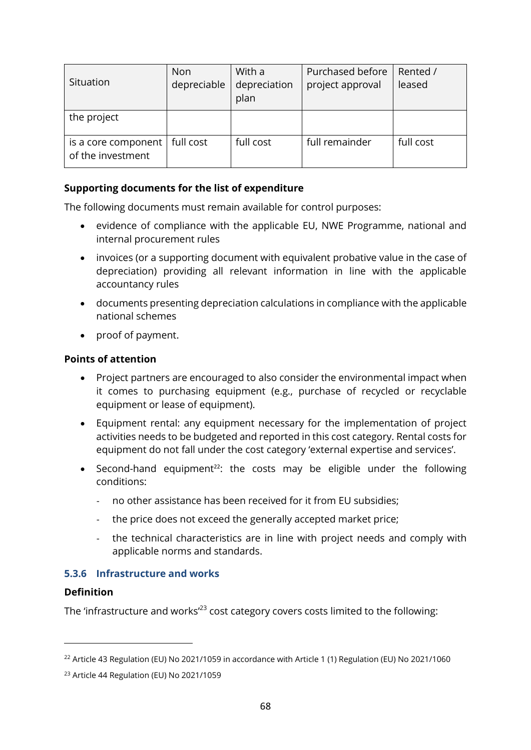| Situation | Non depreciable | With a depreciation plan | Purchased before project approval | Rented / leased |
|---|---|---|---|---|
| the project | | | | |
| is a core component of the investment | full cost | full cost | full remainder | full cost |

**Supporting documents for the list of expenditure**

The following documents must remain available for control purposes:

- evidence of compliance with the applicable EU, NWE Programme, national and internal procurement rules
- invoices (or a supporting document with equivalent probative value in the case of depreciation) providing all relevant information in line with the applicable accountancy rules
- documents presenting depreciation calculations in compliance with the applicable national schemes
- proof of payment.

**Points of attention**

- Project partners are encouraged to also consider the environmental impact when it comes to purchasing equipment (e.g., purchase of recycled or recyclable equipment or lease of equipment).
- Equipment rental: any equipment necessary for the implementation of project activities needs to be budgeted and reported in this cost category. Rental costs for equipment do not fall under the cost category 'external expertise and services'.
- Second-hand equipment[22]: the costs may be eligible under the following conditions:
  - no other assistance has been received for it from EU subsidies;
  - the price does not exceed the generally accepted market price;
  - the technical characteristics are in line with project needs and comply with applicable norms and standards.

### 5.3.6 Infrastructure and works

**Definition**

The 'infrastructure and works'[23] cost category covers costs limited to the following:

---

[22] Article 43 Regulation (EU) No 2021/1059 in accordance with Article 1 (1) Regulation (EU) No 2021/1060

[23] Article 44 Regulation (EU) No 2021/1059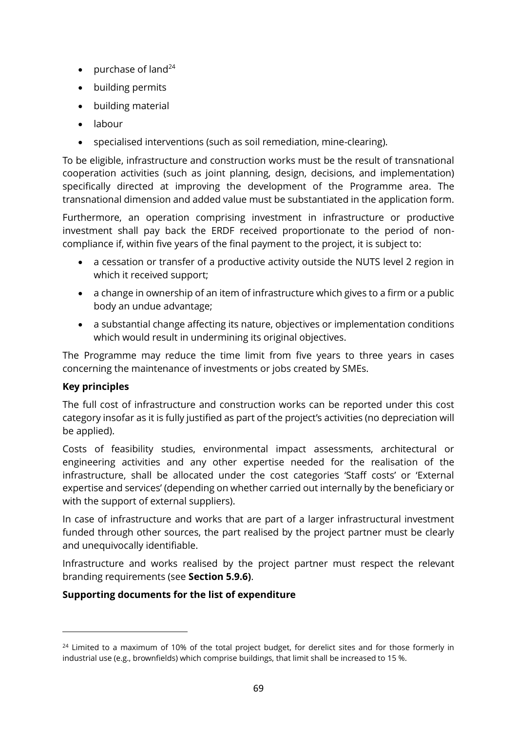- purchase of land[24]
- building permits
- building material
- labour
- specialised interventions (such as soil remediation, mine-clearing).

To be eligible, infrastructure and construction works must be the result of transnational cooperation activities (such as joint planning, design, decisions, and implementation) specifically directed at improving the development of the Programme area. The transnational dimension and added value must be substantiated in the application form.

Furthermore, an operation comprising investment in infrastructure or productive investment shall pay back the ERDF received proportionate to the period of non-compliance if, within five years of the final payment to the project, it is subject to:

- a cessation or transfer of a productive activity outside the NUTS level 2 region in which it received support;
- a change in ownership of an item of infrastructure which gives to a firm or a public body an undue advantage;
- a substantial change affecting its nature, objectives or implementation conditions which would result in undermining its original objectives.

The Programme may reduce the time limit from five years to three years in cases concerning the maintenance of investments or jobs created by SMEs.

**Key principles**

The full cost of infrastructure and construction works can be reported under this cost category insofar as it is fully justified as part of the project's activities (no depreciation will be applied).

Costs of feasibility studies, environmental impact assessments, architectural or engineering activities and any other expertise needed for the realisation of the infrastructure, shall be allocated under the cost categories 'Staff costs' or 'External expertise and services' (depending on whether carried out internally by the beneficiary or with the support of external suppliers).

In case of infrastructure and works that are part of a larger infrastructural investment funded through other sources, the part realised by the project partner must be clearly and unequivocally identifiable.

Infrastructure and works realised by the project partner must respect the relevant branding requirements (see **Section 5.9.6)**.

**Supporting documents for the list of expenditure**

[24] Limited to a maximum of 10% of the total project budget, for derelict sites and for those formerly in industrial use (e.g., brownfields) which comprise buildings, that limit shall be increased to 15 %.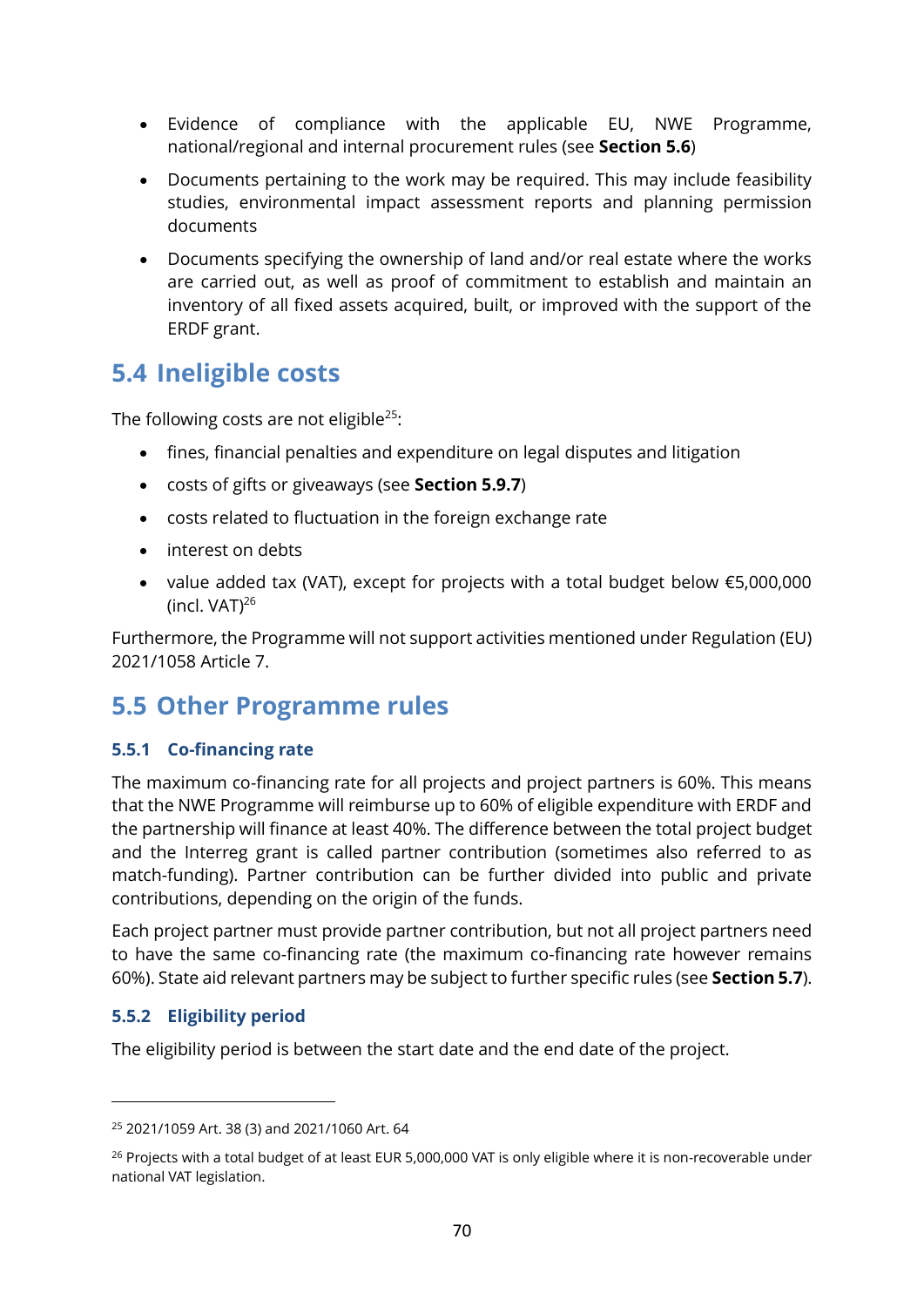- Evidence of compliance with the applicable EU, NWE Programme, national/regional and internal procurement rules (see **Section 5.6**)
- Documents pertaining to the work may be required. This may include feasibility studies, environmental impact assessment reports and planning permission documents
- Documents specifying the ownership of land and/or real estate where the works are carried out, as well as proof of commitment to establish and maintain an inventory of all fixed assets acquired, built, or improved with the support of the ERDF grant.

## 5.4 Ineligible costs

The following costs are not eligible[25]:

- fines, financial penalties and expenditure on legal disputes and litigation
- costs of gifts or giveaways (see **Section 5.9.7**)
- costs related to fluctuation in the foreign exchange rate
- interest on debts
- value added tax (VAT), except for projects with a total budget below €5,000,000 (incl. VAT)[26]

Furthermore, the Programme will not support activities mentioned under Regulation (EU) 2021/1058 Article 7.

## 5.5 Other Programme rules

### 5.5.1 Co-financing rate

The maximum co-financing rate for all projects and project partners is 60%. This means that the NWE Programme will reimburse up to 60% of eligible expenditure with ERDF and the partnership will finance at least 40%. The difference between the total project budget and the Interreg grant is called partner contribution (sometimes also referred to as match-funding). Partner contribution can be further divided into public and private contributions, depending on the origin of the funds.

Each project partner must provide partner contribution, but not all project partners need to have the same co-financing rate (the maximum co-financing rate however remains 60%). State aid relevant partners may be subject to further specific rules (see **Section 5.7**).

### 5.5.2 Eligibility period

The eligibility period is between the start date and the end date of the project.

---

[25] 2021/1059 Art. 38 (3) and 2021/1060 Art. 64

[26] Projects with a total budget of at least EUR 5,000,000 VAT is only eligible where it is non-recoverable under national VAT legislation.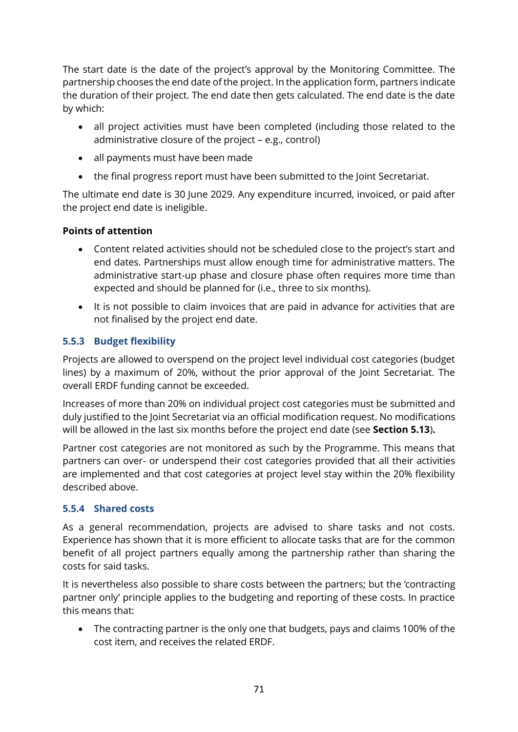The start date is the date of the project's approval by the Monitoring Committee. The partnership chooses the end date of the project. In the application form, partners indicate the duration of their project. The end date then gets calculated. The end date is the date by which:

- all project activities must have been completed (including those related to the administrative closure of the project – e.g., control)
- all payments must have been made
- the final progress report must have been submitted to the Joint Secretariat.

The ultimate end date is 30 June 2029. Any expenditure incurred, invoiced, or paid after the project end date is ineligible.

**Points of attention**

- Content related activities should not be scheduled close to the project's start and end dates. Partnerships must allow enough time for administrative matters. The administrative start-up phase and closure phase often requires more time than expected and should be planned for (i.e., three to six months).
- It is not possible to claim invoices that are paid in advance for activities that are not finalised by the project end date.

### 5.5.3 Budget flexibility

Projects are allowed to overspend on the project level individual cost categories (budget lines) by a maximum of 20%, without the prior approval of the Joint Secretariat. The overall ERDF funding cannot be exceeded.

Increases of more than 20% on individual project cost categories must be submitted and duly justified to the Joint Secretariat via an official modification request. No modifications will be allowed in the last six months before the project end date (see **Section 5.13**).

Partner cost categories are not monitored as such by the Programme. This means that partners can over- or underspend their cost categories provided that all their activities are implemented and that cost categories at project level stay within the 20% flexibility described above.

### 5.5.4 Shared costs

As a general recommendation, projects are advised to share tasks and not costs. Experience has shown that it is more efficient to allocate tasks that are for the common benefit of all project partners equally among the partnership rather than sharing the costs for said tasks.

It is nevertheless also possible to share costs between the partners; but the 'contracting partner only' principle applies to the budgeting and reporting of these costs. In practice this means that:

- The contracting partner is the only one that budgets, pays and claims 100% of the cost item, and receives the related ERDF.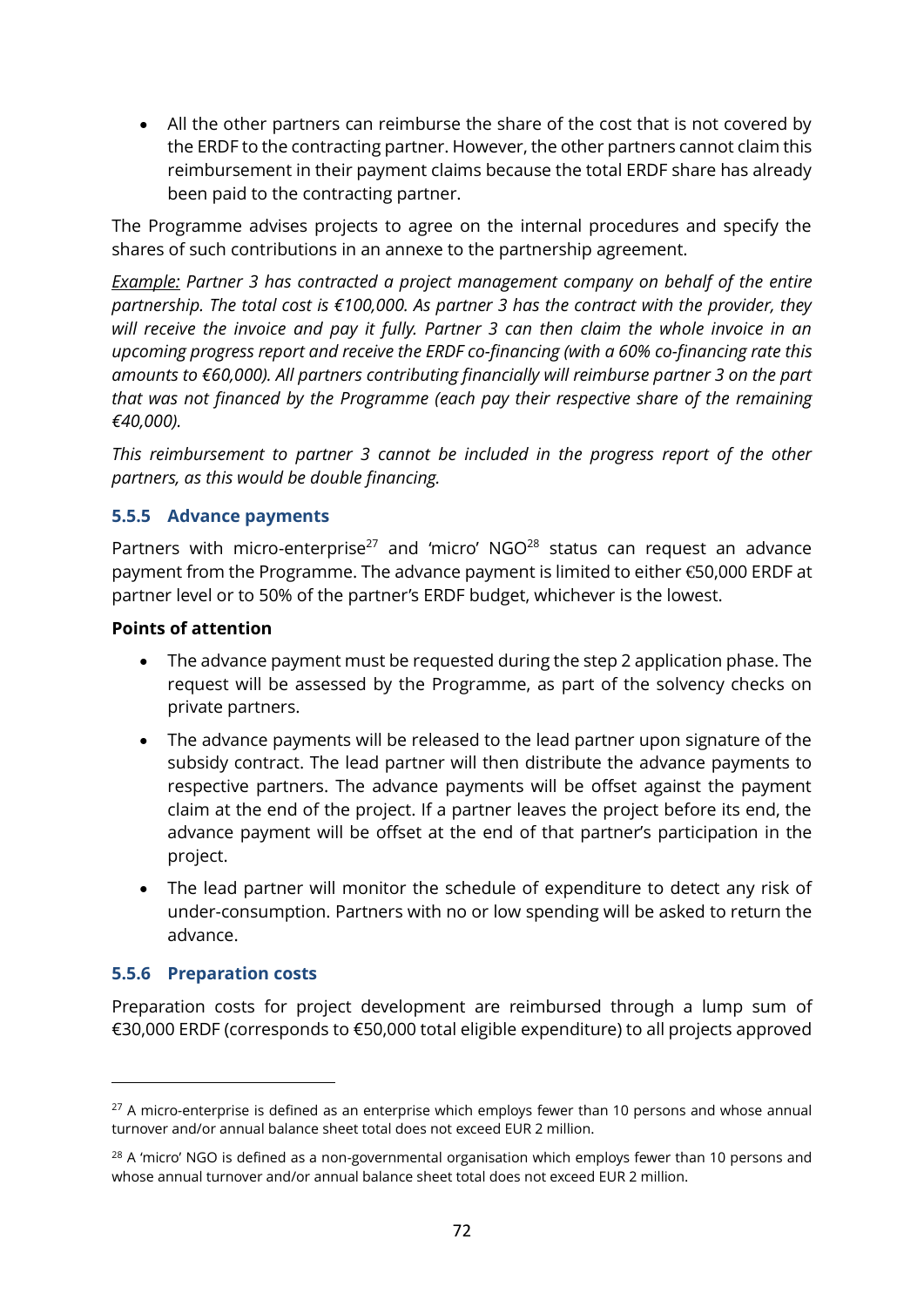- All the other partners can reimburse the share of the cost that is not covered by the ERDF to the contracting partner. However, the other partners cannot claim this reimbursement in their payment claims because the total ERDF share has already been paid to the contracting partner.

The Programme advises projects to agree on the internal procedures and specify the shares of such contributions in an annexe to the partnership agreement.

*<u>Example:</u> Partner 3 has contracted a project management company on behalf of the entire partnership. The total cost is €100,000. As partner 3 has the contract with the provider, they will receive the invoice and pay it fully. Partner 3 can then claim the whole invoice in an upcoming progress report and receive the ERDF co-financing (with a 60% co-financing rate this amounts to €60,000). All partners contributing financially will reimburse partner 3 on the part that was not financed by the Programme (each pay their respective share of the remaining €40,000).*

*This reimbursement to partner 3 cannot be included in the progress report of the other partners, as this would be double financing.*

### 5.5.5 Advance payments

Partners with micro-enterprise[27] and 'micro' NGO[28] status can request an advance payment from the Programme. The advance payment is limited to either €50,000 ERDF at partner level or to 50% of the partner's ERDF budget, whichever is the lowest.

**Points of attention**

- The advance payment must be requested during the step 2 application phase. The request will be assessed by the Programme, as part of the solvency checks on private partners.
- The advance payments will be released to the lead partner upon signature of the subsidy contract. The lead partner will then distribute the advance payments to respective partners. The advance payments will be offset against the payment claim at the end of the project. If a partner leaves the project before its end, the advance payment will be offset at the end of that partner's participation in the project.
- The lead partner will monitor the schedule of expenditure to detect any risk of under-consumption. Partners with no or low spending will be asked to return the advance.

### 5.5.6 Preparation costs

Preparation costs for project development are reimbursed through a lump sum of €30,000 ERDF (corresponds to €50,000 total eligible expenditure) to all projects approved

---

[27] A micro-enterprise is defined as an enterprise which employs fewer than 10 persons and whose annual turnover and/or annual balance sheet total does not exceed EUR 2 million.

[28] A 'micro' NGO is defined as a non-governmental organisation which employs fewer than 10 persons and whose annual turnover and/or annual balance sheet total does not exceed EUR 2 million.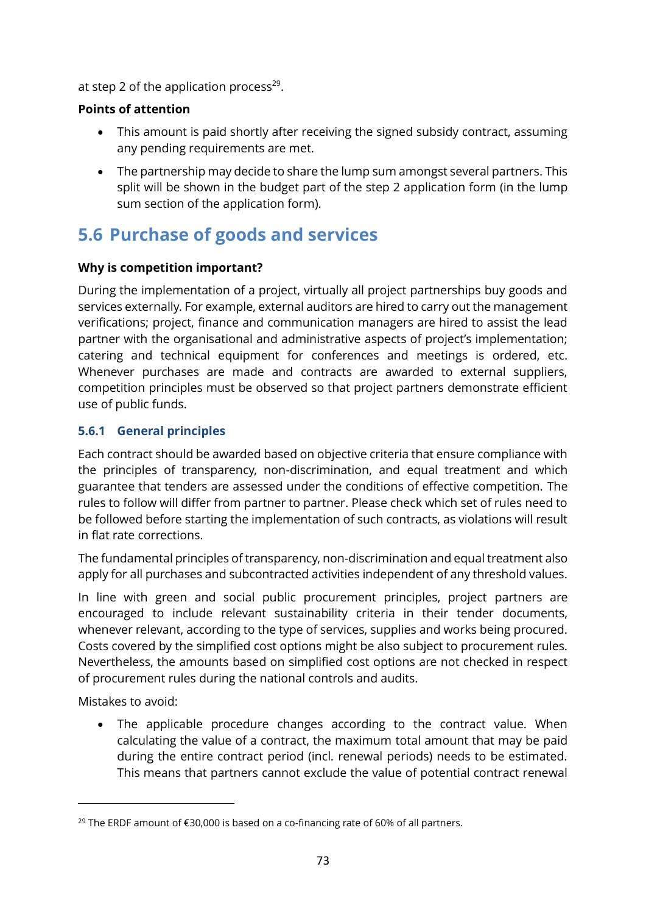at step 2 of the application process[29].

**Points of attention**

- This amount is paid shortly after receiving the signed subsidy contract, assuming any pending requirements are met.
- The partnership may decide to share the lump sum amongst several partners. This split will be shown in the budget part of the step 2 application form (in the lump sum section of the application form).

## 5.6 Purchase of goods and services

**Why is competition important?**

During the implementation of a project, virtually all project partnerships buy goods and services externally. For example, external auditors are hired to carry out the management verifications; project, finance and communication managers are hired to assist the lead partner with the organisational and administrative aspects of project's implementation; catering and technical equipment for conferences and meetings is ordered, etc. Whenever purchases are made and contracts are awarded to external suppliers, competition principles must be observed so that project partners demonstrate efficient use of public funds.

### 5.6.1 General principles

Each contract should be awarded based on objective criteria that ensure compliance with the principles of transparency, non-discrimination, and equal treatment and which guarantee that tenders are assessed under the conditions of effective competition. The rules to follow will differ from partner to partner. Please check which set of rules need to be followed before starting the implementation of such contracts, as violations will result in flat rate corrections.

The fundamental principles of transparency, non-discrimination and equal treatment also apply for all purchases and subcontracted activities independent of any threshold values.

In line with green and social public procurement principles, project partners are encouraged to include relevant sustainability criteria in their tender documents, whenever relevant, according to the type of services, supplies and works being procured. Costs covered by the simplified cost options might be also subject to procurement rules. Nevertheless, the amounts based on simplified cost options are not checked in respect of procurement rules during the national controls and audits.

Mistakes to avoid:

- The applicable procedure changes according to the contract value. When calculating the value of a contract, the maximum total amount that may be paid during the entire contract period (incl. renewal periods) needs to be estimated. This means that partners cannot exclude the value of potential contract renewal

[29] The ERDF amount of €30,000 is based on a co-financing rate of 60% of all partners.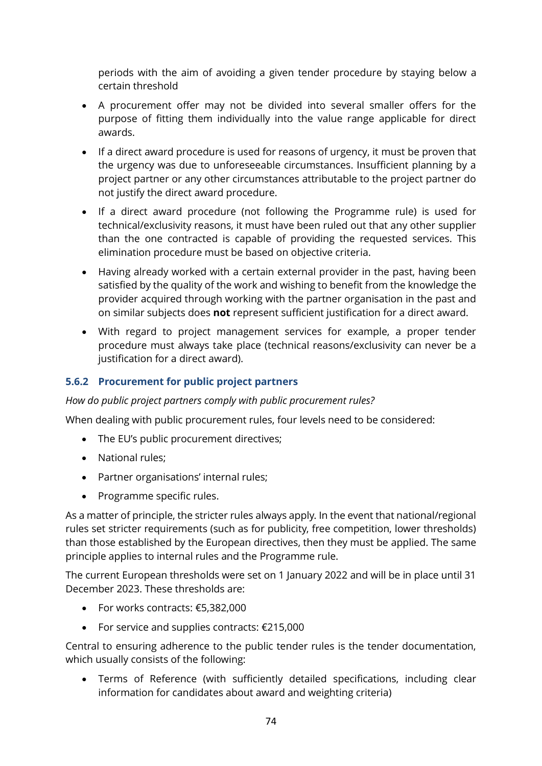periods with the aim of avoiding a given tender procedure by staying below a certain threshold

- A procurement offer may not be divided into several smaller offers for the purpose of fitting them individually into the value range applicable for direct awards.
- If a direct award procedure is used for reasons of urgency, it must be proven that the urgency was due to unforeseeable circumstances. Insufficient planning by a project partner or any other circumstances attributable to the project partner do not justify the direct award procedure.
- If a direct award procedure (not following the Programme rule) is used for technical/exclusivity reasons, it must have been ruled out that any other supplier than the one contracted is capable of providing the requested services. This elimination procedure must be based on objective criteria.
- Having already worked with a certain external provider in the past, having been satisfied by the quality of the work and wishing to benefit from the knowledge the provider acquired through working with the partner organisation in the past and on similar subjects does **not** represent sufficient justification for a direct award.
- With regard to project management services for example, a proper tender procedure must always take place (technical reasons/exclusivity can never be a justification for a direct award).

### 5.6.2 Procurement for public project partners

*How do public project partners comply with public procurement rules?*

When dealing with public procurement rules, four levels need to be considered:

- The EU's public procurement directives;
- National rules;
- Partner organisations' internal rules;
- Programme specific rules.

As a matter of principle, the stricter rules always apply. In the event that national/regional rules set stricter requirements (such as for publicity, free competition, lower thresholds) than those established by the European directives, then they must be applied. The same principle applies to internal rules and the Programme rule.

The current European thresholds were set on 1 January 2022 and will be in place until 31 December 2023. These thresholds are:

- For works contracts: €5,382,000
- For service and supplies contracts: €215,000

Central to ensuring adherence to the public tender rules is the tender documentation, which usually consists of the following:

- Terms of Reference (with sufficiently detailed specifications, including clear information for candidates about award and weighting criteria)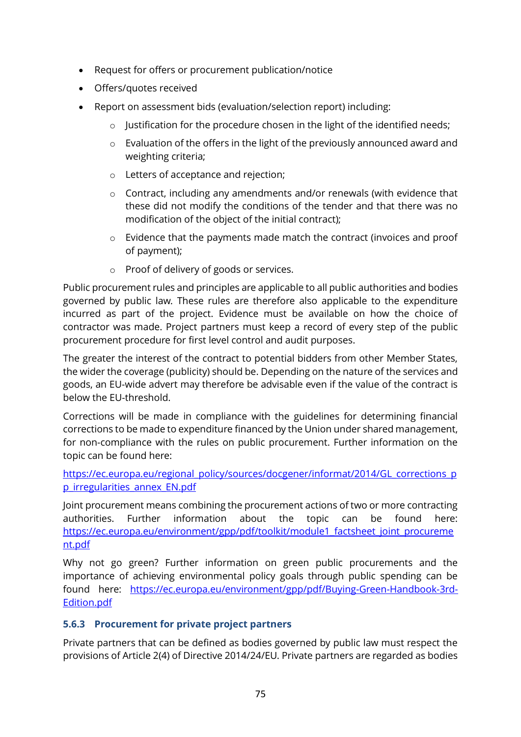- Request for offers or procurement publication/notice
- Offers/quotes received
- Report on assessment bids (evaluation/selection report) including:
    - Justification for the procedure chosen in the light of the identified needs;
    - Evaluation of the offers in the light of the previously announced award and weighting criteria;
    - Letters of acceptance and rejection;
    - Contract, including any amendments and/or renewals (with evidence that these did not modify the conditions of the tender and that there was no modification of the object of the initial contract);
    - Evidence that the payments made match the contract (invoices and proof of payment);
    - Proof of delivery of goods or services.

Public procurement rules and principles are applicable to all public authorities and bodies governed by public law. These rules are therefore also applicable to the expenditure incurred as part of the project. Evidence must be available on how the choice of contractor was made. Project partners must keep a record of every step of the public procurement procedure for first level control and audit purposes.

The greater the interest of the contract to potential bidders from other Member States, the wider the coverage (publicity) should be. Depending on the nature of the services and goods, an EU-wide advert may therefore be advisable even if the value of the contract is below the EU-threshold.

Corrections will be made in compliance with the guidelines for determining financial corrections to be made to expenditure financed by the Union under shared management, for non-compliance with the rules on public procurement. Further information on the topic can be found here:

https://ec.europa.eu/regional_policy/sources/docgener/informat/2014/GL_corrections_pp_irregularities_annex_EN.pdf

Joint procurement means combining the procurement actions of two or more contracting authorities. Further information about the topic can be found here: https://ec.europa.eu/environment/gpp/pdf/toolkit/module1_factsheet_joint_procurement.pdf

Why not go green? Further information on green public procurements and the importance of achieving environmental policy goals through public spending can be found here: https://ec.europa.eu/environment/gpp/pdf/Buying-Green-Handbook-3rd-Edition.pdf

### 5.6.3 Procurement for private project partners

Private partners that can be defined as bodies governed by public law must respect the provisions of Article 2(4) of Directive 2014/24/EU. Private partners are regarded as bodies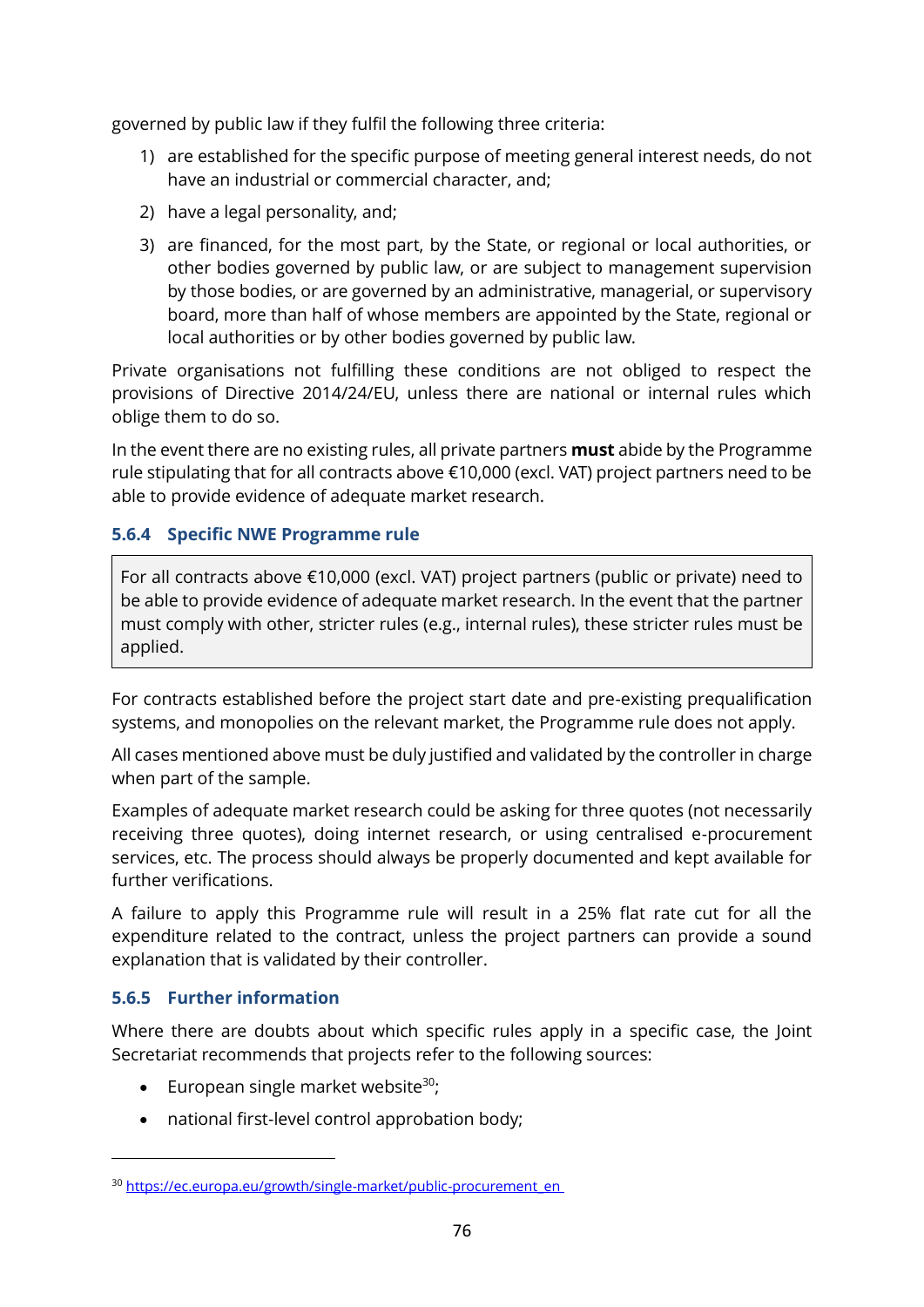governed by public law if they fulfil the following three criteria:

1) are established for the specific purpose of meeting general interest needs, do not have an industrial or commercial character, and;
2) have a legal personality, and;
3) are financed, for the most part, by the State, or regional or local authorities, or other bodies governed by public law, or are subject to management supervision by those bodies, or are governed by an administrative, managerial, or supervisory board, more than half of whose members are appointed by the State, regional or local authorities or by other bodies governed by public law.

Private organisations not fulfilling these conditions are not obliged to respect the provisions of Directive 2014/24/EU, unless there are national or internal rules which oblige them to do so.

In the event there are no existing rules, all private partners **must** abide by the Programme rule stipulating that for all contracts above €10,000 (excl. VAT) project partners need to be able to provide evidence of adequate market research.

### 5.6.4 Specific NWE Programme rule

> For all contracts above €10,000 (excl. VAT) project partners (public or private) need to be able to provide evidence of adequate market research. In the event that the partner must comply with other, stricter rules (e.g., internal rules), these stricter rules must be applied.

For contracts established before the project start date and pre-existing prequalification systems, and monopolies on the relevant market, the Programme rule does not apply.

All cases mentioned above must be duly justified and validated by the controller in charge when part of the sample.

Examples of adequate market research could be asking for three quotes (not necessarily receiving three quotes), doing internet research, or using centralised e-procurement services, etc. The process should always be properly documented and kept available for further verifications.

A failure to apply this Programme rule will result in a 25% flat rate cut for all the expenditure related to the contract, unless the project partners can provide a sound explanation that is validated by their controller.

### 5.6.5 Further information

Where there are doubts about which specific rules apply in a specific case, the Joint Secretariat recommends that projects refer to the following sources:

- European single market website[30];
- national first-level control approbation body;

[30] https://ec.europa.eu/growth/single-market/public-procurement_en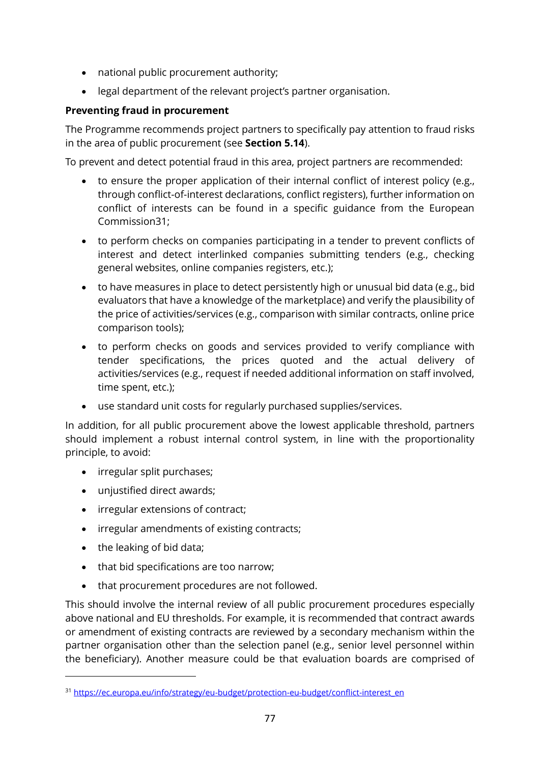- national public procurement authority;
- legal department of the relevant project's partner organisation.

**Preventing fraud in procurement**

The Programme recommends project partners to specifically pay attention to fraud risks in the area of public procurement (see **Section 5.14**).

To prevent and detect potential fraud in this area, project partners are recommended:

- to ensure the proper application of their internal conflict of interest policy (e.g., through conflict-of-interest declarations, conflict registers), further information on conflict of interests can be found in a specific guidance from the European Commission[31];
- to perform checks on companies participating in a tender to prevent conflicts of interest and detect interlinked companies submitting tenders (e.g., checking general websites, online companies registers, etc.);
- to have measures in place to detect persistently high or unusual bid data (e.g., bid evaluators that have a knowledge of the marketplace) and verify the plausibility of the price of activities/services (e.g., comparison with similar contracts, online price comparison tools);
- to perform checks on goods and services provided to verify compliance with tender specifications, the prices quoted and the actual delivery of activities/services (e.g., request if needed additional information on staff involved, time spent, etc.);
- use standard unit costs for regularly purchased supplies/services.

In addition, for all public procurement above the lowest applicable threshold, partners should implement a robust internal control system, in line with the proportionality principle, to avoid:

- irregular split purchases;
- unjustified direct awards;
- irregular extensions of contract;
- irregular amendments of existing contracts;
- the leaking of bid data;
- that bid specifications are too narrow;
- that procurement procedures are not followed.

This should involve the internal review of all public procurement procedures especially above national and EU thresholds. For example, it is recommended that contract awards or amendment of existing contracts are reviewed by a secondary mechanism within the partner organisation other than the selection panel (e.g., senior level personnel within the beneficiary). Another measure could be that evaluation boards are comprised of

[31] https://ec.europa.eu/info/strategy/eu-budget/protection-eu-budget/conflict-interest_en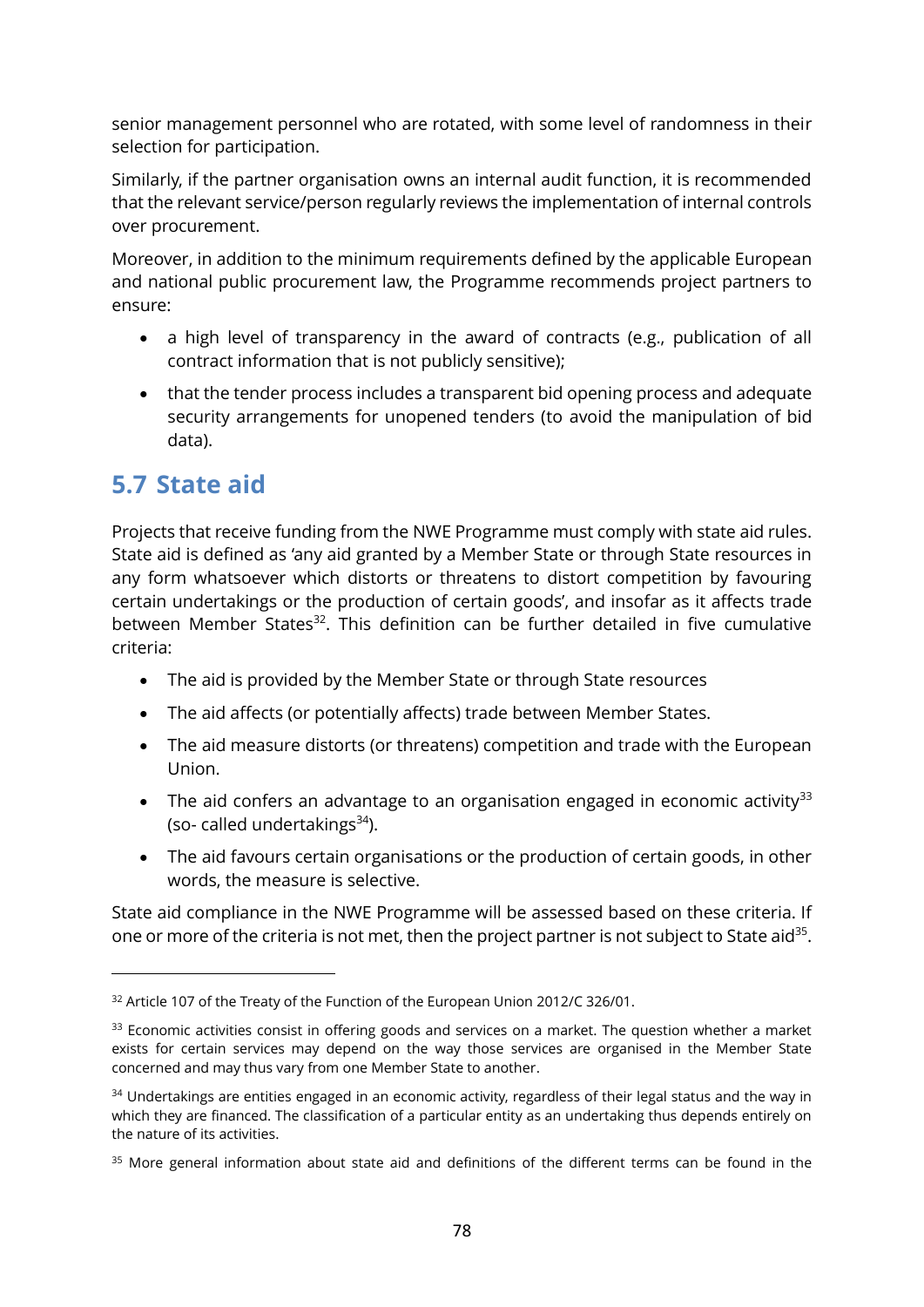senior management personnel who are rotated, with some level of randomness in their selection for participation.

Similarly, if the partner organisation owns an internal audit function, it is recommended that the relevant service/person regularly reviews the implementation of internal controls over procurement.

Moreover, in addition to the minimum requirements defined by the applicable European and national public procurement law, the Programme recommends project partners to ensure:

- a high level of transparency in the award of contracts (e.g., publication of all contract information that is not publicly sensitive);
- that the tender process includes a transparent bid opening process and adequate security arrangements for unopened tenders (to avoid the manipulation of bid data).

## 5.7 State aid

Projects that receive funding from the NWE Programme must comply with state aid rules. State aid is defined as 'any aid granted by a Member State or through State resources in any form whatsoever which distorts or threatens to distort competition by favouring certain undertakings or the production of certain goods', and insofar as it affects trade between Member States[32]. This definition can be further detailed in five cumulative criteria:

- The aid is provided by the Member State or through State resources
- The aid affects (or potentially affects) trade between Member States.
- The aid measure distorts (or threatens) competition and trade with the European Union.
- The aid confers an advantage to an organisation engaged in economic activity[33] (so- called undertakings[34]).
- The aid favours certain organisations or the production of certain goods, in other words, the measure is selective.

State aid compliance in the NWE Programme will be assessed based on these criteria. If one or more of the criteria is not met, then the project partner is not subject to State aid[35].

---

[32] Article 107 of the Treaty of the Function of the European Union 2012/C 326/01.

[33] Economic activities consist in offering goods and services on a market. The question whether a market exists for certain services may depend on the way those services are organised in the Member State concerned and may thus vary from one Member State to another.

[34] Undertakings are entities engaged in an economic activity, regardless of their legal status and the way in which they are financed. The classification of a particular entity as an undertaking thus depends entirely on the nature of its activities.

[35] More general information about state aid and definitions of the different terms can be found in the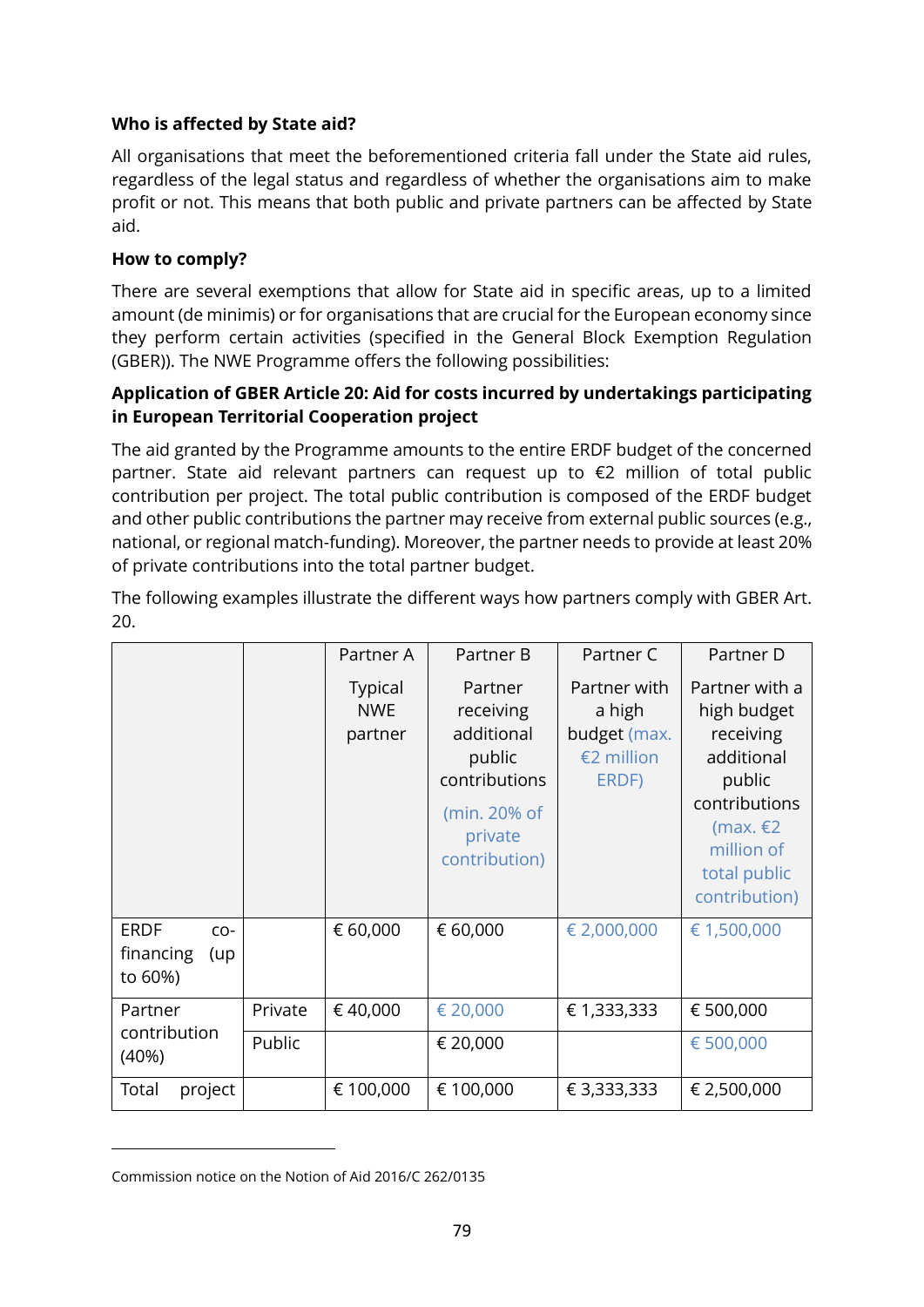**Who is affected by State aid?**

All organisations that meet the beforementioned criteria fall under the State aid rules, regardless of the legal status and regardless of whether the organisations aim to make profit or not. This means that both public and private partners can be affected by State aid.

**How to comply?**

There are several exemptions that allow for State aid in specific areas, up to a limited amount (de minimis) or for organisations that are crucial for the European economy since they perform certain activities (specified in the General Block Exemption Regulation (GBER)). The NWE Programme offers the following possibilities:

**Application of GBER Article 20: Aid for costs incurred by undertakings participating in European Territorial Cooperation project**

The aid granted by the Programme amounts to the entire ERDF budget of the concerned partner. State aid relevant partners can request up to €2 million of total public contribution per project. The total public contribution is composed of the ERDF budget and other public contributions the partner may receive from external public sources (e.g., national, or regional match-funding). Moreover, the partner needs to provide at least 20% of private contributions into the total partner budget.

The following examples illustrate the different ways how partners comply with GBER Art. 20.

| | | Partner A<br>Typical NWE partner | Partner B<br>Partner receiving additional public contributions<br>(min. 20% of private contribution) | Partner C<br>Partner with a high budget (max. €2 million ERDF) | Partner D<br>Partner with a high budget receiving additional public contributions<br>(max. €2 million of total public contribution) |
|---|---|---|---|---|---|
| ERDF co-financing (up to 60%) | | € 60,000 | € 60,000 | € 2,000,000 | € 1,500,000 |
| Partner contribution (40%) | Private | € 40,000 | € 20,000 | € 1,333,333 | € 500,000 |
| | Public | | € 20,000 | | € 500,000 |
| Total project | | € 100,000 | € 100,000 | € 3,333,333 | € 2,500,000 |

Commission notice on the Notion of Aid 2016/C 262/0135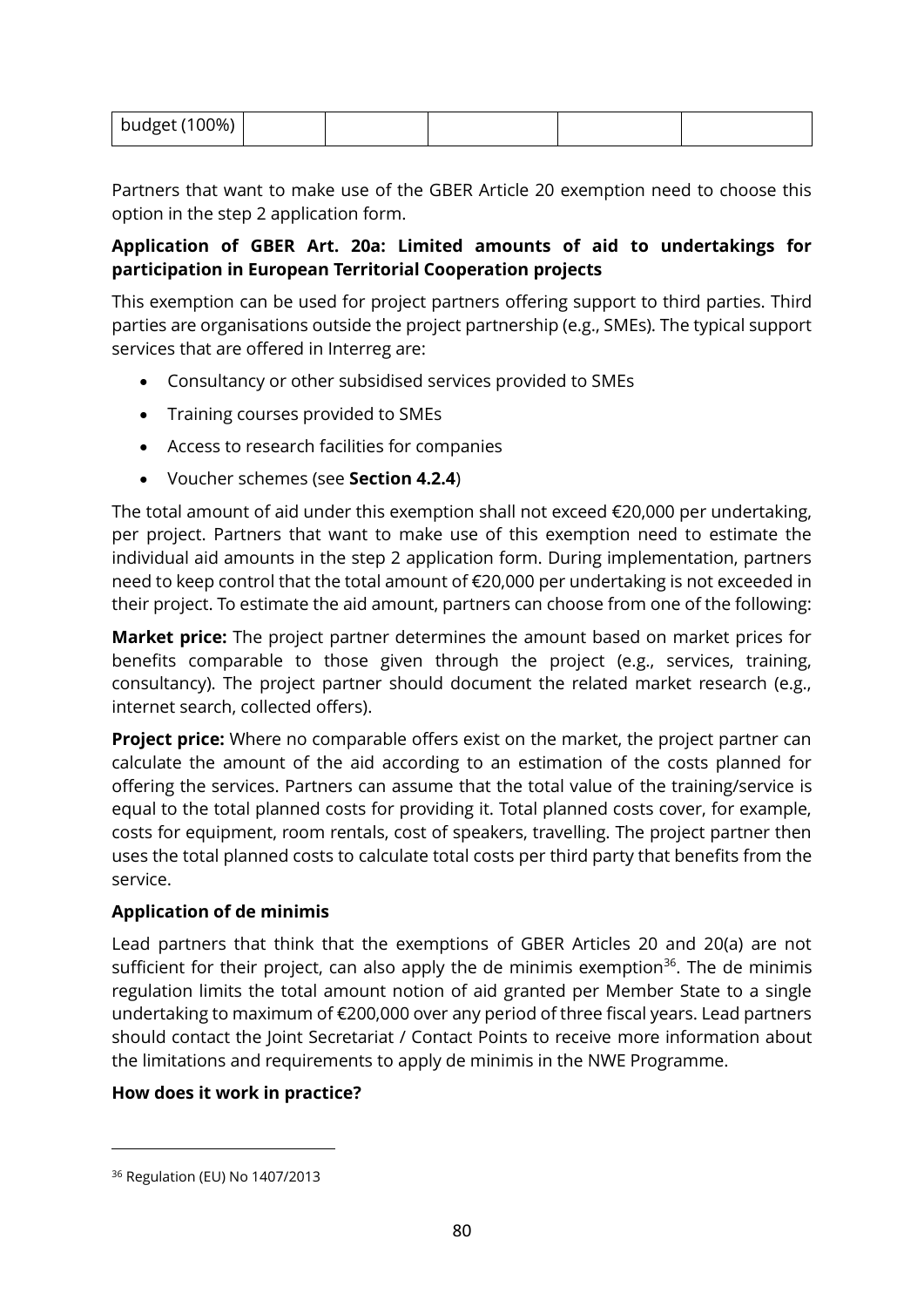| budget (100%) | | | | | |
|---|---|---|---|---|---|

Partners that want to make use of the GBER Article 20 exemption need to choose this option in the step 2 application form.

**Application of GBER Art. 20a: Limited amounts of aid to undertakings for participation in European Territorial Cooperation projects**

This exemption can be used for project partners offering support to third parties. Third parties are organisations outside the project partnership (e.g., SMEs). The typical support services that are offered in Interreg are:

- Consultancy or other subsidised services provided to SMEs
- Training courses provided to SMEs
- Access to research facilities for companies
- Voucher schemes (see **Section 4.2.4**)

The total amount of aid under this exemption shall not exceed €20,000 per undertaking, per project. Partners that want to make use of this exemption need to estimate the individual aid amounts in the step 2 application form. During implementation, partners need to keep control that the total amount of €20,000 per undertaking is not exceeded in their project. To estimate the aid amount, partners can choose from one of the following:

**Market price:** The project partner determines the amount based on market prices for benefits comparable to those given through the project (e.g., services, training, consultancy). The project partner should document the related market research (e.g., internet search, collected offers).

**Project price:** Where no comparable offers exist on the market, the project partner can calculate the amount of the aid according to an estimation of the costs planned for offering the services. Partners can assume that the total value of the training/service is equal to the total planned costs for providing it. Total planned costs cover, for example, costs for equipment, room rentals, cost of speakers, travelling. The project partner then uses the total planned costs to calculate total costs per third party that benefits from the service.

**Application of de minimis**

Lead partners that think that the exemptions of GBER Articles 20 and 20(a) are not sufficient for their project, can also apply the de minimis exemption[36]. The de minimis regulation limits the total amount notion of aid granted per Member State to a single undertaking to maximum of €200,000 over any period of three fiscal years. Lead partners should contact the Joint Secretariat / Contact Points to receive more information about the limitations and requirements to apply de minimis in the NWE Programme.

**How does it work in practice?**

[36] Regulation (EU) No 1407/2013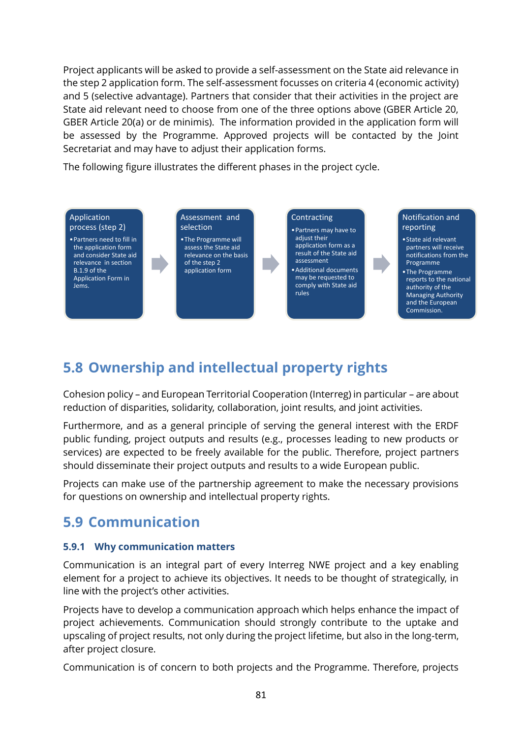Project applicants will be asked to provide a self-assessment on the State aid relevance in the step 2 application form. The self-assessment focusses on criteria 4 (economic activity) and 5 (selective advantage). Partners that consider that their activities in the project are State aid relevant need to choose from one of the three options above (GBER Article 20, GBER Article 20(a) or de minimis). The information provided in the application form will be assessed by the Programme. Approved projects will be contacted by the Joint Secretariat and may have to adjust their application forms.

The following figure illustrates the different phases in the project cycle.

**Application process (step 2)**
- Partners need to fill in the application form and consider State aid relevance in section B.1.9 of the Application Form in Jems.

➔

**Assessment and selection**
- The Programme will assess the State aid relevance on the basis of the step 2 application form

➔

**Contracting**
- Partners may have to adjust their application form as a result of the State aid assessment
- Additional documents may be requested to comply with State aid rules

➔

**Notification and reporting**
- State aid relevant partners will receive notifications from the Programme
- The Programme reports to the national authority of the Managing Authority and the European Commission.

## 5.8 Ownership and intellectual property rights

Cohesion policy – and European Territorial Cooperation (Interreg) in particular – are about reduction of disparities, solidarity, collaboration, joint results, and joint activities.

Furthermore, and as a general principle of serving the general interest with the ERDF public funding, project outputs and results (e.g., processes leading to new products or services) are expected to be freely available for the public. Therefore, project partners should disseminate their project outputs and results to a wide European public.

Projects can make use of the partnership agreement to make the necessary provisions for questions on ownership and intellectual property rights.

## 5.9 Communication

### 5.9.1 Why communication matters

Communication is an integral part of every Interreg NWE project and a key enabling element for a project to achieve its objectives. It needs to be thought of strategically, in line with the project's other activities.

Projects have to develop a communication approach which helps enhance the impact of project achievements. Communication should strongly contribute to the uptake and upscaling of project results, not only during the project lifetime, but also in the long-term, after project closure.

Communication is of concern to both projects and the Programme. Therefore, projects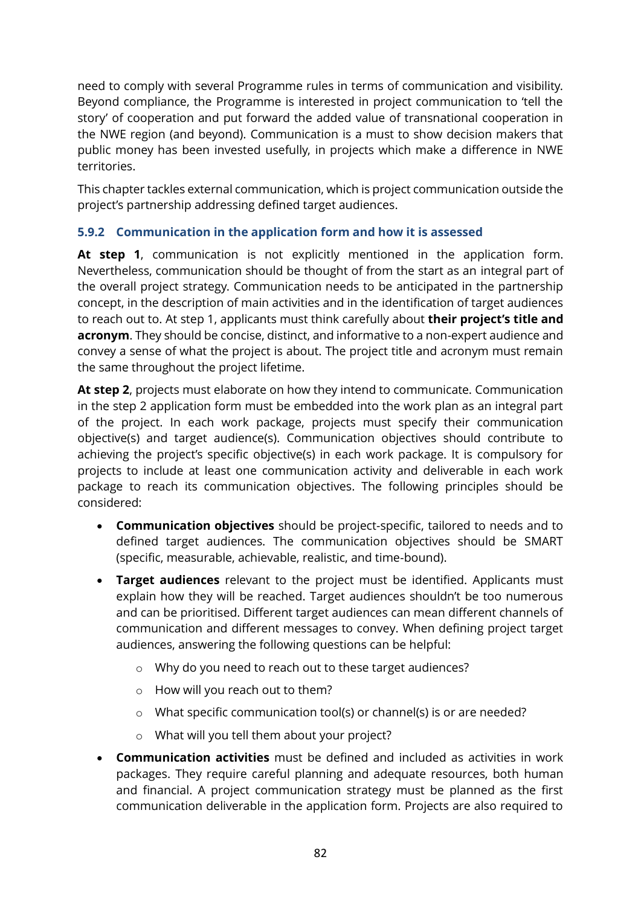need to comply with several Programme rules in terms of communication and visibility. Beyond compliance, the Programme is interested in project communication to 'tell the story' of cooperation and put forward the added value of transnational cooperation in the NWE region (and beyond). Communication is a must to show decision makers that public money has been invested usefully, in projects which make a difference in NWE territories.

This chapter tackles external communication, which is project communication outside the project's partnership addressing defined target audiences.

### 5.9.2 Communication in the application form and how it is assessed

**At step 1**, communication is not explicitly mentioned in the application form. Nevertheless, communication should be thought of from the start as an integral part of the overall project strategy. Communication needs to be anticipated in the partnership concept, in the description of main activities and in the identification of target audiences to reach out to. At step 1, applicants must think carefully about **their project's title and acronym**. They should be concise, distinct, and informative to a non-expert audience and convey a sense of what the project is about. The project title and acronym must remain the same throughout the project lifetime.

**At step 2**, projects must elaborate on how they intend to communicate. Communication in the step 2 application form must be embedded into the work plan as an integral part of the project. In each work package, projects must specify their communication objective(s) and target audience(s). Communication objectives should contribute to achieving the project's specific objective(s) in each work package. It is compulsory for projects to include at least one communication activity and deliverable in each work package to reach its communication objectives. The following principles should be considered:

- **Communication objectives** should be project-specific, tailored to needs and to defined target audiences. The communication objectives should be SMART (specific, measurable, achievable, realistic, and time-bound).
- **Target audiences** relevant to the project must be identified. Applicants must explain how they will be reached. Target audiences shouldn't be too numerous and can be prioritised. Different target audiences can mean different channels of communication and different messages to convey. When defining project target audiences, answering the following questions can be helpful:
  - Why do you need to reach out to these target audiences?
  - How will you reach out to them?
  - What specific communication tool(s) or channel(s) is or are needed?
  - What will you tell them about your project?
- **Communication activities** must be defined and included as activities in work packages. They require careful planning and adequate resources, both human and financial. A project communication strategy must be planned as the first communication deliverable in the application form. Projects are also required to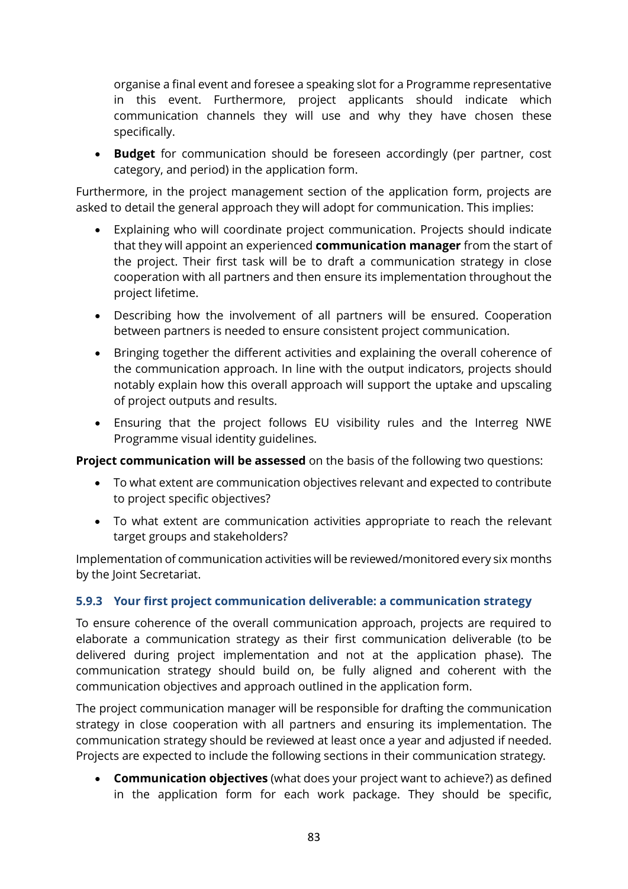organise a final event and foresee a speaking slot for a Programme representative in this event. Furthermore, project applicants should indicate which communication channels they will use and why they have chosen these specifically.

- **Budget** for communication should be foreseen accordingly (per partner, cost category, and period) in the application form.

Furthermore, in the project management section of the application form, projects are asked to detail the general approach they will adopt for communication. This implies:

- Explaining who will coordinate project communication. Projects should indicate that they will appoint an experienced **communication manager** from the start of the project. Their first task will be to draft a communication strategy in close cooperation with all partners and then ensure its implementation throughout the project lifetime.
- Describing how the involvement of all partners will be ensured. Cooperation between partners is needed to ensure consistent project communication.
- Bringing together the different activities and explaining the overall coherence of the communication approach. In line with the output indicators, projects should notably explain how this overall approach will support the uptake and upscaling of project outputs and results.
- Ensuring that the project follows EU visibility rules and the Interreg NWE Programme visual identity guidelines.

**Project communication will be assessed** on the basis of the following two questions:

- To what extent are communication objectives relevant and expected to contribute to project specific objectives?
- To what extent are communication activities appropriate to reach the relevant target groups and stakeholders?

Implementation of communication activities will be reviewed/monitored every six months by the Joint Secretariat.

### 5.9.3 Your first project communication deliverable: a communication strategy

To ensure coherence of the overall communication approach, projects are required to elaborate a communication strategy as their first communication deliverable (to be delivered during project implementation and not at the application phase). The communication strategy should build on, be fully aligned and coherent with the communication objectives and approach outlined in the application form.

The project communication manager will be responsible for drafting the communication strategy in close cooperation with all partners and ensuring its implementation. The communication strategy should be reviewed at least once a year and adjusted if needed. Projects are expected to include the following sections in their communication strategy.

- **Communication objectives** (what does your project want to achieve?) as defined in the application form for each work package. They should be specific,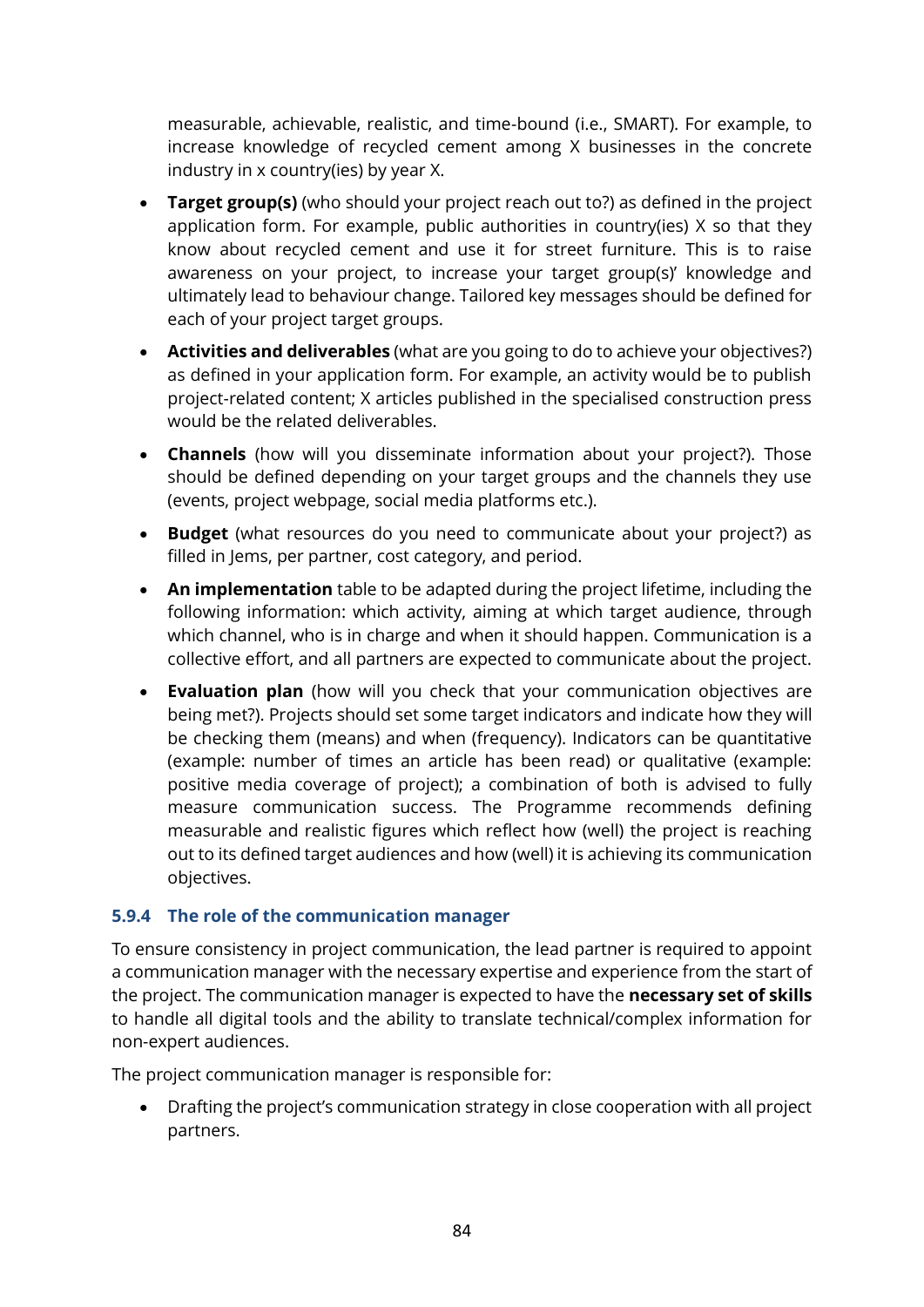measurable, achievable, realistic, and time-bound (i.e., SMART). For example, to increase knowledge of recycled cement among X businesses in the concrete industry in x country(ies) by year X.

- **Target group(s)** (who should your project reach out to?) as defined in the project application form. For example, public authorities in country(ies) X so that they know about recycled cement and use it for street furniture. This is to raise awareness on your project, to increase your target group(s)' knowledge and ultimately lead to behaviour change. Tailored key messages should be defined for each of your project target groups.
- **Activities and deliverables** (what are you going to do to achieve your objectives?) as defined in your application form. For example, an activity would be to publish project-related content; X articles published in the specialised construction press would be the related deliverables.
- **Channels** (how will you disseminate information about your project?). Those should be defined depending on your target groups and the channels they use (events, project webpage, social media platforms etc.).
- **Budget** (what resources do you need to communicate about your project?) as filled in Jems, per partner, cost category, and period.
- **An implementation** table to be adapted during the project lifetime, including the following information: which activity, aiming at which target audience, through which channel, who is in charge and when it should happen. Communication is a collective effort, and all partners are expected to communicate about the project.
- **Evaluation plan** (how will you check that your communication objectives are being met?). Projects should set some target indicators and indicate how they will be checking them (means) and when (frequency). Indicators can be quantitative (example: number of times an article has been read) or qualitative (example: positive media coverage of project); a combination of both is advised to fully measure communication success. The Programme recommends defining measurable and realistic figures which reflect how (well) the project is reaching out to its defined target audiences and how (well) it is achieving its communication objectives.

### 5.9.4 The role of the communication manager

To ensure consistency in project communication, the lead partner is required to appoint a communication manager with the necessary expertise and experience from the start of the project. The communication manager is expected to have the **necessary set of skills** to handle all digital tools and the ability to translate technical/complex information for non-expert audiences.

The project communication manager is responsible for:

- Drafting the project's communication strategy in close cooperation with all project partners.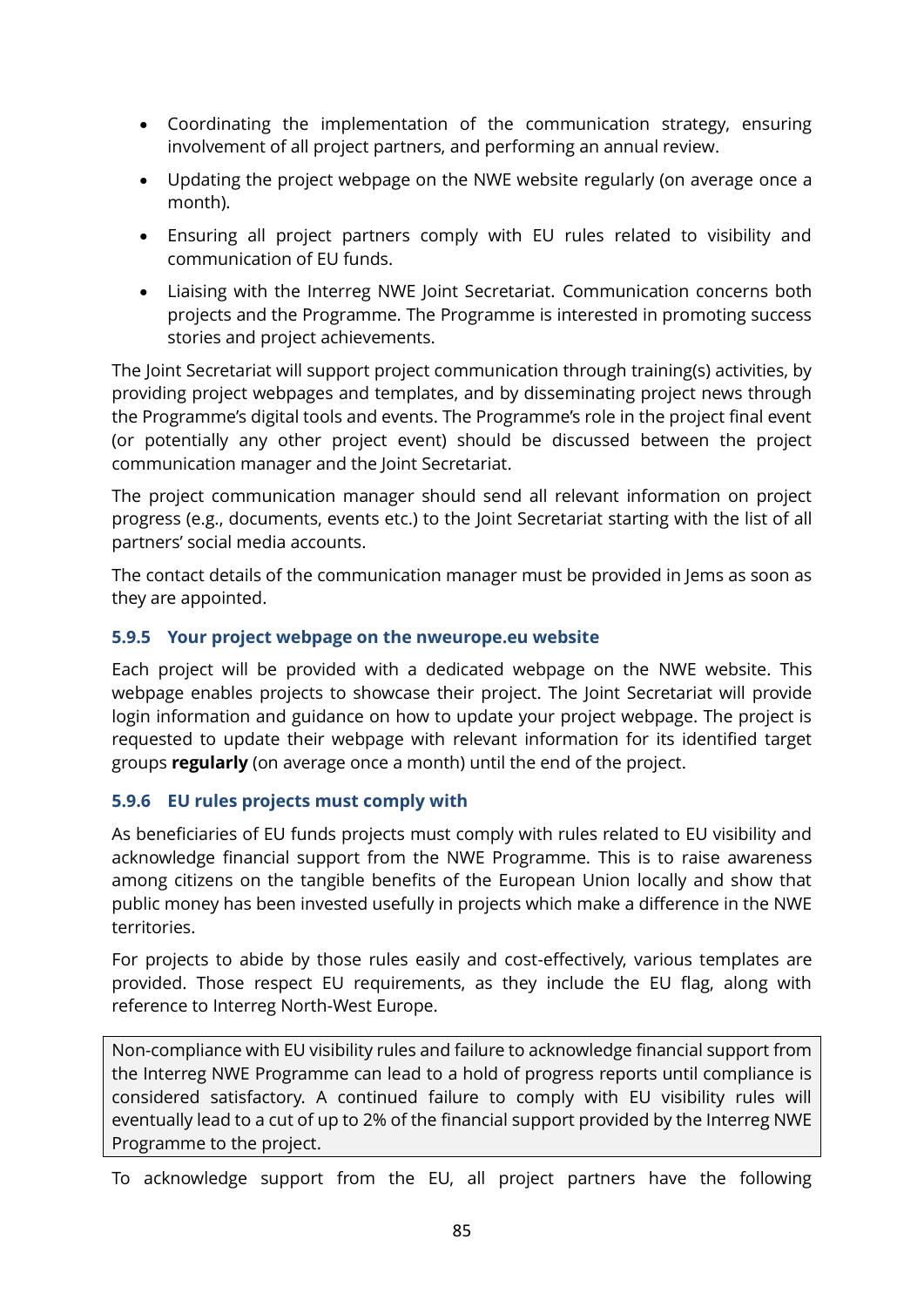- Coordinating the implementation of the communication strategy, ensuring involvement of all project partners, and performing an annual review.
- Updating the project webpage on the NWE website regularly (on average once a month).
- Ensuring all project partners comply with EU rules related to visibility and communication of EU funds.
- Liaising with the Interreg NWE Joint Secretariat. Communication concerns both projects and the Programme. The Programme is interested in promoting success stories and project achievements.

The Joint Secretariat will support project communication through training(s) activities, by providing project webpages and templates, and by disseminating project news through the Programme's digital tools and events. The Programme's role in the project final event (or potentially any other project event) should be discussed between the project communication manager and the Joint Secretariat.

The project communication manager should send all relevant information on project progress (e.g., documents, events etc.) to the Joint Secretariat starting with the list of all partners' social media accounts.

The contact details of the communication manager must be provided in Jems as soon as they are appointed.

### 5.9.5 Your project webpage on the nweurope.eu website

Each project will be provided with a dedicated webpage on the NWE website. This webpage enables projects to showcase their project. The Joint Secretariat will provide login information and guidance on how to update your project webpage. The project is requested to update their webpage with relevant information for its identified target groups **regularly** (on average once a month) until the end of the project.

### 5.9.6 EU rules projects must comply with

As beneficiaries of EU funds projects must comply with rules related to EU visibility and acknowledge financial support from the NWE Programme. This is to raise awareness among citizens on the tangible benefits of the European Union locally and show that public money has been invested usefully in projects which make a difference in the NWE territories.

For projects to abide by those rules easily and cost-effectively, various templates are provided. Those respect EU requirements, as they include the EU flag, along with reference to Interreg North-West Europe.

> Non-compliance with EU visibility rules and failure to acknowledge financial support from the Interreg NWE Programme can lead to a hold of progress reports until compliance is considered satisfactory. A continued failure to comply with EU visibility rules will eventually lead to a cut of up to 2% of the financial support provided by the Interreg NWE Programme to the project.

To acknowledge support from the EU, all project partners have the following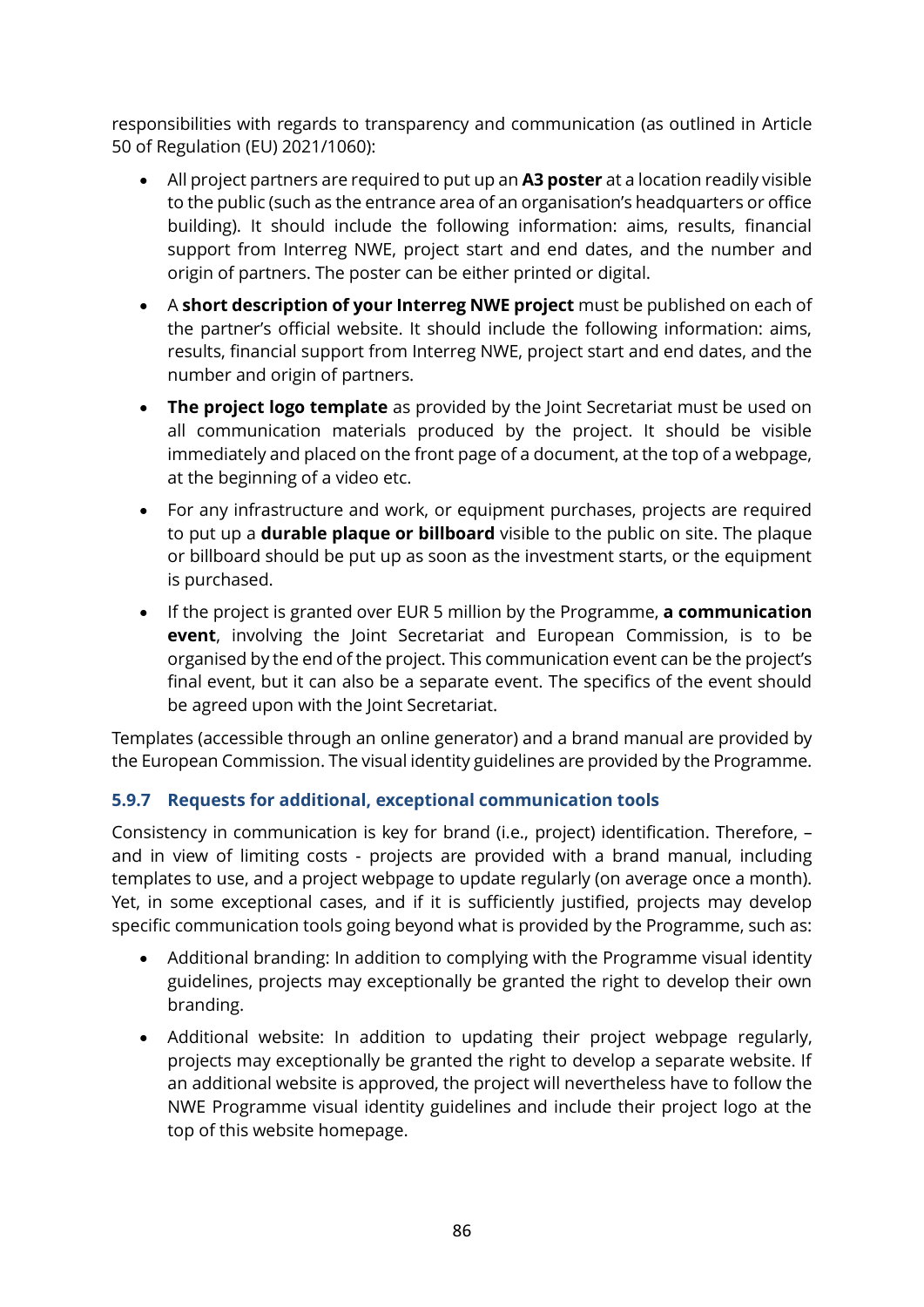responsibilities with regards to transparency and communication (as outlined in Article 50 of Regulation (EU) 2021/1060):

- All project partners are required to put up an **A3 poster** at a location readily visible to the public (such as the entrance area of an organisation's headquarters or office building). It should include the following information: aims, results, financial support from Interreg NWE, project start and end dates, and the number and origin of partners. The poster can be either printed or digital.
- A **short description of your Interreg NWE project** must be published on each of the partner's official website. It should include the following information: aims, results, financial support from Interreg NWE, project start and end dates, and the number and origin of partners.
- **The project logo template** as provided by the Joint Secretariat must be used on all communication materials produced by the project. It should be visible immediately and placed on the front page of a document, at the top of a webpage, at the beginning of a video etc.
- For any infrastructure and work, or equipment purchases, projects are required to put up a **durable plaque or billboard** visible to the public on site. The plaque or billboard should be put up as soon as the investment starts, or the equipment is purchased.
- If the project is granted over EUR 5 million by the Programme, **a communication event**, involving the Joint Secretariat and European Commission, is to be organised by the end of the project. This communication event can be the project's final event, but it can also be a separate event. The specifics of the event should be agreed upon with the Joint Secretariat.

Templates (accessible through an online generator) and a brand manual are provided by the European Commission. The visual identity guidelines are provided by the Programme.

### 5.9.7 Requests for additional, exceptional communication tools

Consistency in communication is key for brand (i.e., project) identification. Therefore, – and in view of limiting costs - projects are provided with a brand manual, including templates to use, and a project webpage to update regularly (on average once a month). Yet, in some exceptional cases, and if it is sufficiently justified, projects may develop specific communication tools going beyond what is provided by the Programme, such as:

- Additional branding: In addition to complying with the Programme visual identity guidelines, projects may exceptionally be granted the right to develop their own branding.
- Additional website: In addition to updating their project webpage regularly, projects may exceptionally be granted the right to develop a separate website. If an additional website is approved, the project will nevertheless have to follow the NWE Programme visual identity guidelines and include their project logo at the top of this website homepage.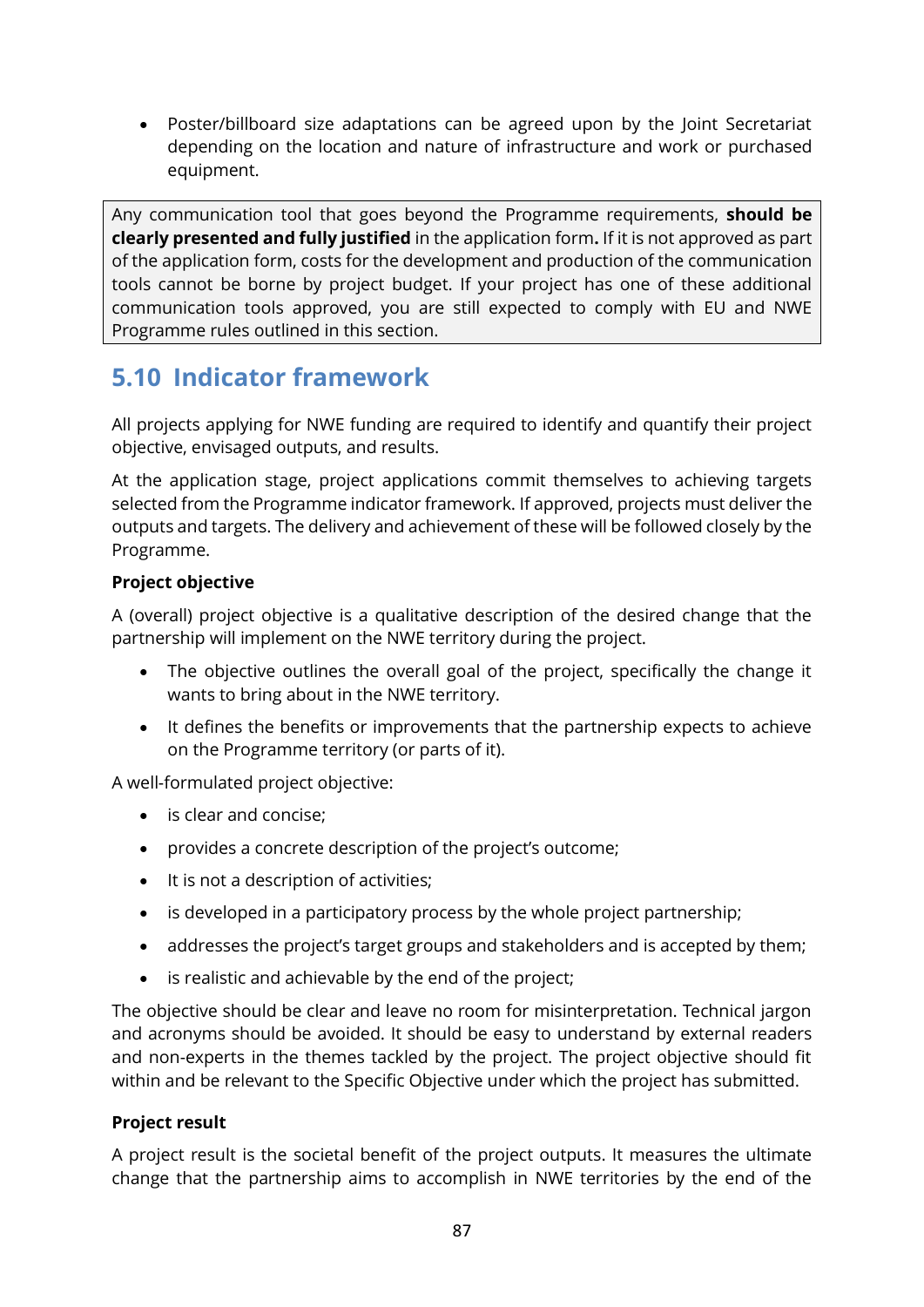- Poster/billboard size adaptations can be agreed upon by the Joint Secretariat depending on the location and nature of infrastructure and work or purchased equipment.

> Any communication tool that goes beyond the Programme requirements, **should be clearly presented and fully justified** in the application form**.** If it is not approved as part of the application form, costs for the development and production of the communication tools cannot be borne by project budget. If your project has one of these additional communication tools approved, you are still expected to comply with EU and NWE Programme rules outlined in this section.

## 5.10 Indicator framework

All projects applying for NWE funding are required to identify and quantify their project objective, envisaged outputs, and results.

At the application stage, project applications commit themselves to achieving targets selected from the Programme indicator framework. If approved, projects must deliver the outputs and targets. The delivery and achievement of these will be followed closely by the Programme.

**Project objective**

A (overall) project objective is a qualitative description of the desired change that the partnership will implement on the NWE territory during the project.

- The objective outlines the overall goal of the project, specifically the change it wants to bring about in the NWE territory.
- It defines the benefits or improvements that the partnership expects to achieve on the Programme territory (or parts of it).

A well-formulated project objective:

- is clear and concise;
- provides a concrete description of the project's outcome;
- It is not a description of activities;
- is developed in a participatory process by the whole project partnership;
- addresses the project's target groups and stakeholders and is accepted by them;
- is realistic and achievable by the end of the project;

The objective should be clear and leave no room for misinterpretation. Technical jargon and acronyms should be avoided. It should be easy to understand by external readers and non-experts in the themes tackled by the project. The project objective should fit within and be relevant to the Specific Objective under which the project has submitted.

**Project result**

A project result is the societal benefit of the project outputs. It measures the ultimate change that the partnership aims to accomplish in NWE territories by the end of the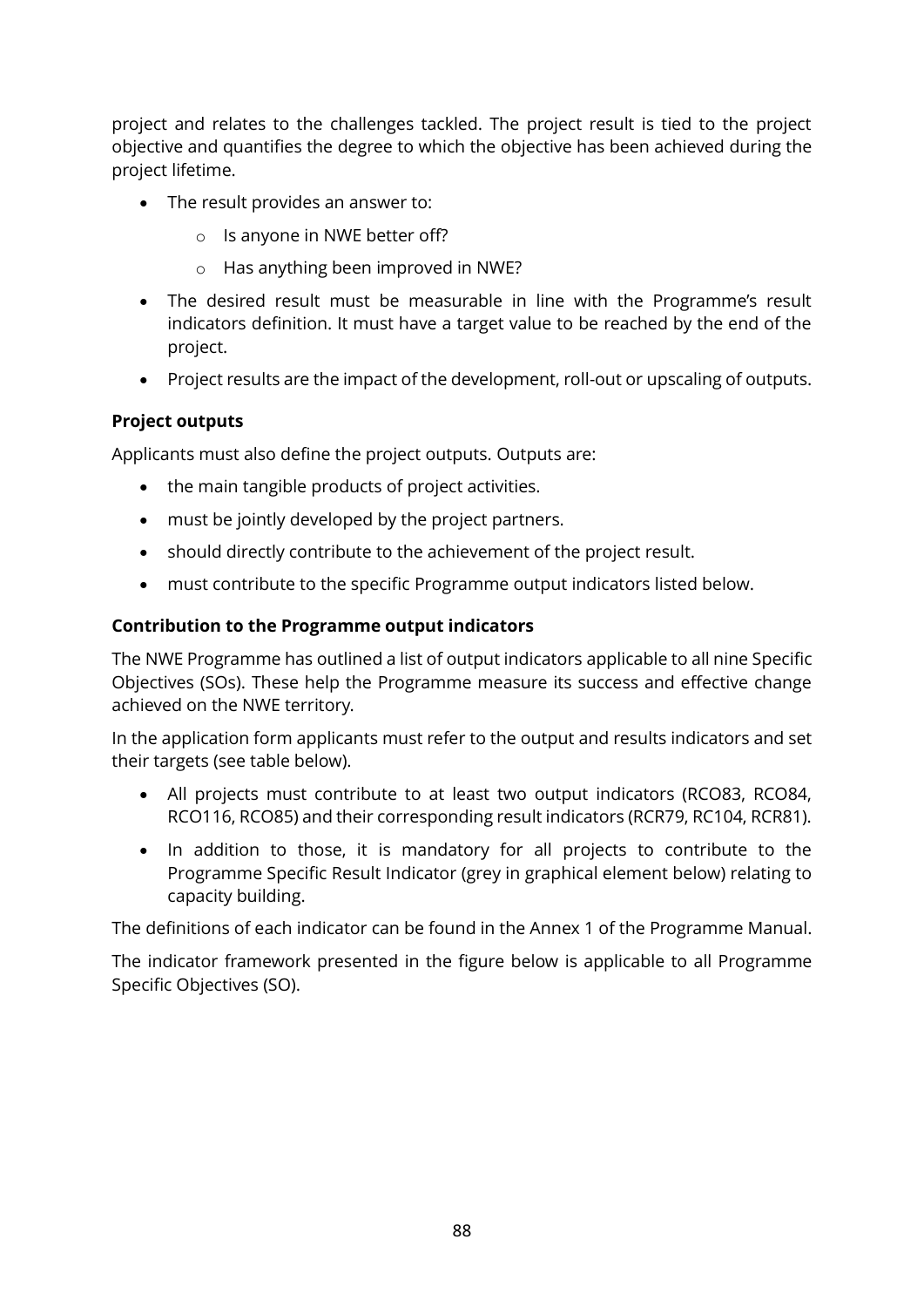project and relates to the challenges tackled. The project result is tied to the project objective and quantifies the degree to which the objective has been achieved during the project lifetime.

- The result provides an answer to:
  - Is anyone in NWE better off?
  - Has anything been improved in NWE?
- The desired result must be measurable in line with the Programme's result indicators definition. It must have a target value to be reached by the end of the project.
- Project results are the impact of the development, roll-out or upscaling of outputs.

**Project outputs**

Applicants must also define the project outputs. Outputs are:

- the main tangible products of project activities.
- must be jointly developed by the project partners.
- should directly contribute to the achievement of the project result.
- must contribute to the specific Programme output indicators listed below.

**Contribution to the Programme output indicators**

The NWE Programme has outlined a list of output indicators applicable to all nine Specific Objectives (SOs). These help the Programme measure its success and effective change achieved on the NWE territory.

In the application form applicants must refer to the output and results indicators and set their targets (see table below).

- All projects must contribute to at least two output indicators (RCO83, RCO84, RCO116, RCO85) and their corresponding result indicators (RCR79, RC104, RCR81).
- In addition to those, it is mandatory for all projects to contribute to the Programme Specific Result Indicator (grey in graphical element below) relating to capacity building.

The definitions of each indicator can be found in the Annex 1 of the Programme Manual.

The indicator framework presented in the figure below is applicable to all Programme Specific Objectives (SO).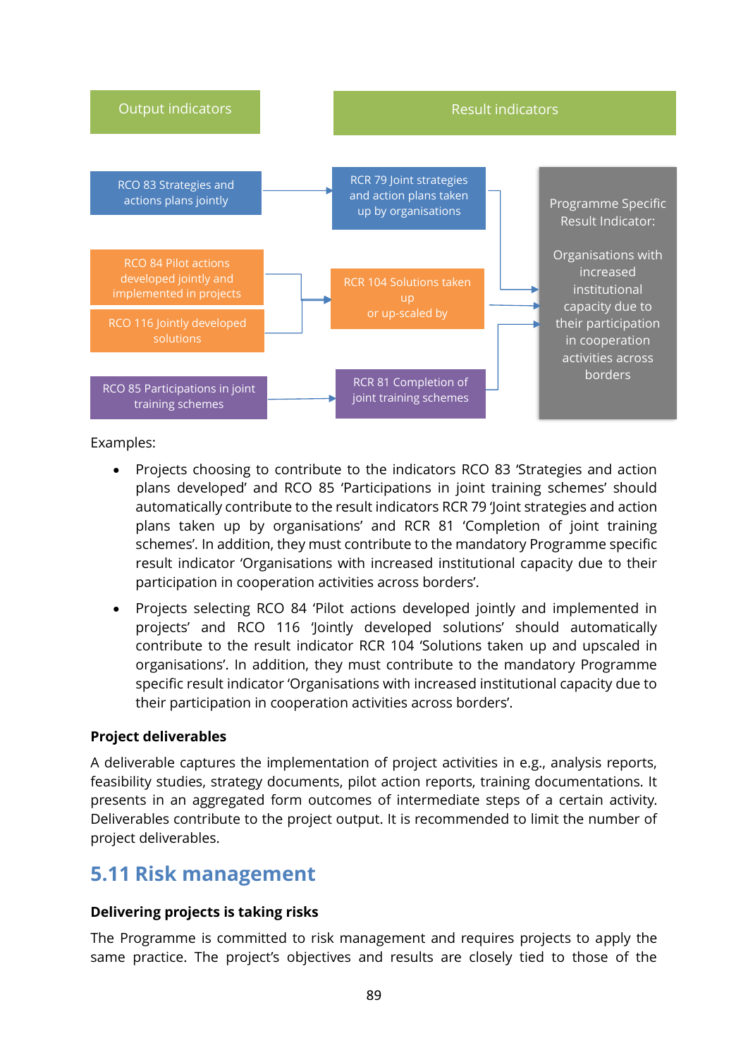| Output indicators | Result indicators | |
|---|---|---|
| RCO 83 Strategies and actions plans jointly | RCR 79 Joint strategies and action plans taken up by organisations | Programme Specific Result Indicator: Organisations with increased institutional capacity due to their participation in cooperation activities across borders |
| RCO 84 Pilot actions developed jointly and implemented in projects | RCR 104 Solutions taken up or up-scaled by | |
| RCO 116 Jointly developed solutions | | |
| RCO 85 Participations in joint training schemes | RCR 81 Completion of joint training schemes | |

Examples:

- Projects choosing to contribute to the indicators RCO 83 'Strategies and action plans developed' and RCO 85 'Participations in joint training schemes' should automatically contribute to the result indicators RCR 79 'Joint strategies and action plans taken up by organisations' and RCR 81 'Completion of joint training schemes'. In addition, they must contribute to the mandatory Programme specific result indicator 'Organisations with increased institutional capacity due to their participation in cooperation activities across borders'.
- Projects selecting RCO 84 'Pilot actions developed jointly and implemented in projects' and RCO 116 'Jointly developed solutions' should automatically contribute to the result indicator RCR 104 'Solutions taken up and upscaled in organisations'. In addition, they must contribute to the mandatory Programme specific result indicator 'Organisations with increased institutional capacity due to their participation in cooperation activities across borders'.

**Project deliverables**

A deliverable captures the implementation of project activities in e.g., analysis reports, feasibility studies, strategy documents, pilot action reports, training documentations. It presents in an aggregated form outcomes of intermediate steps of a certain activity. Deliverables contribute to the project output. It is recommended to limit the number of project deliverables.

## 5.11 Risk management

**Delivering projects is taking risks**

The Programme is committed to risk management and requires projects to apply the same practice. The project's objectives and results are closely tied to those of the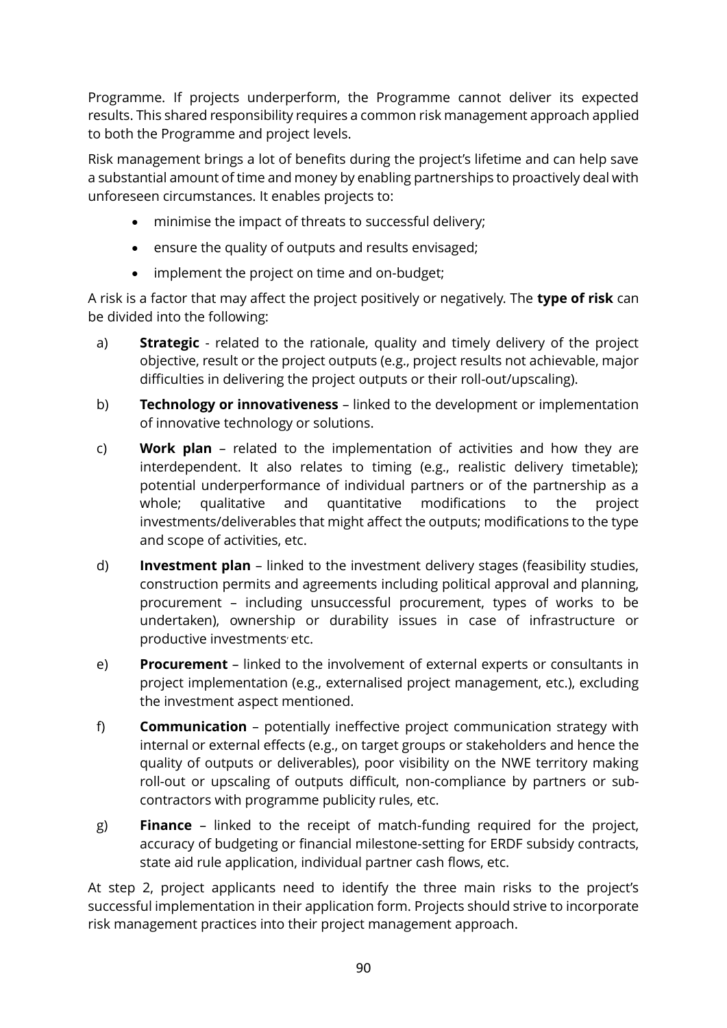Programme. If projects underperform, the Programme cannot deliver its expected results. This shared responsibility requires a common risk management approach applied to both the Programme and project levels.

Risk management brings a lot of benefits during the project's lifetime and can help save a substantial amount of time and money by enabling partnerships to proactively deal with unforeseen circumstances. It enables projects to:

- minimise the impact of threats to successful delivery;
- ensure the quality of outputs and results envisaged;
- implement the project on time and on-budget;

A risk is a factor that may affect the project positively or negatively. The **type of risk** can be divided into the following:

a) **Strategic** - related to the rationale, quality and timely delivery of the project objective, result or the project outputs (e.g., project results not achievable, major difficulties in delivering the project outputs or their roll-out/upscaling).

b) **Technology or innovativeness** – linked to the development or implementation of innovative technology or solutions.

c) **Work plan** – related to the implementation of activities and how they are interdependent. It also relates to timing (e.g., realistic delivery timetable); potential underperformance of individual partners or of the partnership as a whole; qualitative and quantitative modifications to the project investments/deliverables that might affect the outputs; modifications to the type and scope of activities, etc.

d) **Investment plan** – linked to the investment delivery stages (feasibility studies, construction permits and agreements including political approval and planning, procurement – including unsuccessful procurement, types of works to be undertaken), ownership or durability issues in case of infrastructure or productive investments, etc.

e) **Procurement** – linked to the involvement of external experts or consultants in project implementation (e.g., externalised project management, etc.), excluding the investment aspect mentioned.

f) **Communication** – potentially ineffective project communication strategy with internal or external effects (e.g., on target groups or stakeholders and hence the quality of outputs or deliverables), poor visibility on the NWE territory making roll-out or upscaling of outputs difficult, non-compliance by partners or sub-contractors with programme publicity rules, etc.

g) **Finance** – linked to the receipt of match-funding required for the project, accuracy of budgeting or financial milestone-setting for ERDF subsidy contracts, state aid rule application, individual partner cash flows, etc.

At step 2, project applicants need to identify the three main risks to the project's successful implementation in their application form. Projects should strive to incorporate risk management practices into their project management approach.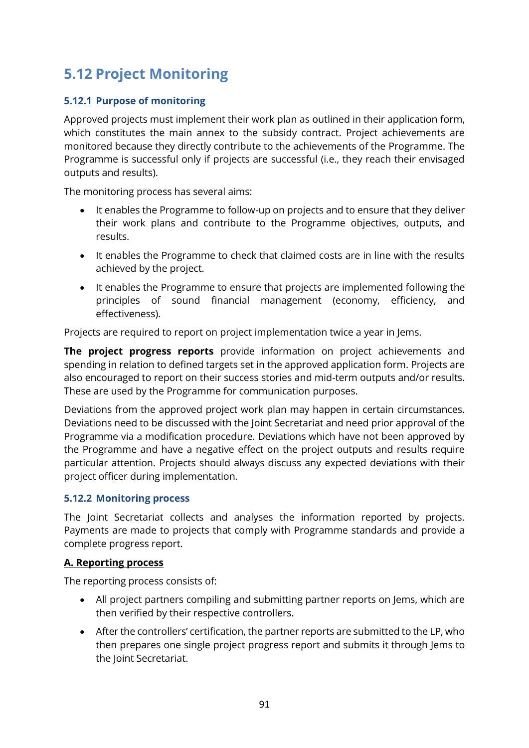## 5.12 Project Monitoring

### 5.12.1 Purpose of monitoring

Approved projects must implement their work plan as outlined in their application form, which constitutes the main annex to the subsidy contract. Project achievements are monitored because they directly contribute to the achievements of the Programme. The Programme is successful only if projects are successful (i.e., they reach their envisaged outputs and results).

The monitoring process has several aims:

- It enables the Programme to follow-up on projects and to ensure that they deliver their work plans and contribute to the Programme objectives, outputs, and results.
- It enables the Programme to check that claimed costs are in line with the results achieved by the project.
- It enables the Programme to ensure that projects are implemented following the principles of sound financial management (economy, efficiency, and effectiveness).

Projects are required to report on project implementation twice a year in Jems.

**The project progress reports** provide information on project achievements and spending in relation to defined targets set in the approved application form. Projects are also encouraged to report on their success stories and mid-term outputs and/or results. These are used by the Programme for communication purposes.

Deviations from the approved project work plan may happen in certain circumstances. Deviations need to be discussed with the Joint Secretariat and need prior approval of the Programme via a modification procedure. Deviations which have not been approved by the Programme and have a negative effect on the project outputs and results require particular attention. Projects should always discuss any expected deviations with their project officer during implementation.

### 5.12.2 Monitoring process

The Joint Secretariat collects and analyses the information reported by projects. Payments are made to projects that comply with Programme standards and provide a complete progress report.

**A. Reporting process**

The reporting process consists of:

- All project partners compiling and submitting partner reports on Jems, which are then verified by their respective controllers.
- After the controllers' certification, the partner reports are submitted to the LP, who then prepares one single project progress report and submits it through Jems to the Joint Secretariat.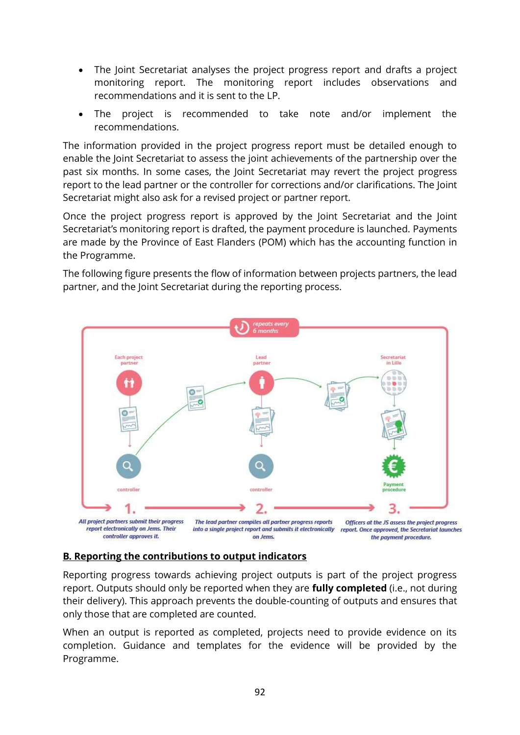- The Joint Secretariat analyses the project progress report and drafts a project monitoring report. The monitoring report includes observations and recommendations and it is sent to the LP.
- The project is recommended to take note and/or implement the recommendations.

The information provided in the project progress report must be detailed enough to enable the Joint Secretariat to assess the joint achievements of the partnership over the past six months. In some cases, the Joint Secretariat may revert the project progress report to the lead partner or the controller for corrections and/or clarifications. The Joint Secretariat might also ask for a revised project or partner report.

Once the project progress report is approved by the Joint Secretariat and the Joint Secretariat's monitoring report is drafted, the payment procedure is launched. Payments are made by the Province of East Flanders (POM) which has the accounting function in the Programme.

The following figure presents the flow of information between projects partners, the lead partner, and the Joint Secretariat during the reporting process.

repeats every 6 months

Each project partner — controller

Lead partner — controller

Secretariat in Lille — Payment procedure

1. *All project partners submit their progress report electronically on Jems. Their controller approves it.*

2. *The lead partner compiles all partner progress reports into a single project report and submits it electronically on Jems.*

3. *Officers at the JS assess the project progress report. Once approved, the Secretariat launches the payment procedure.*

## B. Reporting the contributions to output indicators

Reporting progress towards achieving project outputs is part of the project progress report. Outputs should only be reported when they are **fully completed** (i.e., not during their delivery). This approach prevents the double-counting of outputs and ensures that only those that are completed are counted.

When an output is reported as completed, projects need to provide evidence on its completion. Guidance and templates for the evidence will be provided by the Programme.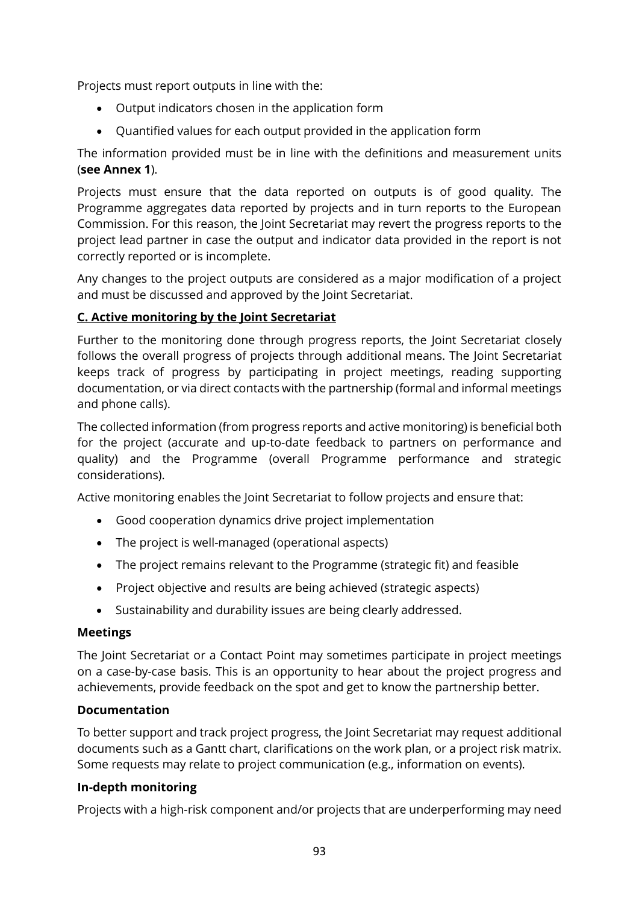Projects must report outputs in line with the:

- Output indicators chosen in the application form
- Quantified values for each output provided in the application form

The information provided must be in line with the definitions and measurement units (**see Annex 1**).

Projects must ensure that the data reported on outputs is of good quality. The Programme aggregates data reported by projects and in turn reports to the European Commission. For this reason, the Joint Secretariat may revert the progress reports to the project lead partner in case the output and indicator data provided in the report is not correctly reported or is incomplete.

Any changes to the project outputs are considered as a major modification of a project and must be discussed and approved by the Joint Secretariat.

### C. Active monitoring by the Joint Secretariat

Further to the monitoring done through progress reports, the Joint Secretariat closely follows the overall progress of projects through additional means. The Joint Secretariat keeps track of progress by participating in project meetings, reading supporting documentation, or via direct contacts with the partnership (formal and informal meetings and phone calls).

The collected information (from progress reports and active monitoring) is beneficial both for the project (accurate and up-to-date feedback to partners on performance and quality) and the Programme (overall Programme performance and strategic considerations).

Active monitoring enables the Joint Secretariat to follow projects and ensure that:

- Good cooperation dynamics drive project implementation
- The project is well-managed (operational aspects)
- The project remains relevant to the Programme (strategic fit) and feasible
- Project objective and results are being achieved (strategic aspects)
- Sustainability and durability issues are being clearly addressed.

#### Meetings

The Joint Secretariat or a Contact Point may sometimes participate in project meetings on a case-by-case basis. This is an opportunity to hear about the project progress and achievements, provide feedback on the spot and get to know the partnership better.

#### Documentation

To better support and track project progress, the Joint Secretariat may request additional documents such as a Gantt chart, clarifications on the work plan, or a project risk matrix. Some requests may relate to project communication (e.g., information on events).

#### In-depth monitoring

Projects with a high-risk component and/or projects that are underperforming may need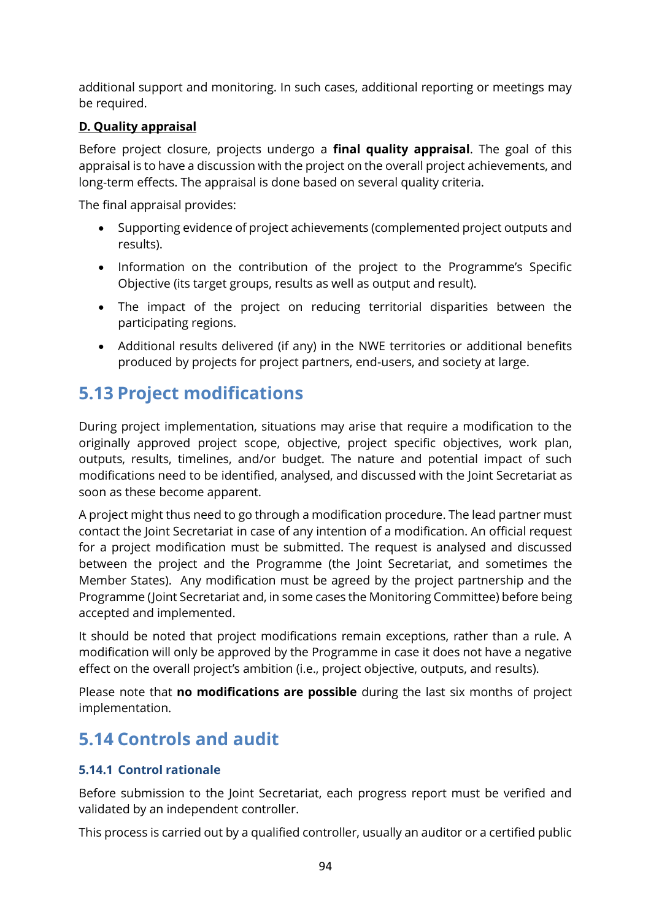additional support and monitoring. In such cases, additional reporting or meetings may be required.

**D. Quality appraisal**

Before project closure, projects undergo a **final quality appraisal**. The goal of this appraisal is to have a discussion with the project on the overall project achievements, and long-term effects. The appraisal is done based on several quality criteria.

The final appraisal provides:

- Supporting evidence of project achievements (complemented project outputs and results).
- Information on the contribution of the project to the Programme's Specific Objective (its target groups, results as well as output and result).
- The impact of the project on reducing territorial disparities between the participating regions.
- Additional results delivered (if any) in the NWE territories or additional benefits produced by projects for project partners, end-users, and society at large.

## 5.13 Project modifications

During project implementation, situations may arise that require a modification to the originally approved project scope, objective, project specific objectives, work plan, outputs, results, timelines, and/or budget. The nature and potential impact of such modifications need to be identified, analysed, and discussed with the Joint Secretariat as soon as these become apparent.

A project might thus need to go through a modification procedure. The lead partner must contact the Joint Secretariat in case of any intention of a modification. An official request for a project modification must be submitted. The request is analysed and discussed between the project and the Programme (the Joint Secretariat, and sometimes the Member States). Any modification must be agreed by the project partnership and the Programme (Joint Secretariat and, in some cases the Monitoring Committee) before being accepted and implemented.

It should be noted that project modifications remain exceptions, rather than a rule. A modification will only be approved by the Programme in case it does not have a negative effect on the overall project's ambition (i.e., project objective, outputs, and results).

Please note that **no modifications are possible** during the last six months of project implementation.

## 5.14 Controls and audit

### 5.14.1 Control rationale

Before submission to the Joint Secretariat, each progress report must be verified and validated by an independent controller.

This process is carried out by a qualified controller, usually an auditor or a certified public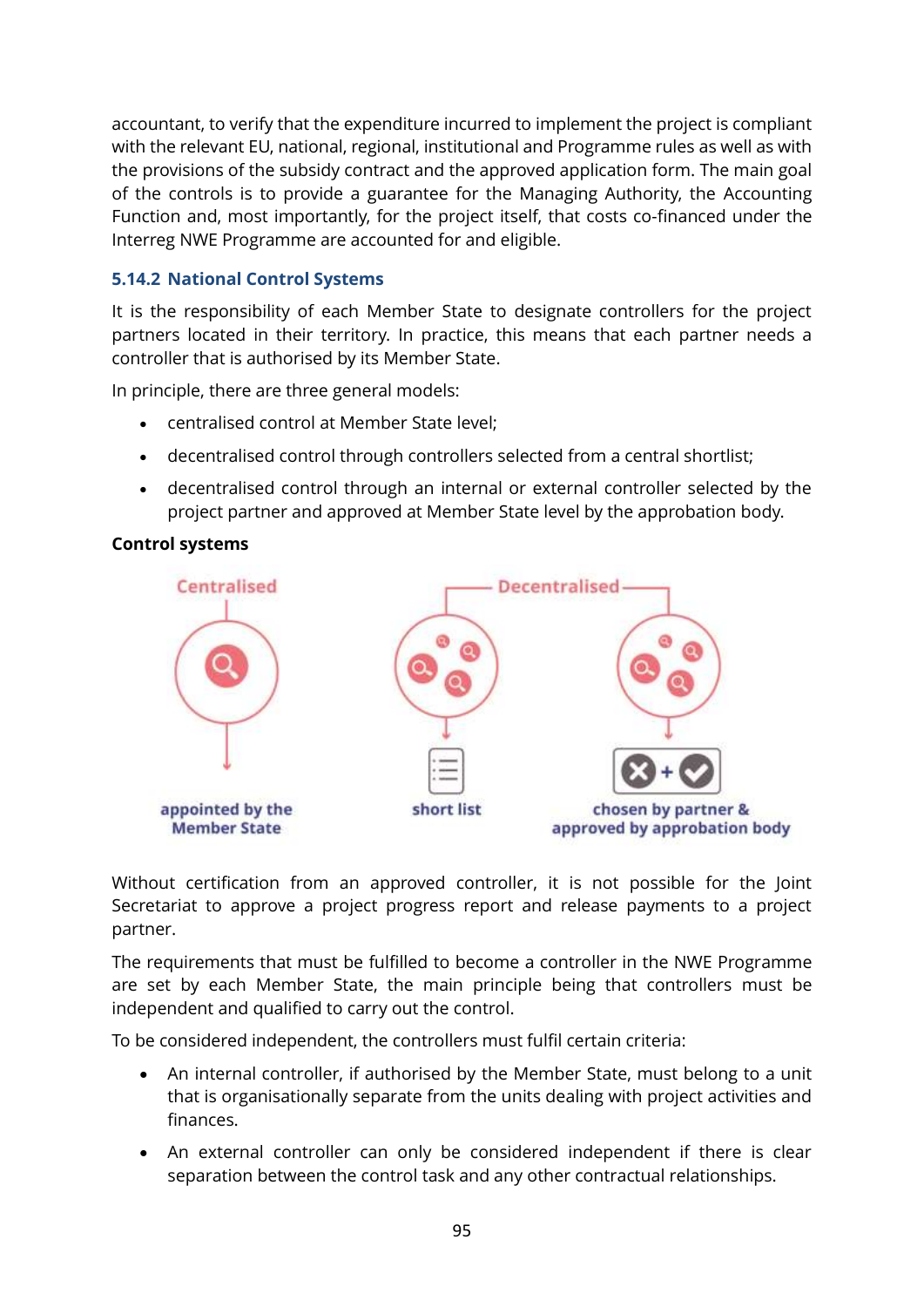accountant, to verify that the expenditure incurred to implement the project is compliant with the relevant EU, national, regional, institutional and Programme rules as well as with the provisions of the subsidy contract and the approved application form. The main goal of the controls is to provide a guarantee for the Managing Authority, the Accounting Function and, most importantly, for the project itself, that costs co-financed under the Interreg NWE Programme are accounted for and eligible.

### 5.14.2 National Control Systems

It is the responsibility of each Member State to designate controllers for the project partners located in their territory. In practice, this means that each partner needs a controller that is authorised by its Member State.

In principle, there are three general models:

- centralised control at Member State level;
- decentralised control through controllers selected from a central shortlist;
- decentralised control through an internal or external controller selected by the project partner and approved at Member State level by the approbation body.

**Control systems**

Centralised — appointed by the Member State

Decentralised — short list; chosen by partner & approved by approbation body

Without certification from an approved controller, it is not possible for the Joint Secretariat to approve a project progress report and release payments to a project partner.

The requirements that must be fulfilled to become a controller in the NWE Programme are set by each Member State, the main principle being that controllers must be independent and qualified to carry out the control.

To be considered independent, the controllers must fulfil certain criteria:

- An internal controller, if authorised by the Member State, must belong to a unit that is organisationally separate from the units dealing with project activities and finances.
- An external controller can only be considered independent if there is clear separation between the control task and any other contractual relationships.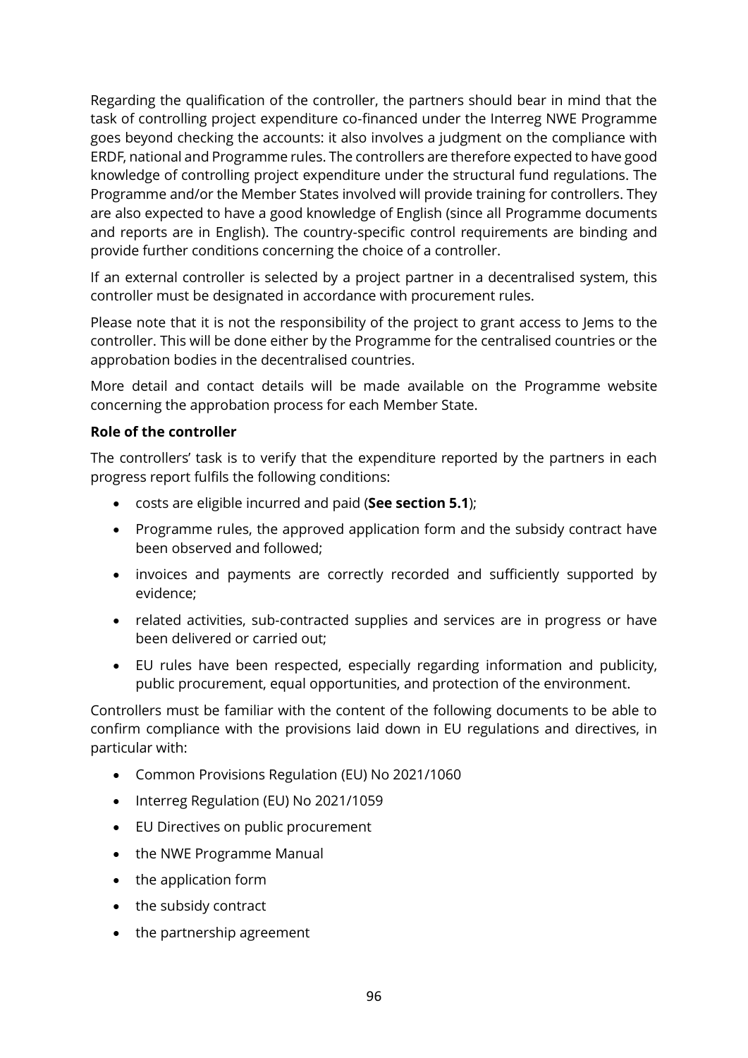Regarding the qualification of the controller, the partners should bear in mind that the task of controlling project expenditure co-financed under the Interreg NWE Programme goes beyond checking the accounts: it also involves a judgment on the compliance with ERDF, national and Programme rules. The controllers are therefore expected to have good knowledge of controlling project expenditure under the structural fund regulations. The Programme and/or the Member States involved will provide training for controllers. They are also expected to have a good knowledge of English (since all Programme documents and reports are in English). The country-specific control requirements are binding and provide further conditions concerning the choice of a controller.

If an external controller is selected by a project partner in a decentralised system, this controller must be designated in accordance with procurement rules.

Please note that it is not the responsibility of the project to grant access to Jems to the controller. This will be done either by the Programme for the centralised countries or the approbation bodies in the decentralised countries.

More detail and contact details will be made available on the Programme website concerning the approbation process for each Member State.

**Role of the controller**

The controllers' task is to verify that the expenditure reported by the partners in each progress report fulfils the following conditions:

- costs are eligible incurred and paid (**See section 5.1**);
- Programme rules, the approved application form and the subsidy contract have been observed and followed;
- invoices and payments are correctly recorded and sufficiently supported by evidence;
- related activities, sub-contracted supplies and services are in progress or have been delivered or carried out;
- EU rules have been respected, especially regarding information and publicity, public procurement, equal opportunities, and protection of the environment.

Controllers must be familiar with the content of the following documents to be able to confirm compliance with the provisions laid down in EU regulations and directives, in particular with:

- Common Provisions Regulation (EU) No 2021/1060
- Interreg Regulation (EU) No 2021/1059
- EU Directives on public procurement
- the NWE Programme Manual
- the application form
- the subsidy contract
- the partnership agreement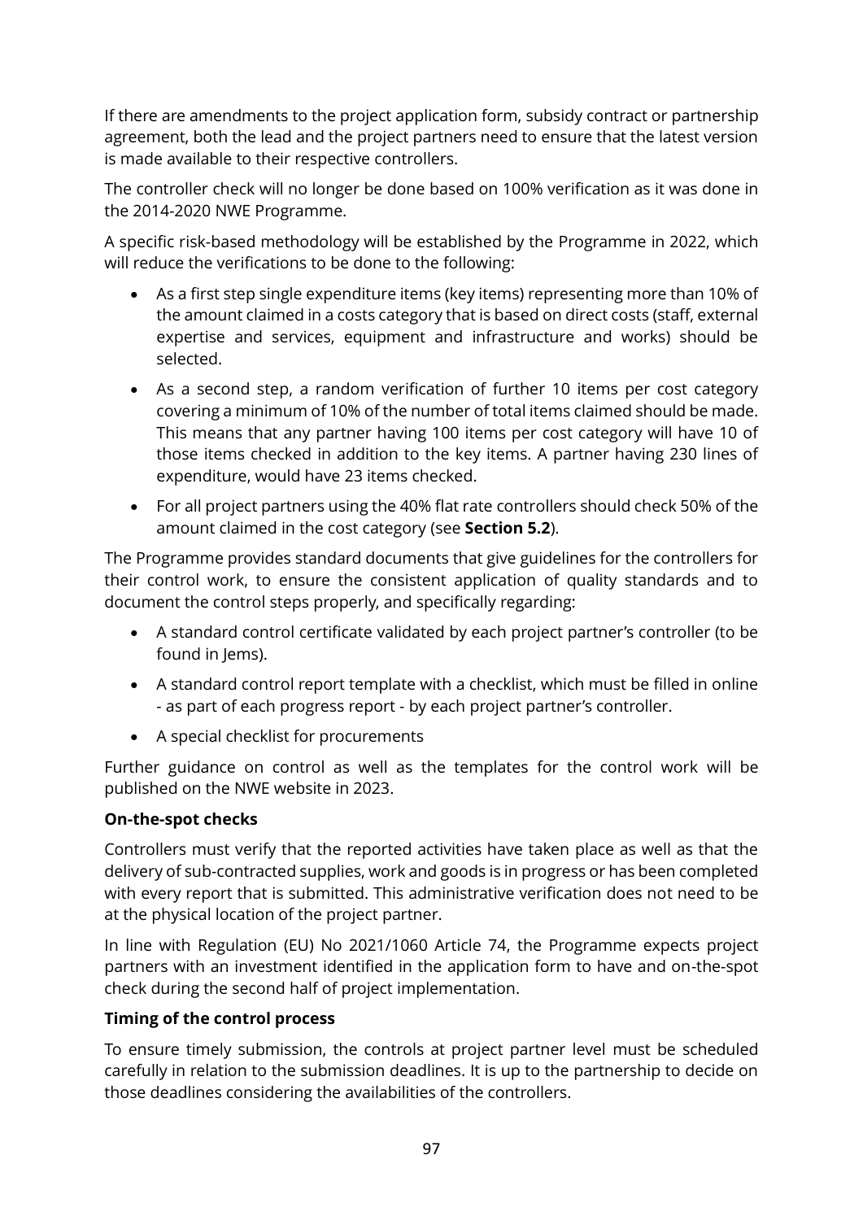If there are amendments to the project application form, subsidy contract or partnership agreement, both the lead and the project partners need to ensure that the latest version is made available to their respective controllers.

The controller check will no longer be done based on 100% verification as it was done in the 2014-2020 NWE Programme.

A specific risk-based methodology will be established by the Programme in 2022, which will reduce the verifications to be done to the following:

- As a first step single expenditure items (key items) representing more than 10% of the amount claimed in a costs category that is based on direct costs (staff, external expertise and services, equipment and infrastructure and works) should be selected.
- As a second step, a random verification of further 10 items per cost category covering a minimum of 10% of the number of total items claimed should be made. This means that any partner having 100 items per cost category will have 10 of those items checked in addition to the key items. A partner having 230 lines of expenditure, would have 23 items checked.
- For all project partners using the 40% flat rate controllers should check 50% of the amount claimed in the cost category (see **Section 5.2**).

The Programme provides standard documents that give guidelines for the controllers for their control work, to ensure the consistent application of quality standards and to document the control steps properly, and specifically regarding:

- A standard control certificate validated by each project partner's controller (to be found in Jems).
- A standard control report template with a checklist, which must be filled in online - as part of each progress report - by each project partner's controller.
- A special checklist for procurements

Further guidance on control as well as the templates for the control work will be published on the NWE website in 2023.

**On-the-spot checks**

Controllers must verify that the reported activities have taken place as well as that the delivery of sub-contracted supplies, work and goods is in progress or has been completed with every report that is submitted. This administrative verification does not need to be at the physical location of the project partner.

In line with Regulation (EU) No 2021/1060 Article 74, the Programme expects project partners with an investment identified in the application form to have and on-the-spot check during the second half of project implementation.

**Timing of the control process**

To ensure timely submission, the controls at project partner level must be scheduled carefully in relation to the submission deadlines. It is up to the partnership to decide on those deadlines considering the availabilities of the controllers.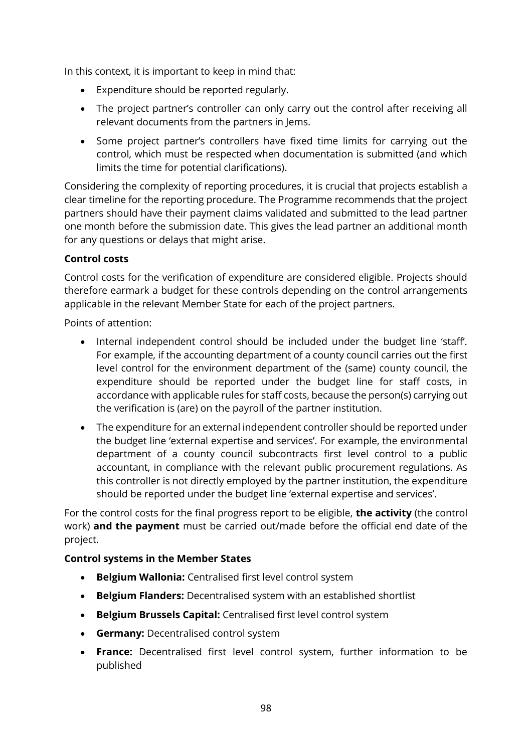In this context, it is important to keep in mind that:

- Expenditure should be reported regularly.
- The project partner's controller can only carry out the control after receiving all relevant documents from the partners in Jems.
- Some project partner's controllers have fixed time limits for carrying out the control, which must be respected when documentation is submitted (and which limits the time for potential clarifications).

Considering the complexity of reporting procedures, it is crucial that projects establish a clear timeline for the reporting procedure. The Programme recommends that the project partners should have their payment claims validated and submitted to the lead partner one month before the submission date. This gives the lead partner an additional month for any questions or delays that might arise.

**Control costs**

Control costs for the verification of expenditure are considered eligible. Projects should therefore earmark a budget for these controls depending on the control arrangements applicable in the relevant Member State for each of the project partners.

Points of attention:

- Internal independent control should be included under the budget line 'staff'. For example, if the accounting department of a county council carries out the first level control for the environment department of the (same) county council, the expenditure should be reported under the budget line for staff costs, in accordance with applicable rules for staff costs, because the person(s) carrying out the verification is (are) on the payroll of the partner institution.
- The expenditure for an external independent controller should be reported under the budget line 'external expertise and services'. For example, the environmental department of a county council subcontracts first level control to a public accountant, in compliance with the relevant public procurement regulations. As this controller is not directly employed by the partner institution, the expenditure should be reported under the budget line 'external expertise and services'.

For the control costs for the final progress report to be eligible, **the activity** (the control work) **and the payment** must be carried out/made before the official end date of the project.

**Control systems in the Member States**

- **Belgium Wallonia:** Centralised first level control system
- **Belgium Flanders:** Decentralised system with an established shortlist
- **Belgium Brussels Capital:** Centralised first level control system
- **Germany:** Decentralised control system
- **France:** Decentralised first level control system, further information to be published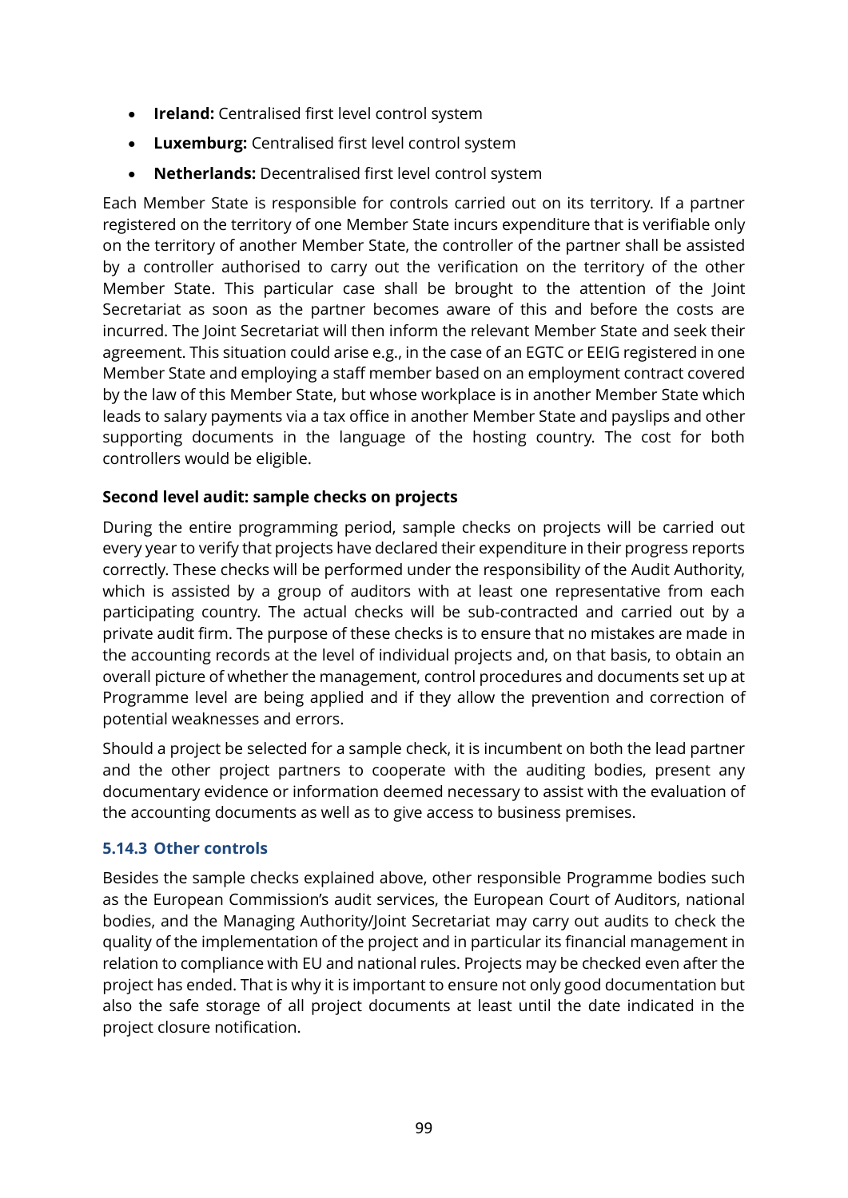- **Ireland:** Centralised first level control system
- **Luxemburg:** Centralised first level control system
- **Netherlands:** Decentralised first level control system

Each Member State is responsible for controls carried out on its territory. If a partner registered on the territory of one Member State incurs expenditure that is verifiable only on the territory of another Member State, the controller of the partner shall be assisted by a controller authorised to carry out the verification on the territory of the other Member State. This particular case shall be brought to the attention of the Joint Secretariat as soon as the partner becomes aware of this and before the costs are incurred. The Joint Secretariat will then inform the relevant Member State and seek their agreement. This situation could arise e.g., in the case of an EGTC or EEIG registered in one Member State and employing a staff member based on an employment contract covered by the law of this Member State, but whose workplace is in another Member State which leads to salary payments via a tax office in another Member State and payslips and other supporting documents in the language of the hosting country. The cost for both controllers would be eligible.

**Second level audit: sample checks on projects**

During the entire programming period, sample checks on projects will be carried out every year to verify that projects have declared their expenditure in their progress reports correctly. These checks will be performed under the responsibility of the Audit Authority, which is assisted by a group of auditors with at least one representative from each participating country. The actual checks will be sub-contracted and carried out by a private audit firm. The purpose of these checks is to ensure that no mistakes are made in the accounting records at the level of individual projects and, on that basis, to obtain an overall picture of whether the management, control procedures and documents set up at Programme level are being applied and if they allow the prevention and correction of potential weaknesses and errors.

Should a project be selected for a sample check, it is incumbent on both the lead partner and the other project partners to cooperate with the auditing bodies, present any documentary evidence or information deemed necessary to assist with the evaluation of the accounting documents as well as to give access to business premises.

### 5.14.3 Other controls

Besides the sample checks explained above, other responsible Programme bodies such as the European Commission's audit services, the European Court of Auditors, national bodies, and the Managing Authority/Joint Secretariat may carry out audits to check the quality of the implementation of the project and in particular its financial management in relation to compliance with EU and national rules. Projects may be checked even after the project has ended. That is why it is important to ensure not only good documentation but also the safe storage of all project documents at least until the date indicated in the project closure notification.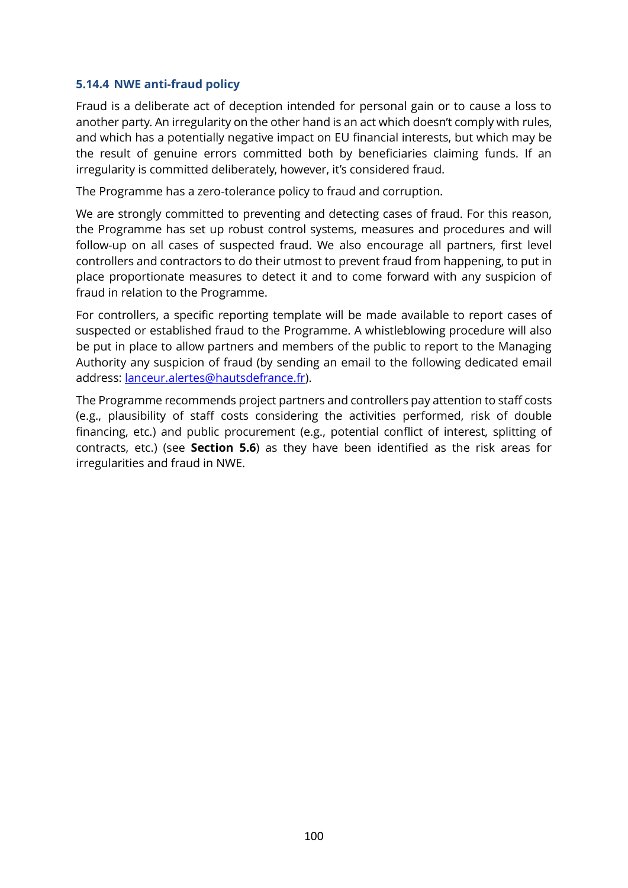### 5.14.4 NWE anti-fraud policy

Fraud is a deliberate act of deception intended for personal gain or to cause a loss to another party. An irregularity on the other hand is an act which doesn't comply with rules, and which has a potentially negative impact on EU financial interests, but which may be the result of genuine errors committed both by beneficiaries claiming funds. If an irregularity is committed deliberately, however, it's considered fraud.

The Programme has a zero-tolerance policy to fraud and corruption.

We are strongly committed to preventing and detecting cases of fraud. For this reason, the Programme has set up robust control systems, measures and procedures and will follow-up on all cases of suspected fraud. We also encourage all partners, first level controllers and contractors to do their utmost to prevent fraud from happening, to put in place proportionate measures to detect it and to come forward with any suspicion of fraud in relation to the Programme.

For controllers, a specific reporting template will be made available to report cases of suspected or established fraud to the Programme. A whistleblowing procedure will also be put in place to allow partners and members of the public to report to the Managing Authority any suspicion of fraud (by sending an email to the following dedicated email address: [lanceur.alertes@hautsdefrance.fr](mailto:lanceur.alertes@hautsdefrance.fr)).

The Programme recommends project partners and controllers pay attention to staff costs (e.g., plausibility of staff costs considering the activities performed, risk of double financing, etc.) and public procurement (e.g., potential conflict of interest, splitting of contracts, etc.) (see **Section 5.6**) as they have been identified as the risk areas for irregularities and fraud in NWE.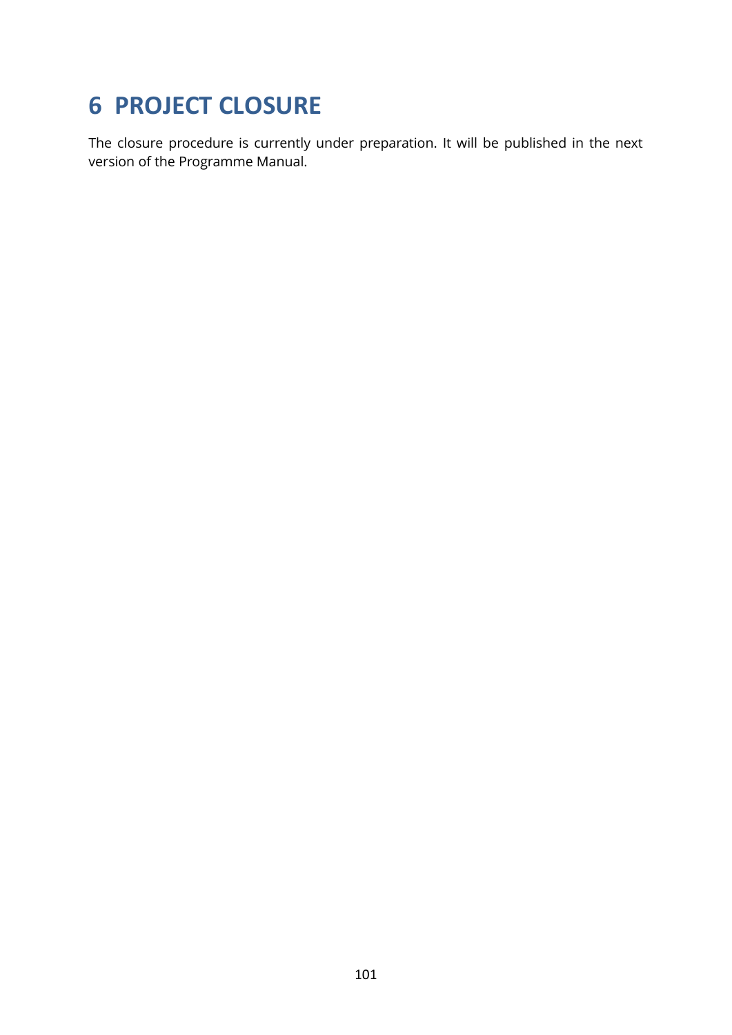# 6 PROJECT CLOSURE

The closure procedure is currently under preparation. It will be published in the next version of the Programme Manual.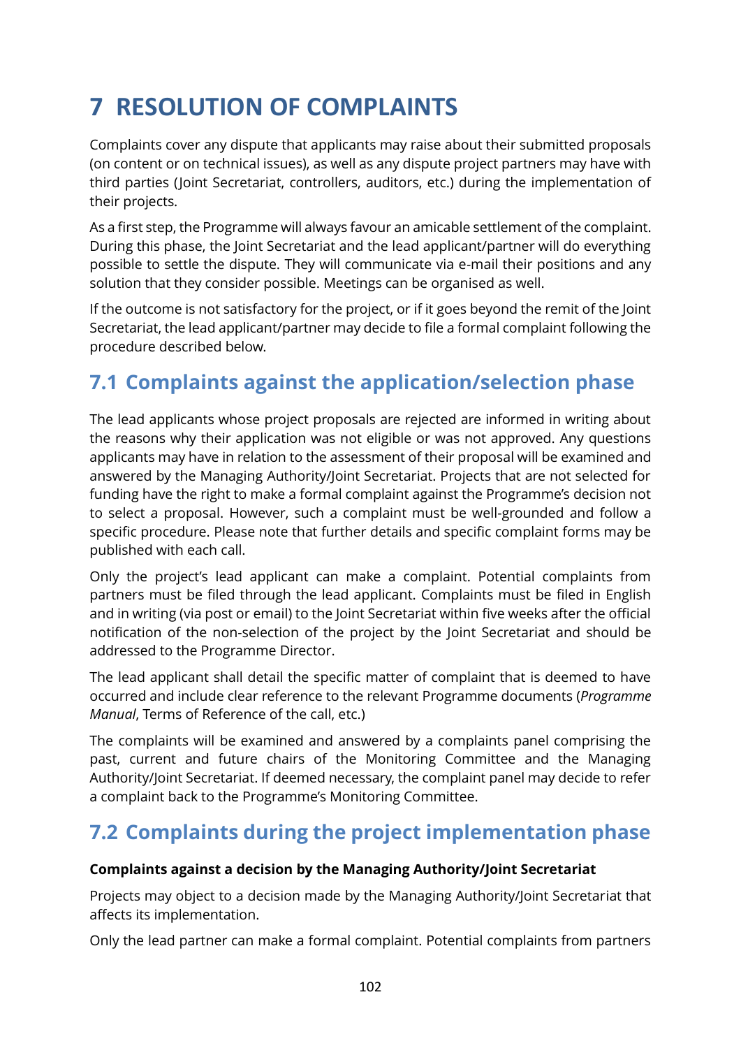# 7 RESOLUTION OF COMPLAINTS

Complaints cover any dispute that applicants may raise about their submitted proposals (on content or on technical issues), as well as any dispute project partners may have with third parties (Joint Secretariat, controllers, auditors, etc.) during the implementation of their projects.

As a first step, the Programme will always favour an amicable settlement of the complaint. During this phase, the Joint Secretariat and the lead applicant/partner will do everything possible to settle the dispute. They will communicate via e-mail their positions and any solution that they consider possible. Meetings can be organised as well.

If the outcome is not satisfactory for the project, or if it goes beyond the remit of the Joint Secretariat, the lead applicant/partner may decide to file a formal complaint following the procedure described below.

## 7.1 Complaints against the application/selection phase

The lead applicants whose project proposals are rejected are informed in writing about the reasons why their application was not eligible or was not approved. Any questions applicants may have in relation to the assessment of their proposal will be examined and answered by the Managing Authority/Joint Secretariat. Projects that are not selected for funding have the right to make a formal complaint against the Programme's decision not to select a proposal. However, such a complaint must be well-grounded and follow a specific procedure. Please note that further details and specific complaint forms may be published with each call.

Only the project's lead applicant can make a complaint. Potential complaints from partners must be filed through the lead applicant. Complaints must be filed in English and in writing (via post or email) to the Joint Secretariat within five weeks after the official notification of the non-selection of the project by the Joint Secretariat and should be addressed to the Programme Director.

The lead applicant shall detail the specific matter of complaint that is deemed to have occurred and include clear reference to the relevant Programme documents (*Programme Manual*, Terms of Reference of the call, etc.)

The complaints will be examined and answered by a complaints panel comprising the past, current and future chairs of the Monitoring Committee and the Managing Authority/Joint Secretariat. If deemed necessary, the complaint panel may decide to refer a complaint back to the Programme's Monitoring Committee.

## 7.2 Complaints during the project implementation phase

**Complaints against a decision by the Managing Authority/Joint Secretariat**

Projects may object to a decision made by the Managing Authority/Joint Secretariat that affects its implementation.

Only the lead partner can make a formal complaint. Potential complaints from partners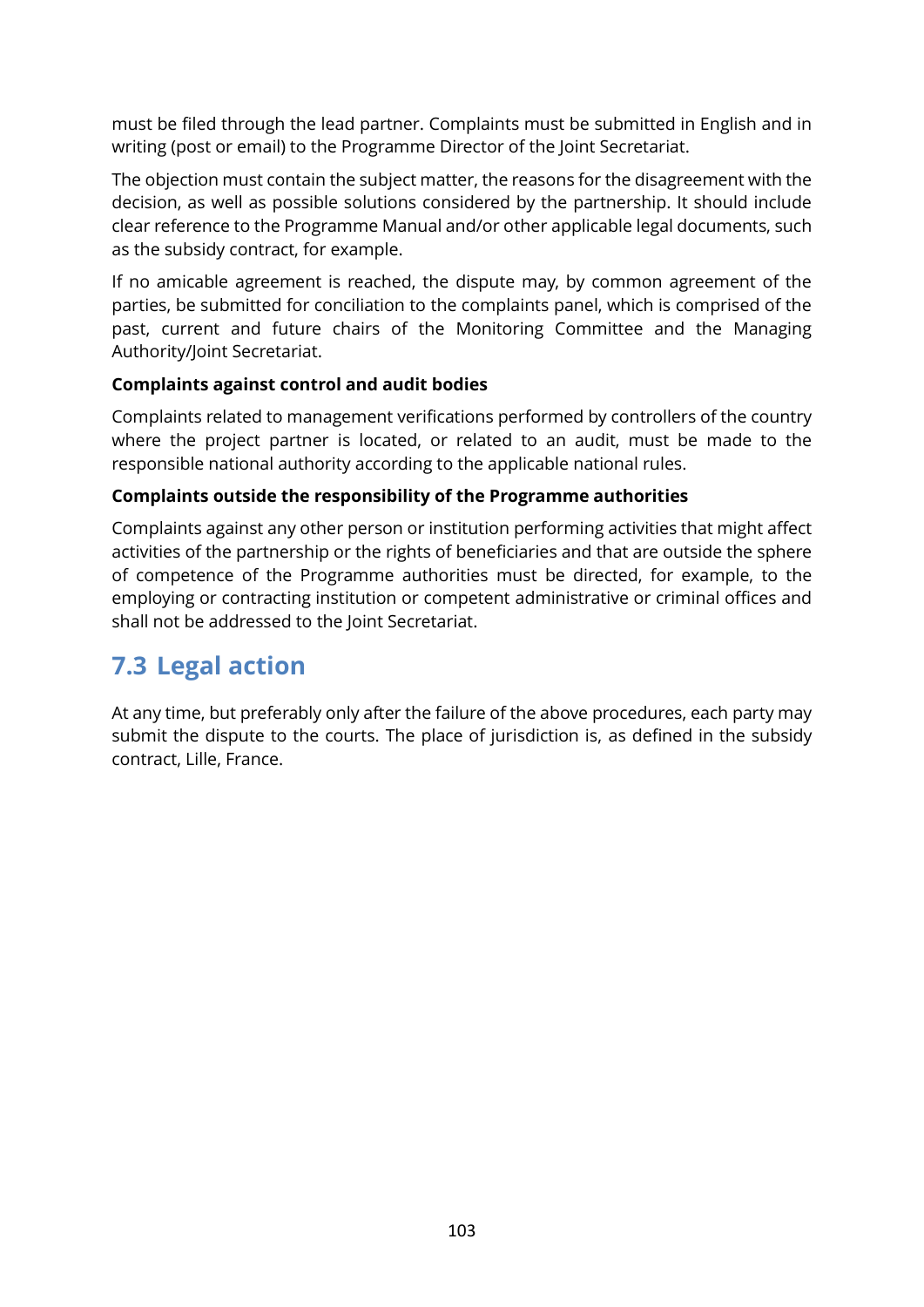must be filed through the lead partner. Complaints must be submitted in English and in writing (post or email) to the Programme Director of the Joint Secretariat.

The objection must contain the subject matter, the reasons for the disagreement with the decision, as well as possible solutions considered by the partnership. It should include clear reference to the Programme Manual and/or other applicable legal documents, such as the subsidy contract, for example.

If no amicable agreement is reached, the dispute may, by common agreement of the parties, be submitted for conciliation to the complaints panel, which is comprised of the past, current and future chairs of the Monitoring Committee and the Managing Authority/Joint Secretariat.

**Complaints against control and audit bodies**

Complaints related to management verifications performed by controllers of the country where the project partner is located, or related to an audit, must be made to the responsible national authority according to the applicable national rules.

**Complaints outside the responsibility of the Programme authorities**

Complaints against any other person or institution performing activities that might affect activities of the partnership or the rights of beneficiaries and that are outside the sphere of competence of the Programme authorities must be directed, for example, to the employing or contracting institution or competent administrative or criminal offices and shall not be addressed to the Joint Secretariat.

## 7.3 Legal action

At any time, but preferably only after the failure of the above procedures, each party may submit the dispute to the courts. The place of jurisdiction is, as defined in the subsidy contract, Lille, France.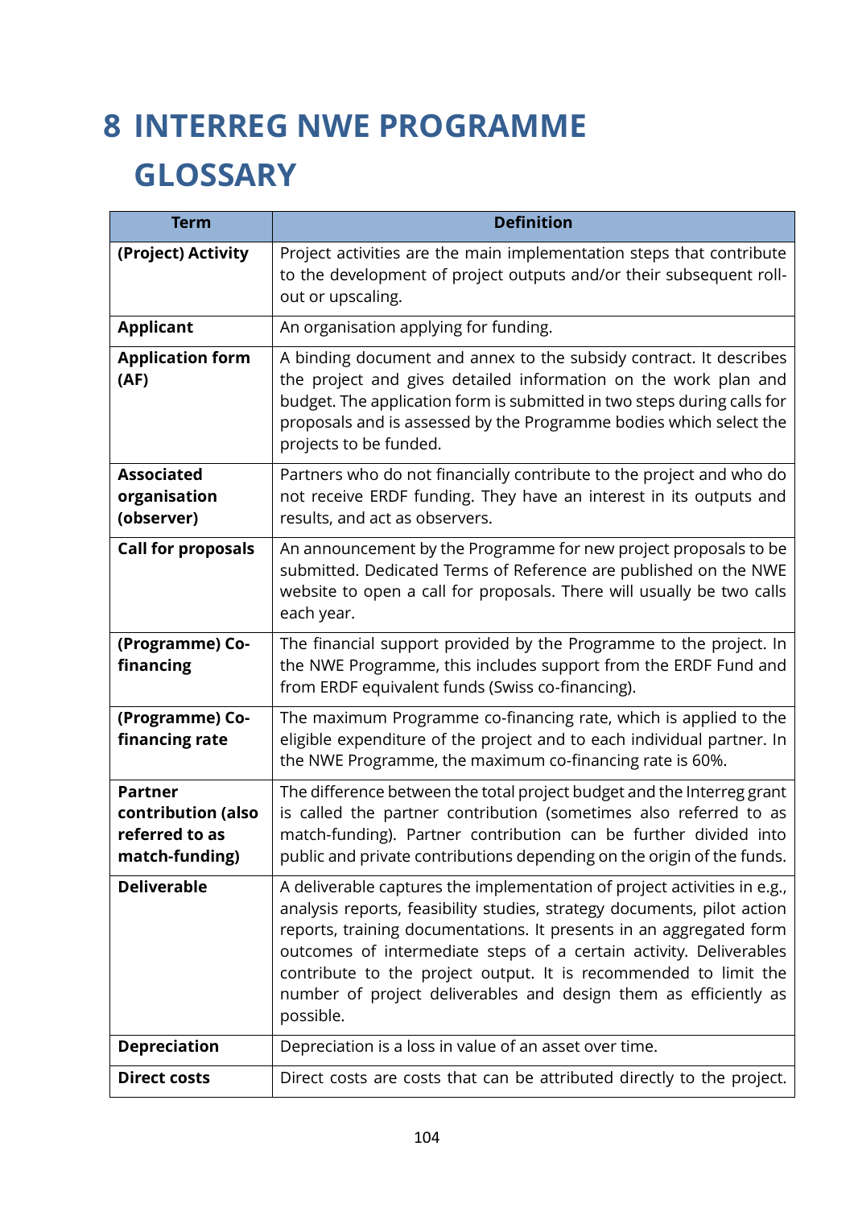# 8 INTERREG NWE PROGRAMME GLOSSARY

| Term | Definition |
|---|---|
| **(Project) Activity** | Project activities are the main implementation steps that contribute to the development of project outputs and/or their subsequent roll-out or upscaling. |
| **Applicant** | An organisation applying for funding. |
| **Application form (AF)** | A binding document and annex to the subsidy contract. It describes the project and gives detailed information on the work plan and budget. The application form is submitted in two steps during calls for proposals and is assessed by the Programme bodies which select the projects to be funded. |
| **Associated organisation (observer)** | Partners who do not financially contribute to the project and who do not receive ERDF funding. They have an interest in its outputs and results, and act as observers. |
| **Call for proposals** | An announcement by the Programme for new project proposals to be submitted. Dedicated Terms of Reference are published on the NWE website to open a call for proposals. There will usually be two calls each year. |
| **(Programme) Co-financing** | The financial support provided by the Programme to the project. In the NWE Programme, this includes support from the ERDF Fund and from ERDF equivalent funds (Swiss co-financing). |
| **(Programme) Co-financing rate** | The maximum Programme co-financing rate, which is applied to the eligible expenditure of the project and to each individual partner. In the NWE Programme, the maximum co-financing rate is 60%. |
| **Partner contribution (also referred to as match-funding)** | The difference between the total project budget and the Interreg grant is called the partner contribution (sometimes also referred to as match-funding). Partner contribution can be further divided into public and private contributions depending on the origin of the funds. |
| **Deliverable** | A deliverable captures the implementation of project activities in e.g., analysis reports, feasibility studies, strategy documents, pilot action reports, training documentations. It presents in an aggregated form outcomes of intermediate steps of a certain activity. Deliverables contribute to the project output. It is recommended to limit the number of project deliverables and design them as efficiently as possible. |
| **Depreciation** | Depreciation is a loss in value of an asset over time. |
| **Direct costs** | Direct costs are costs that can be attributed directly to the project. |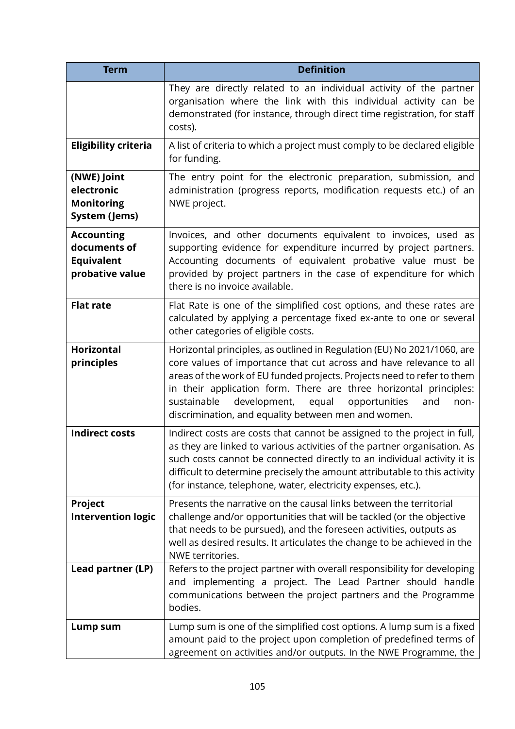| Term | Definition |
|---|---|
| | They are directly related to an individual activity of the partner organisation where the link with this individual activity can be demonstrated (for instance, through direct time registration, for staff costs). |
| **Eligibility criteria** | A list of criteria to which a project must comply to be declared eligible for funding. |
| **(NWE) Joint electronic Monitoring System (Jems)** | The entry point for the electronic preparation, submission, and administration (progress reports, modification requests etc.) of an NWE project. |
| **Accounting documents of Equivalent probative value** | Invoices, and other documents equivalent to invoices, used as supporting evidence for expenditure incurred by project partners. Accounting documents of equivalent probative value must be provided by project partners in the case of expenditure for which there is no invoice available. |
| **Flat rate** | Flat Rate is one of the simplified cost options, and these rates are calculated by applying a percentage fixed ex-ante to one or several other categories of eligible costs. |
| **Horizontal principles** | Horizontal principles, as outlined in Regulation (EU) No 2021/1060, are core values of importance that cut across and have relevance to all areas of the work of EU funded projects. Projects need to refer to them in their application form. There are three horizontal principles: sustainable development, equal opportunities and non-discrimination, and equality between men and women. |
| **Indirect costs** | Indirect costs are costs that cannot be assigned to the project in full, as they are linked to various activities of the partner organisation. As such costs cannot be connected directly to an individual activity it is difficult to determine precisely the amount attributable to this activity (for instance, telephone, water, electricity expenses, etc.). |
| **Project Intervention logic** | Presents the narrative on the causal links between the territorial challenge and/or opportunities that will be tackled (or the objective that needs to be pursued), and the foreseen activities, outputs as well as desired results. It articulates the change to be achieved in the NWE territories. |
| **Lead partner (LP)** | Refers to the project partner with overall responsibility for developing and implementing a project. The Lead Partner should handle communications between the project partners and the Programme bodies. |
| **Lump sum** | Lump sum is one of the simplified cost options. A lump sum is a fixed amount paid to the project upon completion of predefined terms of agreement on activities and/or outputs. In the NWE Programme, the |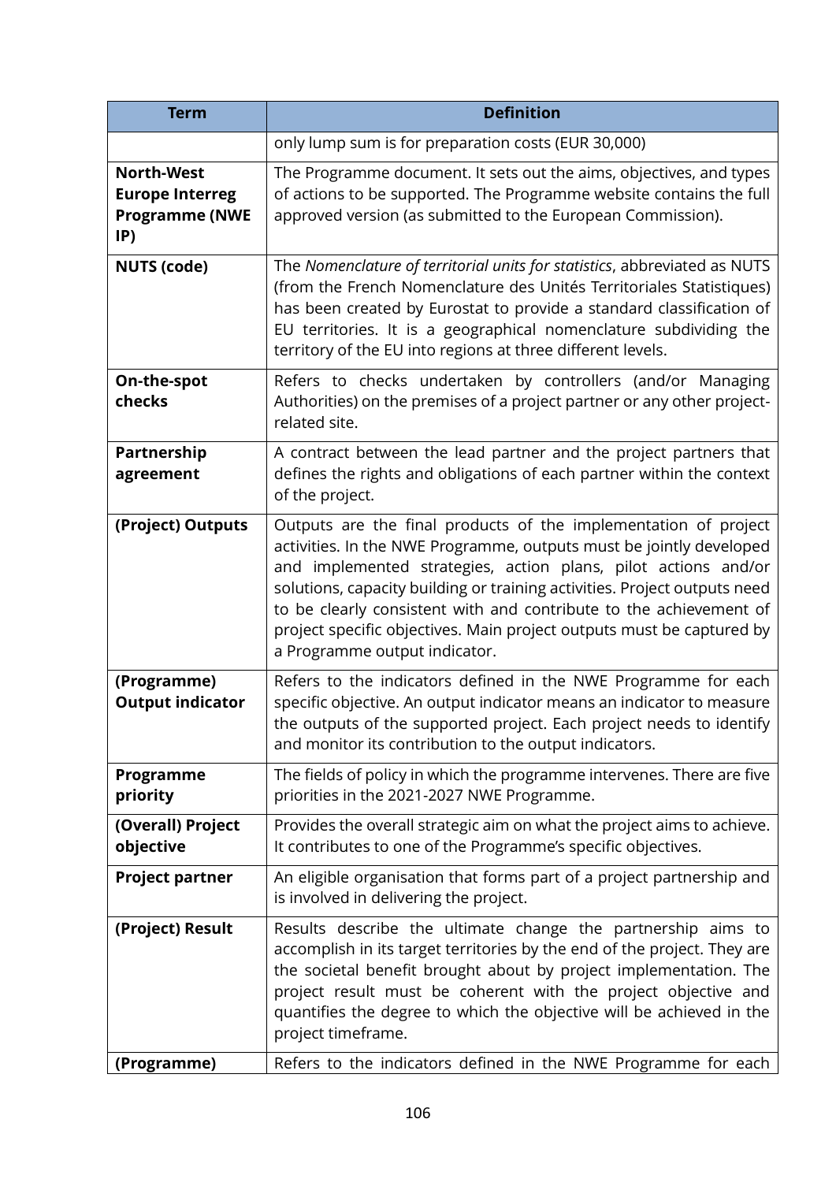| Term | Definition |
| --- | --- |
| | only lump sum is for preparation costs (EUR 30,000) |
| **North-West Europe Interreg Programme (NWE IP)** | The Programme document. It sets out the aims, objectives, and types of actions to be supported. The Programme website contains the full approved version (as submitted to the European Commission). |
| **NUTS (code)** | The *Nomenclature of territorial units for statistics*, abbreviated as NUTS (from the French Nomenclature des Unités Territoriales Statistiques) has been created by Eurostat to provide a standard classification of EU territories. It is a geographical nomenclature subdividing the territory of the EU into regions at three different levels. |
| **On-the-spot checks** | Refers to checks undertaken by controllers (and/or Managing Authorities) on the premises of a project partner or any other project-related site. |
| **Partnership agreement** | A contract between the lead partner and the project partners that defines the rights and obligations of each partner within the context of the project. |
| **(Project) Outputs** | Outputs are the final products of the implementation of project activities. In the NWE Programme, outputs must be jointly developed and implemented strategies, action plans, pilot actions and/or solutions, capacity building or training activities. Project outputs need to be clearly consistent with and contribute to the achievement of project specific objectives. Main project outputs must be captured by a Programme output indicator. |
| **(Programme) Output indicator** | Refers to the indicators defined in the NWE Programme for each specific objective. An output indicator means an indicator to measure the outputs of the supported project. Each project needs to identify and monitor its contribution to the output indicators. |
| **Programme priority** | The fields of policy in which the programme intervenes. There are five priorities in the 2021-2027 NWE Programme. |
| **(Overall) Project objective** | Provides the overall strategic aim on what the project aims to achieve. It contributes to one of the Programme's specific objectives. |
| **Project partner** | An eligible organisation that forms part of a project partnership and is involved in delivering the project. |
| **(Project) Result** | Results describe the ultimate change the partnership aims to accomplish in its target territories by the end of the project. They are the societal benefit brought about by project implementation. The project result must be coherent with the project objective and quantifies the degree to which the objective will be achieved in the project timeframe. |
| **(Programme)** | Refers to the indicators defined in the NWE Programme for each |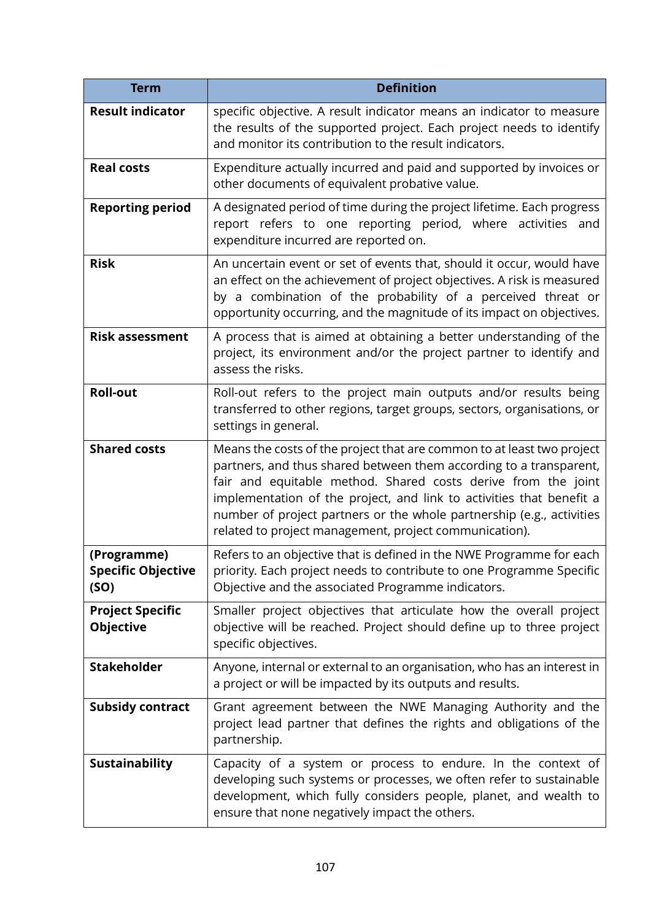| Term | Definition |
| --- | --- |
| **Result indicator** | specific objective. A result indicator means an indicator to measure the results of the supported project. Each project needs to identify and monitor its contribution to the result indicators. |
| **Real costs** | Expenditure actually incurred and paid and supported by invoices or other documents of equivalent probative value. |
| **Reporting period** | A designated period of time during the project lifetime. Each progress report refers to one reporting period, where activities and expenditure incurred are reported on. |
| **Risk** | An uncertain event or set of events that, should it occur, would have an effect on the achievement of project objectives. A risk is measured by a combination of the probability of a perceived threat or opportunity occurring, and the magnitude of its impact on objectives. |
| **Risk assessment** | A process that is aimed at obtaining a better understanding of the project, its environment and/or the project partner to identify and assess the risks. |
| **Roll-out** | Roll-out refers to the project main outputs and/or results being transferred to other regions, target groups, sectors, organisations, or settings in general. |
| **Shared costs** | Means the costs of the project that are common to at least two project partners, and thus shared between them according to a transparent, fair and equitable method. Shared costs derive from the joint implementation of the project, and link to activities that benefit a number of project partners or the whole partnership (e.g., activities related to project management, project communication). |
| **(Programme) Specific Objective (SO)** | Refers to an objective that is defined in the NWE Programme for each priority. Each project needs to contribute to one Programme Specific Objective and the associated Programme indicators. |
| **Project Specific Objective** | Smaller project objectives that articulate how the overall project objective will be reached. Project should define up to three project specific objectives. |
| **Stakeholder** | Anyone, internal or external to an organisation, who has an interest in a project or will be impacted by its outputs and results. |
| **Subsidy contract** | Grant agreement between the NWE Managing Authority and the project lead partner that defines the rights and obligations of the partnership. |
| **Sustainability** | Capacity of a system or process to endure. In the context of developing such systems or processes, we often refer to sustainable development, which fully considers people, planet, and wealth to ensure that none negatively impact the others. |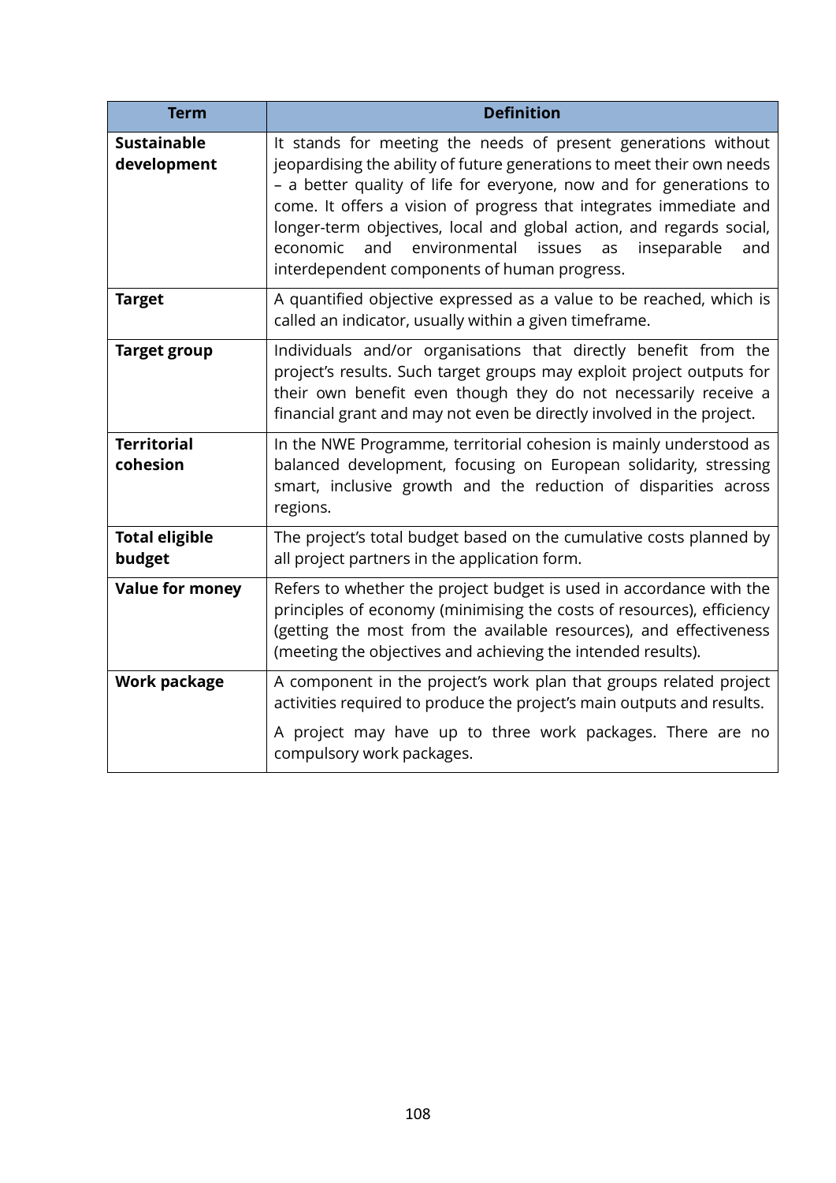| Term | Definition |
|---|---|
| **Sustainable development** | It stands for meeting the needs of present generations without jeopardising the ability of future generations to meet their own needs – a better quality of life for everyone, now and for generations to come. It offers a vision of progress that integrates immediate and longer-term objectives, local and global action, and regards social, economic and environmental issues as inseparable and interdependent components of human progress. |
| **Target** | A quantified objective expressed as a value to be reached, which is called an indicator, usually within a given timeframe. |
| **Target group** | Individuals and/or organisations that directly benefit from the project's results. Such target groups may exploit project outputs for their own benefit even though they do not necessarily receive a financial grant and may not even be directly involved in the project. |
| **Territorial cohesion** | In the NWE Programme, territorial cohesion is mainly understood as balanced development, focusing on European solidarity, stressing smart, inclusive growth and the reduction of disparities across regions. |
| **Total eligible budget** | The project's total budget based on the cumulative costs planned by all project partners in the application form. |
| **Value for money** | Refers to whether the project budget is used in accordance with the principles of economy (minimising the costs of resources), efficiency (getting the most from the available resources), and effectiveness (meeting the objectives and achieving the intended results). |
| **Work package** | A component in the project's work plan that groups related project activities required to produce the project's main outputs and results.<br><br>A project may have up to three work packages. There are no compulsory work packages. |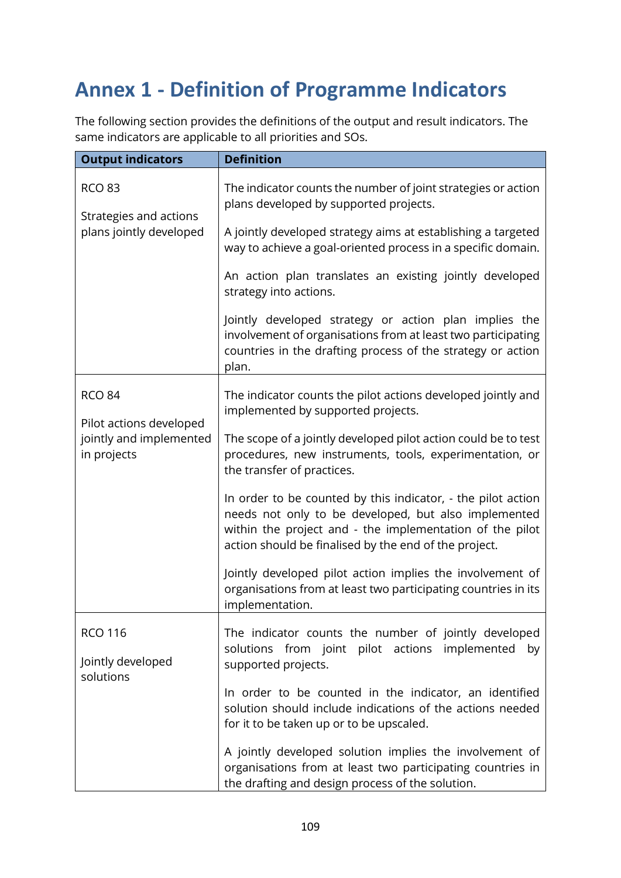# Annex 1 - Definition of Programme Indicators

The following section provides the definitions of the output and result indicators. The same indicators are applicable to all priorities and SOs.

| **Output indicators** | **Definition** |
|---|---|
| RCO 83<br><br>Strategies and actions plans jointly developed | The indicator counts the number of joint strategies or action plans developed by supported projects.<br><br>A jointly developed strategy aims at establishing a targeted way to achieve a goal-oriented process in a specific domain.<br><br>An action plan translates an existing jointly developed strategy into actions.<br><br>Jointly developed strategy or action plan implies the involvement of organisations from at least two participating countries in the drafting process of the strategy or action plan. |
| RCO 84<br><br>Pilot actions developed jointly and implemented in projects | The indicator counts the pilot actions developed jointly and implemented by supported projects.<br><br>The scope of a jointly developed pilot action could be to test procedures, new instruments, tools, experimentation, or the transfer of practices.<br><br>In order to be counted by this indicator, - the pilot action needs not only to be developed, but also implemented within the project and - the implementation of the pilot action should be finalised by the end of the project.<br><br>Jointly developed pilot action implies the involvement of organisations from at least two participating countries in its implementation. |
| RCO 116<br><br>Jointly developed solutions | The indicator counts the number of jointly developed solutions from joint pilot actions implemented by supported projects.<br><br>In order to be counted in the indicator, an identified solution should include indications of the actions needed for it to be taken up or to be upscaled.<br><br>A jointly developed solution implies the involvement of organisations from at least two participating countries in the drafting and design process of the solution. |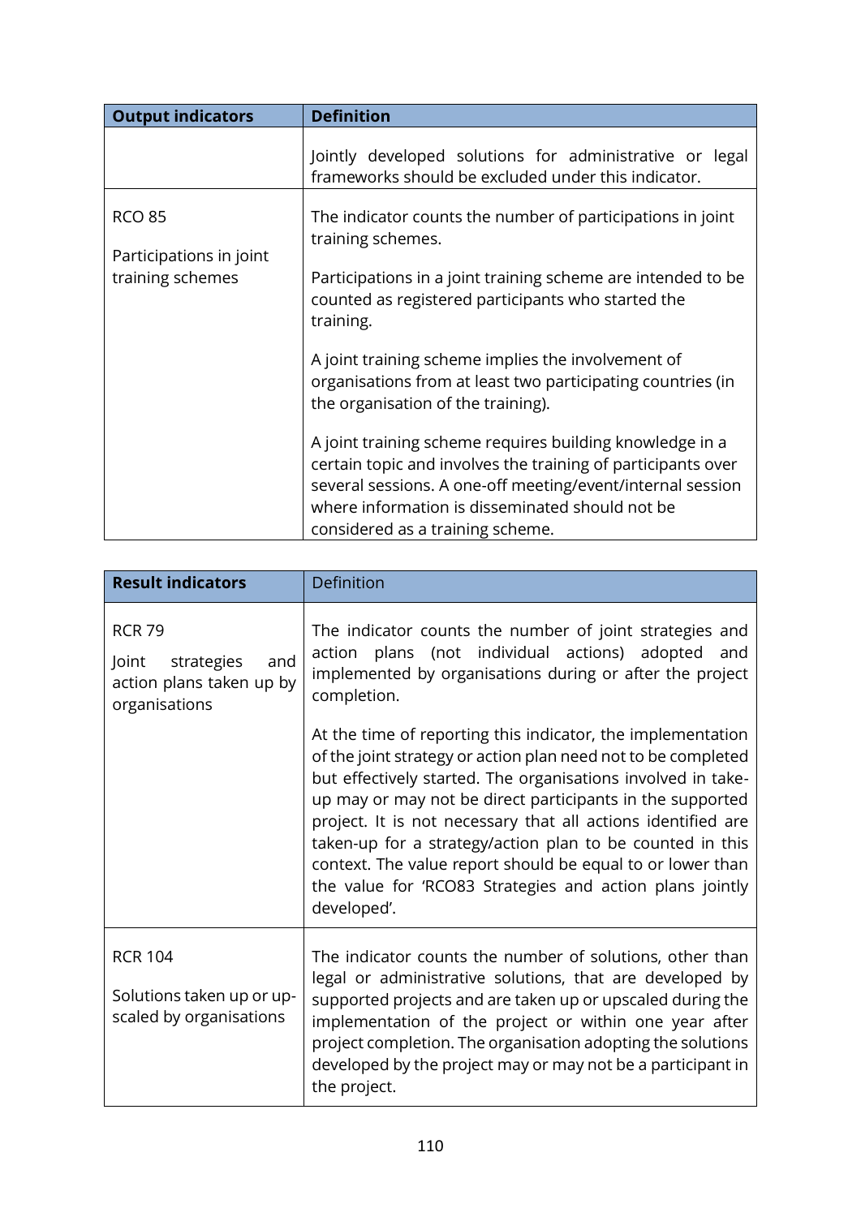| Output indicators | Definition |
|---|---|
| | Jointly developed solutions for administrative or legal frameworks should be excluded under this indicator. |
| RCO 85<br><br>Participations in joint training schemes | The indicator counts the number of participations in joint training schemes.<br><br>Participations in a joint training scheme are intended to be counted as registered participants who started the training.<br><br>A joint training scheme implies the involvement of organisations from at least two participating countries (in the organisation of the training).<br><br>A joint training scheme requires building knowledge in a certain topic and involves the training of participants over several sessions. A one-off meeting/event/internal session where information is disseminated should not be considered as a training scheme. |

| Result indicators | Definition |
|---|---|
| RCR 79<br><br>Joint strategies and action plans taken up by organisations | The indicator counts the number of joint strategies and action plans (not individual actions) adopted and implemented by organisations during or after the project completion.<br><br>At the time of reporting this indicator, the implementation of the joint strategy or action plan need not to be completed but effectively started. The organisations involved in take-up may or may not be direct participants in the supported project. It is not necessary that all actions identified are taken-up for a strategy/action plan to be counted in this context. The value report should be equal to or lower than the value for 'RCO83 Strategies and action plans jointly developed'. |
| RCR 104<br><br>Solutions taken up or up-scaled by organisations | The indicator counts the number of solutions, other than legal or administrative solutions, that are developed by supported projects and are taken up or upscaled during the implementation of the project or within one year after project completion. The organisation adopting the solutions developed by the project may or may not be a participant in the project. |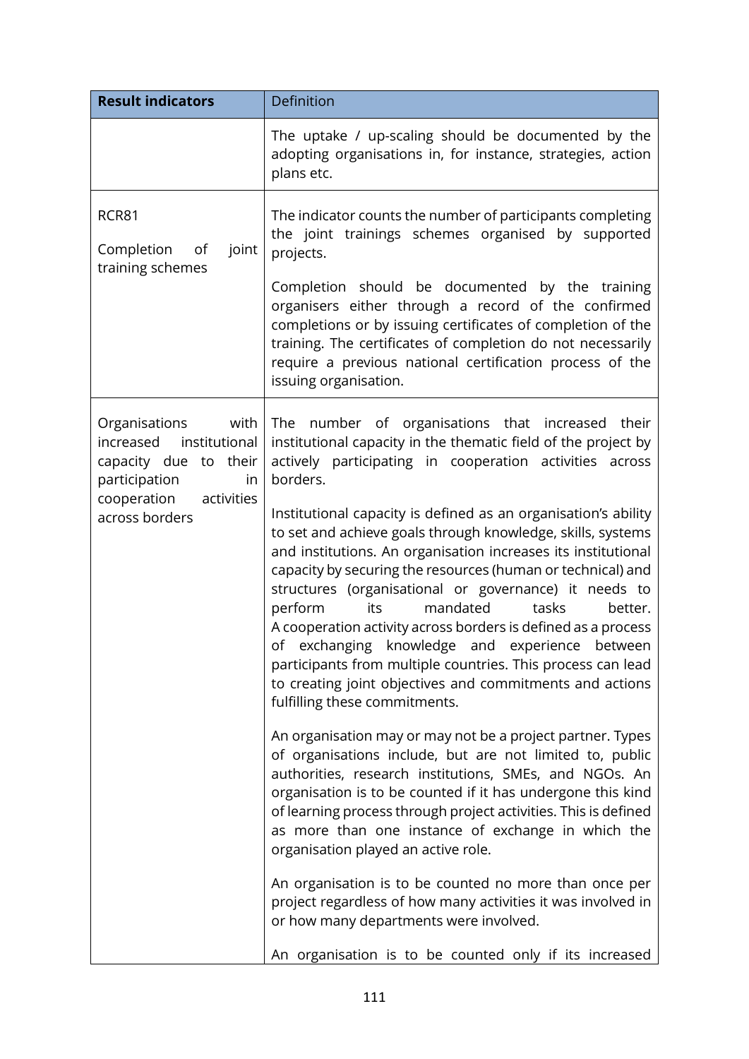| Result indicators | Definition |
|---|---|
| | The uptake / up-scaling should be documented by the adopting organisations in, for instance, strategies, action plans etc. |
| RCR81<br><br>Completion of joint training schemes | The indicator counts the number of participants completing the joint trainings schemes organised by supported projects.<br><br>Completion should be documented by the training organisers either through a record of the confirmed completions or by issuing certificates of completion of the training. The certificates of completion do not necessarily require a previous national certification process of the issuing organisation. |
| Organisations with increased institutional capacity due to their participation in cooperation activities across borders | The number of organisations that increased their institutional capacity in the thematic field of the project by actively participating in cooperation activities across borders.<br><br>Institutional capacity is defined as an organisation's ability to set and achieve goals through knowledge, skills, systems and institutions. An organisation increases its institutional capacity by securing the resources (human or technical) and structures (organisational or governance) it needs to perform its mandated tasks better. A cooperation activity across borders is defined as a process of exchanging knowledge and experience between participants from multiple countries. This process can lead to creating joint objectives and commitments and actions fulfilling these commitments.<br><br>An organisation may or may not be a project partner. Types of organisations include, but are not limited to, public authorities, research institutions, SMEs, and NGOs. An organisation is to be counted if it has undergone this kind of learning process through project activities. This is defined as more than one instance of exchange in which the organisation played an active role.<br><br>An organisation is to be counted no more than once per project regardless of how many activities it was involved in or how many departments were involved.<br><br>An organisation is to be counted only if its increased |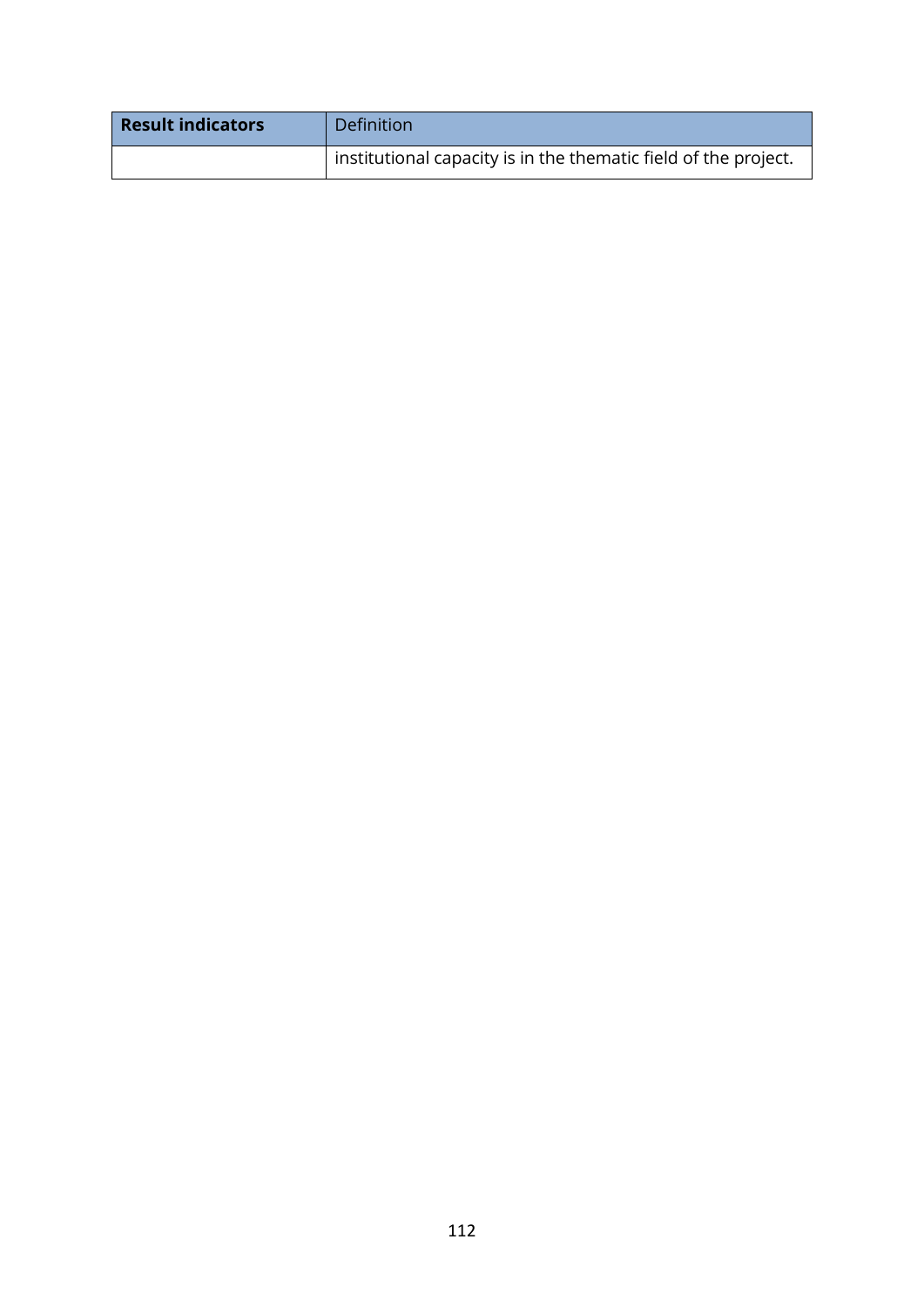| **Result indicators** | Definition |
| --- | --- |
| | institutional capacity is in the thematic field of the project. |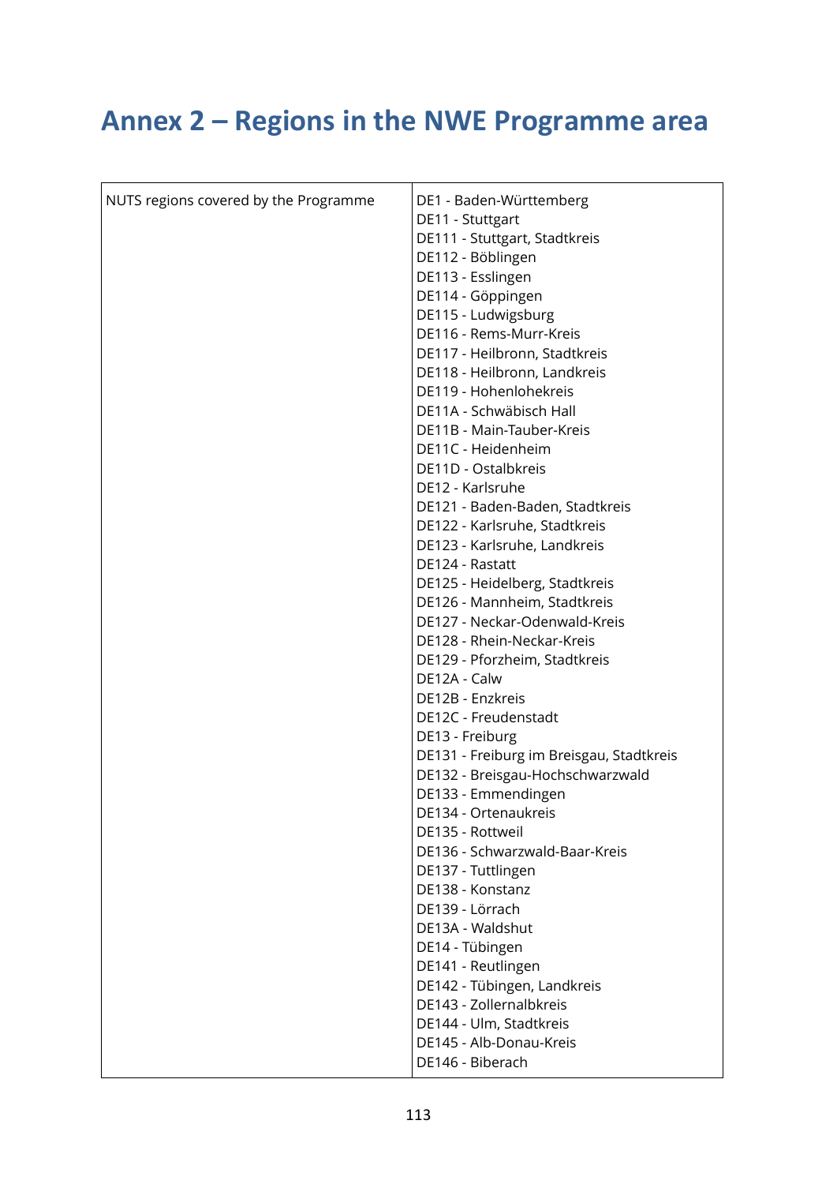# Annex 2 – Regions in the NWE Programme area

| NUTS regions covered by the Programme | DE1 - Baden-Württemberg<br>DE11 - Stuttgart<br>DE111 - Stuttgart, Stadtkreis<br>DE112 - Böblingen<br>DE113 - Esslingen<br>DE114 - Göppingen<br>DE115 - Ludwigsburg<br>DE116 - Rems-Murr-Kreis<br>DE117 - Heilbronn, Stadtkreis<br>DE118 - Heilbronn, Landkreis<br>DE119 - Hohenlohekreis<br>DE11A - Schwäbisch Hall<br>DE11B - Main-Tauber-Kreis<br>DE11C - Heidenheim<br>DE11D - Ostalbkreis<br>DE12 - Karlsruhe<br>DE121 - Baden-Baden, Stadtkreis<br>DE122 - Karlsruhe, Stadtkreis<br>DE123 - Karlsruhe, Landkreis<br>DE124 - Rastatt<br>DE125 - Heidelberg, Stadtkreis<br>DE126 - Mannheim, Stadtkreis<br>DE127 - Neckar-Odenwald-Kreis<br>DE128 - Rhein-Neckar-Kreis<br>DE129 - Pforzheim, Stadtkreis<br>DE12A - Calw<br>DE12B - Enzkreis<br>DE12C - Freudenstadt<br>DE13 - Freiburg<br>DE131 - Freiburg im Breisgau, Stadtkreis<br>DE132 - Breisgau-Hochschwarzwald<br>DE133 - Emmendingen<br>DE134 - Ortenaukreis<br>DE135 - Rottweil<br>DE136 - Schwarzwald-Baar-Kreis<br>DE137 - Tuttlingen<br>DE138 - Konstanz<br>DE139 - Lörrach<br>DE13A - Waldshut<br>DE14 - Tübingen<br>DE141 - Reutlingen<br>DE142 - Tübingen, Landkreis<br>DE143 - Zollernalbkreis<br>DE144 - Ulm, Stadtkreis<br>DE145 - Alb-Donau-Kreis<br>DE146 - Biberach |
|---|---|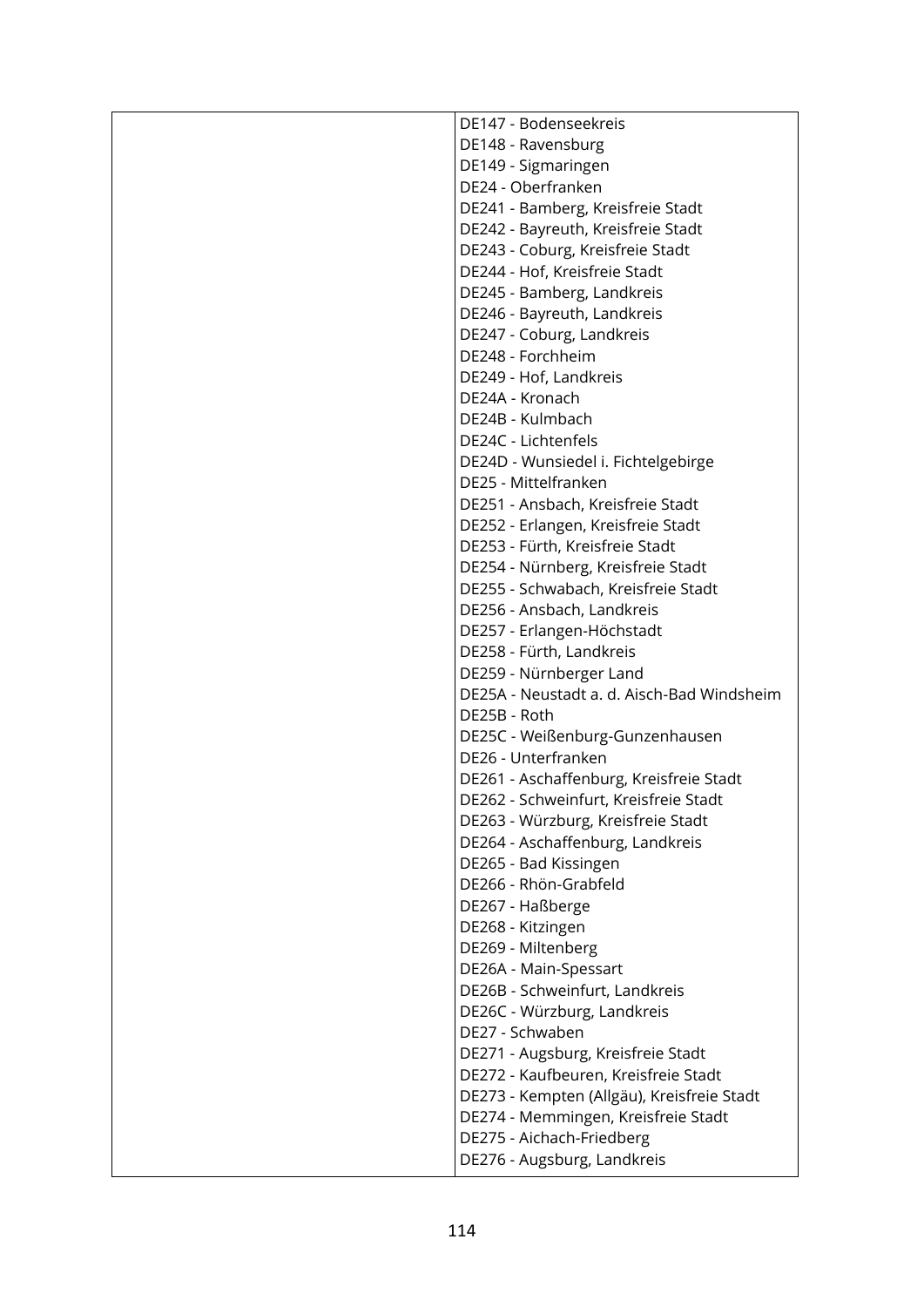|  |  |
| --- | --- |
|  | DE147 - Bodenseekreis<br>DE148 - Ravensburg<br>DE149 - Sigmaringen<br>DE24 - Oberfranken<br>DE241 - Bamberg, Kreisfreie Stadt<br>DE242 - Bayreuth, Kreisfreie Stadt<br>DE243 - Coburg, Kreisfreie Stadt<br>DE244 - Hof, Kreisfreie Stadt<br>DE245 - Bamberg, Landkreis<br>DE246 - Bayreuth, Landkreis<br>DE247 - Coburg, Landkreis<br>DE248 - Forchheim<br>DE249 - Hof, Landkreis<br>DE24A - Kronach<br>DE24B - Kulmbach<br>DE24C - Lichtenfels<br>DE24D - Wunsiedel i. Fichtelgebirge<br>DE25 - Mittelfranken<br>DE251 - Ansbach, Kreisfreie Stadt<br>DE252 - Erlangen, Kreisfreie Stadt<br>DE253 - Fürth, Kreisfreie Stadt<br>DE254 - Nürnberg, Kreisfreie Stadt<br>DE255 - Schwabach, Kreisfreie Stadt<br>DE256 - Ansbach, Landkreis<br>DE257 - Erlangen-Höchstadt<br>DE258 - Fürth, Landkreis<br>DE259 - Nürnberger Land<br>DE25A - Neustadt a. d. Aisch-Bad Windsheim<br>DE25B - Roth<br>DE25C - Weißenburg-Gunzenhausen<br>DE26 - Unterfranken<br>DE261 - Aschaffenburg, Kreisfreie Stadt<br>DE262 - Schweinfurt, Kreisfreie Stadt<br>DE263 - Würzburg, Kreisfreie Stadt<br>DE264 - Aschaffenburg, Landkreis<br>DE265 - Bad Kissingen<br>DE266 - Rhön-Grabfeld<br>DE267 - Haßberge<br>DE268 - Kitzingen<br>DE269 - Miltenberg<br>DE26A - Main-Spessart<br>DE26B - Schweinfurt, Landkreis<br>DE26C - Würzburg, Landkreis<br>DE27 - Schwaben<br>DE271 - Augsburg, Kreisfreie Stadt<br>DE272 - Kaufbeuren, Kreisfreie Stadt<br>DE273 - Kempten (Allgäu), Kreisfreie Stadt<br>DE274 - Memmingen, Kreisfreie Stadt<br>DE275 - Aichach-Friedberg<br>DE276 - Augsburg, Landkreis |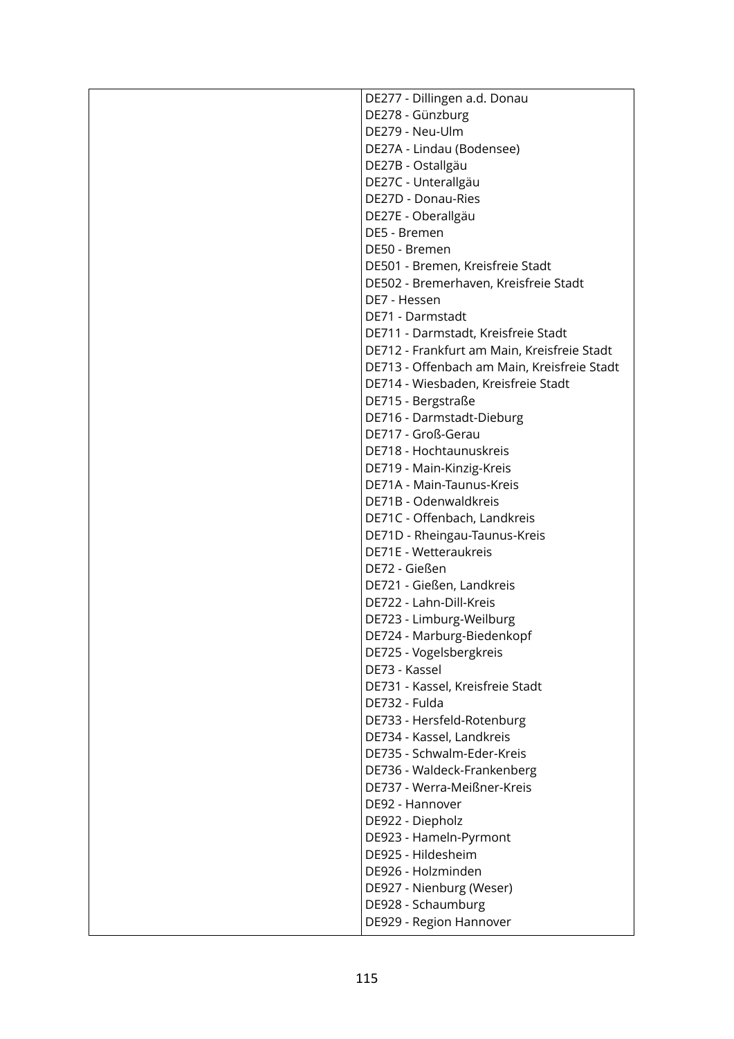| | |
|---|---|
| | DE277 - Dillingen a.d. Donau<br>DE278 - Günzburg<br>DE279 - Neu-Ulm<br>DE27A - Lindau (Bodensee)<br>DE27B - Ostallgäu<br>DE27C - Unterallgäu<br>DE27D - Donau-Ries<br>DE27E - Oberallgäu<br>DE5 - Bremen<br>DE50 - Bremen<br>DE501 - Bremen, Kreisfreie Stadt<br>DE502 - Bremerhaven, Kreisfreie Stadt<br>DE7 - Hessen<br>DE71 - Darmstadt<br>DE711 - Darmstadt, Kreisfreie Stadt<br>DE712 - Frankfurt am Main, Kreisfreie Stadt<br>DE713 - Offenbach am Main, Kreisfreie Stadt<br>DE714 - Wiesbaden, Kreisfreie Stadt<br>DE715 - Bergstraße<br>DE716 - Darmstadt-Dieburg<br>DE717 - Groß-Gerau<br>DE718 - Hochtaunuskreis<br>DE719 - Main-Kinzig-Kreis<br>DE71A - Main-Taunus-Kreis<br>DE71B - Odenwaldkreis<br>DE71C - Offenbach, Landkreis<br>DE71D - Rheingau-Taunus-Kreis<br>DE71E - Wetteraukreis<br>DE72 - Gießen<br>DE721 - Gießen, Landkreis<br>DE722 - Lahn-Dill-Kreis<br>DE723 - Limburg-Weilburg<br>DE724 - Marburg-Biedenkopf<br>DE725 - Vogelsbergkreis<br>DE73 - Kassel<br>DE731 - Kassel, Kreisfreie Stadt<br>DE732 - Fulda<br>DE733 - Hersfeld-Rotenburg<br>DE734 - Kassel, Landkreis<br>DE735 - Schwalm-Eder-Kreis<br>DE736 - Waldeck-Frankenberg<br>DE737 - Werra-Meißner-Kreis<br>DE92 - Hannover<br>DE922 - Diepholz<br>DE923 - Hameln-Pyrmont<br>DE925 - Hildesheim<br>DE926 - Holzminden<br>DE927 - Nienburg (Weser)<br>DE928 - Schaumburg<br>DE929 - Region Hannover |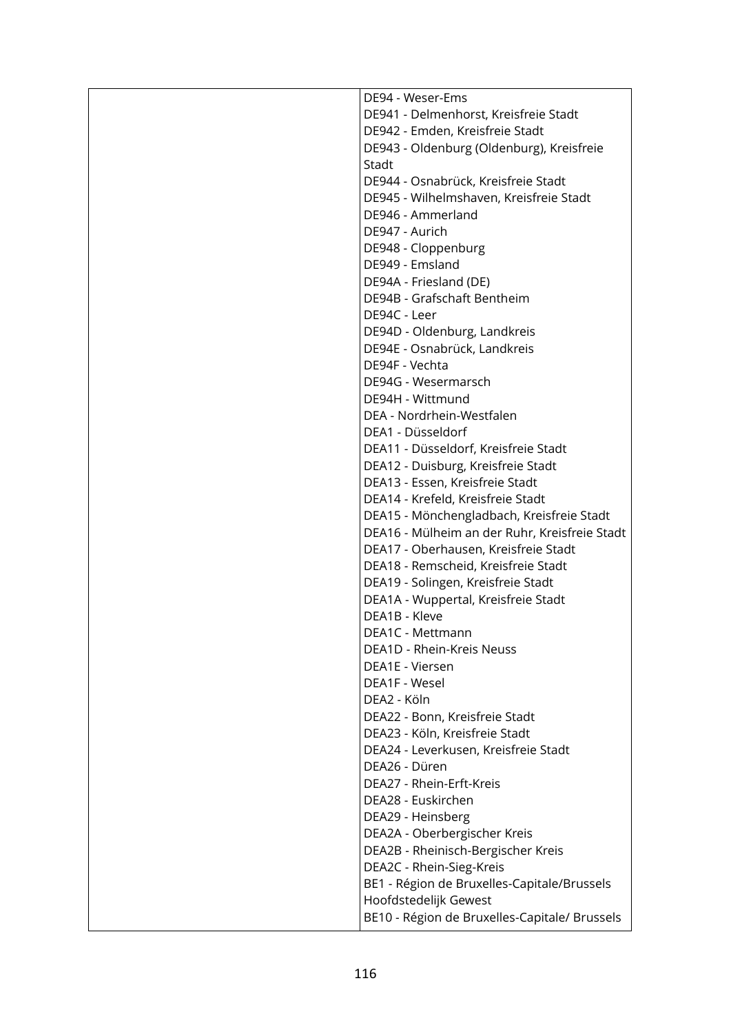|  | DE94 - Weser-Ems<br>DE941 - Delmenhorst, Kreisfreie Stadt<br>DE942 - Emden, Kreisfreie Stadt<br>DE943 - Oldenburg (Oldenburg), Kreisfreie Stadt<br>DE944 - Osnabrück, Kreisfreie Stadt<br>DE945 - Wilhelmshaven, Kreisfreie Stadt<br>DE946 - Ammerland<br>DE947 - Aurich<br>DE948 - Cloppenburg<br>DE949 - Emsland<br>DE94A - Friesland (DE)<br>DE94B - Grafschaft Bentheim<br>DE94C - Leer<br>DE94D - Oldenburg, Landkreis<br>DE94E - Osnabrück, Landkreis<br>DE94F - Vechta<br>DE94G - Wesermarsch<br>DE94H - Wittmund<br>DEA - Nordrhein-Westfalen<br>DEA1 - Düsseldorf<br>DEA11 - Düsseldorf, Kreisfreie Stadt<br>DEA12 - Duisburg, Kreisfreie Stadt<br>DEA13 - Essen, Kreisfreie Stadt<br>DEA14 - Krefeld, Kreisfreie Stadt<br>DEA15 - Mönchengladbach, Kreisfreie Stadt<br>DEA16 - Mülheim an der Ruhr, Kreisfreie Stadt<br>DEA17 - Oberhausen, Kreisfreie Stadt<br>DEA18 - Remscheid, Kreisfreie Stadt<br>DEA19 - Solingen, Kreisfreie Stadt<br>DEA1A - Wuppertal, Kreisfreie Stadt<br>DEA1B - Kleve<br>DEA1C - Mettmann<br>DEA1D - Rhein-Kreis Neuss<br>DEA1E - Viersen<br>DEA1F - Wesel<br>DEA2 - Köln<br>DEA22 - Bonn, Kreisfreie Stadt<br>DEA23 - Köln, Kreisfreie Stadt<br>DEA24 - Leverkusen, Kreisfreie Stadt<br>DEA26 - Düren<br>DEA27 - Rhein-Erft-Kreis<br>DEA28 - Euskirchen<br>DEA29 - Heinsberg<br>DEA2A - Oberbergischer Kreis<br>DEA2B - Rheinisch-Bergischer Kreis<br>DEA2C - Rhein-Sieg-Kreis<br>BE1 - Région de Bruxelles-Capitale/Brussels Hoofdstedelijk Gewest<br>BE10 - Région de Bruxelles-Capitale/ Brussels |
|---|---|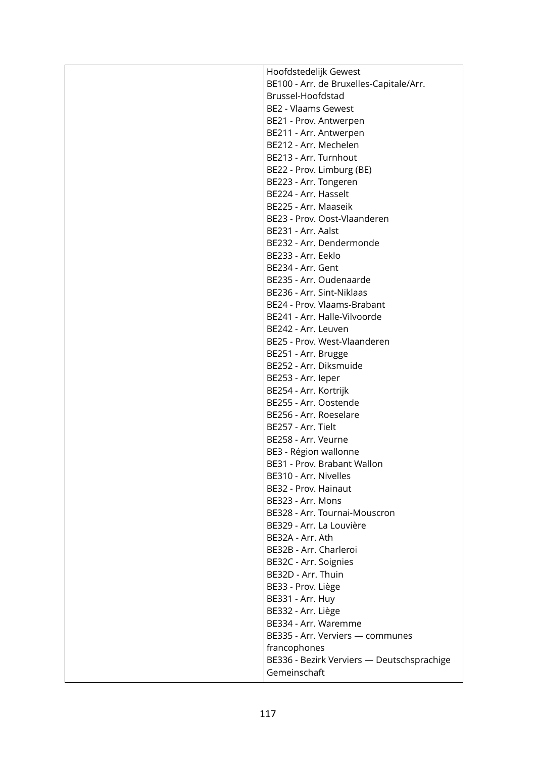|  |  |
|---|---|
|  | Hoofdstedelijk Gewest<br>BE100 - Arr. de Bruxelles-Capitale/Arr. Brussel-Hoofdstad<br>BE2 - Vlaams Gewest<br>BE21 - Prov. Antwerpen<br>BE211 - Arr. Antwerpen<br>BE212 - Arr. Mechelen<br>BE213 - Arr. Turnhout<br>BE22 - Prov. Limburg (BE)<br>BE223 - Arr. Tongeren<br>BE224 - Arr. Hasselt<br>BE225 - Arr. Maaseik<br>BE23 - Prov. Oost-Vlaanderen<br>BE231 - Arr. Aalst<br>BE232 - Arr. Dendermonde<br>BE233 - Arr. Eeklo<br>BE234 - Arr. Gent<br>BE235 - Arr. Oudenaarde<br>BE236 - Arr. Sint-Niklaas<br>BE24 - Prov. Vlaams-Brabant<br>BE241 - Arr. Halle-Vilvoorde<br>BE242 - Arr. Leuven<br>BE25 - Prov. West-Vlaanderen<br>BE251 - Arr. Brugge<br>BE252 - Arr. Diksmuide<br>BE253 - Arr. Ieper<br>BE254 - Arr. Kortrijk<br>BE255 - Arr. Oostende<br>BE256 - Arr. Roeselare<br>BE257 - Arr. Tielt<br>BE258 - Arr. Veurne<br>BE3 - Région wallonne<br>BE31 - Prov. Brabant Wallon<br>BE310 - Arr. Nivelles<br>BE32 - Prov. Hainaut<br>BE323 - Arr. Mons<br>BE328 - Arr. Tournai-Mouscron<br>BE329 - Arr. La Louvière<br>BE32A - Arr. Ath<br>BE32B - Arr. Charleroi<br>BE32C - Arr. Soignies<br>BE32D - Arr. Thuin<br>BE33 - Prov. Liège<br>BE331 - Arr. Huy<br>BE332 - Arr. Liège<br>BE334 - Arr. Waremme<br>BE335 - Arr. Verviers — communes francophones<br>BE336 - Bezirk Verviers — Deutschsprachige Gemeinschaft |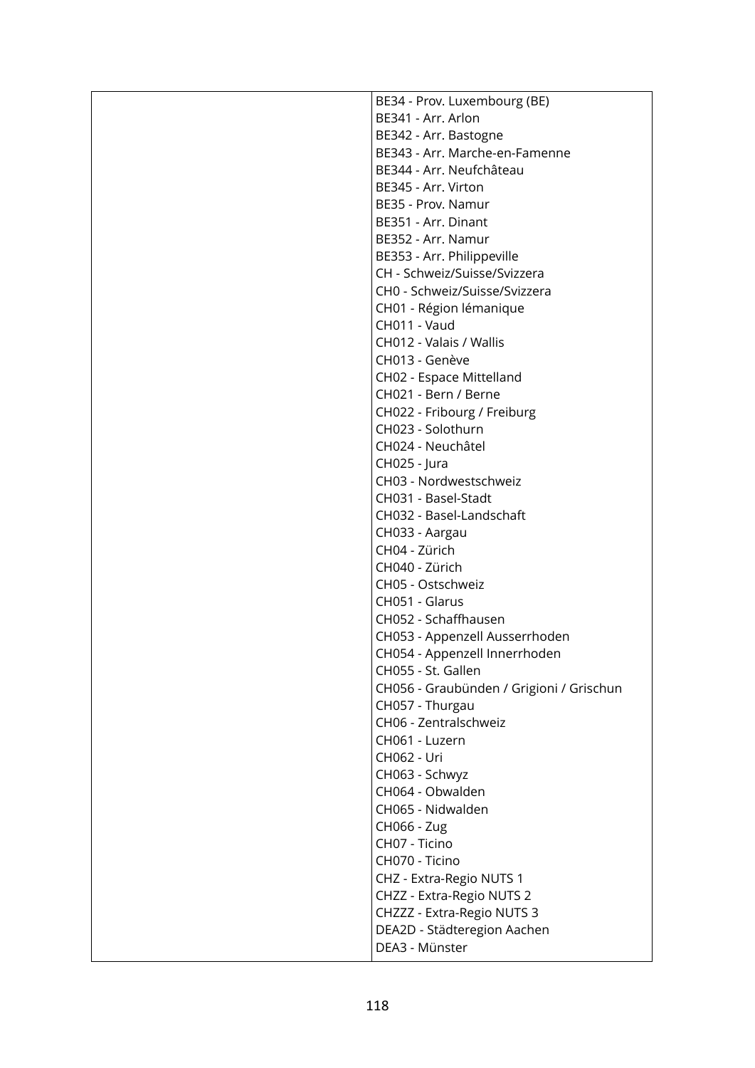|  | BE34 - Prov. Luxembourg (BE)<br>BE341 - Arr. Arlon<br>BE342 - Arr. Bastogne<br>BE343 - Arr. Marche-en-Famenne<br>BE344 - Arr. Neufchâteau<br>BE345 - Arr. Virton<br>BE35 - Prov. Namur<br>BE351 - Arr. Dinant<br>BE352 - Arr. Namur<br>BE353 - Arr. Philippeville<br>CH - Schweiz/Suisse/Svizzera<br>CH0 - Schweiz/Suisse/Svizzera<br>CH01 - Région lémanique<br>CH011 - Vaud<br>CH012 - Valais / Wallis<br>CH013 - Genève<br>CH02 - Espace Mittelland<br>CH021 - Bern / Berne<br>CH022 - Fribourg / Freiburg<br>CH023 - Solothurn<br>CH024 - Neuchâtel<br>CH025 - Jura<br>CH03 - Nordwestschweiz<br>CH031 - Basel-Stadt<br>CH032 - Basel-Landschaft<br>CH033 - Aargau<br>CH04 - Zürich<br>CH040 - Zürich<br>CH05 - Ostschweiz<br>CH051 - Glarus<br>CH052 - Schaffhausen<br>CH053 - Appenzell Ausserrhoden<br>CH054 - Appenzell Innerrhoden<br>CH055 - St. Gallen<br>CH056 - Graubünden / Grigioni / Grischun<br>CH057 - Thurgau<br>CH06 - Zentralschweiz<br>CH061 - Luzern<br>CH062 - Uri<br>CH063 - Schwyz<br>CH064 - Obwalden<br>CH065 - Nidwalden<br>CH066 - Zug<br>CH07 - Ticino<br>CH070 - Ticino<br>CHZ - Extra-Regio NUTS 1<br>CHZZ - Extra-Regio NUTS 2<br>CHZZZ - Extra-Regio NUTS 3<br>DEA2D - Städteregion Aachen<br>DEA3 - Münster |
|---|---|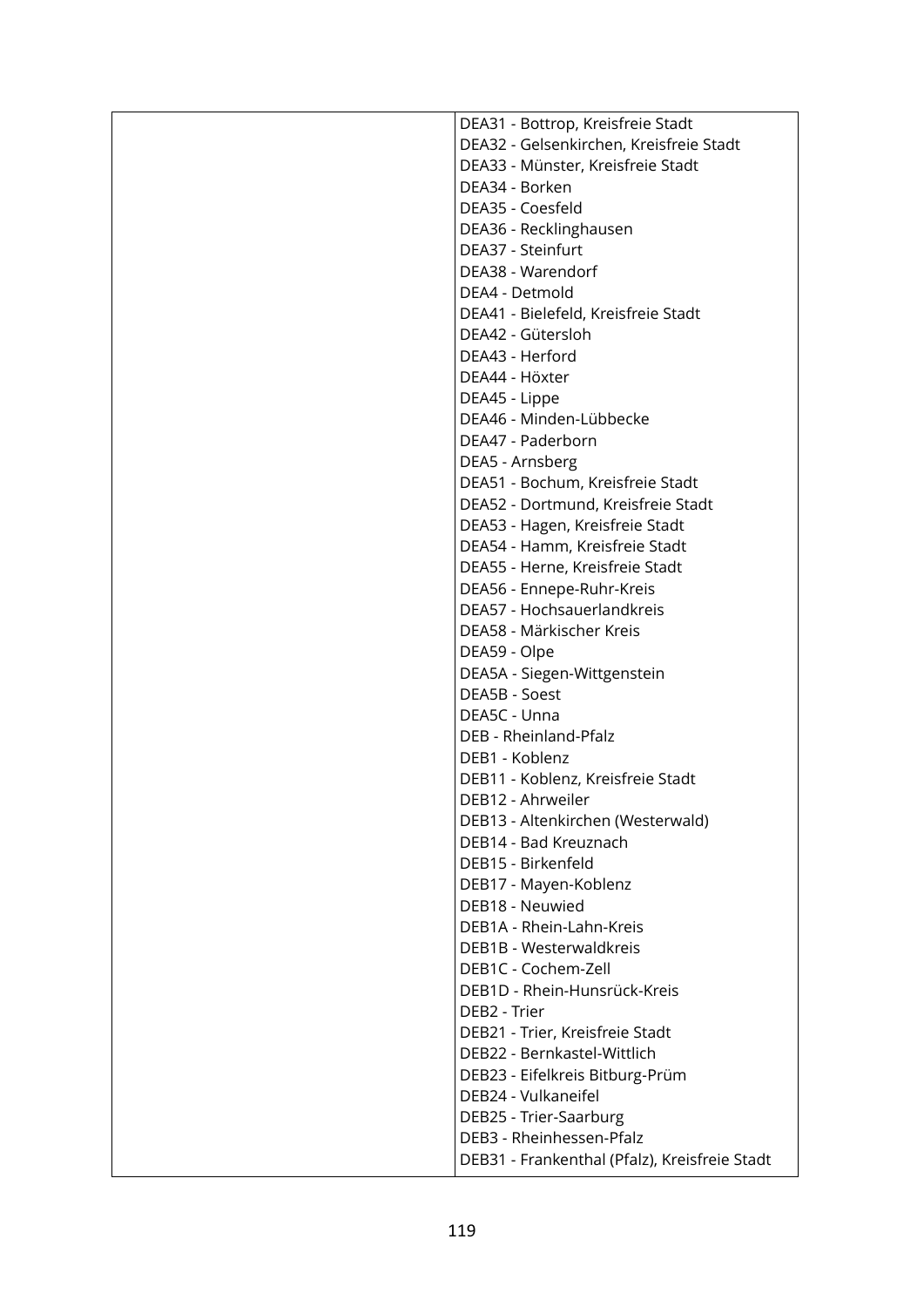| | |
|---|---|
| | DEA31 - Bottrop, Kreisfreie Stadt<br>DEA32 - Gelsenkirchen, Kreisfreie Stadt<br>DEA33 - Münster, Kreisfreie Stadt<br>DEA34 - Borken<br>DEA35 - Coesfeld<br>DEA36 - Recklinghausen<br>DEA37 - Steinfurt<br>DEA38 - Warendorf<br>DEA4 - Detmold<br>DEA41 - Bielefeld, Kreisfreie Stadt<br>DEA42 - Gütersloh<br>DEA43 - Herford<br>DEA44 - Höxter<br>DEA45 - Lippe<br>DEA46 - Minden-Lübbecke<br>DEA47 - Paderborn<br>DEA5 - Arnsberg<br>DEA51 - Bochum, Kreisfreie Stadt<br>DEA52 - Dortmund, Kreisfreie Stadt<br>DEA53 - Hagen, Kreisfreie Stadt<br>DEA54 - Hamm, Kreisfreie Stadt<br>DEA55 - Herne, Kreisfreie Stadt<br>DEA56 - Ennepe-Ruhr-Kreis<br>DEA57 - Hochsauerlandkreis<br>DEA58 - Märkischer Kreis<br>DEA59 - Olpe<br>DEA5A - Siegen-Wittgenstein<br>DEA5B - Soest<br>DEA5C - Unna<br>DEB - Rheinland-Pfalz<br>DEB1 - Koblenz<br>DEB11 - Koblenz, Kreisfreie Stadt<br>DEB12 - Ahrweiler<br>DEB13 - Altenkirchen (Westerwald)<br>DEB14 - Bad Kreuznach<br>DEB15 - Birkenfeld<br>DEB17 - Mayen-Koblenz<br>DEB18 - Neuwied<br>DEB1A - Rhein-Lahn-Kreis<br>DEB1B - Westerwaldkreis<br>DEB1C - Cochem-Zell<br>DEB1D - Rhein-Hunsrück-Kreis<br>DEB2 - Trier<br>DEB21 - Trier, Kreisfreie Stadt<br>DEB22 - Bernkastel-Wittlich<br>DEB23 - Eifelkreis Bitburg-Prüm<br>DEB24 - Vulkaneifel<br>DEB25 - Trier-Saarburg<br>DEB3 - Rheinhessen-Pfalz<br>DEB31 - Frankenthal (Pfalz), Kreisfreie Stadt |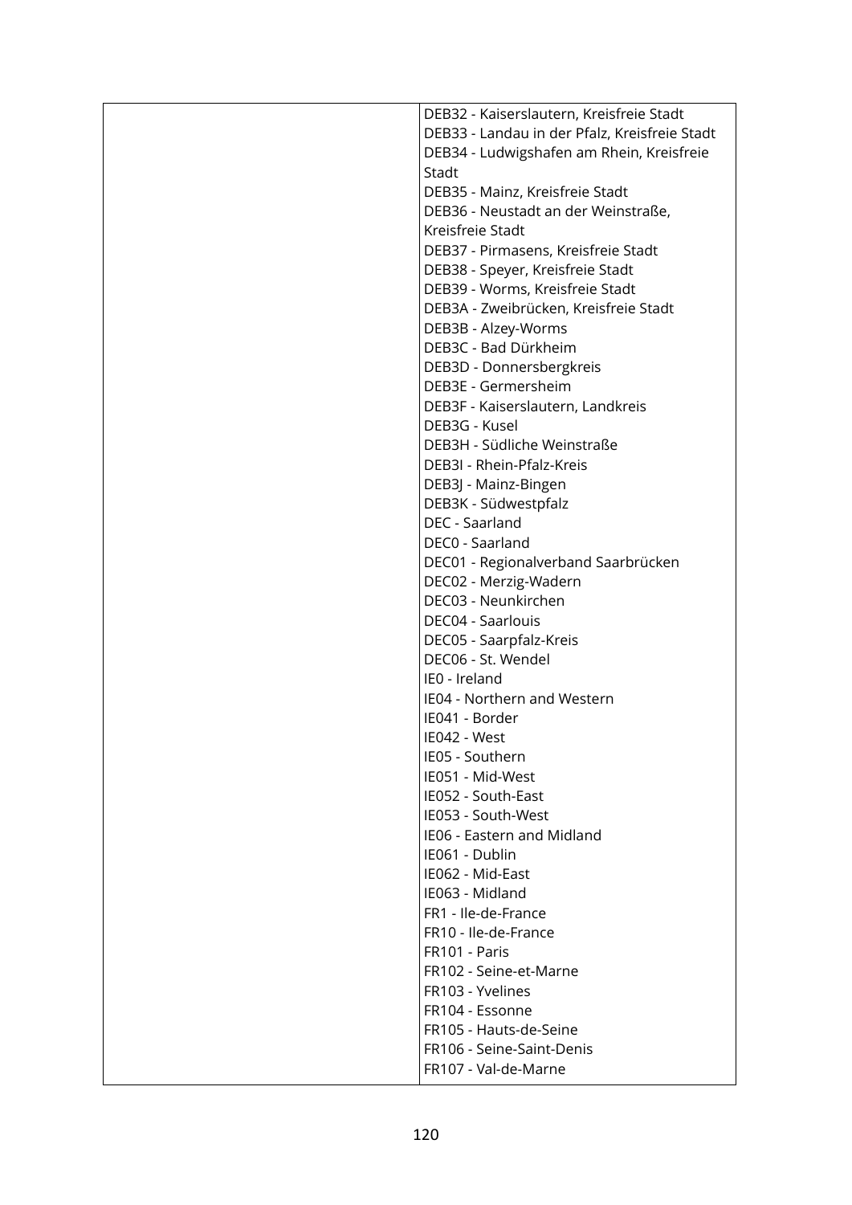|  | DEB32 - Kaiserslautern, Kreisfreie Stadt<br>DEB33 - Landau in der Pfalz, Kreisfreie Stadt<br>DEB34 - Ludwigshafen am Rhein, Kreisfreie Stadt<br>DEB35 - Mainz, Kreisfreie Stadt<br>DEB36 - Neustadt an der Weinstraße, Kreisfreie Stadt<br>DEB37 - Pirmasens, Kreisfreie Stadt<br>DEB38 - Speyer, Kreisfreie Stadt<br>DEB39 - Worms, Kreisfreie Stadt<br>DEB3A - Zweibrücken, Kreisfreie Stadt<br>DEB3B - Alzey-Worms<br>DEB3C - Bad Dürkheim<br>DEB3D - Donnersbergkreis<br>DEB3E - Germersheim<br>DEB3F - Kaiserslautern, Landkreis<br>DEB3G - Kusel<br>DEB3H - Südliche Weinstraße<br>DEB3I - Rhein-Pfalz-Kreis<br>DEB3J - Mainz-Bingen<br>DEB3K - Südwestpfalz<br>DEC - Saarland<br>DEC0 - Saarland<br>DEC01 - Regionalverband Saarbrücken<br>DEC02 - Merzig-Wadern<br>DEC03 - Neunkirchen<br>DEC04 - Saarlouis<br>DEC05 - Saarpfalz-Kreis<br>DEC06 - St. Wendel<br>IE0 - Ireland<br>IE04 - Northern and Western<br>IE041 - Border<br>IE042 - West<br>IE05 - Southern<br>IE051 - Mid-West<br>IE052 - South-East<br>IE053 - South-West<br>IE06 - Eastern and Midland<br>IE061 - Dublin<br>IE062 - Mid-East<br>IE063 - Midland<br>FR1 - Ile-de-France<br>FR10 - Ile-de-France<br>FR101 - Paris<br>FR102 - Seine-et-Marne<br>FR103 - Yvelines<br>FR104 - Essonne<br>FR105 - Hauts-de-Seine<br>FR106 - Seine-Saint-Denis<br>FR107 - Val-de-Marne |
|---|---|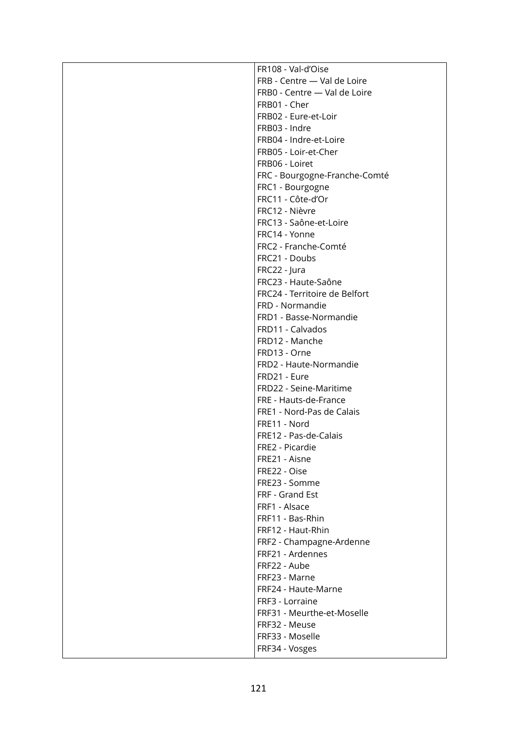|  | FR108 - Val-d'Oise<br>FRB - Centre — Val de Loire<br>FRB0 - Centre — Val de Loire<br>FRB01 - Cher<br>FRB02 - Eure-et-Loir<br>FRB03 - Indre<br>FRB04 - Indre-et-Loire<br>FRB05 - Loir-et-Cher<br>FRB06 - Loiret<br>FRC - Bourgogne-Franche-Comté<br>FRC1 - Bourgogne<br>FRC11 - Côte-d'Or<br>FRC12 - Nièvre<br>FRC13 - Saône-et-Loire<br>FRC14 - Yonne<br>FRC2 - Franche-Comté<br>FRC21 - Doubs<br>FRC22 - Jura<br>FRC23 - Haute-Saône<br>FRC24 - Territoire de Belfort<br>FRD - Normandie<br>FRD1 - Basse-Normandie<br>FRD11 - Calvados<br>FRD12 - Manche<br>FRD13 - Orne<br>FRD2 - Haute-Normandie<br>FRD21 - Eure<br>FRD22 - Seine-Maritime<br>FRE - Hauts-de-France<br>FRE1 - Nord-Pas de Calais<br>FRE11 - Nord<br>FRE12 - Pas-de-Calais<br>FRE2 - Picardie<br>FRE21 - Aisne<br>FRE22 - Oise<br>FRE23 - Somme<br>FRF - Grand Est<br>FRF1 - Alsace<br>FRF11 - Bas-Rhin<br>FRF12 - Haut-Rhin<br>FRF2 - Champagne-Ardenne<br>FRF21 - Ardennes<br>FRF22 - Aube<br>FRF23 - Marne<br>FRF24 - Haute-Marne<br>FRF3 - Lorraine<br>FRF31 - Meurthe-et-Moselle<br>FRF32 - Meuse<br>FRF33 - Moselle<br>FRF34 - Vosges |
|---|---|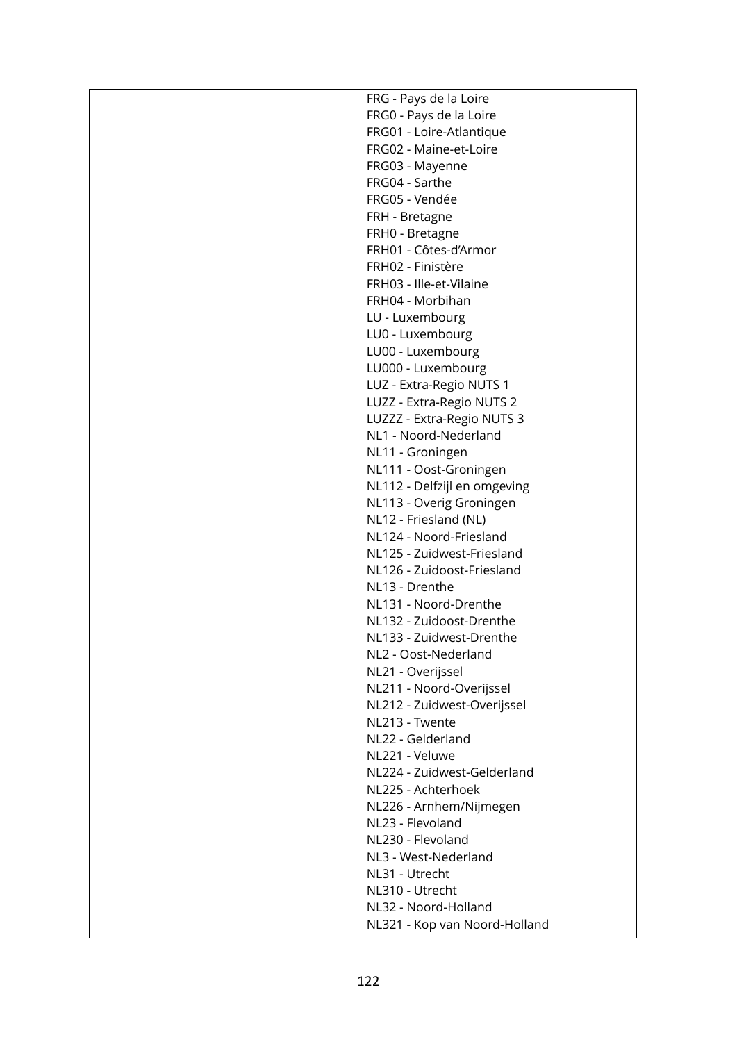| | |
|---|---|
| | FRG - Pays de la Loire<br>FRG0 - Pays de la Loire<br>FRG01 - Loire-Atlantique<br>FRG02 - Maine-et-Loire<br>FRG03 - Mayenne<br>FRG04 - Sarthe<br>FRG05 - Vendée<br>FRH - Bretagne<br>FRH0 - Bretagne<br>FRH01 - Côtes-d'Armor<br>FRH02 - Finistère<br>FRH03 - Ille-et-Vilaine<br>FRH04 - Morbihan<br>LU - Luxembourg<br>LU0 - Luxembourg<br>LU00 - Luxembourg<br>LU000 - Luxembourg<br>LUZ - Extra-Regio NUTS 1<br>LUZZ - Extra-Regio NUTS 2<br>LUZZZ - Extra-Regio NUTS 3<br>NL1 - Noord-Nederland<br>NL11 - Groningen<br>NL111 - Oost-Groningen<br>NL112 - Delfzijl en omgeving<br>NL113 - Overig Groningen<br>NL12 - Friesland (NL)<br>NL124 - Noord-Friesland<br>NL125 - Zuidwest-Friesland<br>NL126 - Zuidoost-Friesland<br>NL13 - Drenthe<br>NL131 - Noord-Drenthe<br>NL132 - Zuidoost-Drenthe<br>NL133 - Zuidwest-Drenthe<br>NL2 - Oost-Nederland<br>NL21 - Overijssel<br>NL211 - Noord-Overijssel<br>NL212 - Zuidwest-Overijssel<br>NL213 - Twente<br>NL22 - Gelderland<br>NL221 - Veluwe<br>NL224 - Zuidwest-Gelderland<br>NL225 - Achterhoek<br>NL226 - Arnhem/Nijmegen<br>NL23 - Flevoland<br>NL230 - Flevoland<br>NL3 - West-Nederland<br>NL31 - Utrecht<br>NL310 - Utrecht<br>NL32 - Noord-Holland<br>NL321 - Kop van Noord-Holland |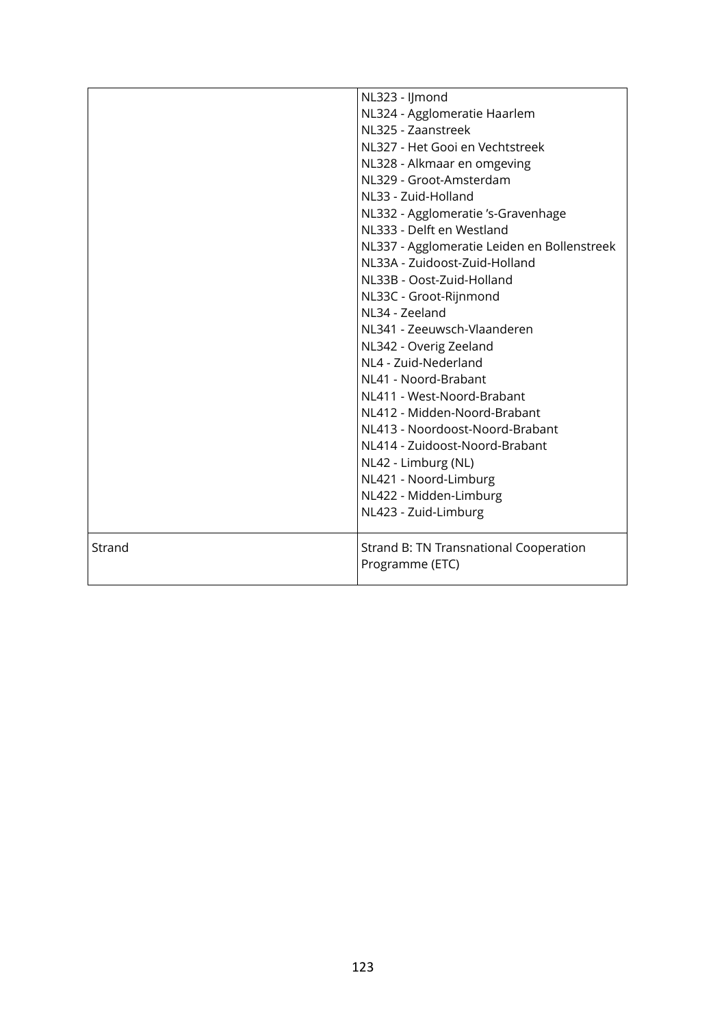| | |
|---|---|
| | NL323 - IJmond<br>NL324 - Agglomeratie Haarlem<br>NL325 - Zaanstreek<br>NL327 - Het Gooi en Vechtstreek<br>NL328 - Alkmaar en omgeving<br>NL329 - Groot-Amsterdam<br>NL33 - Zuid-Holland<br>NL332 - Agglomeratie 's-Gravenhage<br>NL333 - Delft en Westland<br>NL337 - Agglomeratie Leiden en Bollenstreek<br>NL33A - Zuidoost-Zuid-Holland<br>NL33B - Oost-Zuid-Holland<br>NL33C - Groot-Rijnmond<br>NL34 - Zeeland<br>NL341 - Zeeuwsch-Vlaanderen<br>NL342 - Overig Zeeland<br>NL4 - Zuid-Nederland<br>NL41 - Noord-Brabant<br>NL411 - West-Noord-Brabant<br>NL412 - Midden-Noord-Brabant<br>NL413 - Noordoost-Noord-Brabant<br>NL414 - Zuidoost-Noord-Brabant<br>NL42 - Limburg (NL)<br>NL421 - Noord-Limburg<br>NL422 - Midden-Limburg<br>NL423 - Zuid-Limburg |
| Strand | Strand B: TN Transnational Cooperation Programme (ETC) |